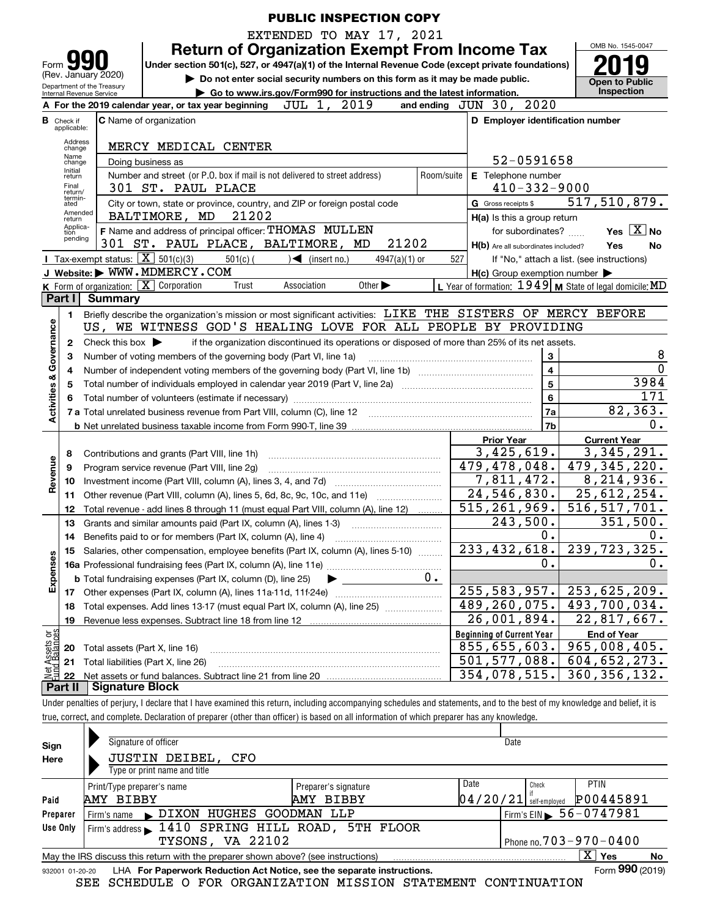PUBLIC INSPECTION COPY

EXTENDED TO MAY 17, 2021

# Form 990 Return of Organization Exempt From Income Tax

(Rev. January 2020)

Under section 501(c), 527, or 4947(a)(1) of the Internal Revenue Code (except private foundations)

▶ Do not enter social security numbers on this form as it may be made public.

▶ Go to www.irs.gov/Form990 for instructions and the latest information.

Department of the Treasury Internal Revenue Service

OMB No. 1545-0047

**2019**

**Open to Public Inspection**

**A** For the 2019 calendar year, or tax year beginning JUL 1, 2019 and ending JUN 30, 2020

**B** Check if applicable: Address change, Name change, Initial return, Final return/terminated, Amended return, Application pending

**C** Name of organization: MERCY MEDICAL CENTER

Doing business as

Number and street (or P.O. box if mail is not delivered to street address): 301 ST. PAUL PLACE | Room/suite

City or town, state or province, country, and ZIP or foreign postal code: BALTIMORE, MD 21202

**D** Employer identification number: 52-0591658

**E** Telephone number: 410-332-9000

**G** Gross receipts $ 517,510,879.

**F** Name and address of principal officer: THOMAS MULLEN, 301 ST. PAUL PLACE, BALTIMORE, MD 21202

**H(a)** Is this a group return for subordinates? Yes [X] No

**H(b)** Are all subordinates included? Yes No — If "No," attach a list. (see instructions)

**H(c)** Group exemption number ▶

**I** Tax-exempt status: [X] 501(c)(3) 501(c) ( ) ◀ (insert no.) 4947(a)(1) or 527

**J** Website: ▶ WWW.MDMERCY.COM

**K** Form of organization: [X] Corporation Trust Association Other ▶

**L** Year of formation: 1949 **M** State of legal domicile: MD

## Part I Summary

**Activities & Governance**

1 Briefly describe the organization's mission or most significant activities: LIKE THE SISTERS OF MERCY BEFORE US, WE WITNESS GOD'S HEALING LOVE FOR ALL PEOPLE BY PROVIDING

2 Check this box ▶ if the organization discontinued its operations or disposed of more than 25% of its net assets.

| | | | |
|---|---|---|---|
| 3 | Number of voting members of the governing body (Part VI, line 1a) | 3 | 8 |
| 4 | Number of independent voting members of the governing body (Part VI, line 1b) | 4 | 0 |
| 5 | Total number of individuals employed in calendar year 2019 (Part V, line 2a) | 5 | 3984 |
| 6 | Total number of volunteers (estimate if necessary) | 6 | 171 |
| 7a | Total unrelated business revenue from Part VIII, column (C), line 12 | 7a | 82,363. |
| b | Net unrelated business taxable income from Form 990-T, line 39 | 7b | 0. |

| | | Prior Year | Current Year |
|---|---|---|---|
| **Revenue** | | | |
| 8 | Contributions and grants (Part VIII, line 1h) | 3,425,619. | 3,345,291. |
| 9 | Program service revenue (Part VIII, line 2g) | 479,478,048. | 479,345,220. |
| 10 | Investment income (Part VIII, column (A), lines 3, 4, and 7d) | 7,811,472. | 8,214,936. |
| 11 | Other revenue (Part VIII, column (A), lines 5, 6d, 8c, 9c, 10c, and 11e) | 24,546,830. | 25,612,254. |
| 12 | Total revenue - add lines 8 through 11 (must equal Part VIII, column (A), line 12) | 515,261,969. | 516,517,701. |
| **Expenses** | | | |
| 13 | Grants and similar amounts paid (Part IX, column (A), lines 1-3) | 243,500. | 351,500. |
| 14 | Benefits paid to or for members (Part IX, column (A), line 4) | 0. | 0. |
| 15 | Salaries, other compensation, employee benefits (Part IX, column (A), lines 5-10) | 233,432,618. | 239,723,325. |
| 16a | Professional fundraising fees (Part IX, column (A), line 11e) | 0. | 0. |
| b | Total fundraising expenses (Part IX, column (D), line 25) ▶ 0. | | |
| 17 | Other expenses (Part IX, column (A), lines 11a-11d, 11f-24e) | 255,583,957. | 253,625,209. |
| 18 | Total expenses. Add lines 13-17 (must equal Part IX, column (A), line 25) | 489,260,075. | 493,700,034. |
| 19 | Revenue less expenses. Subtract line 18 from line 12 | 26,001,894. | 22,817,667. |
| **Net Assets or Fund Balances** | | **Beginning of Current Year** | **End of Year** |
| 20 | Total assets (Part X, line 16) | 855,655,603. | 965,008,405. |
| 21 | Total liabilities (Part X, line 26) | 501,577,088. | 604,652,273. |
| 22 | Net assets or fund balances. Subtract line 21 from line 20 | 354,078,515. | 360,356,132. |

## Part II Signature Block

Under penalties of perjury, I declare that I have examined this return, including accompanying schedules and statements, and to the best of my knowledge and belief, it is true, correct, and complete. Declaration of preparer (other than officer) is based on all information of which preparer has any knowledge.

**Sign Here**

Signature of officer | Date

JUSTIN DEIBEL, CFO

Type or print name and title

**Paid Preparer Use Only**

| Print/Type preparer's name | Preparer's signature | Date | Check if self-employed | PTIN |
|---|---|---|---|---|
| AMY BIBBY | AMY BIBBY | 04/20/21 | | P00445891 |

Firm's name ▶ DIXON HUGHES GOODMAN LLP | Firm's EIN ▶ 56-0747981

Firm's address ▶ 1410 SPRING HILL ROAD, 5TH FLOOR, TYSONS, VA 22102 | Phone no. 703-970-0400

May the IRS discuss this return with the preparer shown above? (see instructions) [X] Yes No

932001 01-20-20 LHA For Paperwork Reduction Act Notice, see the separate instructions. Form **990** (2019)

SEE SCHEDULE O FOR ORGANIZATION MISSION STATEMENT CONTINUATION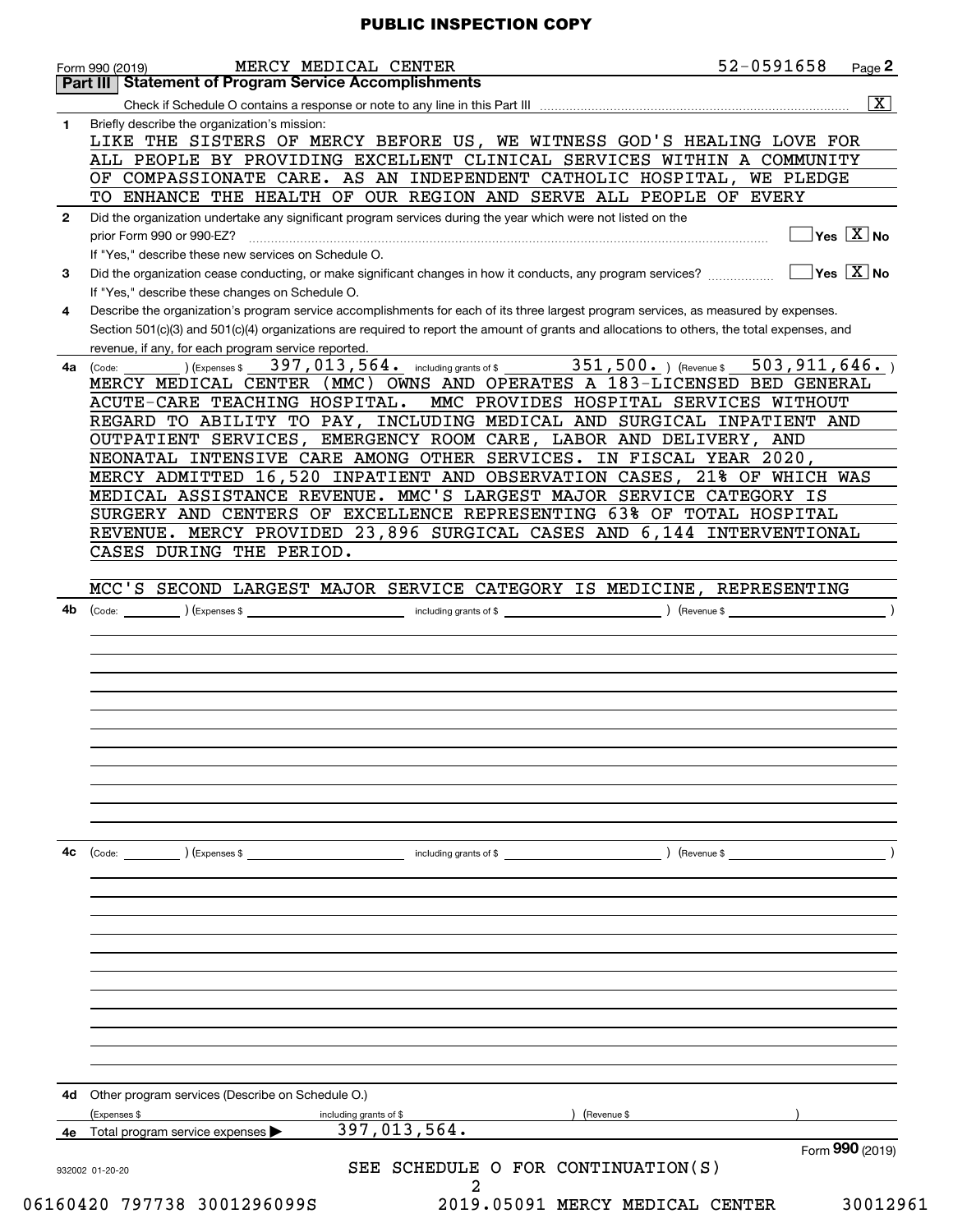**PUBLIC INSPECTION COPY**

Form 990 (2019) MERCY MEDICAL CENTER 52-0591658 Page **2**

## Part III Statement of Program Service Accomplishments

Check if Schedule O contains a response or note to any line in this Part III .................... [X]

**1** Briefly describe the organization's mission:

LIKE THE SISTERS OF MERCY BEFORE US, WE WITNESS GOD'S HEALING LOVE FOR ALL PEOPLE BY PROVIDING EXCELLENT CLINICAL SERVICES WITHIN A COMMUNITY OF COMPASSIONATE CARE. AS AN INDEPENDENT CATHOLIC HOSPITAL, WE PLEDGE TO ENHANCE THE HEALTH OF OUR REGION AND SERVE ALL PEOPLE OF EVERY

**2** Did the organization undertake any significant program services during the year which were not listed on the prior Form 990 or 990-EZ? .................... [ ] Yes [X] No

If "Yes," describe these new services on Schedule O.

**3** Did the organization cease conducting, or make significant changes in how it conducts, any program services? .................... [ ] Yes [X] No

If "Yes," describe these changes on Schedule O.

**4** Describe the organization's program service accomplishments for each of its three largest program services, as measured by expenses. Section 501(c)(3) and 501(c)(4) organizations are required to report the amount of grants and allocations to others, the total expenses, and revenue, if any, for each program service reported.

**4a** (Code: ) (Expenses $ 397,013,564. including grants of $ 351,500. ) (Revenue $ 503,911,646. )

MERCY MEDICAL CENTER (MMC) OWNS AND OPERATES A 183-LICENSED BED GENERAL ACUTE-CARE TEACHING HOSPITAL. MMC PROVIDES HOSPITAL SERVICES WITHOUT REGARD TO ABILITY TO PAY, INCLUDING MEDICAL AND SURGICAL INPATIENT AND OUTPATIENT SERVICES, EMERGENCY ROOM CARE, LABOR AND DELIVERY, AND NEONATAL INTENSIVE CARE AMONG OTHER SERVICES. IN FISCAL YEAR 2020, MERCY ADMITTED 16,520 INPATIENT AND OBSERVATION CASES, 21% OF WHICH WAS MEDICAL ASSISTANCE REVENUE. MMC'S LARGEST MAJOR SERVICE CATEGORY IS SURGERY AND CENTERS OF EXCELLENCE REPRESENTING 63% OF TOTAL HOSPITAL REVENUE. MERCY PROVIDED 23,896 SURGICAL CASES AND 6,144 INTERVENTIONAL CASES DURING THE PERIOD.

MCC'S SECOND LARGEST MAJOR SERVICE CATEGORY IS MEDICINE, REPRESENTING

**4b** (Code: ) (Expenses $ including grants of $ ) (Revenue $ )

**4c** (Code: ) (Expenses $ including grants of $ ) (Revenue $ )

**4d** Other program services (Describe on Schedule O.)

(Expenses $ including grants of $ ) (Revenue $ )

**4e** Total program service expenses ▶ 397,013,564.

Form **990** (2019)

SEE SCHEDULE O FOR CONTINUATION(S)

932002 01-20-20

06160420 797738 3001296099S 2019.05091 MERCY MEDICAL CENTER 30012961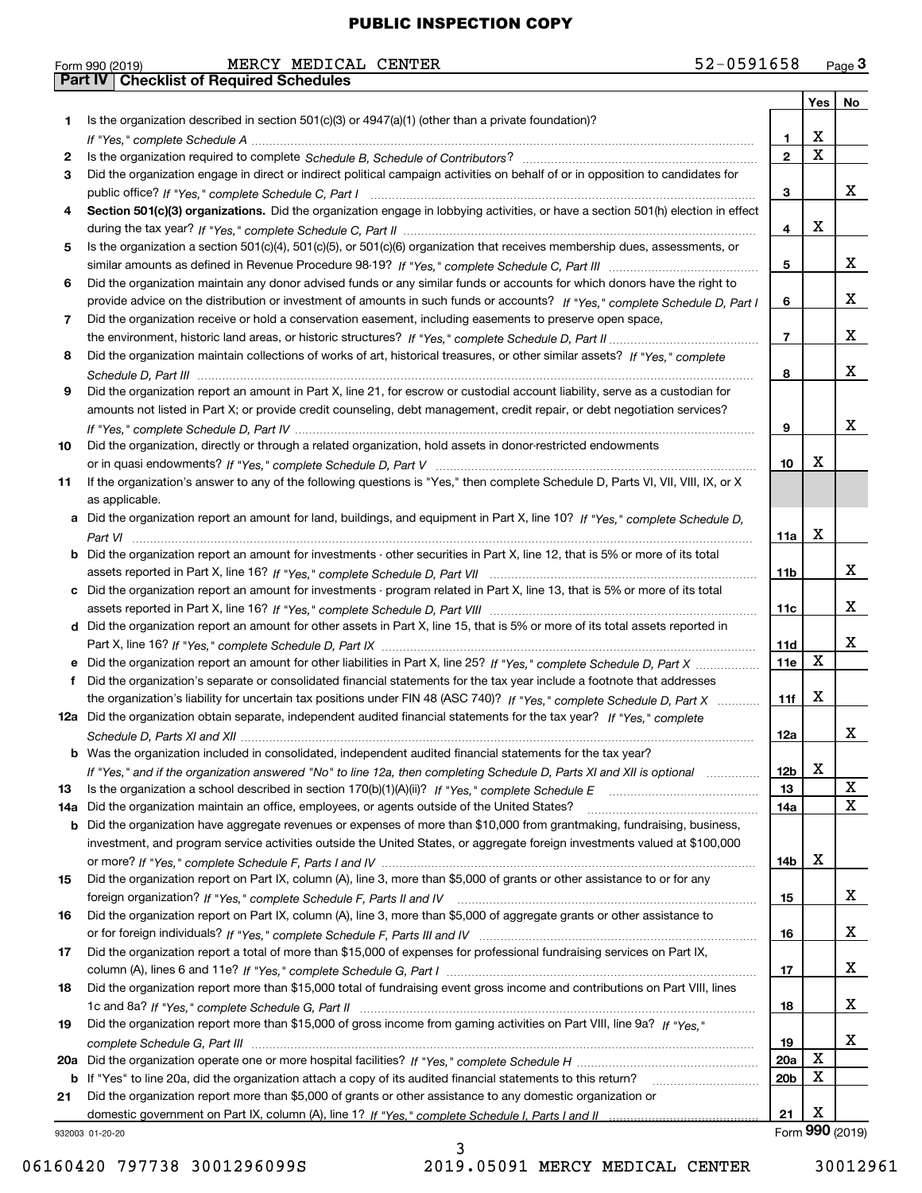PUBLIC INSPECTION COPY

Form 990 (2019) MERCY MEDICAL CENTER 52-0591658 Page 3

## Part IV Checklist of Required Schedules

| | | | Yes | No |
|---|---|---|---|---|
| 1 | Is the organization described in section 501(c)(3) or 4947(a)(1) (other than a private foundation)? *If "Yes," complete Schedule A* | 1 | X | |
| 2 | Is the organization required to complete *Schedule B, Schedule of Contributors*? | 2 | X | |
| 3 | Did the organization engage in direct or indirect political campaign activities on behalf of or in opposition to candidates for public office? *If "Yes," complete Schedule C, Part I* | 3 | | X |
| 4 | **Section 501(c)(3) organizations.** Did the organization engage in lobbying activities, or have a section 501(h) election in effect during the tax year? *If "Yes," complete Schedule C, Part II* | 4 | X | |
| 5 | Is the organization a section 501(c)(4), 501(c)(5), or 501(c)(6) organization that receives membership dues, assessments, or similar amounts as defined in Revenue Procedure 98-19? *If "Yes," complete Schedule C, Part III* | 5 | | X |
| 6 | Did the organization maintain any donor advised funds or any similar funds or accounts for which donors have the right to provide advice on the distribution or investment of amounts in such funds or accounts? *If "Yes," complete Schedule D, Part I* | 6 | | X |
| 7 | Did the organization receive or hold a conservation easement, including easements to preserve open space, the environment, historic land areas, or historic structures? *If "Yes," complete Schedule D, Part II* | 7 | | X |
| 8 | Did the organization maintain collections of works of art, historical treasures, or other similar assets? *If "Yes," complete Schedule D, Part III* | 8 | | X |
| 9 | Did the organization report an amount in Part X, line 21, for escrow or custodial account liability, serve as a custodian for amounts not listed in Part X; or provide credit counseling, debt management, credit repair, or debt negotiation services? *If "Yes," complete Schedule D, Part IV* | 9 | | X |
| 10 | Did the organization, directly or through a related organization, hold assets in donor-restricted endowments or in quasi endowments? *If "Yes," complete Schedule D, Part V* | 10 | X | |
| 11 | If the organization's answer to any of the following questions is "Yes," then complete Schedule D, Parts VI, VII, VIII, IX, or X as applicable. | | | |
| a | Did the organization report an amount for land, buildings, and equipment in Part X, line 10? *If "Yes," complete Schedule D, Part VI* | 11a | X | |
| b | Did the organization report an amount for investments - other securities in Part X, line 12, that is 5% or more of its total assets reported in Part X, line 16? *If "Yes," complete Schedule D, Part VII* | 11b | | X |
| c | Did the organization report an amount for investments - program related in Part X, line 13, that is 5% or more of its total assets reported in Part X, line 16? *If "Yes," complete Schedule D, Part VIII* | 11c | | X |
| d | Did the organization report an amount for other assets in Part X, line 15, that is 5% or more of its total assets reported in Part X, line 16? *If "Yes," complete Schedule D, Part IX* | 11d | | X |
| e | Did the organization report an amount for other liabilities in Part X, line 25? *If "Yes," complete Schedule D, Part X* | 11e | X | |
| f | Did the organization's separate or consolidated financial statements for the tax year include a footnote that addresses the organization's liability for uncertain tax positions under FIN 48 (ASC 740)? *If "Yes," complete Schedule D, Part X* | 11f | X | |
| 12a | Did the organization obtain separate, independent audited financial statements for the tax year? *If "Yes," complete Schedule D, Parts XI and XII* | 12a | | X |
| b | Was the organization included in consolidated, independent audited financial statements for the tax year? *If "Yes," and if the organization answered "No" to line 12a, then completing Schedule D, Parts XI and XII is optional* | 12b | X | |
| 13 | Is the organization a school described in section 170(b)(1)(A)(ii)? *If "Yes," complete Schedule E* | 13 | | X |
| 14a | Did the organization maintain an office, employees, or agents outside of the United States? | 14a | | X |
| b | Did the organization have aggregate revenues or expenses of more than $10,000 from grantmaking, fundraising, business, investment, and program service activities outside the United States, or aggregate foreign investments valued at $100,000 or more? *If "Yes," complete Schedule F, Parts I and IV* | 14b | X | |
| 15 | Did the organization report on Part IX, column (A), line 3, more than $5,000 of grants or other assistance to or for any foreign organization? *If "Yes," complete Schedule F, Parts II and IV* | 15 | | X |
| 16 | Did the organization report on Part IX, column (A), line 3, more than $5,000 of aggregate grants or other assistance to or for foreign individuals? *If "Yes," complete Schedule F, Parts III and IV* | 16 | | X |
| 17 | Did the organization report a total of more than $15,000 of expenses for professional fundraising services on Part IX, column (A), lines 6 and 11e? *If "Yes," complete Schedule G, Part I* | 17 | | X |
| 18 | Did the organization report more than $15,000 total of fundraising event gross income and contributions on Part VIII, lines 1c and 8a? *If "Yes," complete Schedule G, Part II* | 18 | | X |
| 19 | Did the organization report more than $15,000 of gross income from gaming activities on Part VIII, line 9a? *If "Yes," complete Schedule G, Part III* | 19 | | X |
| 20a | Did the organization operate one or more hospital facilities? *If "Yes," complete Schedule H* | 20a | X | |
| b | If "Yes" to line 20a, did the organization attach a copy of its audited financial statements to this return? | 20b | X | |
| 21 | Did the organization report more than $5,000 of grants or other assistance to any domestic organization or domestic government on Part IX, column (A), line 1? *If "Yes," complete Schedule I, Parts I and II* | 21 | X | |

932003 01-20-20 Form **990** (2019)

06160420 797738 3001296099S 2019.05091 MERCY MEDICAL CENTER 30012961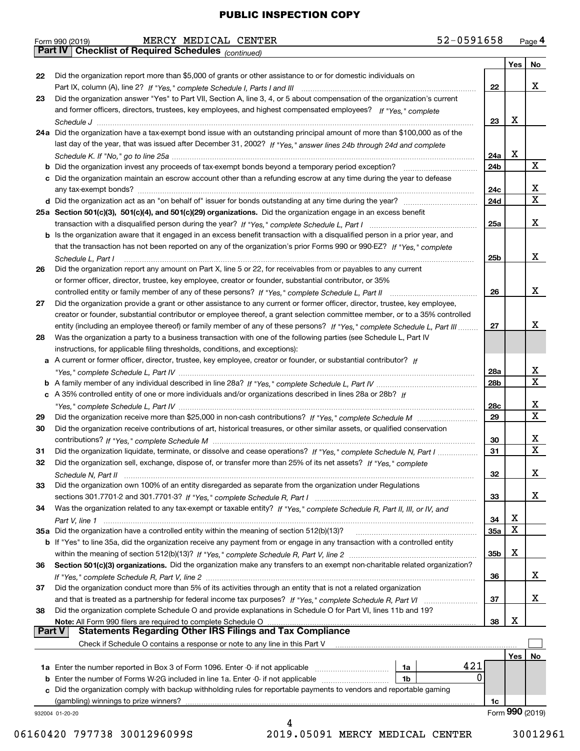PUBLIC INSPECTION COPY

Form 990 (2019) MERCY MEDICAL CENTER 52-0591658

## Part IV | Checklist of Required Schedules *(continued)*

| | | | Yes | No |
|---|---|---|---|---|
| 22 | Did the organization report more than $5,000 of grants or other assistance to or for domestic individuals on Part IX, column (A), line 2? *If "Yes," complete Schedule I, Parts I and III* | 22 | | X |
| 23 | Did the organization answer "Yes" to Part VII, Section A, line 3, 4, or 5 about compensation of the organization's current and former officers, directors, trustees, key employees, and highest compensated employees? *If "Yes," complete Schedule J* | 23 | X | |
| 24a | Did the organization have a tax-exempt bond issue with an outstanding principal amount of more than $100,000 as of the last day of the year, that was issued after December 31, 2002? *If "Yes," answer lines 24b through 24d and complete Schedule K. If "No," go to line 25a* | 24a | X | |
| b | Did the organization invest any proceeds of tax-exempt bonds beyond a temporary period exception? | 24b | | X |
| c | Did the organization maintain an escrow account other than a refunding escrow at any time during the year to defease any tax-exempt bonds? | 24c | | X |
| d | Did the organization act as an "on behalf of" issuer for bonds outstanding at any time during the year? | 24d | | X |
| 25a | **Section 501(c)(3), 501(c)(4), and 501(c)(29) organizations.** Did the organization engage in an excess benefit transaction with a disqualified person during the year? *If "Yes," complete Schedule L, Part I* | 25a | | X |
| b | Is the organization aware that it engaged in an excess benefit transaction with a disqualified person in a prior year, and that the transaction has not been reported on any of the organization's prior Forms 990 or 990-EZ? *If "Yes," complete Schedule L, Part I* | 25b | | X |
| 26 | Did the organization report any amount on Part X, line 5 or 22, for receivables from or payables to any current or former officer, director, trustee, key employee, creator or founder, substantial contributor, or 35% controlled entity or family member of any of these persons? *If "Yes," complete Schedule L, Part II* | 26 | | X |
| 27 | Did the organization provide a grant or other assistance to any current or former officer, director, trustee, key employee, creator or founder, substantial contributor or employee thereof, a grant selection committee member, or to a 35% controlled entity (including an employee thereof) or family member of any of these persons? *If "Yes," complete Schedule L, Part III* | 27 | | X |
| 28 | Was the organization a party to a business transaction with one of the following parties (see Schedule L, Part IV instructions, for applicable filing thresholds, conditions, and exceptions): | | | |
| a | A current or former officer, director, trustee, key employee, creator or founder, or substantial contributor? *If "Yes," complete Schedule L, Part IV* | 28a | | X |
| b | A family member of any individual described in line 28a? *If "Yes," complete Schedule L, Part IV* | 28b | | X |
| c | A 35% controlled entity of one or more individuals and/or organizations described in lines 28a or 28b? *If "Yes," complete Schedule L, Part IV* | 28c | | X |
| 29 | Did the organization receive more than $25,000 in non-cash contributions? *If "Yes," complete Schedule M* | 29 | | X |
| 30 | Did the organization receive contributions of art, historical treasures, or other similar assets, or qualified conservation contributions? *If "Yes," complete Schedule M* | 30 | | X |
| 31 | Did the organization liquidate, terminate, or dissolve and cease operations? *If "Yes," complete Schedule N, Part I* | 31 | | X |
| 32 | Did the organization sell, exchange, dispose of, or transfer more than 25% of its net assets? *If "Yes," complete Schedule N, Part II* | 32 | | X |
| 33 | Did the organization own 100% of an entity disregarded as separate from the organization under Regulations sections 301.7701-2 and 301.7701-3? *If "Yes," complete Schedule R, Part I* | 33 | | X |
| 34 | Was the organization related to any tax-exempt or taxable entity? *If "Yes," complete Schedule R, Part II, III, or IV, and Part V, line 1* | 34 | X | |
| 35a | Did the organization have a controlled entity within the meaning of section 512(b)(13)? | 35a | X | |
| b | If "Yes" to line 35a, did the organization receive any payment from or engage in any transaction with a controlled entity within the meaning of section 512(b)(13)? *If "Yes," complete Schedule R, Part V, line 2* | 35b | X | |
| 36 | **Section 501(c)(3) organizations.** Did the organization make any transfers to an exempt non-charitable related organization? *If "Yes," complete Schedule R, Part V, line 2* | 36 | | X |
| 37 | Did the organization conduct more than 5% of its activities through an entity that is not a related organization and that is treated as a partnership for federal income tax purposes? *If "Yes," complete Schedule R, Part VI* | 37 | | X |
| 38 | Did the organization complete Schedule O and provide explanations in Schedule O for Part VI, lines 11b and 19? **Note:** All Form 990 filers are required to complete Schedule O | 38 | X | |

## Part V | Statements Regarding Other IRS Filings and Tax Compliance

Check if Schedule O contains a response or note to any line in this Part V ☐

| | | | | | Yes | No |
|---|---|---|---|---|---|---|
| 1a | Enter the number reported in Box 3 of Form 1096. Enter -0- if not applicable | 1a | 421 | | | |
| b | Enter the number of Forms W-2G included in line 1a. Enter -0- if not applicable | 1b | 0 | | | |
| c | Did the organization comply with backup withholding rules for reportable payments to vendors and reportable gaming (gambling) winnings to prize winners? | | | 1c | | |

932004 01-20-20 Form **990** (2019)

06160420 797738 3001296099S 2019.05091 MERCY MEDICAL CENTER 30012961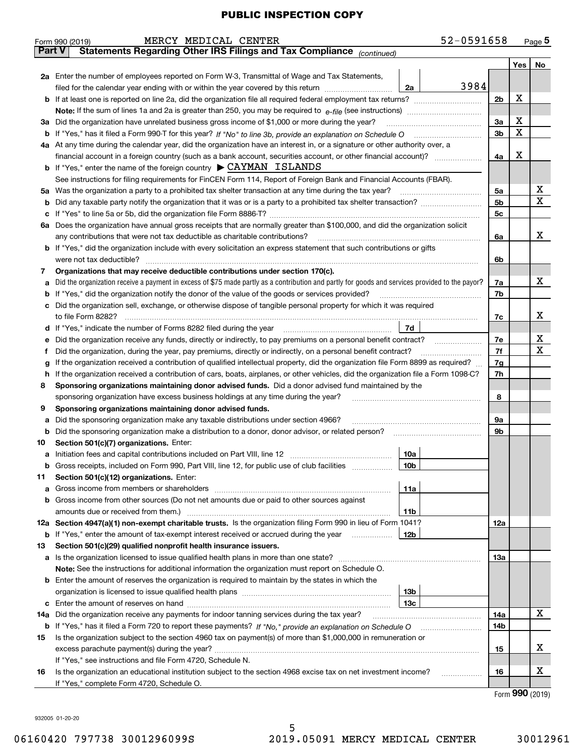PUBLIC INSPECTION COPY

Form 990 (2019) MERCY MEDICAL CENTER 52-0591658 Page 5

**Part V Statements Regarding Other IRS Filings and Tax Compliance** *(continued)*

| | | | | | Yes | No |
|---|---|---|---|---|---|---|
| **2a** | Enter the number of employees reported on Form W-3, Transmittal of Wage and Tax Statements, filed for the calendar year ending with or within the year covered by this return | 2a | 3984 | | | |
| **b** | If at least one is reported on line 2a, did the organization file all required federal employment tax returns? | | | 2b | X | |
| | **Note:** If the sum of lines 1a and 2a is greater than 250, you may be required to *e-file* (see instructions) | | | | | |
| **3a** | Did the organization have unrelated business gross income of $1,000 or more during the year? | | | 3a | X | |
| **b** | If "Yes," has it filed a Form 990-T for this year? *If "No" to line 3b, provide an explanation on Schedule O* | | | 3b | X | |
| **4a** | At any time during the calendar year, did the organization have an interest in, or a signature or other authority over, a financial account in a foreign country (such as a bank account, securities account, or other financial account)? | | | 4a | X | |
| **b** | If "Yes," enter the name of the foreign country ▶ CAYMAN ISLANDS | | | | | |
| | See instructions for filing requirements for FinCEN Form 114, Report of Foreign Bank and Financial Accounts (FBAR). | | | | | |
| **5a** | Was the organization a party to a prohibited tax shelter transaction at any time during the tax year? | | | 5a | | X |
| **b** | Did any taxable party notify the organization that it was or is a party to a prohibited tax shelter transaction? | | | 5b | | X |
| **c** | If "Yes" to line 5a or 5b, did the organization file Form 8886-T? | | | 5c | | |
| **6a** | Does the organization have annual gross receipts that are normally greater than $100,000, and did the organization solicit any contributions that were not tax deductible as charitable contributions? | | | 6a | | X |
| **b** | If "Yes," did the organization include with every solicitation an express statement that such contributions or gifts were not tax deductible? | | | 6b | | |
| **7** | **Organizations that may receive deductible contributions under section 170(c).** | | | | | |
| **a** | Did the organization receive a payment in excess of $75 made partly as a contribution and partly for goods and services provided to the payor? | | | 7a | | X |
| **b** | If "Yes," did the organization notify the donor of the value of the goods or services provided? | | | 7b | | |
| **c** | Did the organization sell, exchange, or otherwise dispose of tangible personal property for which it was required to file Form 8282? | | | 7c | | X |
| **d** | If "Yes," indicate the number of Forms 8282 filed during the year | 7d | | | | |
| **e** | Did the organization receive any funds, directly or indirectly, to pay premiums on a personal benefit contract? | | | 7e | | X |
| **f** | Did the organization, during the year, pay premiums, directly or indirectly, on a personal benefit contract? | | | 7f | | X |
| **g** | If the organization received a contribution of qualified intellectual property, did the organization file Form 8899 as required? | | | 7g | | |
| **h** | If the organization received a contribution of cars, boats, airplanes, or other vehicles, did the organization file a Form 1098-C? | | | 7h | | |
| **8** | **Sponsoring organizations maintaining donor advised funds.** Did a donor advised fund maintained by the sponsoring organization have excess business holdings at any time during the year? | | | 8 | | |
| **9** | **Sponsoring organizations maintaining donor advised funds.** | | | | | |
| **a** | Did the sponsoring organization make any taxable distributions under section 4966? | | | 9a | | |
| **b** | Did the sponsoring organization make a distribution to a donor, donor advisor, or related person? | | | 9b | | |
| **10** | **Section 501(c)(7) organizations.** Enter: | | | | | |
| **a** | Initiation fees and capital contributions included on Part VIII, line 12 | 10a | | | | |
| **b** | Gross receipts, included on Form 990, Part VIII, line 12, for public use of club facilities | 10b | | | | |
| **11** | **Section 501(c)(12) organizations.** Enter: | | | | | |
| **a** | Gross income from members or shareholders | 11a | | | | |
| **b** | Gross income from other sources (Do not net amounts due or paid to other sources against amounts due or received from them.) | 11b | | | | |
| **12a** | **Section 4947(a)(1) non-exempt charitable trusts.** Is the organization filing Form 990 in lieu of Form 1041? | | | 12a | | |
| **b** | If "Yes," enter the amount of tax-exempt interest received or accrued during the year | 12b | | | | |
| **13** | **Section 501(c)(29) qualified nonprofit health insurance issuers.** | | | | | |
| **a** | Is the organization licensed to issue qualified health plans in more than one state? | | | 13a | | |
| | **Note:** See the instructions for additional information the organization must report on Schedule O. | | | | | |
| **b** | Enter the amount of reserves the organization is required to maintain by the states in which the organization is licensed to issue qualified health plans | 13b | | | | |
| **c** | Enter the amount of reserves on hand | 13c | | | | |
| **14a** | Did the organization receive any payments for indoor tanning services during the tax year? | | | 14a | | X |
| **b** | If "Yes," has it filed a Form 720 to report these payments? *If "No," provide an explanation on Schedule O* | | | 14b | | |
| **15** | Is the organization subject to the section 4960 tax on payment(s) of more than $1,000,000 in remuneration or excess parachute payment(s) during the year? | | | 15 | | X |
| | If "Yes," see instructions and file Form 4720, Schedule N. | | | | | |
| **16** | Is the organization an educational institution subject to the section 4968 excise tax on net investment income? | | | 16 | | X |
| | If "Yes," complete Form 4720, Schedule O. | | | | | |

Form **990** (2019)

932005 01-20-20

06160420 797738 3001296099S 2019.05091 MERCY MEDICAL CENTER 30012961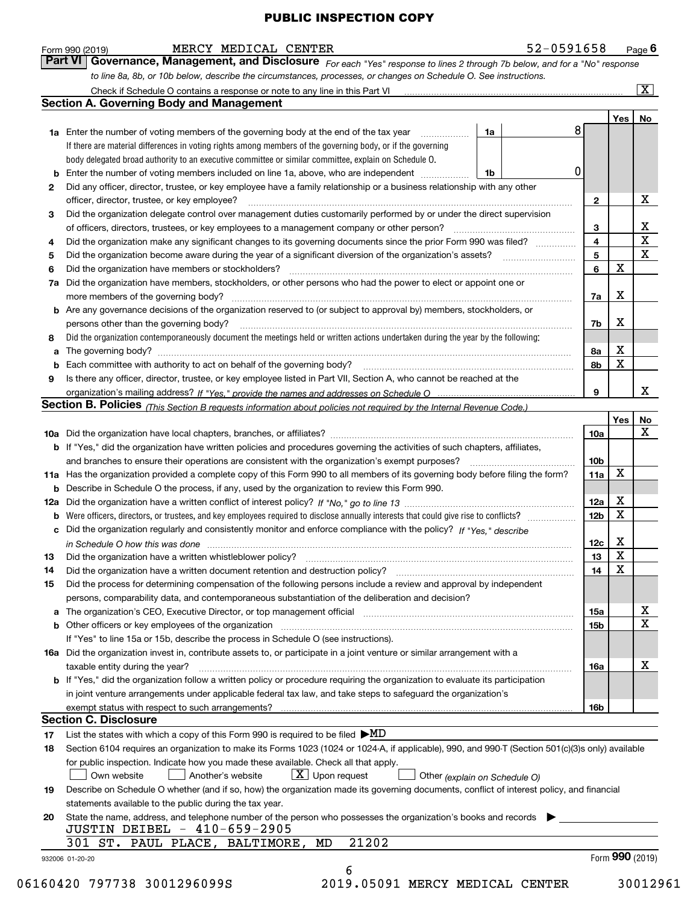**PUBLIC INSPECTION COPY**

Form 990 (2019) MERCY MEDICAL CENTER 52-0591658 Page **6**

## Part VI Governance, Management, and Disclosure

*For each "Yes" response to lines 2 through 7b below, and for a "No" response to line 8a, 8b, or 10b below, describe the circumstances, processes, or changes on Schedule O. See instructions.*

Check if Schedule O contains a response or note to any line in this Part VI [X]

### Section A. Governing Body and Management

| | | | Yes | No |
|---|---|---|---|---|
| **1a** | Enter the number of voting members of the governing body at the end of the tax year — **1a** 8. If there are material differences in voting rights among members of the governing body, or if the governing body delegated broad authority to an executive committee or similar committee, explain on Schedule O. | | | |
| **b** | Enter the number of voting members included on line 1a, above, who are independent — **1b** 0 | | | |
| **2** | Did any officer, director, trustee, or key employee have a family relationship or a business relationship with any other officer, director, trustee, or key employee? | 2 | | X |
| **3** | Did the organization delegate control over management duties customarily performed by or under the direct supervision of officers, directors, trustees, or key employees to a management company or other person? | 3 | | X |
| **4** | Did the organization make any significant changes to its governing documents since the prior Form 990 was filed? | 4 | | X |
| **5** | Did the organization become aware during the year of a significant diversion of the organization's assets? | 5 | | X |
| **6** | Did the organization have members or stockholders? | 6 | X | |
| **7a** | Did the organization have members, stockholders, or other persons who had the power to elect or appoint one or more members of the governing body? | 7a | X | |
| **b** | Are any governance decisions of the organization reserved to (or subject to approval by) members, stockholders, or persons other than the governing body? | 7b | X | |
| **8** | Did the organization contemporaneously document the meetings held or written actions undertaken during the year by the following: | | | |
| **a** | The governing body? | 8a | X | |
| **b** | Each committee with authority to act on behalf of the governing body? | 8b | X | |
| **9** | Is there any officer, director, trustee, or key employee listed in Part VII, Section A, who cannot be reached at the organization's mailing address? *If "Yes," provide the names and addresses on Schedule O* | 9 | | X |

### Section B. Policies *(This Section B requests information about policies not required by the Internal Revenue Code.)*

| | | | Yes | No |
|---|---|---|---|---|
| **10a** | Did the organization have local chapters, branches, or affiliates? | 10a | | X |
| **b** | If "Yes," did the organization have written policies and procedures governing the activities of such chapters, affiliates, and branches to ensure their operations are consistent with the organization's exempt purposes? | 10b | | |
| **11a** | Has the organization provided a complete copy of this Form 990 to all members of its governing body before filing the form? | 11a | X | |
| **b** | Describe in Schedule O the process, if any, used by the organization to review this Form 990. | | | |
| **12a** | Did the organization have a written conflict of interest policy? *If "No," go to line 13* | 12a | X | |
| **b** | Were officers, directors, or trustees, and key employees required to disclose annually interests that could give rise to conflicts? | 12b | X | |
| **c** | Did the organization regularly and consistently monitor and enforce compliance with the policy? *If "Yes," describe in Schedule O how this was done* | 12c | X | |
| **13** | Did the organization have a written whistleblower policy? | 13 | X | |
| **14** | Did the organization have a written document retention and destruction policy? | 14 | X | |
| **15** | Did the process for determining compensation of the following persons include a review and approval by independent persons, comparability data, and contemporaneous substantiation of the deliberation and decision? | | | |
| **a** | The organization's CEO, Executive Director, or top management official | 15a | | X |
| **b** | Other officers or key employees of the organization | 15b | | X |
| | If "Yes" to line 15a or 15b, describe the process in Schedule O (see instructions). | | | |
| **16a** | Did the organization invest in, contribute assets to, or participate in a joint venture or similar arrangement with a taxable entity during the year? | 16a | | X |
| **b** | If "Yes," did the organization follow a written policy or procedure requiring the organization to evaluate its participation in joint venture arrangements under applicable federal tax law, and take steps to safeguard the organization's exempt status with respect to such arrangements? | 16b | | |

### Section C. Disclosure

**17** List the states with which a copy of this Form 990 is required to be filed ▶ MD

**18** Section 6104 requires an organization to make its Forms 1023 (1024 or 1024-A, if applicable), 990, and 990-T (Section 501(c)(3)s only) available for public inspection. Indicate how you made these available. Check all that apply.

[ ] Own website [ ] Another's website [X] Upon request [ ] Other *(explain on Schedule O)*

**19** Describe on Schedule O whether (and if so, how) the organization made its governing documents, conflict of interest policy, and financial statements available to the public during the tax year.

**20** State the name, address, and telephone number of the person who possesses the organization's books and records ▶

JUSTIN DEIBEL - 410-659-2905
301 ST. PAUL PLACE, BALTIMORE, MD 21202

932006 01-20-20 Form **990** (2019)

06160420 797738 3001296099S 2019.05091 MERCY MEDICAL CENTER 30012961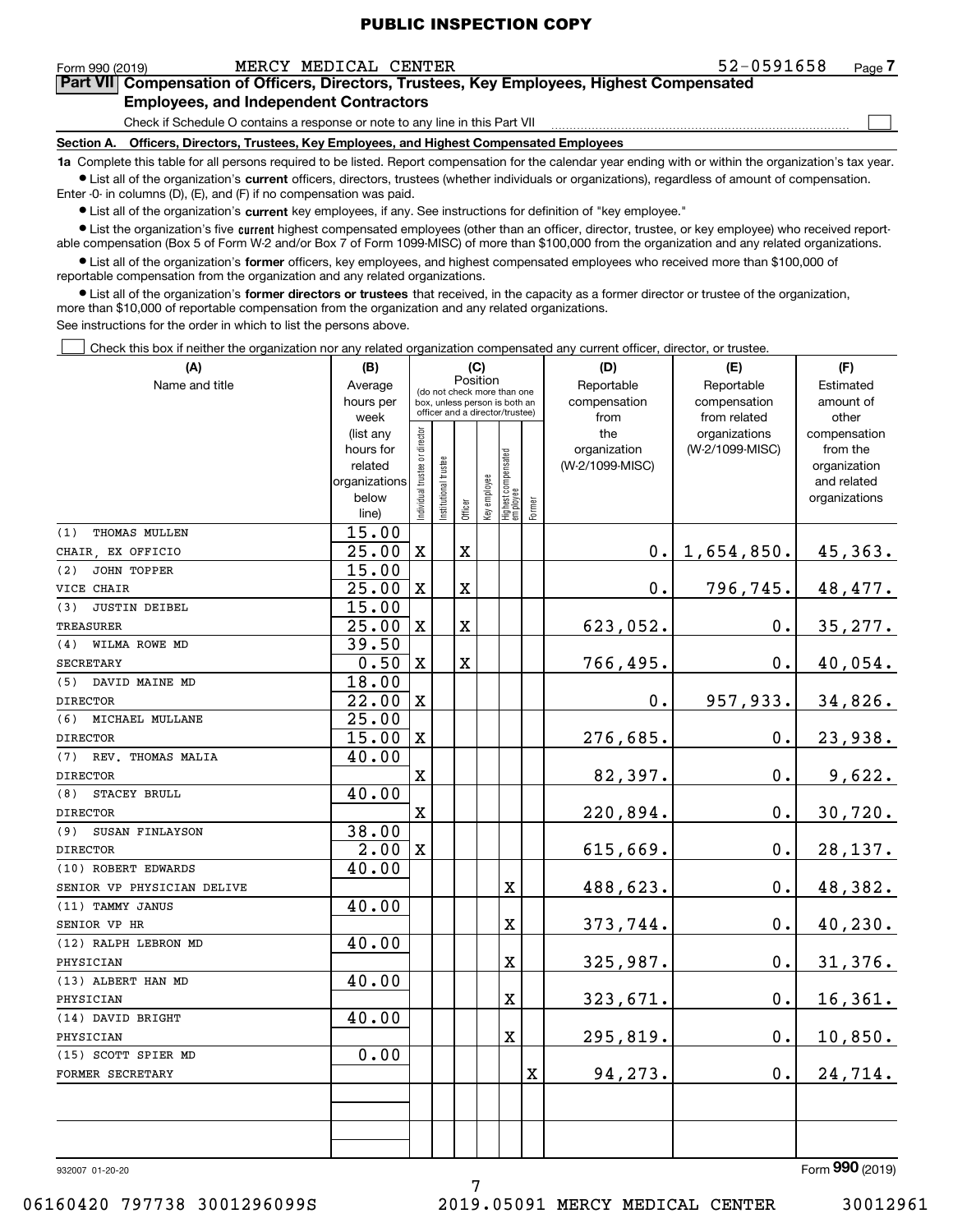PUBLIC INSPECTION COPY

Form 990 (2019) MERCY MEDICAL CENTER 52-0591658 Page **7**

## Part VII Compensation of Officers, Directors, Trustees, Key Employees, Highest Compensated Employees, and Independent Contractors

Check if Schedule O contains a response or note to any line in this Part VII ☐

**Section A. Officers, Directors, Trustees, Key Employees, and Highest Compensated Employees**

**1a** Complete this table for all persons required to be listed. Report compensation for the calendar year ending with or within the organization's tax year.

- List all of the organization's **current** officers, directors, trustees (whether individuals or organizations), regardless of amount of compensation. Enter -0- in columns (D), (E), and (F) if no compensation was paid.
- List all of the organization's **current** key employees, if any. See instructions for definition of "key employee."
- List the organization's five **current** highest compensated employees (other than an officer, director, trustee, or key employee) who received reportable compensation (Box 5 of Form W-2 and/or Box 7 of Form 1099-MISC) of more than $100,000 from the organization and any related organizations.
- List all of the organization's **former** officers, key employees, and highest compensated employees who received more than $100,000 of reportable compensation from the organization and any related organizations.
- List all of the organization's **former directors or trustees** that received, in the capacity as a former director or trustee of the organization, more than $10,000 of reportable compensation from the organization and any related organizations.

See instructions for the order in which to list the persons above.

☐ Check this box if neither the organization nor any related organization compensated any current officer, director, or trustee.

| (A) Name and title | (B) Average hours per week (list any hours for related organizations below line) | (C) Position: Individual trustee or director | Institutional trustee | Officer | Key employee | Highest compensated employee | Former | (D) Reportable compensation from the organization (W-2/1099-MISC) | (E) Reportable compensation from related organizations (W-2/1099-MISC) | (F) Estimated amount of other compensation from the organization and related organizations |
|---|---|---|---|---|---|---|---|---|---|---|
| (1) THOMAS MULLEN<br>CHAIR, EX OFFICIO | 15.00<br>25.00 | X | | X | | | | 0. | 1,654,850. | 45,363. |
| (2) JOHN TOPPER<br>VICE CHAIR | 15.00<br>25.00 | X | | X | | | | 0. | 796,745. | 48,477. |
| (3) JUSTIN DEIBEL<br>TREASURER | 15.00<br>25.00 | X | | X | | | | 623,052. | 0. | 35,277. |
| (4) WILMA ROWE MD<br>SECRETARY | 39.50<br>0.50 | X | | X | | | | 766,495. | 0. | 40,054. |
| (5) DAVID MAINE MD<br>DIRECTOR | 18.00<br>22.00 | X | | | | | | 0. | 957,933. | 34,826. |
| (6) MICHAEL MULLANE<br>DIRECTOR | 25.00<br>15.00 | X | | | | | | 276,685. | 0. | 23,938. |
| (7) REV. THOMAS MALIA<br>DIRECTOR | 40.00 | X | | | | | | 82,397. | 0. | 9,622. |
| (8) STACEY BRULL<br>DIRECTOR | 40.00 | X | | | | | | 220,894. | 0. | 30,720. |
| (9) SUSAN FINLAYSON<br>DIRECTOR | 38.00<br>2.00 | X | | | | | | 615,669. | 0. | 28,137. |
| (10) ROBERT EDWARDS<br>SENIOR VP PHYSICIAN DELIVE | 40.00 | | | | | X | | 488,623. | 0. | 48,382. |
| (11) TAMMY JANUS<br>SENIOR VP HR | 40.00 | | | | | X | | 373,744. | 0. | 40,230. |
| (12) RALPH LEBRON MD<br>PHYSICIAN | 40.00 | | | | | X | | 325,987. | 0. | 31,376. |
| (13) ALBERT HAN MD<br>PHYSICIAN | 40.00 | | | | | X | | 323,671. | 0. | 16,361. |
| (14) DAVID BRIGHT<br>PHYSICIAN | 40.00 | | | | | X | | 295,819. | 0. | 10,850. |
| (15) SCOTT SPIER MD<br>FORMER SECRETARY | 0.00 | | | | | | X | 94,273. | 0. | 24,714. |

932007 01-20-20 Form **990** (2019)

06160420 797738 3001296099S 2019.05091 MERCY MEDICAL CENTER 30012961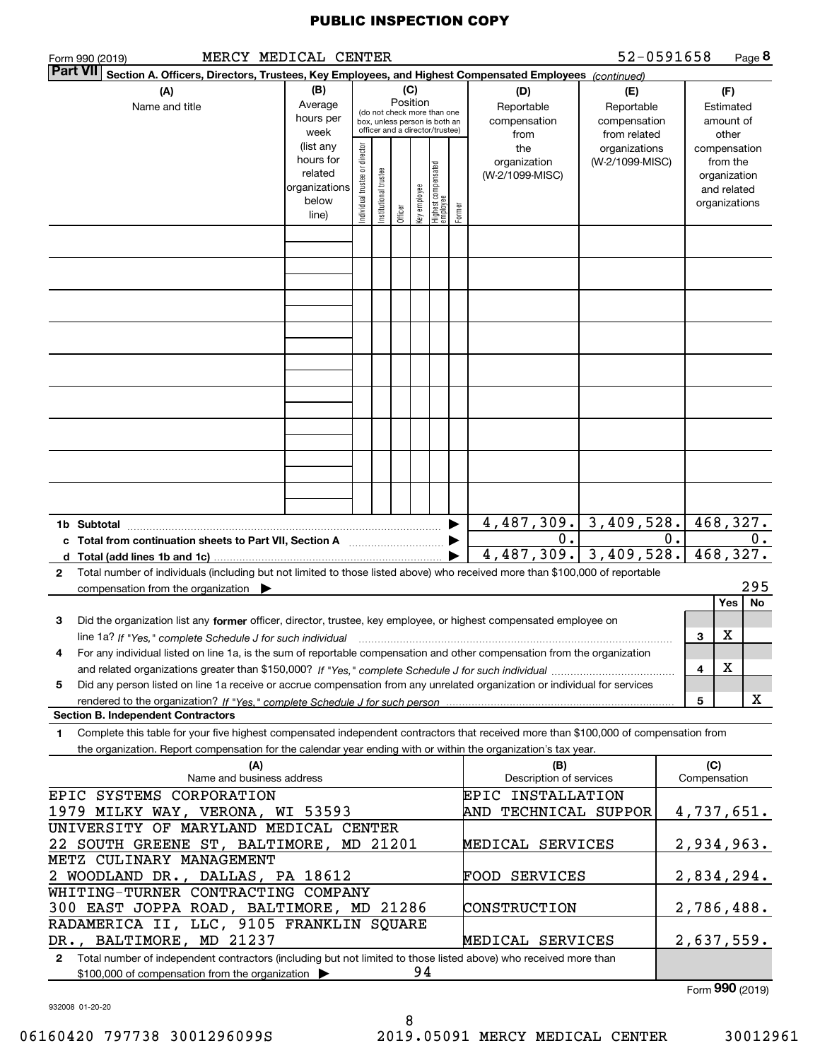PUBLIC INSPECTION COPY

Form 990 (2019) MERCY MEDICAL CENTER 52-0591658 Page **8**

**Part VII** **Section A. Officers, Directors, Trustees, Key Employees, and Highest Compensated Employees** *(continued)*

| (A) Name and title | (B) Average hours per week (list any hours for related organizations below line) | (C) Position (do not check more than one box, unless person is both an officer and a director/trustee): Individual trustee or director | Institutional trustee | Officer | Key employee | Highest compensated employee | Former | (D) Reportable compensation from the organization (W-2/1099-MISC) | (E) Reportable compensation from related organizations (W-2/1099-MISC) | (F) Estimated amount of other compensation from the organization and related organizations |
|---|---|---|---|---|---|---|---|---|---|---|
| | | | | | | | | | | |
| | | | | | | | | | | |
| | | | | | | | | | | |
| | | | | | | | | | | |
| | | | | | | | | | | |
| | | | | | | | | | | |
| | | | | | | | | | | |
| | | | | | | | | | | |
| | | | | | | | | | | |
| **1b Subtotal** | | | | | | | ▶ | 4,487,309. | 3,409,528. | 468,327. |
| **c Total from continuation sheets to Part VII, Section A** | | | | | | | ▶ | 0. | 0. | 0. |
| **d Total (add lines 1b and 1c)** | | | | | | | ▶ | 4,487,309. | 3,409,528. | 468,327. |

**2** Total number of individuals (including but not limited to those listed above) who received more than $100,000 of reportable compensation from the organization ▶ 295

| | | | Yes | No |
|---|---|---|---|---|
| **3** | Did the organization list any **former** officer, director, trustee, key employee, or highest compensated employee on line 1a? *If "Yes," complete Schedule J for such individual* | 3 | X | |
| **4** | For any individual listed on line 1a, is the sum of reportable compensation and other compensation from the organization and related organizations greater than $150,000? *If "Yes," complete Schedule J for such individual* | 4 | X | |
| **5** | Did any person listed on line 1a receive or accrue compensation from any unrelated organization or individual for services rendered to the organization? *If "Yes," complete Schedule J for such person* | 5 | | X |

**Section B. Independent Contractors**

**1** Complete this table for your five highest compensated independent contractors that received more than $100,000 of compensation from the organization. Report compensation for the calendar year ending with or within the organization's tax year.

| (A) Name and business address | (B) Description of services | (C) Compensation |
|---|---|---|
| EPIC SYSTEMS CORPORATION<br>1979 MILKY WAY, VERONA, WI 53593 | EPIC INSTALLATION AND TECHNICAL SUPPOR | 4,737,651. |
| UNIVERSITY OF MARYLAND MEDICAL CENTER<br>22 SOUTH GREENE ST, BALTIMORE, MD 21201 | MEDICAL SERVICES | 2,934,963. |
| METZ CULINARY MANAGEMENT<br>2 WOODLAND DR., DALLAS, PA 18612 | FOOD SERVICES | 2,834,294. |
| WHITING-TURNER CONTRACTING COMPANY<br>300 EAST JOPPA ROAD, BALTIMORE, MD 21286 | CONSTRUCTION | 2,786,488. |
| RADAMERICA II, LLC, 9105 FRANKLIN SQUARE<br>DR., BALTIMORE, MD 21237 | MEDICAL SERVICES | 2,637,559. |

**2** Total number of independent contractors (including but not limited to those listed above) who received more than $100,000 of compensation from the organization ▶ 94

Form **990** (2019)

932008 01-20-20

06160420 797738 3001296099S 2019.05091 MERCY MEDICAL CENTER 30012961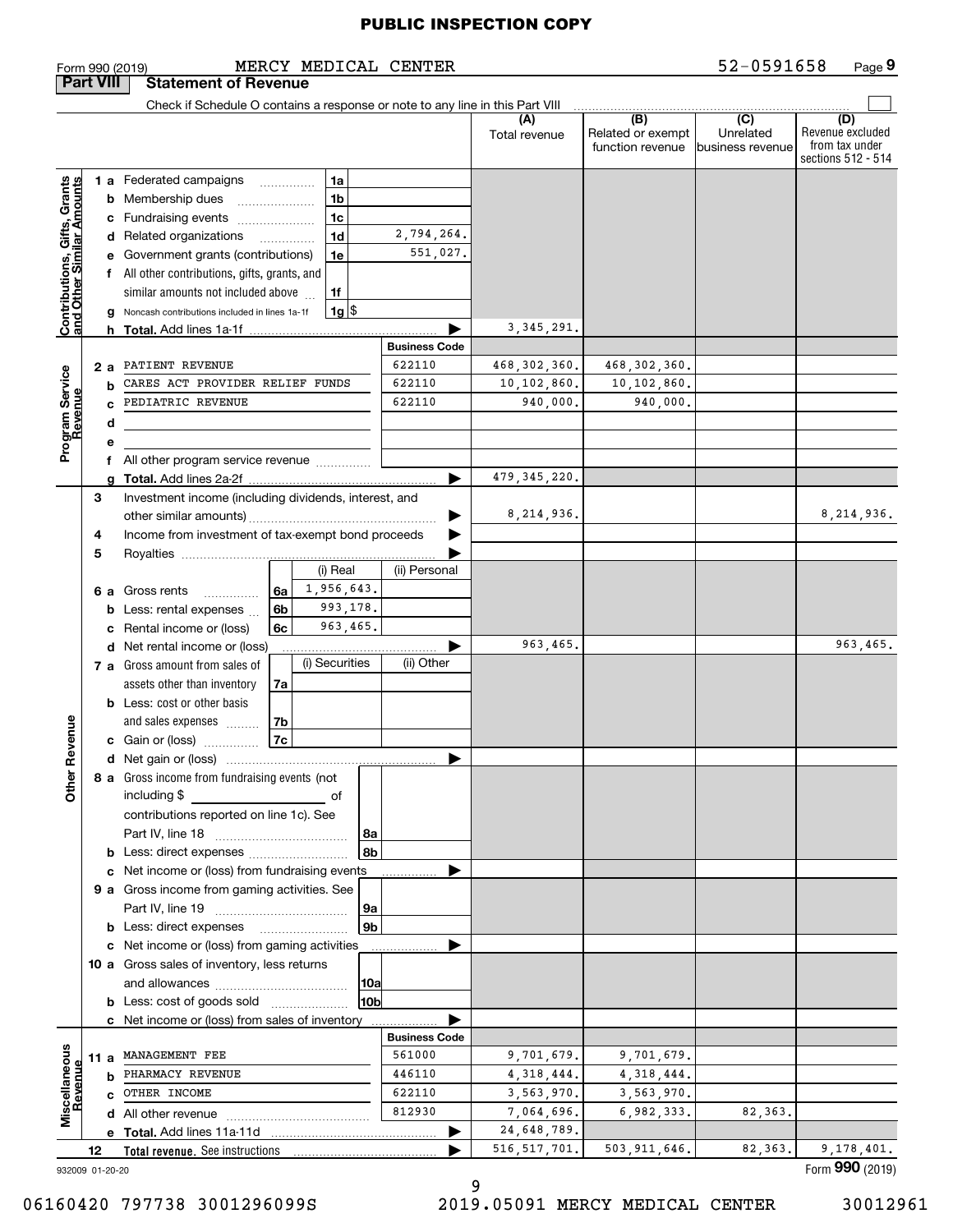PUBLIC INSPECTION COPY

Form 990 (2019) MERCY MEDICAL CENTER 52-0591658

## Part VIII Statement of Revenue

Check if Schedule O contains a response or note to any line in this Part VIII

| | | | | (A) Total revenue | (B) Related or exempt function revenue | (C) Unrelated business revenue | (D) Revenue excluded from tax under sections 512 - 514 |
|---|---|---|---|---|---|---|---|
| **Contributions, Gifts, Grants and Other Similar Amounts** | 1 a Federated campaigns | 1a | | | | | |
| | b Membership dues | 1b | | | | | |
| | c Fundraising events | 1c | | | | | |
| | d Related organizations | 1d | 2,794,264. | | | | |
| | e Government grants (contributions) | 1e | 551,027. | | | | |
| | f All other contributions, gifts, grants, and similar amounts not included above | 1f | | | | | |
| | g Noncash contributions included in lines 1a-1f | 1g $ | | | | | |
| | h **Total.** Add lines 1a-1f | | | 3,345,291. | | | |
| **Program Service Revenue** | | | **Business Code** | | | | |
| | 2 a PATIENT REVENUE | | 622110 | 468,302,360. | 468,302,360. | | |
| | b CARES ACT PROVIDER RELIEF FUNDS | | 622110 | 10,102,860. | 10,102,860. | | |
| | c PEDIATRIC REVENUE | | 622110 | 940,000. | 940,000. | | |
| | d | | | | | | |
| | e | | | | | | |
| | f All other program service revenue | | | | | | |
| | g **Total.** Add lines 2a-2f | | | 479,345,220. | | | |
| **Other Revenue** | 3 Investment income (including dividends, interest, and other similar amounts) | | | 8,214,936. | | | 8,214,936. |
| | 4 Income from investment of tax-exempt bond proceeds | | | | | | |
| | 5 Royalties | | | | | | |
| | | | (i) Real | (ii) Personal | | | |
| | 6 a Gross rents | 6a | 1,956,643. | | | | |
| | b Less: rental expenses | 6b | 993,178. | | | | |
| | c Rental income or (loss) | 6c | 963,465. | | | | |
| | d Net rental income or (loss) | | | 963,465. | | | 963,465. |
| | | | (i) Securities | (ii) Other | | | |
| | 7 a Gross amount from sales of assets other than inventory | 7a | | | | | |
| | b Less: cost or other basis and sales expenses | 7b | | | | | |
| | c Gain or (loss) | 7c | | | | | |
| | d Net gain or (loss) | | | | | | |
| | 8 a Gross income from fundraising events (not including $ of contributions reported on line 1c). See Part IV, line 18 | 8a | | | | | |
| | b Less: direct expenses | 8b | | | | | |
| | c Net income or (loss) from fundraising events | | | | | | |
| | 9 a Gross income from gaming activities. See Part IV, line 19 | 9a | | | | | |
| | b Less: direct expenses | 9b | | | | | |
| | c Net income or (loss) from gaming activities | | | | | | |
| | 10 a Gross sales of inventory, less returns and allowances | 10a | | | | | |
| | b Less: cost of goods sold | 10b | | | | | |
| | c Net income or (loss) from sales of inventory | | | | | | |
| **Miscellaneous Revenue** | | | **Business Code** | | | | |
| | 11 a MANAGEMENT FEE | | 561000 | 9,701,679. | 9,701,679. | | |
| | b PHARMACY REVENUE | | 446110 | 4,318,444. | 4,318,444. | | |
| | c OTHER INCOME | | 622110 | 3,563,970. | 3,563,970. | | |
| | d All other revenue | | 812930 | 7,064,696. | 6,982,333. | 82,363. | |
| | e **Total.** Add lines 11a-11d | | | 24,648,789. | | | |
| | 12 **Total revenue.** See instructions | | | 516,517,701. | 503,911,646. | 82,363. | 9,178,401. |

932009 01-20-20

Form **990** (2019)

06160420 797738 3001296099S 2019.05091 MERCY MEDICAL CENTER 30012961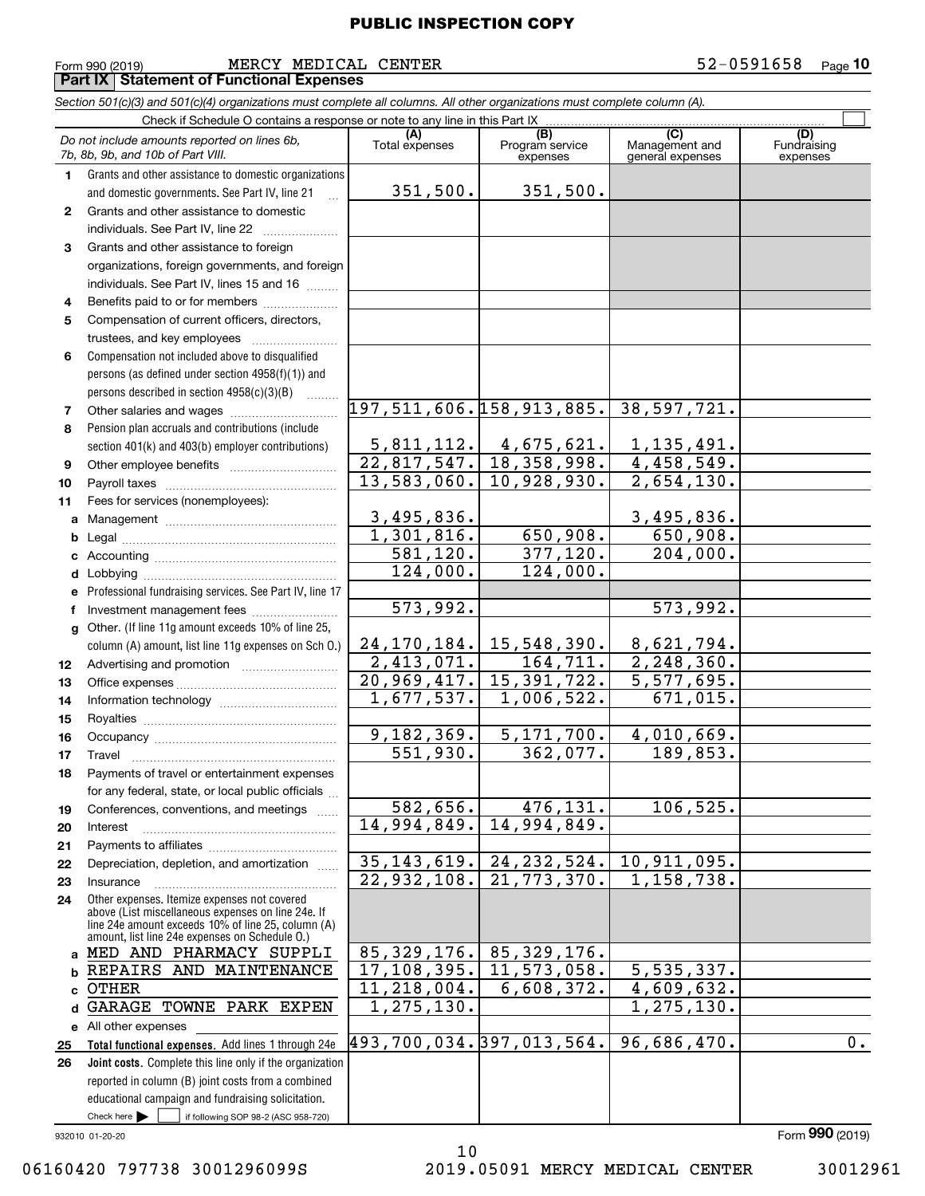**PUBLIC INSPECTION COPY**

Form 990 (2019) MERCY MEDICAL CENTER 52-0591658 Page **10**

## Part IX Statement of Functional Expenses

*Section 501(c)(3) and 501(c)(4) organizations must complete all columns. All other organizations must complete column (A).*

Check if Schedule O contains a response or note to any line in this Part IX ☐

| | *Do not include amounts reported on lines 6b, 7b, 8b, 9b, and 10b of Part VIII.* | (A) Total expenses | (B) Program service expenses | (C) Management and general expenses | (D) Fundraising expenses |
|---|---|---|---|---|---|
| 1 | Grants and other assistance to domestic organizations and domestic governments. See Part IV, line 21 | 351,500. | 351,500. | | |
| 2 | Grants and other assistance to domestic individuals. See Part IV, line 22 | | | | |
| 3 | Grants and other assistance to foreign organizations, foreign governments, and foreign individuals. See Part IV, lines 15 and 16 | | | | |
| 4 | Benefits paid to or for members | | | | |
| 5 | Compensation of current officers, directors, trustees, and key employees | | | | |
| 6 | Compensation not included above to disqualified persons (as defined under section 4958(f)(1)) and persons described in section 4958(c)(3)(B) | | | | |
| 7 | Other salaries and wages | 197,511,606. | 158,913,885. | 38,597,721. | |
| 8 | Pension plan accruals and contributions (include section 401(k) and 403(b) employer contributions) | 5,811,112. | 4,675,621. | 1,135,491. | |
| 9 | Other employee benefits | 22,817,547. | 18,358,998. | 4,458,549. | |
| 10 | Payroll taxes | 13,583,060. | 10,928,930. | 2,654,130. | |
| 11 | Fees for services (nonemployees): | | | | |
| a | Management | 3,495,836. | | 3,495,836. | |
| b | Legal | 1,301,816. | 650,908. | 650,908. | |
| c | Accounting | 581,120. | 377,120. | 204,000. | |
| d | Lobbying | 124,000. | 124,000. | | |
| e | Professional fundraising services. See Part IV, line 17 | | | | |
| f | Investment management fees | 573,992. | | 573,992. | |
| g | Other. (If line 11g amount exceeds 10% of line 25, column (A) amount, list line 11g expenses on Sch O.) | 24,170,184. | 15,548,390. | 8,621,794. | |
| 12 | Advertising and promotion | 2,413,071. | 164,711. | 2,248,360. | |
| 13 | Office expenses | 20,969,417. | 15,391,722. | 5,577,695. | |
| 14 | Information technology | 1,677,537. | 1,006,522. | 671,015. | |
| 15 | Royalties | | | | |
| 16 | Occupancy | 9,182,369. | 5,171,700. | 4,010,669. | |
| 17 | Travel | 551,930. | 362,077. | 189,853. | |
| 18 | Payments of travel or entertainment expenses for any federal, state, or local public officials | | | | |
| 19 | Conferences, conventions, and meetings | 582,656. | 476,131. | 106,525. | |
| 20 | Interest | 14,994,849. | 14,994,849. | | |
| 21 | Payments to affiliates | | | | |
| 22 | Depreciation, depletion, and amortization | 35,143,619. | 24,232,524. | 10,911,095. | |
| 23 | Insurance | 22,932,108. | 21,773,370. | 1,158,738. | |
| 24 | Other expenses. Itemize expenses not covered above (List miscellaneous expenses on line 24e. If line 24e amount exceeds 10% of line 25, column (A) amount, list line 24e expenses on Schedule O.) | | | | |
| a | MED AND PHARMACY SUPPLI | 85,329,176. | 85,329,176. | | |
| b | REPAIRS AND MAINTENANCE | 17,108,395. | 11,573,058. | 5,535,337. | |
| c | OTHER | 11,218,004. | 6,608,372. | 4,609,632. | |
| d | GARAGE TOWNE PARK EXPEN | 1,275,130. | | 1,275,130. | |
| e | All other expenses | | | | |
| 25 | **Total functional expenses.** Add lines 1 through 24e | 493,700,034. | 397,013,564. | 96,686,470. | 0. |
| 26 | **Joint costs.** Complete this line only if the organization reported in column (B) joint costs from a combined educational campaign and fundraising solicitation. Check here ☐ if following SOP 98-2 (ASC 958-720) | | | | |

932010 01-20-20 Form **990** (2019)

06160420 797738 3001296099S 2019.05091 MERCY MEDICAL CENTER 30012961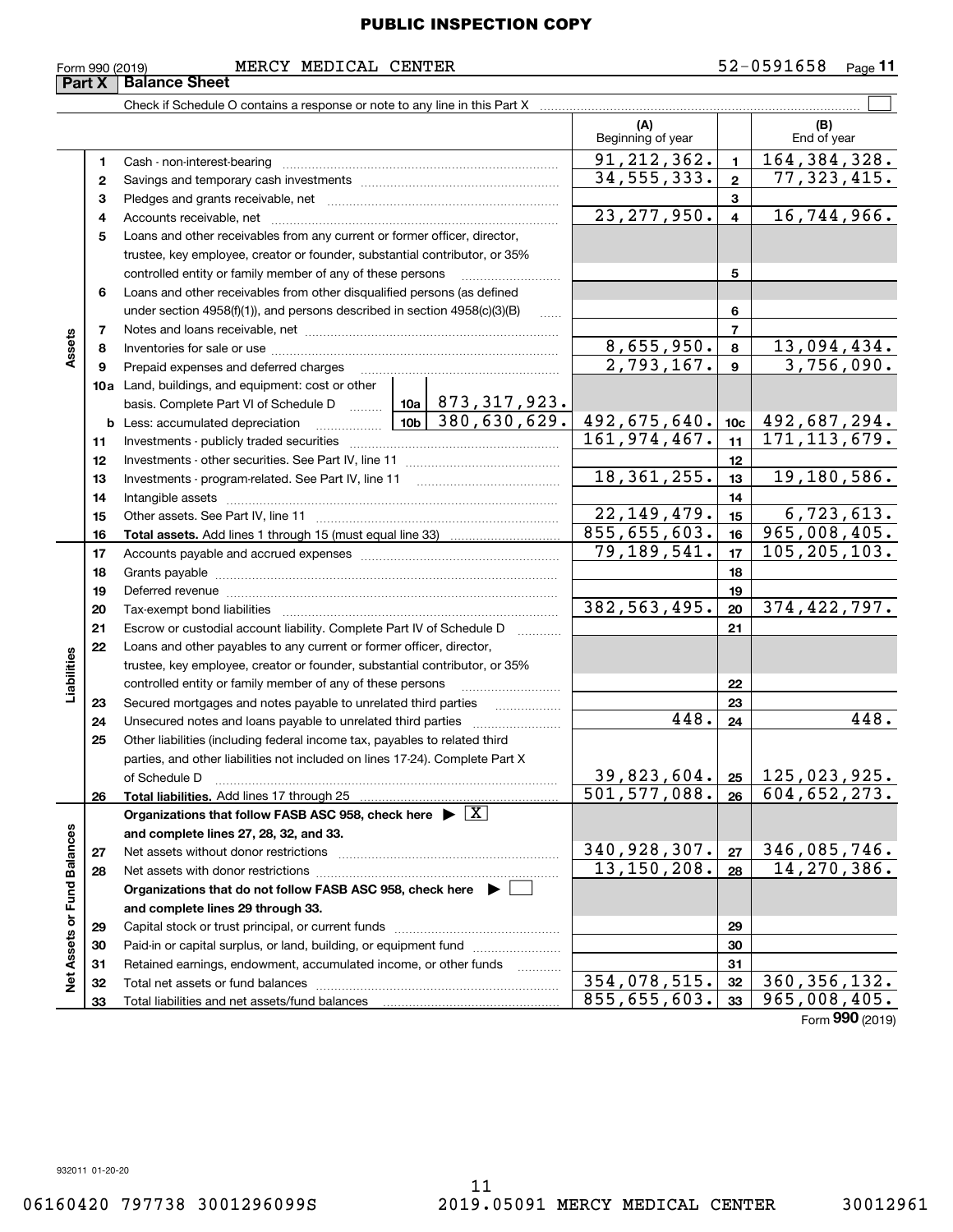**PUBLIC INSPECTION COPY**

Form 990 (2019) MERCY MEDICAL CENTER 52-0591658 Page **11**

## Part X Balance Sheet

Check if Schedule O contains a response or note to any line in this Part X ☐

| | | | (A) Beginning of year | | (B) End of year |
|---|---|---|---|---|---|
| **Assets** | 1 | Cash - non-interest-bearing | 91,212,362. | 1 | 164,384,328. |
| | 2 | Savings and temporary cash investments | 34,555,333. | 2 | 77,323,415. |
| | 3 | Pledges and grants receivable, net | | 3 | |
| | 4 | Accounts receivable, net | 23,277,950. | 4 | 16,744,966. |
| | 5 | Loans and other receivables from any current or former officer, director, trustee, key employee, creator or founder, substantial contributor, or 35% controlled entity or family member of any of these persons | | 5 | |
| | 6 | Loans and other receivables from other disqualified persons (as defined under section 4958(f)(1)), and persons described in section 4958(c)(3)(B) | | 6 | |
| | 7 | Notes and loans receivable, net | | 7 | |
| | 8 | Inventories for sale or use | 8,655,950. | 8 | 13,094,434. |
| | 9 | Prepaid expenses and deferred charges | 2,793,167. | 9 | 3,756,090. |
| | 10a | Land, buildings, and equipment: cost or other basis. Complete Part VI of Schedule D ... 10a 873,317,923. | | | |
| | b | Less: accumulated depreciation ... 10b 380,630,629. | 492,675,640. | 10c | 492,687,294. |
| | 11 | Investments - publicly traded securities | 161,974,467. | 11 | 171,113,679. |
| | 12 | Investments - other securities. See Part IV, line 11 | | 12 | |
| | 13 | Investments - program-related. See Part IV, line 11 | 18,361,255. | 13 | 19,180,586. |
| | 14 | Intangible assets | | 14 | |
| | 15 | Other assets. See Part IV, line 11 | 22,149,479. | 15 | 6,723,613. |
| | 16 | **Total assets.** Add lines 1 through 15 (must equal line 33) | 855,655,603. | 16 | 965,008,405. |
| **Liabilities** | 17 | Accounts payable and accrued expenses | 79,189,541. | 17 | 105,205,103. |
| | 18 | Grants payable | | 18 | |
| | 19 | Deferred revenue | | 19 | |
| | 20 | Tax-exempt bond liabilities | 382,563,495. | 20 | 374,422,797. |
| | 21 | Escrow or custodial account liability. Complete Part IV of Schedule D | | 21 | |
| | 22 | Loans and other payables to any current or former officer, director, trustee, key employee, creator or founder, substantial contributor, or 35% controlled entity or family member of any of these persons | | 22 | |
| | 23 | Secured mortgages and notes payable to unrelated third parties | | 23 | |
| | 24 | Unsecured notes and loans payable to unrelated third parties | 448. | 24 | 448. |
| | 25 | Other liabilities (including federal income tax, payables to related third parties, and other liabilities not included on lines 17-24). Complete Part X of Schedule D | 39,823,604. | 25 | 125,023,925. |
| | 26 | **Total liabilities.** Add lines 17 through 25 | 501,577,088. | 26 | 604,652,273. |
| **Net Assets or Fund Balances** | | **Organizations that follow FASB ASC 958, check here** ▶ ☒ **and complete lines 27, 28, 32, and 33.** | | | |
| | 27 | Net assets without donor restrictions | 340,928,307. | 27 | 346,085,746. |
| | 28 | Net assets with donor restrictions | 13,150,208. | 28 | 14,270,386. |
| | | **Organizations that do not follow FASB ASC 958, check here** ▶ ☐ **and complete lines 29 through 33.** | | | |
| | 29 | Capital stock or trust principal, or current funds | | 29 | |
| | 30 | Paid-in or capital surplus, or land, building, or equipment fund | | 30 | |
| | 31 | Retained earnings, endowment, accumulated income, or other funds | | 31 | |
| | 32 | Total net assets or fund balances | 354,078,515. | 32 | 360,356,132. |
| | 33 | Total liabilities and net assets/fund balances | 855,655,603. | 33 | 965,008,405. |

Form **990** (2019)

932011 01-20-20

06160420 797738 3001296099S 2019.05091 MERCY MEDICAL CENTER 30012961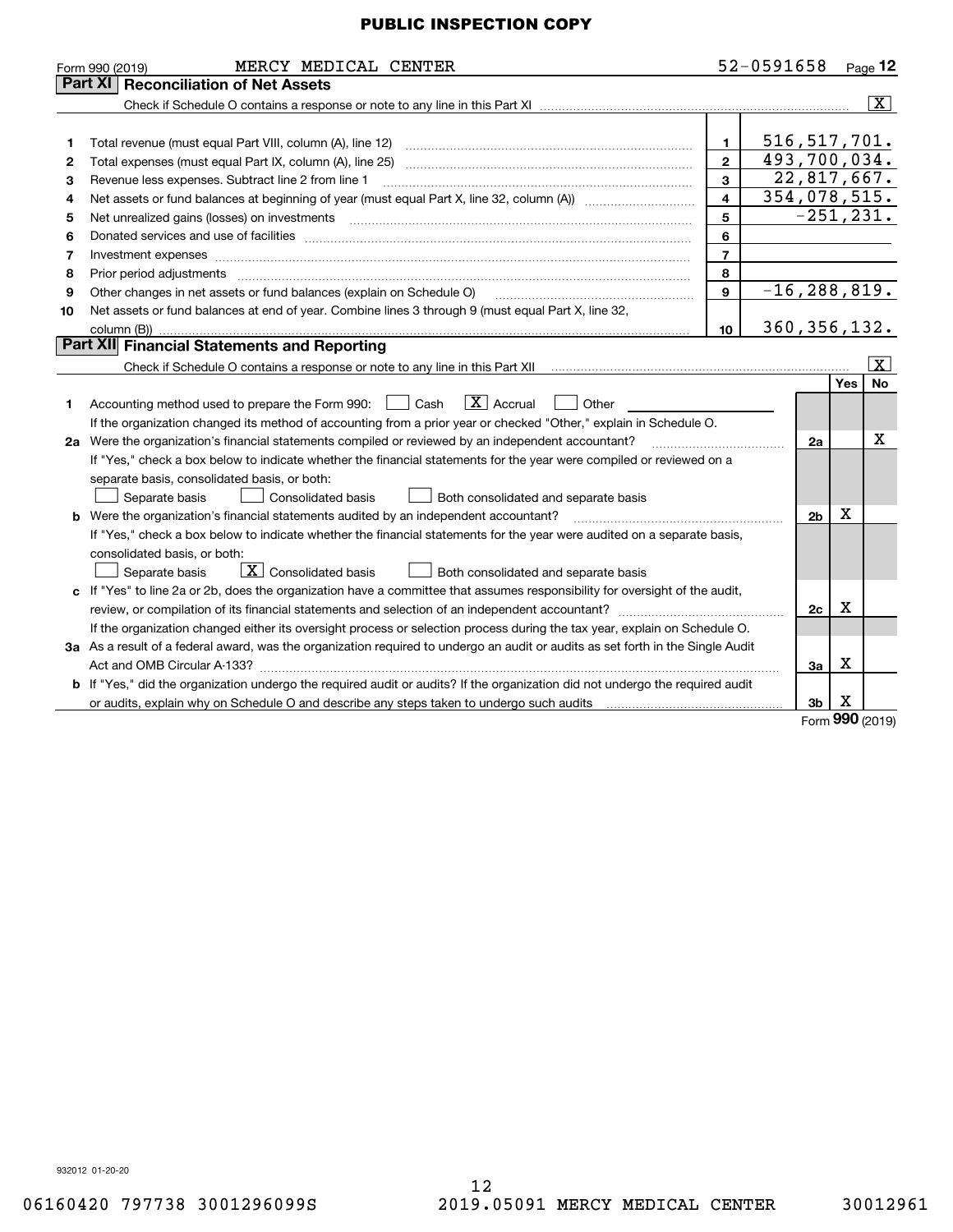PUBLIC INSPECTION COPY

Form 990 (2019) MERCY MEDICAL CENTER 52-0591658 Page **12**

## Part XI Reconciliation of Net Assets

Check if Schedule O contains a response or note to any line in this Part XI ..... [X]

| | | | |
|---|---|---|---|
| 1 | Total revenue (must equal Part VIII, column (A), line 12) | 1 | 516,517,701. |
| 2 | Total expenses (must equal Part IX, column (A), line 25) | 2 | 493,700,034. |
| 3 | Revenue less expenses. Subtract line 2 from line 1 | 3 | 22,817,667. |
| 4 | Net assets or fund balances at beginning of year (must equal Part X, line 32, column (A)) | 4 | 354,078,515. |
| 5 | Net unrealized gains (losses) on investments | 5 | -251,231. |
| 6 | Donated services and use of facilities | 6 | |
| 7 | Investment expenses | 7 | |
| 8 | Prior period adjustments | 8 | |
| 9 | Other changes in net assets or fund balances (explain on Schedule O) | 9 | -16,288,819. |
| 10 | Net assets or fund balances at end of year. Combine lines 3 through 9 (must equal Part X, line 32, column (B)) | 10 | 360,356,132. |

## Part XII Financial Statements and Reporting

Check if Schedule O contains a response or note to any line in this Part XII ..... [X]

| | | | Yes | No |
|---|---|---|---|---|
| 1 | Accounting method used to prepare the Form 990: [ ] Cash [X] Accrual [ ] Other<br>If the organization changed its method of accounting from a prior year or checked "Other," explain in Schedule O. | | | |
| 2a | Were the organization's financial statements compiled or reviewed by an independent accountant?<br>If "Yes," check a box below to indicate whether the financial statements for the year were compiled or reviewed on a separate basis, consolidated basis, or both:<br>[ ] Separate basis [ ] Consolidated basis [ ] Both consolidated and separate basis | 2a | | X |
| b | Were the organization's financial statements audited by an independent accountant?<br>If "Yes," check a box below to indicate whether the financial statements for the year were audited on a separate basis, consolidated basis, or both:<br>[ ] Separate basis [X] Consolidated basis [ ] Both consolidated and separate basis | 2b | X | |
| c | If "Yes" to line 2a or 2b, does the organization have a committee that assumes responsibility for oversight of the audit, review, or compilation of its financial statements and selection of an independent accountant?<br>If the organization changed either its oversight process or selection process during the tax year, explain on Schedule O. | 2c | X | |
| 3a | As a result of a federal award, was the organization required to undergo an audit or audits as set forth in the Single Audit Act and OMB Circular A-133? | 3a | X | |
| b | If "Yes," did the organization undergo the required audit or audits? If the organization did not undergo the required audit or audits, explain why on Schedule O and describe any steps taken to undergo such audits | 3b | X | |

Form **990** (2019)

932012 01-20-20

06160420 797738 3001296099S 2019.05091 MERCY MEDICAL CENTER 30012961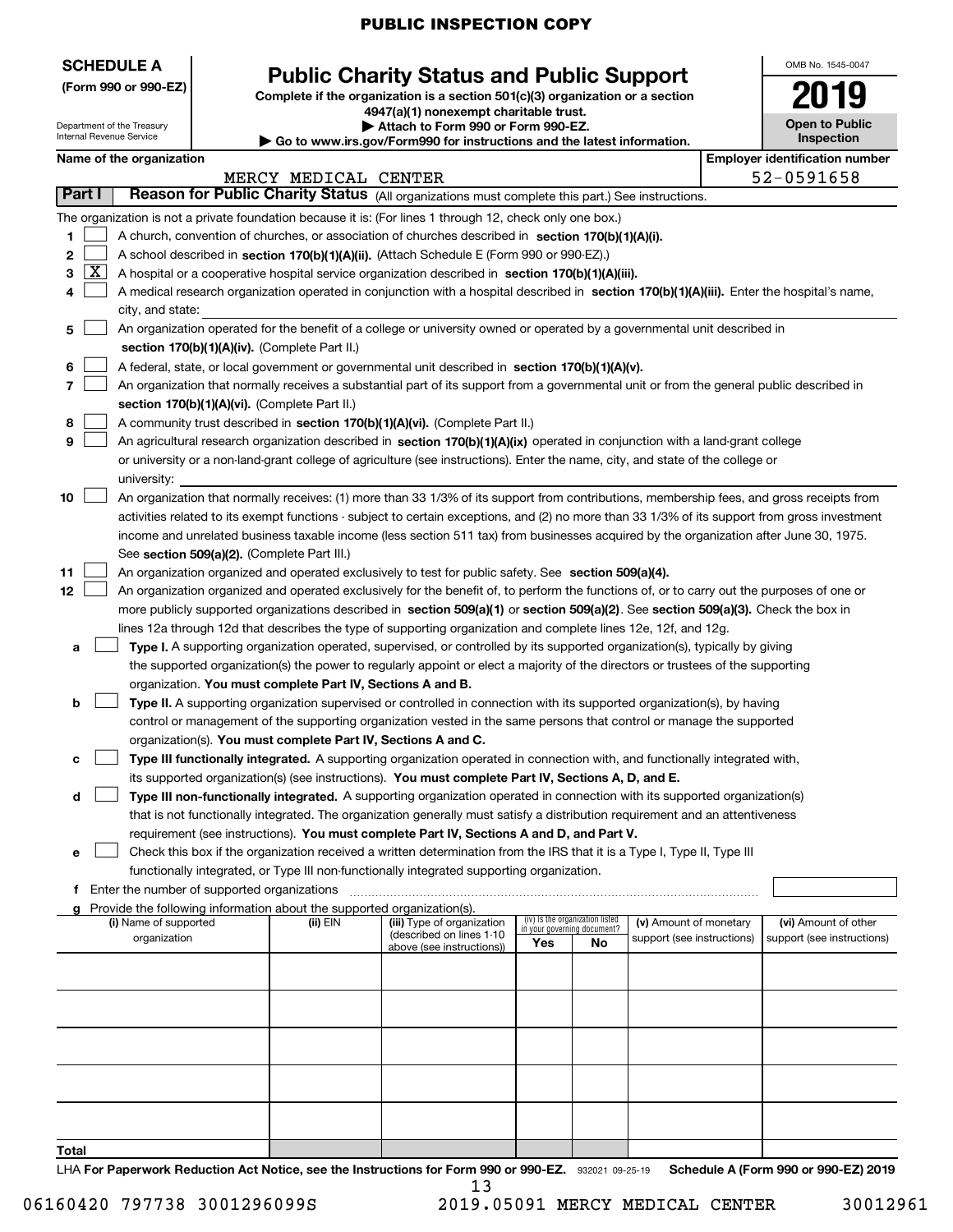PUBLIC INSPECTION COPY

**SCHEDULE A**
**(Form 990 or 990-EZ)**

Department of the Treasury
Internal Revenue Service

# Public Charity Status and Public Support

**Complete if the organization is a section 501(c)(3) organization or a section 4947(a)(1) nonexempt charitable trust.**
**▶ Attach to Form 990 or Form 990-EZ.**
**▶ Go to www.irs.gov/Form990 for instructions and the latest information.**

OMB No. 1545-0047
**2019**
**Open to Public Inspection**

**Name of the organization:** MERCY MEDICAL CENTER
**Employer identification number:** 52-0591658

## Part I Reason for Public Charity Status (All organizations must complete this part.) See instructions.

The organization is not a private foundation because it is: (For lines 1 through 12, check only one box.)

1. [ ] A church, convention of churches, or association of churches described in **section 170(b)(1)(A)(i).**
2. [ ] A school described in **section 170(b)(1)(A)(ii).** (Attach Schedule E (Form 990 or 990-EZ).)
3. [X] A hospital or a cooperative hospital service organization described in **section 170(b)(1)(A)(iii).**
4. [ ] A medical research organization operated in conjunction with a hospital described in **section 170(b)(1)(A)(iii).** Enter the hospital's name, city, and state:
5. [ ] An organization operated for the benefit of a college or university owned or operated by a governmental unit described in **section 170(b)(1)(A)(iv).** (Complete Part II.)
6. [ ] A federal, state, or local government or governmental unit described in **section 170(b)(1)(A)(v).**
7. [ ] An organization that normally receives a substantial part of its support from a governmental unit or from the general public described in **section 170(b)(1)(A)(vi).** (Complete Part II.)
8. [ ] A community trust described in **section 170(b)(1)(A)(vi).** (Complete Part II.)
9. [ ] An agricultural research organization described in **section 170(b)(1)(A)(ix)** operated in conjunction with a land-grant college or university or a non-land-grant college of agriculture (see instructions). Enter the name, city, and state of the college or university:
10. [ ] An organization that normally receives: (1) more than 33 1/3% of its support from contributions, membership fees, and gross receipts from activities related to its exempt functions - subject to certain exceptions, and (2) no more than 33 1/3% of its support from gross investment income and unrelated business taxable income (less section 511 tax) from businesses acquired by the organization after June 30, 1975. See **section 509(a)(2).** (Complete Part III.)
11. [ ] An organization organized and operated exclusively to test for public safety. See **section 509(a)(4).**
12. [ ] An organization organized and operated exclusively for the benefit of, to perform the functions of, or to carry out the purposes of one or more publicly supported organizations described in **section 509(a)(1)** or **section 509(a)(2)**. See **section 509(a)(3).** Check the box in lines 12a through 12d that describes the type of supporting organization and complete lines 12e, 12f, and 12g.
   - **a** [ ] **Type I.** A supporting organization operated, supervised, or controlled by its supported organization(s), typically by giving the supported organization(s) the power to regularly appoint or elect a majority of the directors or trustees of the supporting organization. **You must complete Part IV, Sections A and B.**
   - **b** [ ] **Type II.** A supporting organization supervised or controlled in connection with its supported organization(s), by having control or management of the supporting organization vested in the same persons that control or manage the supported organization(s). **You must complete Part IV, Sections A and C.**
   - **c** [ ] **Type III functionally integrated.** A supporting organization operated in connection with, and functionally integrated with, its supported organization(s) (see instructions). **You must complete Part IV, Sections A, D, and E.**
   - **d** [ ] **Type III non-functionally integrated.** A supporting organization operated in connection with its supported organization(s) that is not functionally integrated. The organization generally must satisfy a distribution requirement and an attentiveness requirement (see instructions). **You must complete Part IV, Sections A and D, and Part V.**
   - **e** [ ] Check this box if the organization received a written determination from the IRS that it is a Type I, Type II, Type III functionally integrated, or Type III non-functionally integrated supporting organization.
   - **f** Enter the number of supported organizations
   - **g** Provide the following information about the supported organization(s).

| (i) Name of supported organization | (ii) EIN | (iii) Type of organization (described on lines 1-10 above (see instructions)) | (iv) Is the organization listed in your governing document? Yes | No | (v) Amount of monetary support (see instructions) | (vi) Amount of other support (see instructions) |
|---|---|---|---|---|---|---|
| | | | | | | |
| | | | | | | |
| | | | | | | |
| | | | | | | |
| | | | | | | |
| **Total** | | | | | | |

LHA **For Paperwork Reduction Act Notice, see the Instructions for Form 990 or 990-EZ.** 932021 09-25-19 **Schedule A (Form 990 or 990-EZ) 2019**

06160420 797738 3001296099S 2019.05091 MERCY MEDICAL CENTER 30012961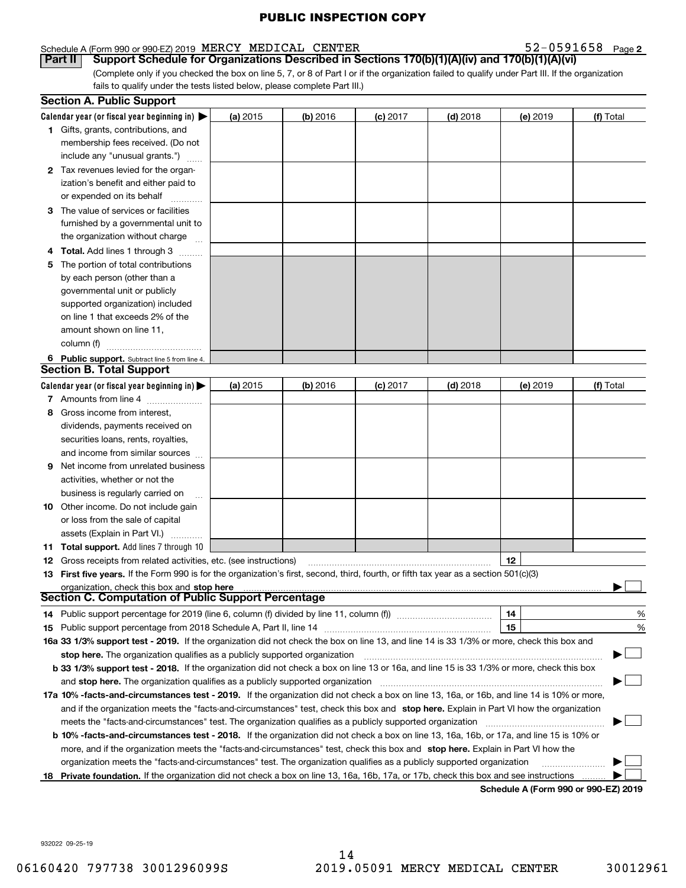PUBLIC INSPECTION COPY

Schedule A (Form 990 or 990-EZ) 2019 MERCY MEDICAL CENTER 52-0591658 Page 2

**Part II Support Schedule for Organizations Described in Sections 170(b)(1)(A)(iv) and 170(b)(1)(A)(vi)**

(Complete only if you checked the box on line 5, 7, or 8 of Part I or if the organization failed to qualify under Part III. If the organization fails to qualify under the tests listed below, please complete Part III.)

## Section A. Public Support

| Calendar year (or fiscal year beginning in) ▶ | (a) 2015 | (b) 2016 | (c) 2017 | (d) 2018 | (e) 2019 | (f) Total |
|---|---|---|---|---|---|---|
| 1 Gifts, grants, contributions, and membership fees received. (Do not include any "unusual grants.") | | | | | | |
| 2 Tax revenues levied for the organization's benefit and either paid to or expended on its behalf | | | | | | |
| 3 The value of services or facilities furnished by a governmental unit to the organization without charge | | | | | | |
| 4 Total. Add lines 1 through 3 | | | | | | |
| 5 The portion of total contributions by each person (other than a governmental unit or publicly supported organization) included on line 1 that exceeds 2% of the amount shown on line 11, column (f) | | | | | | |
| 6 Public support. Subtract line 5 from line 4. | | | | | | |

## Section B. Total Support

| Calendar year (or fiscal year beginning in) ▶ | (a) 2015 | (b) 2016 | (c) 2017 | (d) 2018 | (e) 2019 | (f) Total |
|---|---|---|---|---|---|---|
| 7 Amounts from line 4 | | | | | | |
| 8 Gross income from interest, dividends, payments received on securities loans, rents, royalties, and income from similar sources | | | | | | |
| 9 Net income from unrelated business activities, whether or not the business is regularly carried on | | | | | | |
| 10 Other income. Do not include gain or loss from the sale of capital assets (Explain in Part VI.) | | | | | | |
| 11 Total support. Add lines 7 through 10 | | | | | | |

12 Gross receipts from related activities, etc. (see instructions) | 12 |

13 **First five years.** If the Form 990 is for the organization's first, second, third, fourth, or fifth tax year as a section 501(c)(3) organization, check this box and **stop here** ▶ ☐

## Section C. Computation of Public Support Percentage

14 Public support percentage for 2019 (line 6, column (f) divided by line 11, column (f)) | 14 | %

15 Public support percentage from 2018 Schedule A, Part II, line 14 | 15 | %

16a **33 1/3% support test - 2019.** If the organization did not check the box on line 13, and line 14 is 33 1/3% or more, check this box and **stop here.** The organization qualifies as a publicly supported organization ▶ ☐

b **33 1/3% support test - 2018.** If the organization did not check a box on line 13 or 16a, and line 15 is 33 1/3% or more, check this box and **stop here.** The organization qualifies as a publicly supported organization ▶ ☐

17a **10% -facts-and-circumstances test - 2019.** If the organization did not check a box on line 13, 16a, or 16b, and line 14 is 10% or more, and if the organization meets the "facts-and-circumstances" test, check this box and **stop here.** Explain in Part VI how the organization meets the "facts-and-circumstances" test. The organization qualifies as a publicly supported organization ▶ ☐

b **10% -facts-and-circumstances test - 2018.** If the organization did not check a box on line 13, 16a, 16b, or 17a, and line 15 is 10% or more, and if the organization meets the "facts-and-circumstances" test, check this box and **stop here.** Explain in Part VI how the organization meets the "facts-and-circumstances" test. The organization qualifies as a publicly supported organization ▶ ☐

18 **Private foundation.** If the organization did not check a box on line 13, 16a, 16b, 17a, or 17b, check this box and see instructions ▶ ☐

**Schedule A (Form 990 or 990-EZ) 2019**

932022 09-25-19

06160420 797738 3001296099S 2019.05091 MERCY MEDICAL CENTER 30012961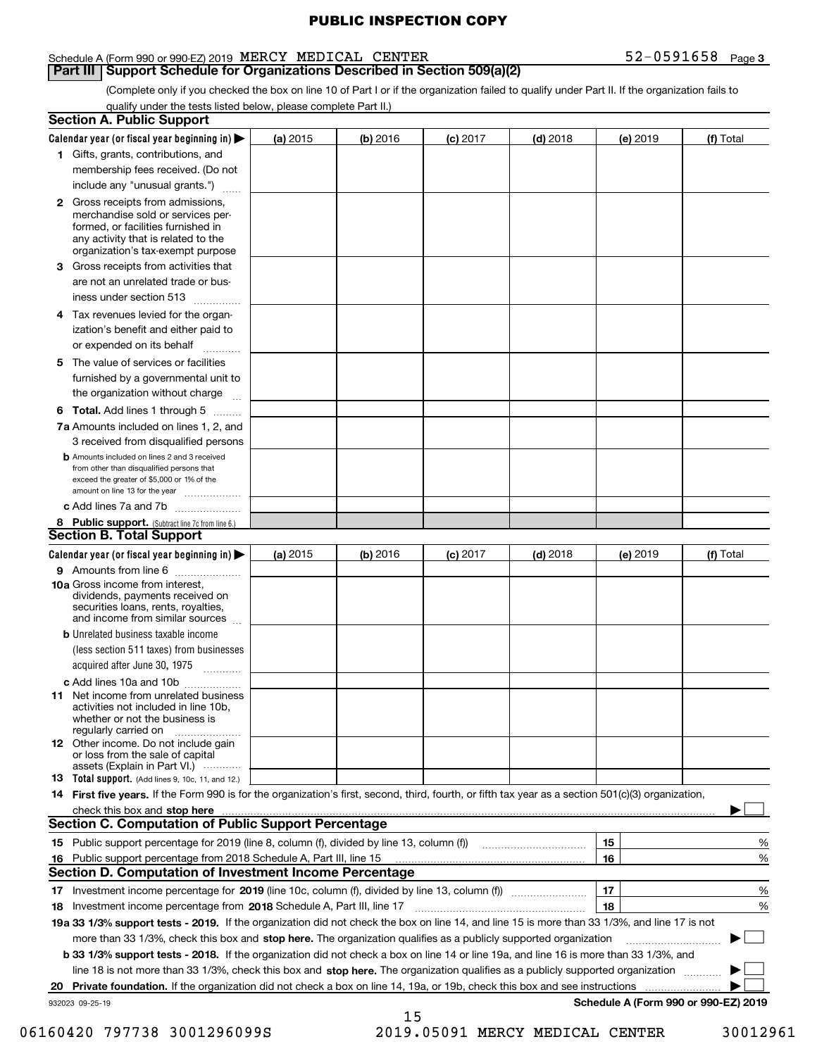PUBLIC INSPECTION COPY

Schedule A (Form 990 or 990-EZ) 2019 MERCY MEDICAL CENTER 52-0591658 Page 3

## Part III Support Schedule for Organizations Described in Section 509(a)(2)

(Complete only if you checked the box on line 10 of Part I or if the organization failed to qualify under Part II. If the organization fails to qualify under the tests listed below, please complete Part II.)

### Section A. Public Support

| Calendar year (or fiscal year beginning in) ▶ | (a) 2015 | (b) 2016 | (c) 2017 | (d) 2018 | (e) 2019 | (f) Total |
|---|---|---|---|---|---|---|
| 1 Gifts, grants, contributions, and membership fees received. (Do not include any "unusual grants.") | | | | | | |
| 2 Gross receipts from admissions, merchandise sold or services performed, or facilities furnished in any activity that is related to the organization's tax-exempt purpose | | | | | | |
| 3 Gross receipts from activities that are not an unrelated trade or business under section 513 | | | | | | |
| 4 Tax revenues levied for the organization's benefit and either paid to or expended on its behalf | | | | | | |
| 5 The value of services or facilities furnished by a governmental unit to the organization without charge | | | | | | |
| 6 **Total.** Add lines 1 through 5 | | | | | | |
| 7a Amounts included on lines 1, 2, and 3 received from disqualified persons | | | | | | |
| b Amounts included on lines 2 and 3 received from other than disqualified persons that exceed the greater of $5,000 or 1% of the amount on line 13 for the year | | | | | | |
| c Add lines 7a and 7b | | | | | | |
| 8 **Public support.** (Subtract line 7c from line 6.) | | | | | | |

### Section B. Total Support

| Calendar year (or fiscal year beginning in) ▶ | (a) 2015 | (b) 2016 | (c) 2017 | (d) 2018 | (e) 2019 | (f) Total |
|---|---|---|---|---|---|---|
| 9 Amounts from line 6 | | | | | | |
| 10a Gross income from interest, dividends, payments received on securities loans, rents, royalties, and income from similar sources | | | | | | |
| b Unrelated business taxable income (less section 511 taxes) from businesses acquired after June 30, 1975 | | | | | | |
| c Add lines 10a and 10b | | | | | | |
| 11 Net income from unrelated business activities not included in line 10b, whether or not the business is regularly carried on | | | | | | |
| 12 Other income. Do not include gain or loss from the sale of capital assets (Explain in Part VI.) | | | | | | |
| 13 **Total support.** (Add lines 9, 10c, 11, and 12.) | | | | | | |

14 **First five years.** If the Form 990 is for the organization's first, second, third, fourth, or fifth tax year as a section 501(c)(3) organization, check this box and **stop here** ▶ ☐

### Section C. Computation of Public Support Percentage

| | | | |
|---|---|---|---|
| 15 | Public support percentage for 2019 (line 8, column (f), divided by line 13, column (f)) | 15 | % |
| 16 | Public support percentage from 2018 Schedule A, Part III, line 15 | 16 | % |

### Section D. Computation of Investment Income Percentage

| | | | |
|---|---|---|---|
| 17 | Investment income percentage for **2019** (line 10c, column (f), divided by line 13, column (f)) | 17 | % |
| 18 | Investment income percentage from **2018** Schedule A, Part III, line 17 | 18 | % |

**19a 33 1/3% support tests - 2019.** If the organization did not check the box on line 14, and line 15 is more than 33 1/3%, and line 17 is not more than 33 1/3%, check this box and **stop here.** The organization qualifies as a publicly supported organization ▶ ☐

**b 33 1/3% support tests - 2018.** If the organization did not check a box on line 14 or line 19a, and line 16 is more than 33 1/3%, and line 18 is not more than 33 1/3%, check this box and **stop here.** The organization qualifies as a publicly supported organization ▶ ☐

**20 Private foundation.** If the organization did not check a box on line 14, 19a, or 19b, check this box and see instructions ▶ ☐

932023 09-25-19 **Schedule A (Form 990 or 990-EZ) 2019**

06160420 797738 3001296099S 2019.05091 MERCY MEDICAL CENTER 30012961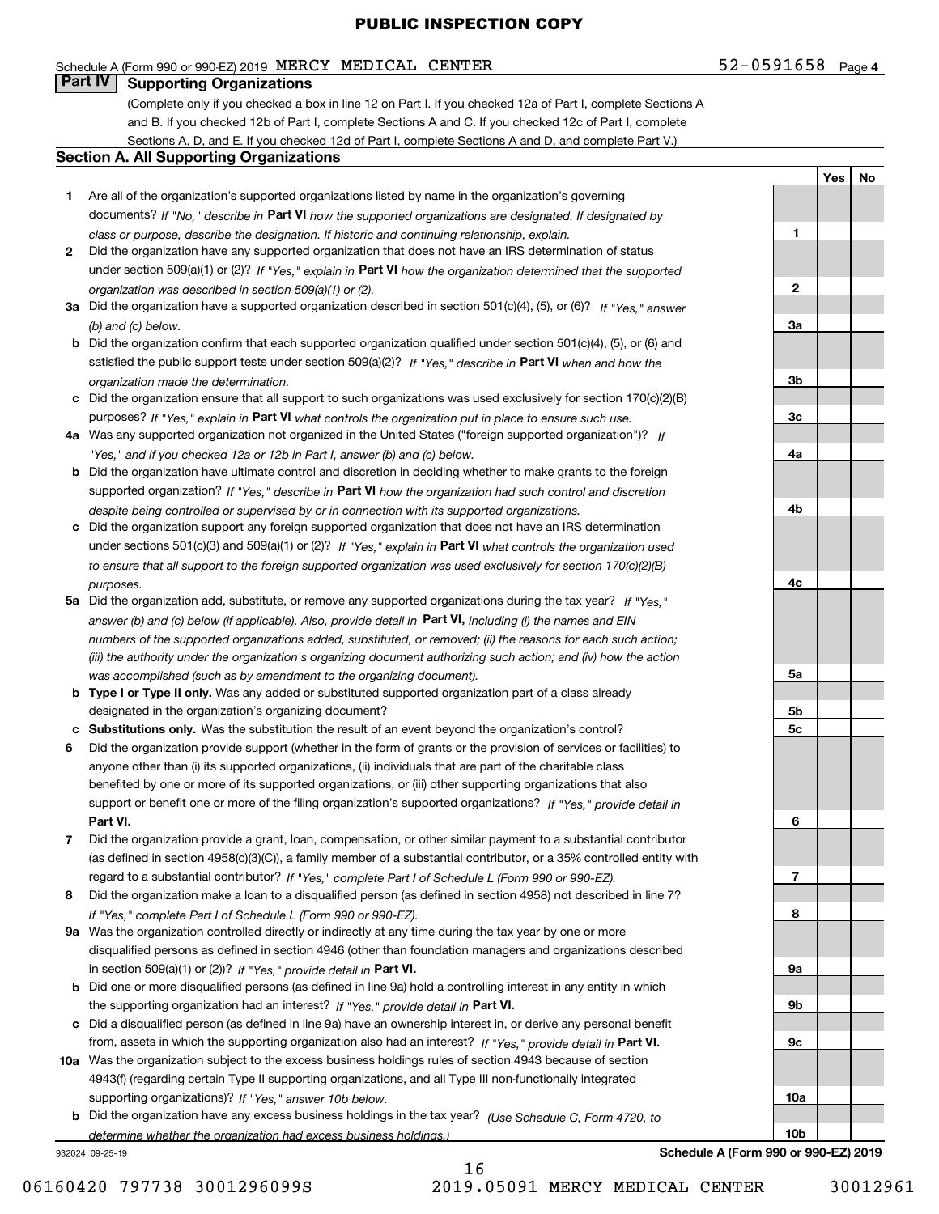**PUBLIC INSPECTION COPY**

Schedule A (Form 990 or 990-EZ) 2019 MERCY MEDICAL CENTER 52-0591658 Page 4

## Part IV Supporting Organizations

(Complete only if you checked a box in line 12 on Part I. If you checked 12a of Part I, complete Sections A and B. If you checked 12b of Part I, complete Sections A and C. If you checked 12c of Part I, complete Sections A, D, and E. If you checked 12d of Part I, complete Sections A and D, and complete Part V.)

### Section A. All Supporting Organizations

| | | Line | Yes | No |
|---|---|---|---|---|
| 1 | Are all of the organization's supported organizations listed by name in the organization's governing documents? *If "No," describe in* **Part VI** *how the supported organizations are designated. If designated by class or purpose, describe the designation. If historic and continuing relationship, explain.* | 1 | | |
| 2 | Did the organization have any supported organization that does not have an IRS determination of status under section 509(a)(1) or (2)? *If "Yes," explain in* **Part VI** *how the organization determined that the supported organization was described in section 509(a)(1) or (2).* | 2 | | |
| 3a | Did the organization have a supported organization described in section 501(c)(4), (5), or (6)? *If "Yes," answer (b) and (c) below.* | 3a | | |
| b | Did the organization confirm that each supported organization qualified under section 501(c)(4), (5), or (6) and satisfied the public support tests under section 509(a)(2)? *If "Yes," describe in* **Part VI** *when and how the organization made the determination.* | 3b | | |
| c | Did the organization ensure that all support to such organizations was used exclusively for section 170(c)(2)(B) purposes? *If "Yes," explain in* **Part VI** *what controls the organization put in place to ensure such use.* | 3c | | |
| 4a | Was any supported organization not organized in the United States ("foreign supported organization")? *If "Yes," and if you checked 12a or 12b in Part I, answer (b) and (c) below.* | 4a | | |
| b | Did the organization have ultimate control and discretion in deciding whether to make grants to the foreign supported organization? *If "Yes," describe in* **Part VI** *how the organization had such control and discretion despite being controlled or supervised by or in connection with its supported organizations.* | 4b | | |
| c | Did the organization support any foreign supported organization that does not have an IRS determination under sections 501(c)(3) and 509(a)(1) or (2)? *If "Yes," explain in* **Part VI** *what controls the organization used to ensure that all support to the foreign supported organization was used exclusively for section 170(c)(2)(B) purposes.* | 4c | | |
| 5a | Did the organization add, substitute, or remove any supported organizations during the tax year? *If "Yes," answer (b) and (c) below (if applicable). Also, provide detail in* **Part VI,** *including (i) the names and EIN numbers of the supported organizations added, substituted, or removed; (ii) the reasons for each such action; (iii) the authority under the organization's organizing document authorizing such action; and (iv) how the action was accomplished (such as by amendment to the organizing document).* | 5a | | |
| b | **Type I or Type II only.** Was any added or substituted supported organization part of a class already designated in the organization's organizing document? | 5b | | |
| c | **Substitutions only.** Was the substitution the result of an event beyond the organization's control? | 5c | | |
| 6 | Did the organization provide support (whether in the form of grants or the provision of services or facilities) to anyone other than (i) its supported organizations, (ii) individuals that are part of the charitable class benefited by one or more of its supported organizations, or (iii) other supporting organizations that also support or benefit one or more of the filing organization's supported organizations? *If "Yes," provide detail in* **Part VI.** | 6 | | |
| 7 | Did the organization provide a grant, loan, compensation, or other similar payment to a substantial contributor (as defined in section 4958(c)(3)(C)), a family member of a substantial contributor, or a 35% controlled entity with regard to a substantial contributor? *If "Yes," complete Part I of Schedule L (Form 990 or 990-EZ).* | 7 | | |
| 8 | Did the organization make a loan to a disqualified person (as defined in section 4958) not described in line 7? *If "Yes," complete Part I of Schedule L (Form 990 or 990-EZ).* | 8 | | |
| 9a | Was the organization controlled directly or indirectly at any time during the tax year by one or more disqualified persons as defined in section 4946 (other than foundation managers and organizations described in section 509(a)(1) or (2))? *If "Yes," provide detail in* **Part VI.** | 9a | | |
| b | Did one or more disqualified persons (as defined in line 9a) hold a controlling interest in any entity in which the supporting organization had an interest? *If "Yes," provide detail in* **Part VI.** | 9b | | |
| c | Did a disqualified person (as defined in line 9a) have an ownership interest in, or derive any personal benefit from, assets in which the supporting organization also had an interest? *If "Yes," provide detail in* **Part VI.** | 9c | | |
| 10a | Was the organization subject to the excess business holdings rules of section 4943 because of section 4943(f) (regarding certain Type II supporting organizations, and all Type III non-functionally integrated supporting organizations)? *If "Yes," answer 10b below.* | 10a | | |
| b | Did the organization have any excess business holdings in the tax year? *(Use Schedule C, Form 4720, to determine whether the organization had excess business holdings.)* | 10b | | |

932024 09-25-19 **Schedule A (Form 990 or 990-EZ) 2019**

06160420 797738 3001296099S 2019.05091 MERCY MEDICAL CENTER 30012961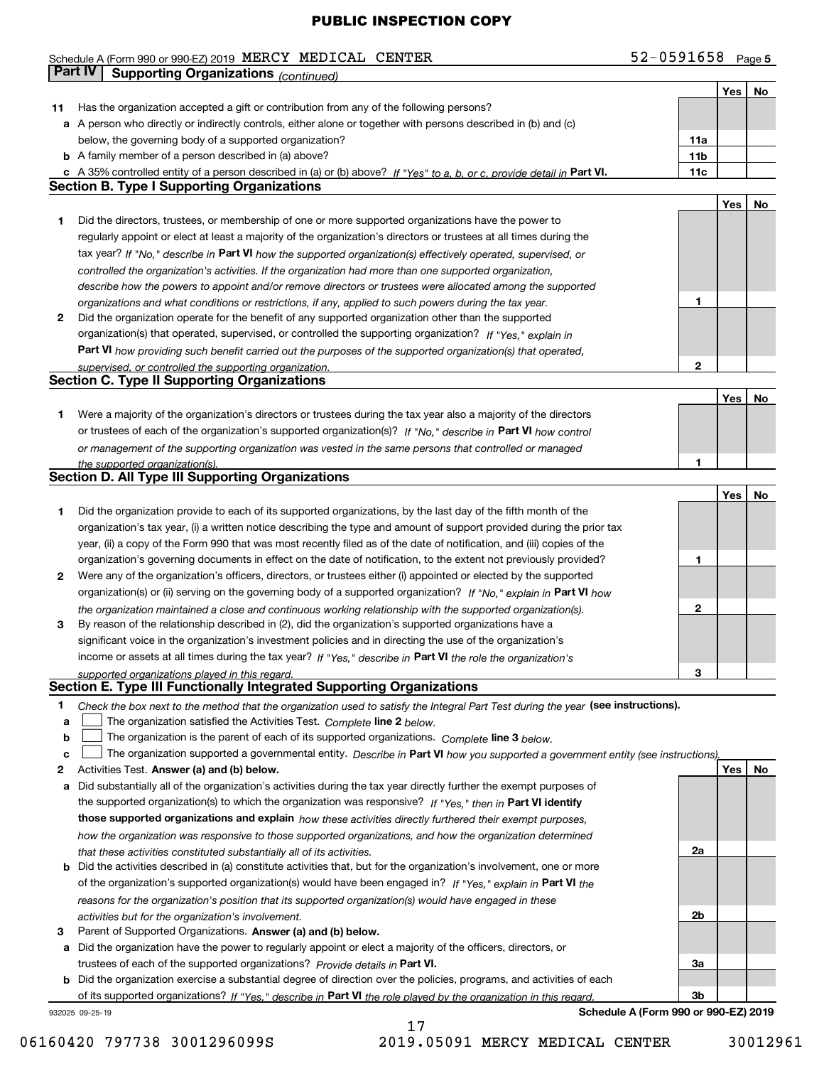PUBLIC INSPECTION COPY

Schedule A (Form 990 or 990-EZ) 2019 MERCY MEDICAL CENTER 52-0591658 Page 5

**Part IV | Supporting Organizations** *(continued)*

| | | | Yes | No |
|---|---|---|---|---|
| **11** | Has the organization accepted a gift or contribution from any of the following persons? | | | |
| **a** | A person who directly or indirectly controls, either alone or together with persons described in (b) and (c) below, the governing body of a supported organization? | **11a** | | |
| **b** | A family member of a person described in (a) above? | **11b** | | |
| **c** | A 35% controlled entity of a person described in (a) or (b) above? *If "Yes" to a, b, or c, provide detail in* **Part VI.** | **11c** | | |

**Section B. Type I Supporting Organizations**

| | | | Yes | No |
|---|---|---|---|---|
| **1** | Did the directors, trustees, or membership of one or more supported organizations have the power to regularly appoint or elect at least a majority of the organization's directors or trustees at all times during the tax year? *If "No," describe in* **Part VI** *how the supported organization(s) effectively operated, supervised, or controlled the organization's activities. If the organization had more than one supported organization, describe how the powers to appoint and/or remove directors or trustees were allocated among the supported organizations and what conditions or restrictions, if any, applied to such powers during the tax year.* | **1** | | |
| **2** | Did the organization operate for the benefit of any supported organization other than the supported organization(s) that operated, supervised, or controlled the supporting organization? *If "Yes," explain in* **Part VI** *how providing such benefit carried out the purposes of the supported organization(s) that operated, supervised, or controlled the supporting organization.* | **2** | | |

**Section C. Type II Supporting Organizations**

| | | | Yes | No |
|---|---|---|---|---|
| **1** | Were a majority of the organization's directors or trustees during the tax year also a majority of the directors or trustees of each of the organization's supported organization(s)? *If "No," describe in* **Part VI** *how control or management of the supporting organization was vested in the same persons that controlled or managed the supported organization(s).* | **1** | | |

**Section D. All Type III Supporting Organizations**

| | | | Yes | No |
|---|---|---|---|---|
| **1** | Did the organization provide to each of its supported organizations, by the last day of the fifth month of the organization's tax year, (i) a written notice describing the type and amount of support provided during the prior tax year, (ii) a copy of the Form 990 that was most recently filed as of the date of notification, and (iii) copies of the organization's governing documents in effect on the date of notification, to the extent not previously provided? | **1** | | |
| **2** | Were any of the organization's officers, directors, or trustees either (i) appointed or elected by the supported organization(s) or (ii) serving on the governing body of a supported organization? *If "No," explain in* **Part VI** *how the organization maintained a close and continuous working relationship with the supported organization(s).* | **2** | | |
| **3** | By reason of the relationship described in (2), did the organization's supported organizations have a significant voice in the organization's investment policies and in directing the use of the organization's income or assets at all times during the tax year? *If "Yes," describe in* **Part VI** *the role the organization's supported organizations played in this regard.* | **3** | | |

**Section E. Type III Functionally Integrated Supporting Organizations**

**1** *Check the box next to the method that the organization used to satisfy the Integral Part Test during the year* **(see instructions).**

**a** ☐ The organization satisfied the Activities Test. *Complete* **line 2** *below.*

**b** ☐ The organization is the parent of each of its supported organizations. *Complete* **line 3** *below.*

**c** ☐ The organization supported a governmental entity. *Describe in* **Part VI** *how you supported a government entity (see instructions).*

| | | | Yes | No |
|---|---|---|---|---|
| **2** | Activities Test. **Answer (a) and (b) below.** | | | |
| **a** | Did substantially all of the organization's activities during the tax year directly further the exempt purposes of the supported organization(s) to which the organization was responsive? *If "Yes," then in* **Part VI identify those supported organizations and explain** *how these activities directly furthered their exempt purposes, how the organization was responsive to those supported organizations, and how the organization determined that these activities constituted substantially all of its activities.* | **2a** | | |
| **b** | Did the activities described in (a) constitute activities that, but for the organization's involvement, one or more of the organization's supported organization(s) would have been engaged in? *If "Yes," explain in* **Part VI** *the reasons for the organization's position that its supported organization(s) would have engaged in these activities but for the organization's involvement.* | **2b** | | |
| **3** | Parent of Supported Organizations. **Answer (a) and (b) below.** | | | |
| **a** | Did the organization have the power to regularly appoint or elect a majority of the officers, directors, or trustees of each of the supported organizations? *Provide details in* **Part VI.** | **3a** | | |
| **b** | Did the organization exercise a substantial degree of direction over the policies, programs, and activities of each of its supported organizations? *If "Yes," describe in* **Part VI** *the role played by the organization in this regard.* | **3b** | | |

932025 09-25-19 **Schedule A (Form 990 or 990-EZ) 2019**

06160420 797738 3001296099S 2019.05091 MERCY MEDICAL CENTER 30012961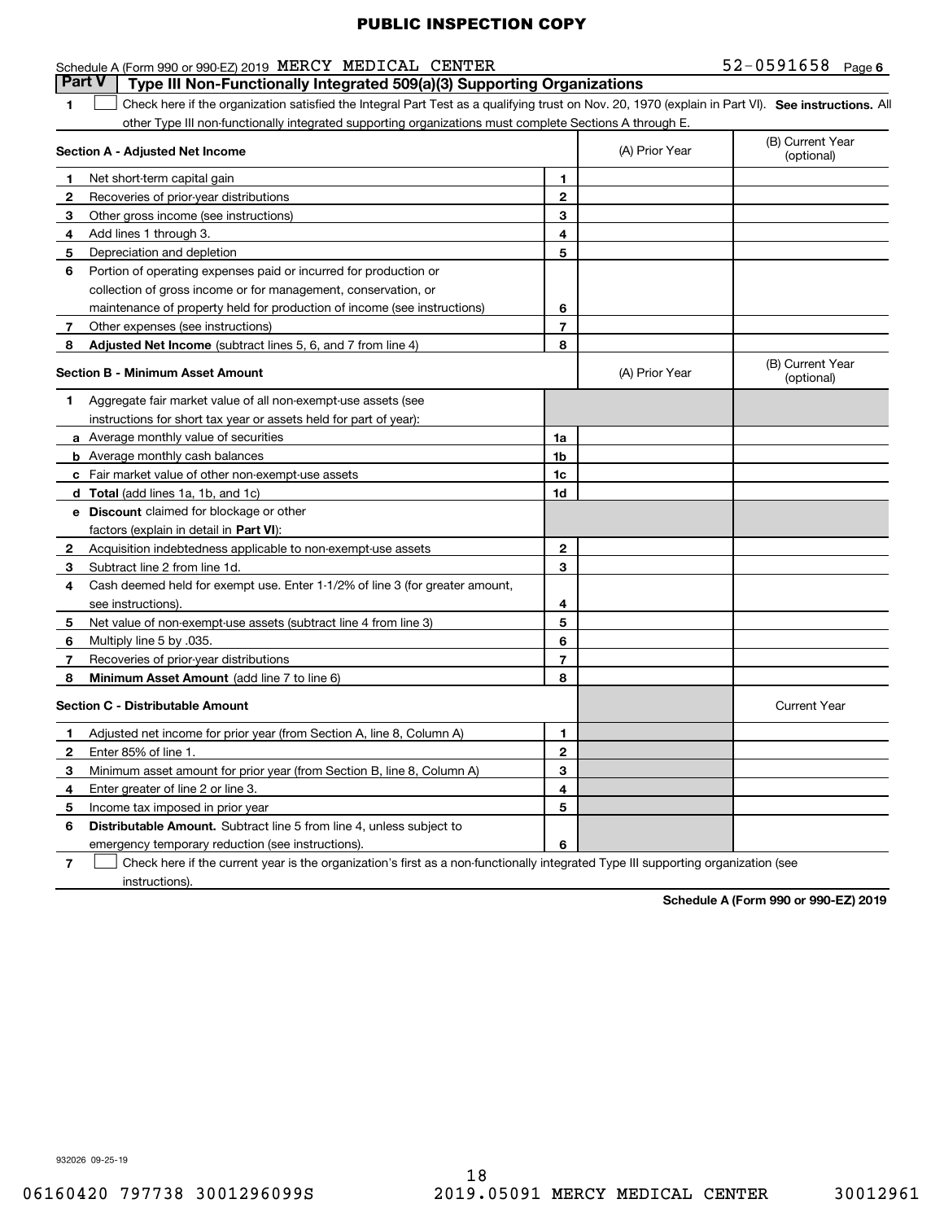PUBLIC INSPECTION COPY

Schedule A (Form 990 or 990-EZ) 2019 MERCY MEDICAL CENTER 52-0591658 Page 6

**Part V | Type III Non-Functionally Integrated 509(a)(3) Supporting Organizations**

1 ☐ Check here if the organization satisfied the Integral Part Test as a qualifying trust on Nov. 20, 1970 (explain in Part VI). **See instructions.** All other Type III non-functionally integrated supporting organizations must complete Sections A through E.

| **Section A - Adjusted Net Income** | | | (A) Prior Year | (B) Current Year (optional) |
|---|---|---|---|---|
| **1** | Net short-term capital gain | 1 | | |
| **2** | Recoveries of prior-year distributions | 2 | | |
| **3** | Other gross income (see instructions) | 3 | | |
| **4** | Add lines 1 through 3. | 4 | | |
| **5** | Depreciation and depletion | 5 | | |
| **6** | Portion of operating expenses paid or incurred for production or collection of gross income or for management, conservation, or maintenance of property held for production of income (see instructions) | 6 | | |
| **7** | Other expenses (see instructions) | 7 | | |
| **8** | **Adjusted Net Income** (subtract lines 5, 6, and 7 from line 4) | 8 | | |

| **Section B - Minimum Asset Amount** | | | (A) Prior Year | (B) Current Year (optional) |
|---|---|---|---|---|
| **1** | Aggregate fair market value of all non-exempt-use assets (see instructions for short tax year or assets held for part of year): | | | |
| **a** | Average monthly value of securities | 1a | | |
| **b** | Average monthly cash balances | 1b | | |
| **c** | Fair market value of other non-exempt-use assets | 1c | | |
| **d** | **Total** (add lines 1a, 1b, and 1c) | 1d | | |
| **e** | **Discount** claimed for blockage or other factors (explain in detail in **Part VI**): | | | |
| **2** | Acquisition indebtedness applicable to non-exempt-use assets | 2 | | |
| **3** | Subtract line 2 from line 1d. | 3 | | |
| **4** | Cash deemed held for exempt use. Enter 1-1/2% of line 3 (for greater amount, see instructions). | 4 | | |
| **5** | Net value of non-exempt-use assets (subtract line 4 from line 3) | 5 | | |
| **6** | Multiply line 5 by .035. | 6 | | |
| **7** | Recoveries of prior-year distributions | 7 | | |
| **8** | **Minimum Asset Amount** (add line 7 to line 6) | 8 | | |

| **Section C - Distributable Amount** | | | | Current Year |
|---|---|---|---|---|
| **1** | Adjusted net income for prior year (from Section A, line 8, Column A) | 1 | | |
| **2** | Enter 85% of line 1. | 2 | | |
| **3** | Minimum asset amount for prior year (from Section B, line 8, Column A) | 3 | | |
| **4** | Enter greater of line 2 or line 3. | 4 | | |
| **5** | Income tax imposed in prior year | 5 | | |
| **6** | **Distributable Amount.** Subtract line 5 from line 4, unless subject to emergency temporary reduction (see instructions). | 6 | | |

7 ☐ Check here if the current year is the organization's first as a non-functionally integrated Type III supporting organization (see instructions).

**Schedule A (Form 990 or 990-EZ) 2019**

932026 09-25-19

06160420 797738 3001296099S 2019.05091 MERCY MEDICAL CENTER 30012961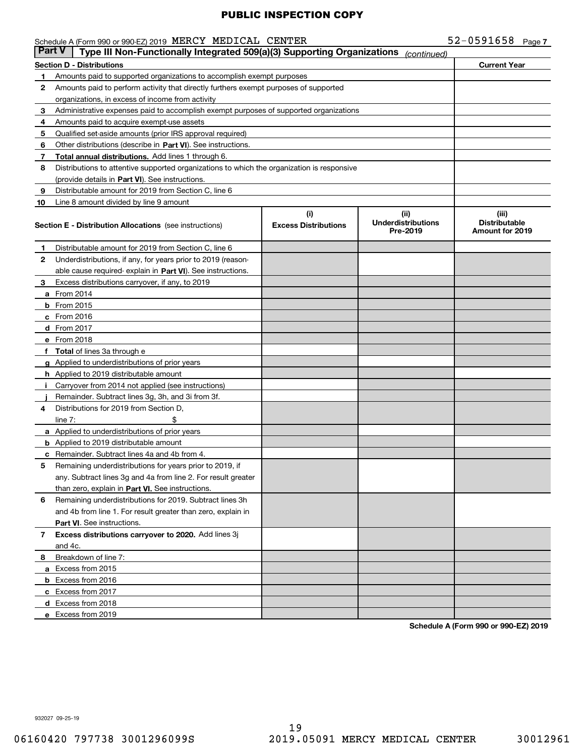PUBLIC INSPECTION COPY

Schedule A (Form 990 or 990-EZ) 2019 MERCY MEDICAL CENTER 52-0591658 Page 7

**Part V** **Type III Non-Functionally Integrated 509(a)(3) Supporting Organizations** *(continued)*

| **Section D - Distributions** | | **Current Year** |
|---|---|---|
| 1 | Amounts paid to supported organizations to accomplish exempt purposes | |
| 2 | Amounts paid to perform activity that directly furthers exempt purposes of supported organizations, in excess of income from activity | |
| 3 | Administrative expenses paid to accomplish exempt purposes of supported organizations | |
| 4 | Amounts paid to acquire exempt-use assets | |
| 5 | Qualified set-aside amounts (prior IRS approval required) | |
| 6 | Other distributions (describe in **Part VI**). See instructions. | |
| 7 | **Total annual distributions.** Add lines 1 through 6. | |
| 8 | Distributions to attentive supported organizations to which the organization is responsive (provide details in **Part VI**). See instructions. | |
| 9 | Distributable amount for 2019 from Section C, line 6 | |
| 10 | Line 8 amount divided by line 9 amount | |

| | **Section E - Distribution Allocations** (see instructions) | **(i) Excess Distributions** | **(ii) Underdistributions Pre-2019** | **(iii) Distributable Amount for 2019** |
|---|---|---|---|---|
| 1 | Distributable amount for 2019 from Section C, line 6 | | | |
| 2 | Underdistributions, if any, for years prior to 2019 (reasonable cause required- explain in **Part VI**). See instructions. | | | |
| 3 | Excess distributions carryover, if any, to 2019 | | | |
| a | From 2014 | | | |
| b | From 2015 | | | |
| c | From 2016 | | | |
| d | From 2017 | | | |
| e | From 2018 | | | |
| f | **Total** of lines 3a through e | | | |
| g | Applied to underdistributions of prior years | | | |
| h | Applied to 2019 distributable amount | | | |
| i | Carryover from 2014 not applied (see instructions) | | | |
| j | Remainder. Subtract lines 3g, 3h, and 3i from 3f. | | | |
| 4 | Distributions for 2019 from Section D, line 7: $ | | | |
| a | Applied to underdistributions of prior years | | | |
| b | Applied to 2019 distributable amount | | | |
| c | Remainder. Subtract lines 4a and 4b from 4. | | | |
| 5 | Remaining underdistributions for years prior to 2019, if any. Subtract lines 3g and 4a from line 2. For result greater than zero, explain in **Part VI**. See instructions. | | | |
| 6 | Remaining underdistributions for 2019. Subtract lines 3h and 4b from line 1. For result greater than zero, explain in **Part VI**. See instructions. | | | |
| 7 | **Excess distributions carryover to 2020.** Add lines 3j and 4c. | | | |
| 8 | Breakdown of line 7: | | | |
| a | Excess from 2015 | | | |
| b | Excess from 2016 | | | |
| c | Excess from 2017 | | | |
| d | Excess from 2018 | | | |
| e | Excess from 2019 | | | |

**Schedule A (Form 990 or 990-EZ) 2019**

932027 09-25-19

06160420 797738 3001296099S 2019.05091 MERCY MEDICAL CENTER 30012961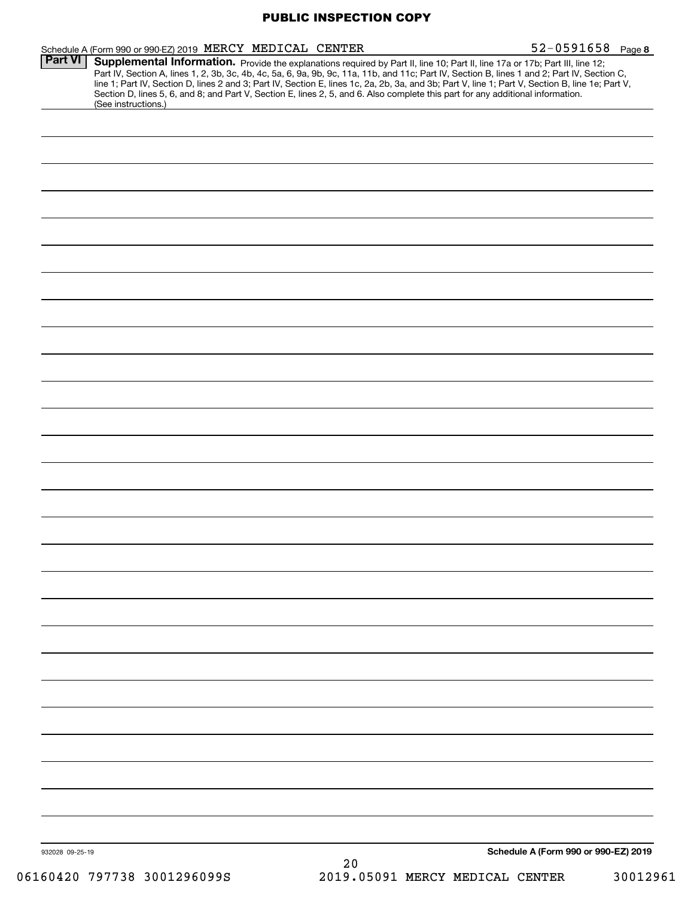**PUBLIC INSPECTION COPY**

Schedule A (Form 990 or 990-EZ) 2019 MERCY MEDICAL CENTER 52-0591658 Page **8**

**Part VI** **Supplemental Information.** Provide the explanations required by Part II, line 10; Part II, line 17a or 17b; Part III, line 12; Part IV, Section A, lines 1, 2, 3b, 3c, 4b, 4c, 5a, 6, 9a, 9b, 9c, 11a, 11b, and 11c; Part IV, Section B, lines 1 and 2; Part IV, Section C, line 1; Part IV, Section D, lines 2 and 3; Part IV, Section E, lines 1c, 2a, 2b, 3a, and 3b; Part V, line 1; Part V, Section B, line 1e; Part V, Section D, lines 5, 6, and 8; and Part V, Section E, lines 2, 5, and 6. Also complete this part for any additional information. (See instructions.)

932028 09-25-19

**Schedule A (Form 990 or 990-EZ) 2019**

06160420 797738 3001296099S 2019.05091 MERCY MEDICAL CENTER 30012961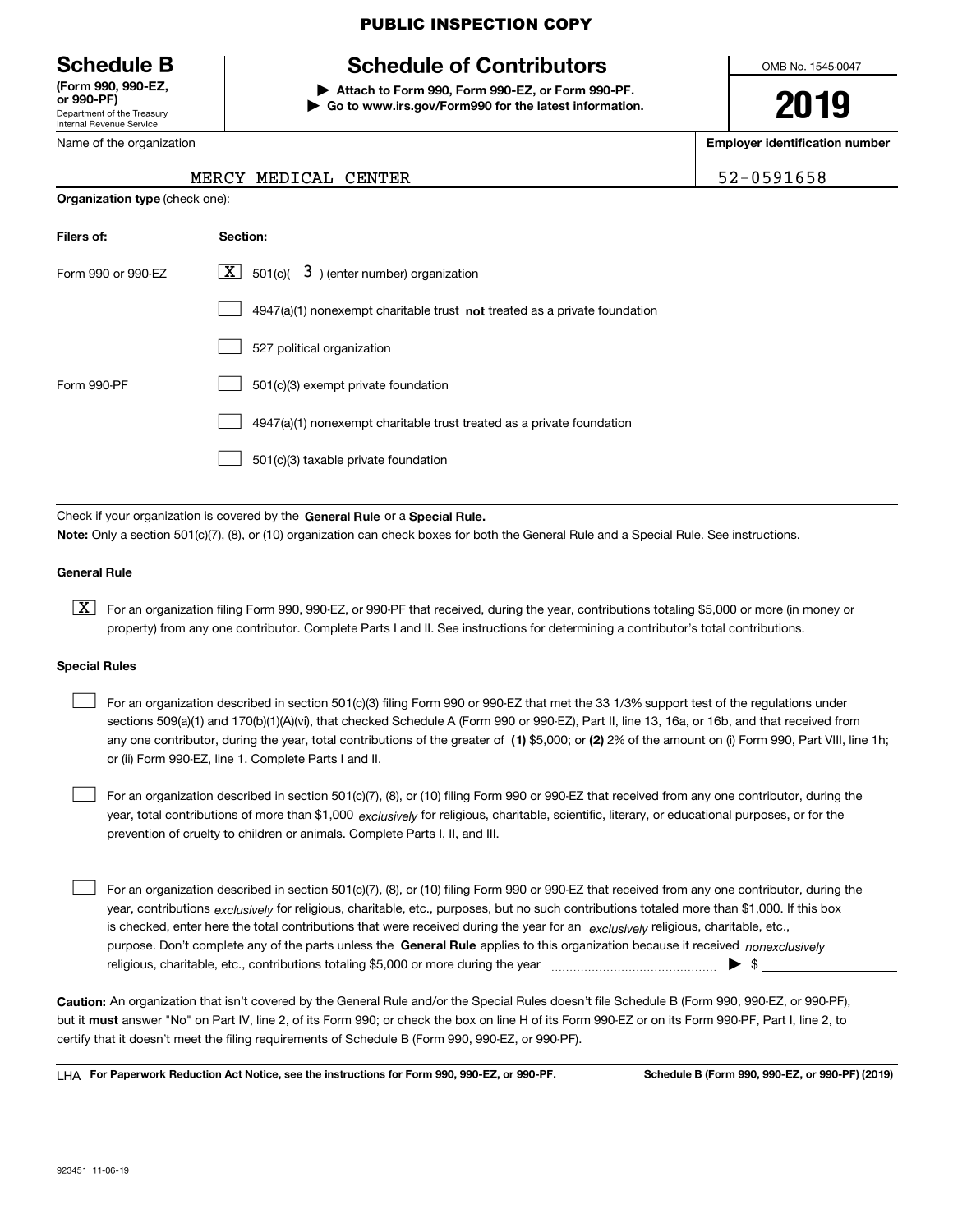PUBLIC INSPECTION COPY

**Schedule B**
**(Form 990, 990-EZ, or 990-PF)**
Department of the Treasury
Internal Revenue Service

# Schedule of Contributors

▶ **Attach to Form 990, Form 990-EZ, or Form 990-PF.**
▶ **Go to www.irs.gov/Form990 for the latest information.**

OMB No. 1545-0047

**2019**

Name of the organization: MERCY MEDICAL CENTER

**Employer identification number**: 52-0591658

**Organization type** (check one):

| **Filers of:** | **Section:** |
|---|---|
| Form 990 or 990-EZ | [X] 501(c)( 3 ) (enter number) organization |
| | [ ] 4947(a)(1) nonexempt charitable trust **not** treated as a private foundation |
| | [ ] 527 political organization |
| Form 990-PF | [ ] 501(c)(3) exempt private foundation |
| | [ ] 4947(a)(1) nonexempt charitable trust treated as a private foundation |
| | [ ] 501(c)(3) taxable private foundation |

Check if your organization is covered by the **General Rule** or a **Special Rule.**

**Note:** Only a section 501(c)(7), (8), or (10) organization can check boxes for both the General Rule and a Special Rule. See instructions.

**General Rule**

[X] For an organization filing Form 990, 990-EZ, or 990-PF that received, during the year, contributions totaling $5,000 or more (in money or property) from any one contributor. Complete Parts I and II. See instructions for determining a contributor's total contributions.

**Special Rules**

[ ] For an organization described in section 501(c)(3) filing Form 990 or 990-EZ that met the 33 1/3% support test of the regulations under sections 509(a)(1) and 170(b)(1)(A)(vi), that checked Schedule A (Form 990 or 990-EZ), Part II, line 13, 16a, or 16b, and that received from any one contributor, during the year, total contributions of the greater of **(1)** $5,000; or **(2)** 2% of the amount on (i) Form 990, Part VIII, line 1h; or (ii) Form 990-EZ, line 1. Complete Parts I and II.

[ ] For an organization described in section 501(c)(7), (8), or (10) filing Form 990 or 990-EZ that received from any one contributor, during the year, total contributions of more than $1,000 *exclusively* for religious, charitable, scientific, literary, or educational purposes, or for the prevention of cruelty to children or animals. Complete Parts I, II, and III.

[ ] For an organization described in section 501(c)(7), (8), or (10) filing Form 990 or 990-EZ that received from any one contributor, during the year, contributions *exclusively* for religious, charitable, etc., purposes, but no such contributions totaled more than $1,000. If this box is checked, enter here the total contributions that were received during the year for an *exclusively* religious, charitable, etc., purpose. Don't complete any of the parts unless the **General Rule** applies to this organization because it received *nonexclusively* religious, charitable, etc., contributions totaling $5,000 or more during the year ▶ $

**Caution:** An organization that isn't covered by the General Rule and/or the Special Rules doesn't file Schedule B (Form 990, 990-EZ, or 990-PF), but it **must** answer "No" on Part IV, line 2, of its Form 990; or check the box on line H of its Form 990-EZ or on its Form 990-PF, Part I, line 2, to certify that it doesn't meet the filing requirements of Schedule B (Form 990, 990-EZ, or 990-PF).

LHA **For Paperwork Reduction Act Notice, see the instructions for Form 990, 990-EZ, or 990-PF.** **Schedule B (Form 990, 990-EZ, or 990-PF) (2019)**

923451 11-06-19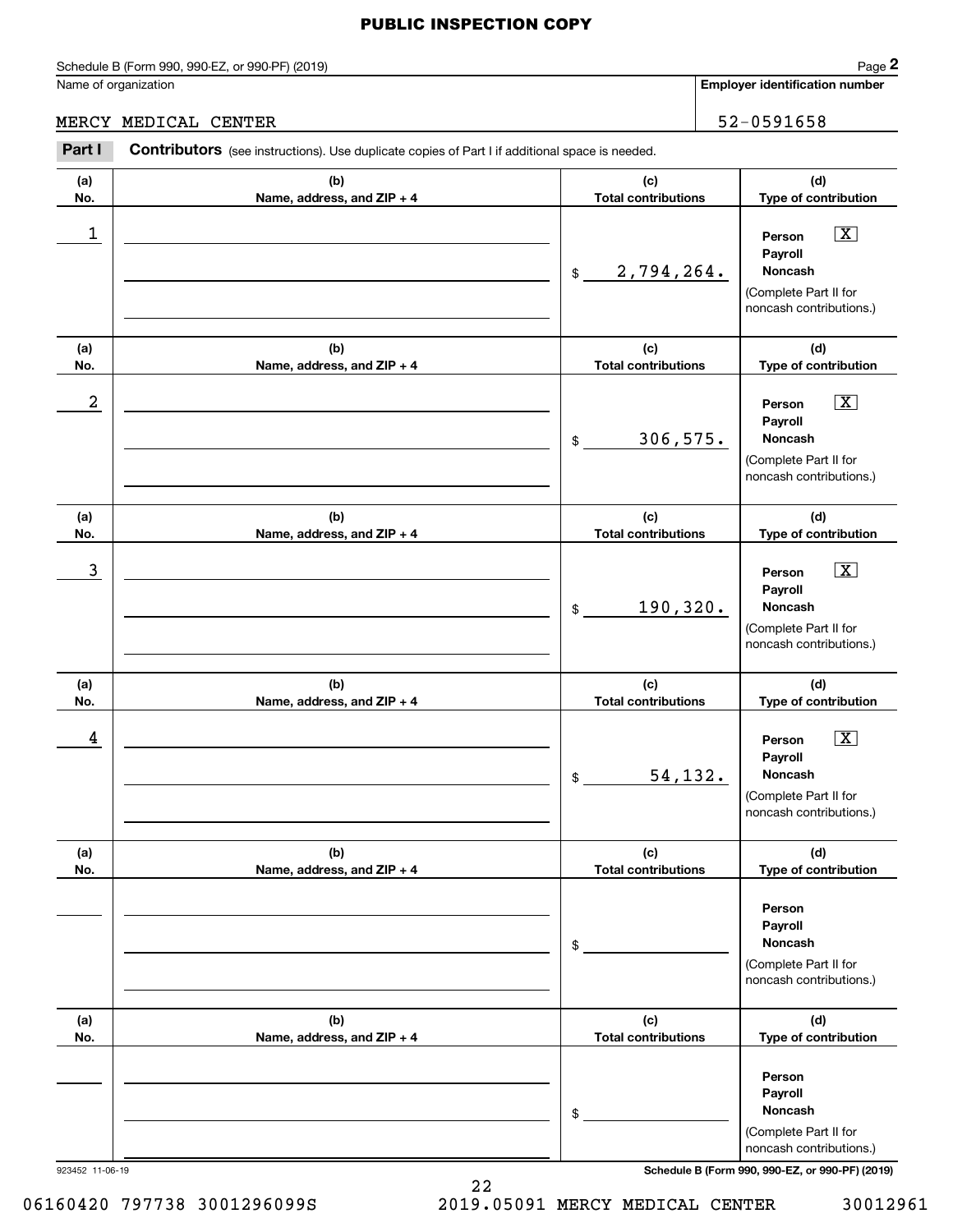**PUBLIC INSPECTION COPY**

Schedule B (Form 990, 990-EZ, or 990-PF) (2019) Page **2**

| Name of organization | Employer identification number |
|---|---|
| MERCY MEDICAL CENTER | 52-0591658 |

**Part I** **Contributors** (see instructions). Use duplicate copies of Part I if additional space is needed.

| (a) No. | (b) Name, address, and ZIP + 4 | (c) Total contributions | (d) Type of contribution |
|---|---|---|---|
| 1 | | $ 2,794,264. | Person [X] Payroll [ ] Noncash [ ] (Complete Part II for noncash contributions.) |
| 2 | | $ 306,575. | Person [X] Payroll [ ] Noncash [ ] (Complete Part II for noncash contributions.) |
| 3 | | $ 190,320. | Person [X] Payroll [ ] Noncash [ ] (Complete Part II for noncash contributions.) |
| 4 | | $ 54,132. | Person [X] Payroll [ ] Noncash [ ] (Complete Part II for noncash contributions.) |
| | | $ | Person [ ] Payroll [ ] Noncash [ ] (Complete Part II for noncash contributions.) |
| | | $ | Person [ ] Payroll [ ] Noncash [ ] (Complete Part II for noncash contributions.) |

923452 11-06-19 **Schedule B (Form 990, 990-EZ, or 990-PF) (2019)**

06160420 797738 3001296099S 2019.05091 MERCY MEDICAL CENTER 30012961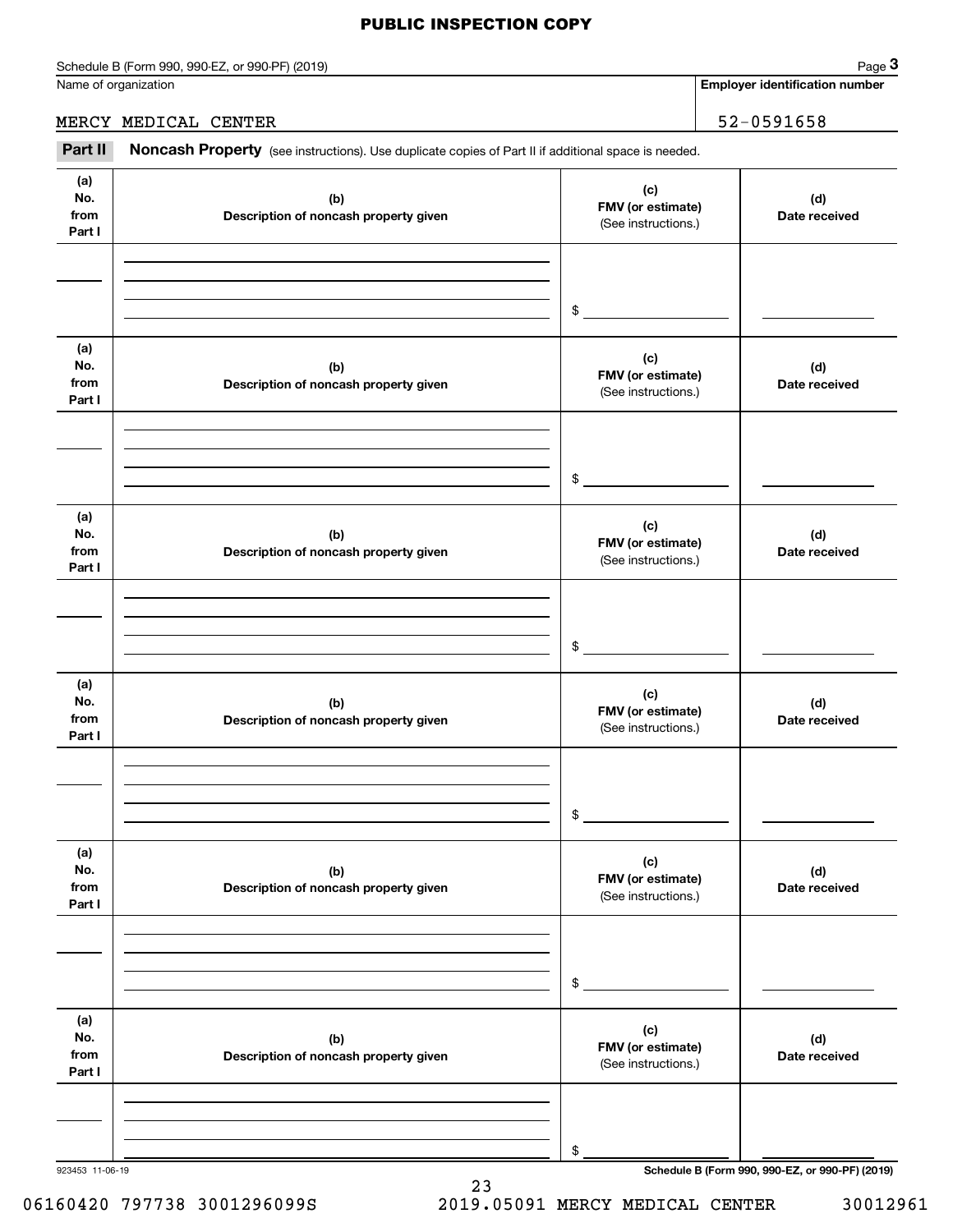**PUBLIC INSPECTION COPY**

Schedule B (Form 990, 990-EZ, or 990-PF) (2019) Page **3**

Name of organization: MERCY MEDICAL CENTER

**Employer identification number**: 52-0591658

**Part II** **Noncash Property** (see instructions). Use duplicate copies of Part II if additional space is needed.

| (a) No. from Part I | (b) Description of noncash property given | (c) FMV (or estimate) (See instructions.) | (d) Date received |
|---|---|---|---|
| | | $ | |

| (a) No. from Part I | (b) Description of noncash property given | (c) FMV (or estimate) (See instructions.) | (d) Date received |
|---|---|---|---|
| | | $ | |

| (a) No. from Part I | (b) Description of noncash property given | (c) FMV (or estimate) (See instructions.) | (d) Date received |
|---|---|---|---|
| | | $ | |

| (a) No. from Part I | (b) Description of noncash property given | (c) FMV (or estimate) (See instructions.) | (d) Date received |
|---|---|---|---|
| | | $ | |

| (a) No. from Part I | (b) Description of noncash property given | (c) FMV (or estimate) (See instructions.) | (d) Date received |
|---|---|---|---|
| | | $ | |

| (a) No. from Part I | (b) Description of noncash property given | (c) FMV (or estimate) (See instructions.) | (d) Date received |
|---|---|---|---|
| | | $ | |

923453 11-06-19 **Schedule B (Form 990, 990-EZ, or 990-PF) (2019)**

06160420 797738 3001296099S 2019.05091 MERCY MEDICAL CENTER 30012961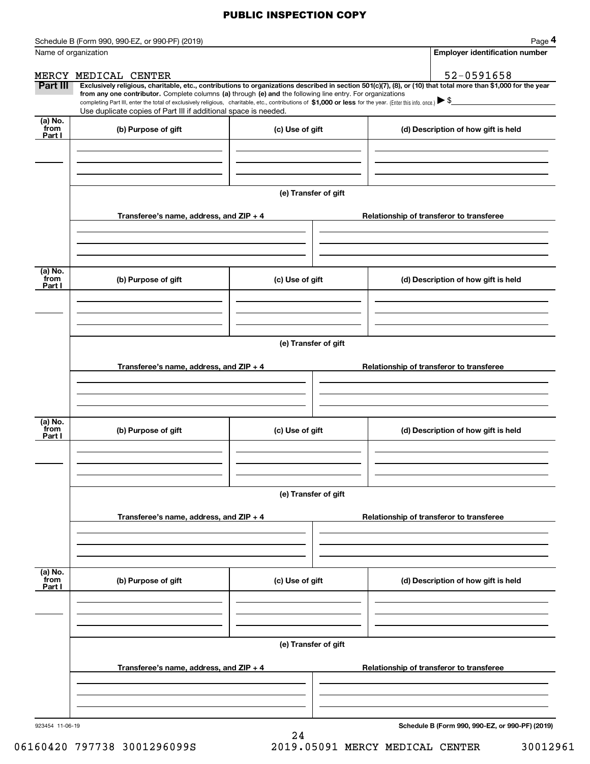PUBLIC INSPECTION COPY

Schedule B (Form 990, 990-EZ, or 990-PF) (2019) Page **4**

| Name of organization | Employer identification number |
|---|---|
| MERCY MEDICAL CENTER | 52-0591658 |

**Part III** **Exclusively religious, charitable, etc., contributions to organizations described in section 501(c)(7), (8), or (10) that total more than $1,000 for the year from any one contributor.** Complete columns **(a)** through **(e)** and the following line entry. For organizations completing Part III, enter the total of exclusively religious, charitable, etc., contributions of **$1,000 or less** for the year. (Enter this info. once.) ▶ $

Use duplicate copies of Part III if additional space is needed.

| (a) No. from Part I | (b) Purpose of gift | (c) Use of gift | (d) Description of how gift is held |
|---|---|---|---|
| | | | |

**(e) Transfer of gift**

| Transferee's name, address, and ZIP + 4 | Relationship of transferor to transferee |
|---|---|
| | |

| (a) No. from Part I | (b) Purpose of gift | (c) Use of gift | (d) Description of how gift is held |
|---|---|---|---|
| | | | |

**(e) Transfer of gift**

| Transferee's name, address, and ZIP + 4 | Relationship of transferor to transferee |
|---|---|
| | |

| (a) No. from Part I | (b) Purpose of gift | (c) Use of gift | (d) Description of how gift is held |
|---|---|---|---|
| | | | |

**(e) Transfer of gift**

| Transferee's name, address, and ZIP + 4 | Relationship of transferor to transferee |
|---|---|
| | |

| (a) No. from Part I | (b) Purpose of gift | (c) Use of gift | (d) Description of how gift is held |
|---|---|---|---|
| | | | |

**(e) Transfer of gift**

| Transferee's name, address, and ZIP + 4 | Relationship of transferor to transferee |
|---|---|
| | |

923454 11-06-19 **Schedule B (Form 990, 990-EZ, or 990-PF) (2019)**

06160420 797738 3001296099S 2019.05091 MERCY MEDICAL CENTER 30012961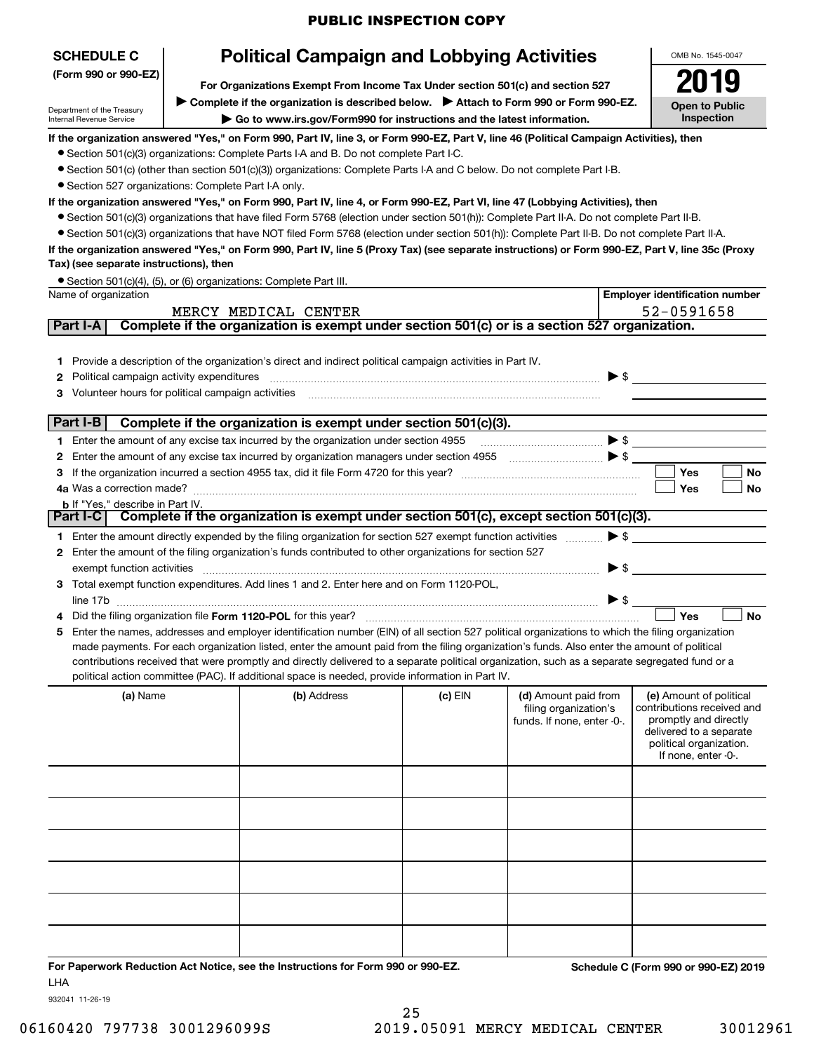PUBLIC INSPECTION COPY

**SCHEDULE C** (Form 990 or 990-EZ)

Department of the Treasury
Internal Revenue Service

# Political Campaign and Lobbying Activities

**For Organizations Exempt From Income Tax Under section 501(c) and section 527**

▶ Complete if the organization is described below. ▶ Attach to Form 990 or Form 990-EZ.

▶ Go to www.irs.gov/Form990 for instructions and the latest information.

OMB No. 1545-0047

**2019**

**Open to Public Inspection**

**If the organization answered "Yes," on Form 990, Part IV, line 3, or Form 990-EZ, Part V, line 46 (Political Campaign Activities), then**

- Section 501(c)(3) organizations: Complete Parts I-A and B. Do not complete Part I-C.
- Section 501(c) (other than section 501(c)(3)) organizations: Complete Parts I-A and C below. Do not complete Part I-B.
- Section 527 organizations: Complete Part I-A only.

**If the organization answered "Yes," on Form 990, Part IV, line 4, or Form 990-EZ, Part VI, line 47 (Lobbying Activities), then**

- Section 501(c)(3) organizations that have filed Form 5768 (election under section 501(h)): Complete Part II-A. Do not complete Part II-B.
- Section 501(c)(3) organizations that have NOT filed Form 5768 (election under section 501(h)): Complete Part II-B. Do not complete Part II-A.

**If the organization answered "Yes," on Form 990, Part IV, line 5 (Proxy Tax) (see separate instructions) or Form 990-EZ, Part V, line 35c (Proxy Tax) (see separate instructions), then**

- Section 501(c)(4), (5), or (6) organizations: Complete Part III.

| Name of organization | Employer identification number |
|---|---|
| MERCY MEDICAL CENTER | 52-0591658 |

**Part I-A** **Complete if the organization is exempt under section 501(c) or is a section 527 organization.**

1. Provide a description of the organization's direct and indirect political campaign activities in Part IV.
2. Political campaign activity expenditures ▶ $
3. Volunteer hours for political campaign activities

**Part I-B** **Complete if the organization is exempt under section 501(c)(3).**

1. Enter the amount of any excise tax incurred by the organization under section 4955 ▶ $
2. Enter the amount of any excise tax incurred by organization managers under section 4955 ▶ $
3. If the organization incurred a section 4955 tax, did it file Form 4720 for this year? ☐ Yes ☐ No

4a Was a correction made? ☐ Yes ☐ No

b If "Yes," describe in Part IV.

**Part I-C** **Complete if the organization is exempt under section 501(c), except section 501(c)(3).**

1. Enter the amount directly expended by the filing organization for section 527 exempt function activities ▶ $
2. Enter the amount of the filing organization's funds contributed to other organizations for section 527 exempt function activities ▶ $
3. Total exempt function expenditures. Add lines 1 and 2. Enter here and on Form 1120-POL, line 17b ▶ $
4. Did the filing organization file **Form 1120-POL** for this year? ☐ Yes ☐ No
5. Enter the names, addresses and employer identification number (EIN) of all section 527 political organizations to which the filing organization made payments. For each organization listed, enter the amount paid from the filing organization's funds. Also enter the amount of political contributions received that were promptly and directly delivered to a separate political organization, such as a separate segregated fund or a political action committee (PAC). If additional space is needed, provide information in Part IV.

| (a) Name | (b) Address | (c) EIN | (d) Amount paid from filing organization's funds. If none, enter -0-. | (e) Amount of political contributions received and promptly and directly delivered to a separate political organization. If none, enter -0-. |
|---|---|---|---|---|
| | | | | |
| | | | | |
| | | | | |
| | | | | |
| | | | | |
| | | | | |

**For Paperwork Reduction Act Notice, see the Instructions for Form 990 or 990-EZ.** **Schedule C (Form 990 or 990-EZ) 2019**

LHA

932041 11-26-19

06160420 797738 3001296099S 2019.05091 MERCY MEDICAL CENTER 30012961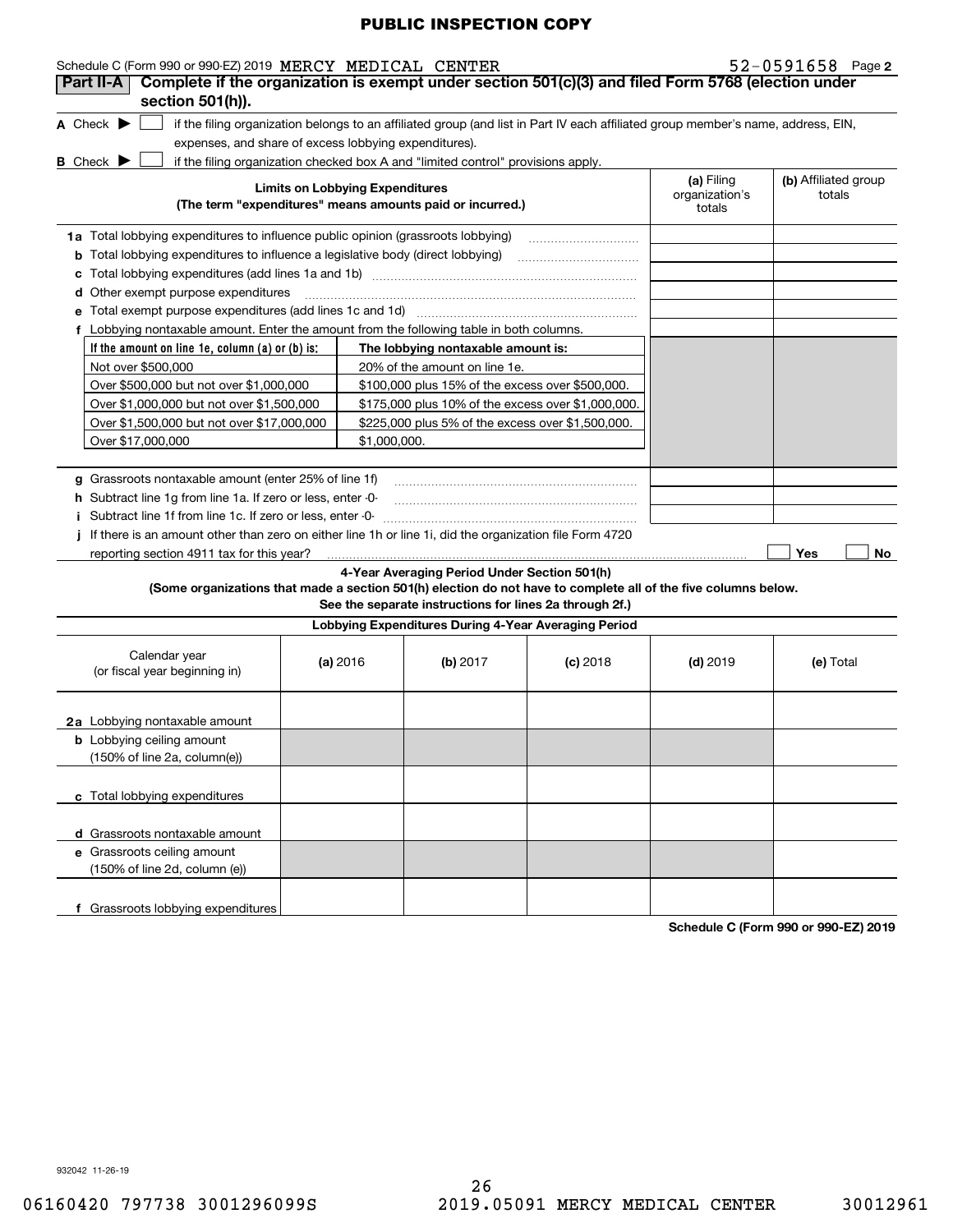PUBLIC INSPECTION COPY

Schedule C (Form 990 or 990-EZ) 2019 MERCY MEDICAL CENTER 52-0591658 Page 2

**Part II-A** **Complete if the organization is exempt under section 501(c)(3) and filed Form 5768 (election under section 501(h)).**

**A** Check ▶ ☐ if the filing organization belongs to an affiliated group (and list in Part IV each affiliated group member's name, address, EIN, expenses, and share of excess lobbying expenditures).

**B** Check ▶ ☐ if the filing organization checked box A and "limited control" provisions apply.

| Limits on Lobbying Expenditures (The term "expenditures" means amounts paid or incurred.) | (a) Filing organization's totals | (b) Affiliated group totals |
|---|---|---|
| **1a** Total lobbying expenditures to influence public opinion (grassroots lobbying) | | |
| **b** Total lobbying expenditures to influence a legislative body (direct lobbying) | | |
| **c** Total lobbying expenditures (add lines 1a and 1b) | | |
| **d** Other exempt purpose expenditures | | |
| **e** Total exempt purpose expenditures (add lines 1c and 1d) | | |
| **f** Lobbying nontaxable amount. Enter the amount from the following table in both columns. | | |

| If the amount on line 1e, column (a) or (b) is: | The lobbying nontaxable amount is: |
|---|---|
| Not over $500,000 | 20% of the amount on line 1e. |
| Over $500,000 but not over $1,000,000 | $100,000 plus 15% of the excess over $500,000. |
| Over $1,000,000 but not over $1,500,000 | $175,000 plus 10% of the excess over $1,000,000. |
| Over $1,500,000 but not over $17,000,000 | $225,000 plus 5% of the excess over $1,500,000. |
| Over $17,000,000 | $1,000,000. |

| | (a) Filing organization's totals | (b) Affiliated group totals |
|---|---|---|
| **g** Grassroots nontaxable amount (enter 25% of line 1f) | | |
| **h** Subtract line 1g from line 1a. If zero or less, enter -0- | | |
| **i** Subtract line 1f from line 1c. If zero or less, enter -0- | | |

**j** If there is an amount other than zero on either line 1h or line 1i, did the organization file Form 4720 reporting section 4911 tax for this year? ☐ Yes ☐ No

**4-Year Averaging Period Under Section 501(h)**

**(Some organizations that made a section 501(h) election do not have to complete all of the five columns below. See the separate instructions for lines 2a through 2f.)**

**Lobbying Expenditures During 4-Year Averaging Period**

| Calendar year (or fiscal year beginning in) | (a) 2016 | (b) 2017 | (c) 2018 | (d) 2019 | (e) Total |
|---|---|---|---|---|---|
| **2a** Lobbying nontaxable amount | | | | | |
| **b** Lobbying ceiling amount (150% of line 2a, column(e)) | | | | | |
| **c** Total lobbying expenditures | | | | | |
| **d** Grassroots nontaxable amount | | | | | |
| **e** Grassroots ceiling amount (150% of line 2d, column (e)) | | | | | |
| **f** Grassroots lobbying expenditures | | | | | |

**Schedule C (Form 990 or 990-EZ) 2019**

932042 11-26-19

06160420 797738 3001296099S 2019.05091 MERCY MEDICAL CENTER 30012961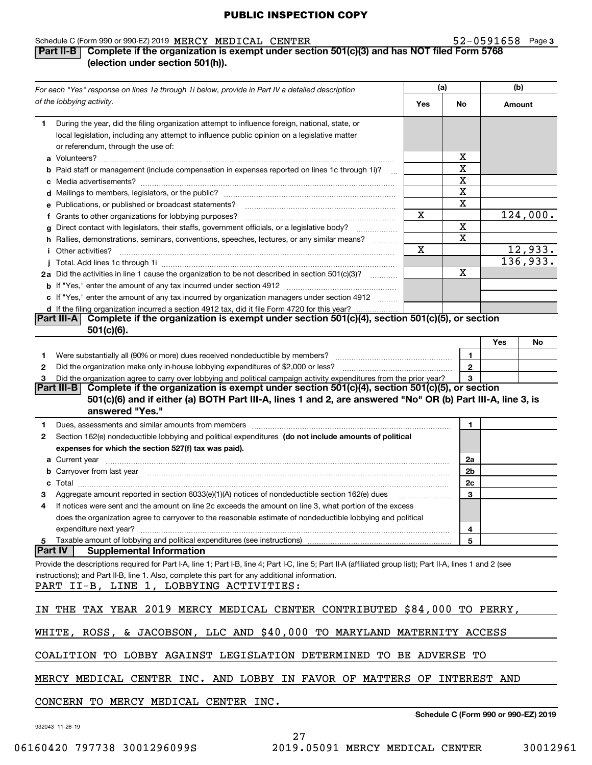PUBLIC INSPECTION COPY

Schedule C (Form 990 or 990-EZ) 2019 MERCY MEDICAL CENTER 52-0591658 Page 3

## Part II-B Complete if the organization is exempt under section 501(c)(3) and has NOT filed Form 5768 (election under section 501(h)).

| For each "Yes" response on lines 1a through 1i below, provide in Part IV a detailed description of the lobbying activity. | (a) Yes | (a) No | (b) Amount |
|---|---|---|---|
| **1** During the year, did the filing organization attempt to influence foreign, national, state, or local legislation, including any attempt to influence public opinion on a legislative matter or referendum, through the use of: | | | |
| **a** Volunteers? | | X | |
| **b** Paid staff or management (include compensation in expenses reported on lines 1c through 1i)? | | X | |
| **c** Media advertisements? | | X | |
| **d** Mailings to members, legislators, or the public? | | X | |
| **e** Publications, or published or broadcast statements? | | X | |
| **f** Grants to other organizations for lobbying purposes? | X | | 124,000. |
| **g** Direct contact with legislators, their staffs, government officials, or a legislative body? | | X | |
| **h** Rallies, demonstrations, seminars, conventions, speeches, lectures, or any similar means? | | X | |
| **i** Other activities? | X | | 12,933. |
| **j** Total. Add lines 1c through 1i | | | 136,933. |
| **2a** Did the activities in line 1 cause the organization to be not described in section 501(c)(3)? | | X | |
| **b** If "Yes," enter the amount of any tax incurred under section 4912 | | | |
| **c** If "Yes," enter the amount of any tax incurred by organization managers under section 4912 | | | |
| **d** If the filing organization incurred a section 4912 tax, did it file Form 4720 for this year? | | | |

## Part III-A Complete if the organization is exempt under section 501(c)(4), section 501(c)(5), or section 501(c)(6).

| | | Yes | No |
|---|---|---|---|
| **1** Were substantially all (90% or more) dues received nondeductible by members? | 1 | | |
| **2** Did the organization make only in-house lobbying expenditures of $2,000 or less? | 2 | | |
| **3** Did the organization agree to carry over lobbying and political campaign activity expenditures from the prior year? | 3 | | |

## Part III-B Complete if the organization is exempt under section 501(c)(4), section 501(c)(5), or section 501(c)(6) and if either (a) BOTH Part III-A, lines 1 and 2, are answered "No" OR (b) Part III-A, line 3, is answered "Yes."

| | | |
|---|---|---|
| **1** Dues, assessments and similar amounts from members | 1 | |
| **2** Section 162(e) nondeductible lobbying and political expenditures **(do not include amounts of political expenses for which the section 527(f) tax was paid).** | | |
| **a** Current year | 2a | |
| **b** Carryover from last year | 2b | |
| **c** Total | 2c | |
| **3** Aggregate amount reported in section 6033(e)(1)(A) notices of nondeductible section 162(e) dues | 3 | |
| **4** If notices were sent and the amount on line 2c exceeds the amount on line 3, what portion of the excess does the organization agree to carryover to the reasonable estimate of nondeductible lobbying and political expenditure next year? | 4 | |
| **5** Taxable amount of lobbying and political expenditures (see instructions) | 5 | |

## Part IV Supplemental Information

Provide the descriptions required for Part I-A, line 1; Part I-B, line 4; Part I-C, line 5; Part II-A (affiliated group list); Part II-A, lines 1 and 2 (see instructions); and Part II-B, line 1. Also, complete this part for any additional information.

PART II-B, LINE 1, LOBBYING ACTIVITIES:

IN THE TAX YEAR 2019 MERCY MEDICAL CENTER CONTRIBUTED $84,000 TO PERRY, WHITE, ROSS, & JACOBSON, LLC AND $40,000 TO MARYLAND MATERNITY ACCESS COALITION TO LOBBY AGAINST LEGISLATION DETERMINED TO BE ADVERSE TO MERCY MEDICAL CENTER INC. AND LOBBY IN FAVOR OF MATTERS OF INTEREST AND CONCERN TO MERCY MEDICAL CENTER INC.

Schedule C (Form 990 or 990-EZ) 2019

932043 11-26-19

06160420 797738 3001296099S 2019.05091 MERCY MEDICAL CENTER 30012961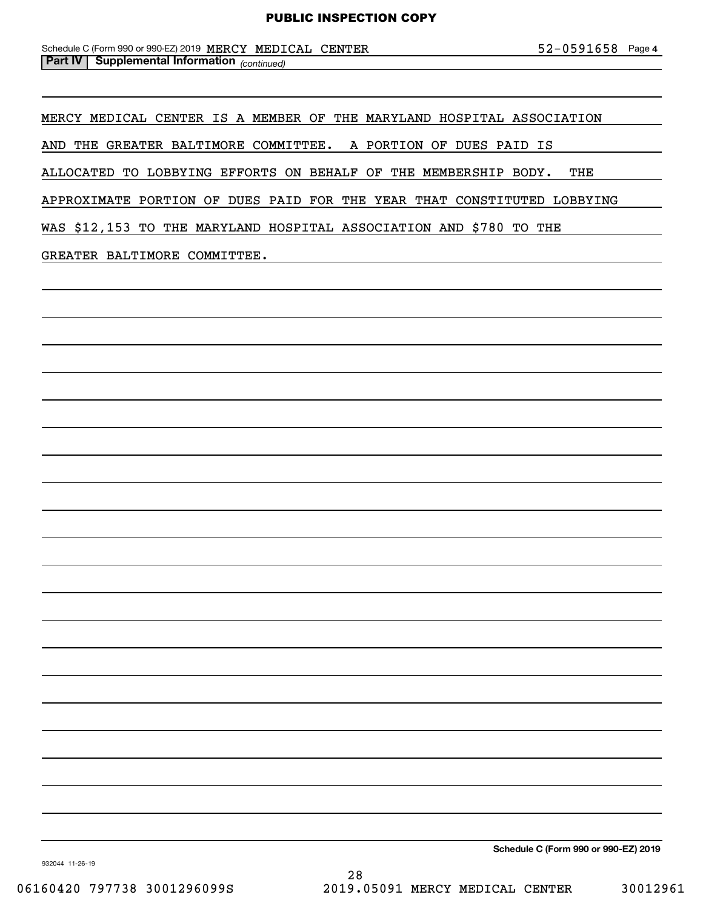**Part IV | Supplemental Information** *(continued)*

MERCY MEDICAL CENTER IS A MEMBER OF THE MARYLAND HOSPITAL ASSOCIATION AND THE GREATER BALTIMORE COMMITTEE. A PORTION OF DUES PAID IS ALLOCATED TO LOBBYING EFFORTS ON BEHALF OF THE MEMBERSHIP BODY. THE APPROXIMATE PORTION OF DUES PAID FOR THE YEAR THAT CONSTITUTED LOBBYING WAS $12,153 TO THE MARYLAND HOSPITAL ASSOCIATION AND $780 TO THE GREATER BALTIMORE COMMITTEE.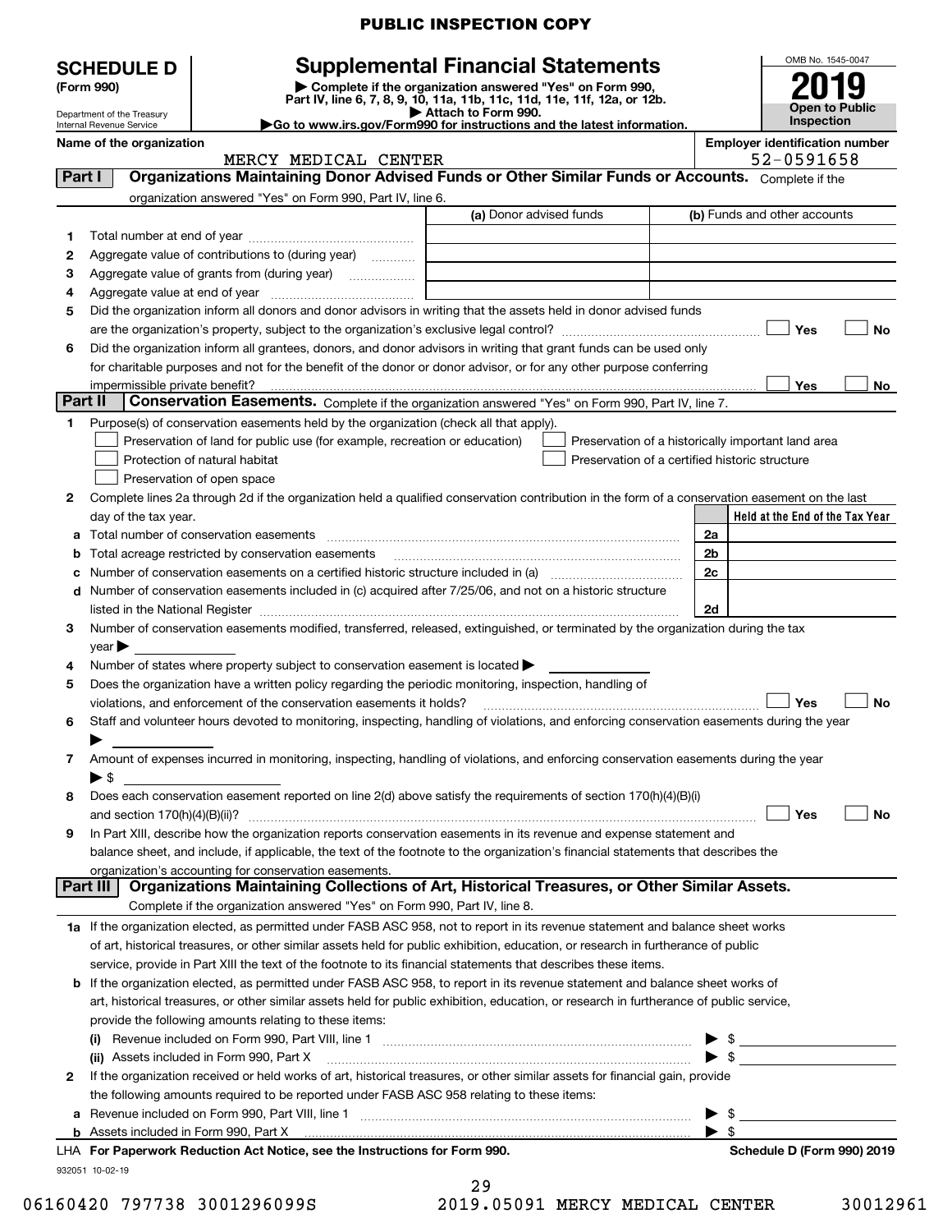PUBLIC INSPECTION COPY

# SCHEDULE D (Form 990)

Department of the Treasury
Internal Revenue Service

## Supplemental Financial Statements

▶ Complete if the organization answered "Yes" on Form 990, Part IV, line 6, 7, 8, 9, 10, 11a, 11b, 11c, 11d, 11e, 11f, 12a, or 12b.
▶ Attach to Form 990.
▶Go to www.irs.gov/Form990 for instructions and the latest information.

OMB No. 1545-0047

**2019**

**Open to Public Inspection**

**Name of the organization:** MERCY MEDICAL CENTER

**Employer identification number:** 52-0591658

### Part I — Organizations Maintaining Donor Advised Funds or Other Similar Funds or Accounts. Complete if the organization answered "Yes" on Form 990, Part IV, line 6.

| | | (a) Donor advised funds | (b) Funds and other accounts |
|---|---|---|---|
| 1 | Total number at end of year | | |
| 2 | Aggregate value of contributions to (during year) | | |
| 3 | Aggregate value of grants from (during year) | | |
| 4 | Aggregate value at end of year | | |

5 Did the organization inform all donors and donor advisors in writing that the assets held in donor advised funds are the organization's property, subject to the organization's exclusive legal control? ☐ Yes ☐ No

6 Did the organization inform all grantees, donors, and donor advisors in writing that grant funds can be used only for charitable purposes and not for the benefit of the donor or donor advisor, or for any other purpose conferring impermissible private benefit? ☐ Yes ☐ No

### Part II — Conservation Easements. Complete if the organization answered "Yes" on Form 990, Part IV, line 7.

1 Purpose(s) of conservation easements held by the organization (check all that apply).

- ☐ Preservation of land for public use (for example, recreation or education)
- ☐ Protection of natural habitat
- ☐ Preservation of open space
- ☐ Preservation of a historically important land area
- ☐ Preservation of a certified historic structure

2 Complete lines 2a through 2d if the organization held a qualified conservation contribution in the form of a conservation easement on the last day of the tax year.

| | | | Held at the End of the Tax Year |
|---|---|---|---|
| a | Total number of conservation easements | 2a | |
| b | Total acreage restricted by conservation easements | 2b | |
| c | Number of conservation easements on a certified historic structure included in (a) | 2c | |
| d | Number of conservation easements included in (c) acquired after 7/25/06, and not on a historic structure listed in the National Register | 2d | |

3 Number of conservation easements modified, transferred, released, extinguished, or terminated by the organization during the tax year ▶

4 Number of states where property subject to conservation easement is located ▶

5 Does the organization have a written policy regarding the periodic monitoring, inspection, handling of violations, and enforcement of the conservation easements it holds? ☐ Yes ☐ No

6 Staff and volunteer hours devoted to monitoring, inspecting, handling of violations, and enforcing conservation easements during the year ▶

7 Amount of expenses incurred in monitoring, inspecting, handling of violations, and enforcing conservation easements during the year ▶ $

8 Does each conservation easement reported on line 2(d) above satisfy the requirements of section 170(h)(4)(B)(i) and section 170(h)(4)(B)(ii)? ☐ Yes ☐ No

9 In Part XIII, describe how the organization reports conservation easements in its revenue and expense statement and balance sheet, and include, if applicable, the text of the footnote to the organization's financial statements that describes the organization's accounting for conservation easements.

### Part III — Organizations Maintaining Collections of Art, Historical Treasures, or Other Similar Assets. Complete if the organization answered "Yes" on Form 990, Part IV, line 8.

1a If the organization elected, as permitted under FASB ASC 958, not to report in its revenue statement and balance sheet works of art, historical treasures, or other similar assets held for public exhibition, education, or research in furtherance of public service, provide in Part XIII the text of the footnote to its financial statements that describes these items.

b If the organization elected, as permitted under FASB ASC 958, to report in its revenue statement and balance sheet works of art, historical treasures, or other similar assets held for public exhibition, education, or research in furtherance of public service, provide the following amounts relating to these items:

(i) Revenue included on Form 990, Part VIII, line 1 ▶ $

(ii) Assets included in Form 990, Part X ▶ $

2 If the organization received or held works of art, historical treasures, or other similar assets for financial gain, provide the following amounts required to be reported under FASB ASC 958 relating to these items:

a Revenue included on Form 990, Part VIII, line 1 ▶ $

b Assets included in Form 990, Part X ▶ $

LHA For Paperwork Reduction Act Notice, see the Instructions for Form 990. — Schedule D (Form 990) 2019

932051 10-02-19

06160420 797738 3001296099S 2019.05091 MERCY MEDICAL CENTER 30012961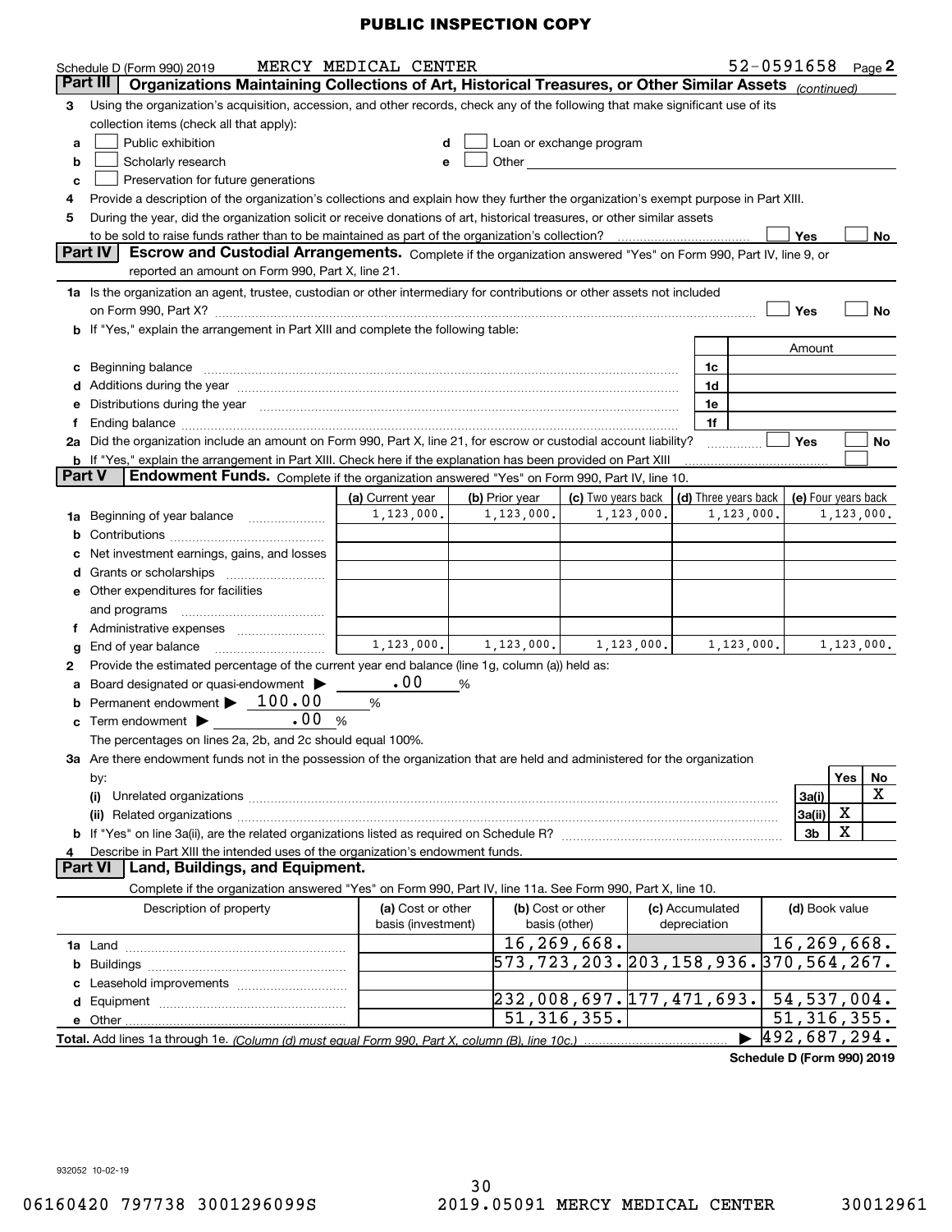PUBLIC INSPECTION COPY

Schedule D (Form 990) 2019 MERCY MEDICAL CENTER 52-0591658 Page 2

**Part III** Organizations Maintaining Collections of Art, Historical Treasures, or Other Similar Assets *(continued)*

3 Using the organization's acquisition, accession, and other records, check any of the following that make significant use of its collection items (check all that apply):

a ☐ Public exhibition
b ☐ Scholarly research
c ☐ Preservation for future generations
d ☐ Loan or exchange program
e ☐ Other

4 Provide a description of the organization's collections and explain how they further the organization's exempt purpose in Part XIII.

5 During the year, did the organization solicit or receive donations of art, historical treasures, or other similar assets to be sold to raise funds rather than to be maintained as part of the organization's collection? ☐ Yes ☐ No

**Part IV** Escrow and Custodial Arrangements. Complete if the organization answered "Yes" on Form 990, Part IV, line 9, or reported an amount on Form 990, Part X, line 21.

1a Is the organization an agent, trustee, custodian or other intermediary for contributions or other assets not included on Form 990, Part X? ☐ Yes ☐ No

b If "Yes," explain the arrangement in Part XIII and complete the following table:

| | | Amount |
|---|---|---|
| c Beginning balance | 1c | |
| d Additions during the year | 1d | |
| e Distributions during the year | 1e | |
| f Ending balance | 1f | |

2a Did the organization include an amount on Form 990, Part X, line 21, for escrow or custodial account liability? ☐ Yes ☐ No

b If "Yes," explain the arrangement in Part XIII. Check here if the explanation has been provided on Part XIII ☐

**Part V** Endowment Funds. Complete if the organization answered "Yes" on Form 990, Part IV, line 10.

| | (a) Current year | (b) Prior year | (c) Two years back | (d) Three years back | (e) Four years back |
|---|---|---|---|---|---|
| 1a Beginning of year balance | 1,123,000. | 1,123,000. | 1,123,000. | 1,123,000. | 1,123,000. |
| b Contributions | | | | | |
| c Net investment earnings, gains, and losses | | | | | |
| d Grants or scholarships | | | | | |
| e Other expenditures for facilities and programs | | | | | |
| f Administrative expenses | | | | | |
| g End of year balance | 1,123,000. | 1,123,000. | 1,123,000. | 1,123,000. | 1,123,000. |

2 Provide the estimated percentage of the current year end balance (line 1g, column (a)) held as:

a Board designated or quasi-endowment ▶ .00 %
b Permanent endowment ▶ 100.00 %
c Term endowment ▶ .00 %

The percentages on lines 2a, 2b, and 2c should equal 100%.

3a Are there endowment funds not in the possession of the organization that are held and administered for the organization by:

| | | Yes | No |
|---|---|---|---|
| (i) Unrelated organizations | 3a(i) | | X |
| (ii) Related organizations | 3a(ii) | X | |
| b If "Yes" on line 3a(ii), are the related organizations listed as required on Schedule R? | 3b | X | |

4 Describe in Part XIII the intended uses of the organization's endowment funds.

**Part VI** Land, Buildings, and Equipment.

Complete if the organization answered "Yes" on Form 990, Part IV, line 11a. See Form 990, Part X, line 10.

| Description of property | (a) Cost or other basis (investment) | (b) Cost or other basis (other) | (c) Accumulated depreciation | (d) Book value |
|---|---|---|---|---|
| 1a Land | | 16,269,668. | | 16,269,668. |
| b Buildings | | 573,723,203. | 203,158,936. | 370,564,267. |
| c Leasehold improvements | | | | |
| d Equipment | | 232,008,697. | 177,471,693. | 54,537,004. |
| e Other | | 51,316,355. | | 51,316,355. |
| Total. Add lines 1a through 1e. *(Column (d) must equal Form 990, Part X, column (B), line 10c.)* | | | ▶ | 492,687,294. |

Schedule D (Form 990) 2019

932052 10-02-19

06160420 797738 3001296099S 2019.05091 MERCY MEDICAL CENTER 30012961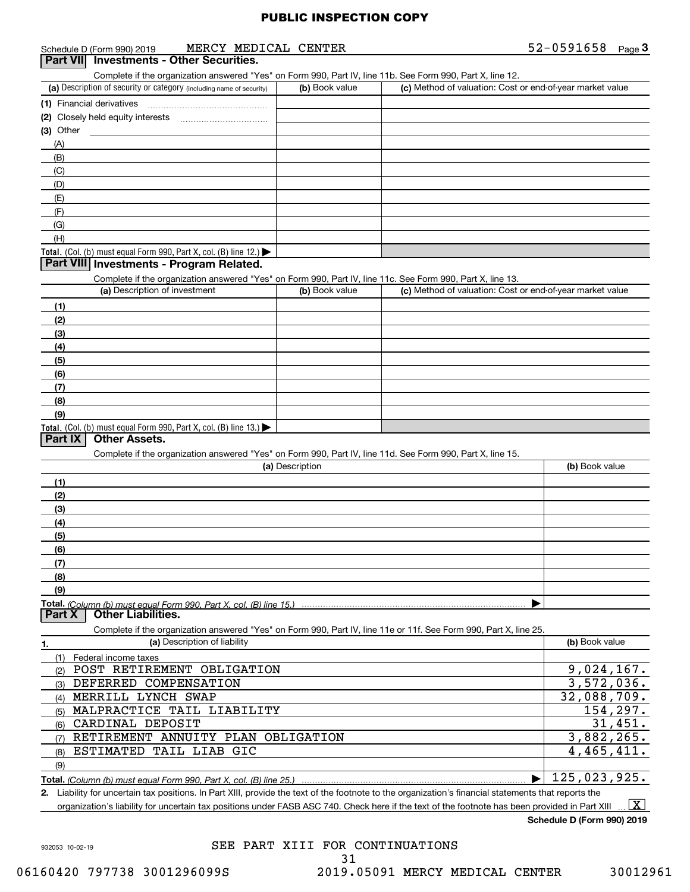PUBLIC INSPECTION COPY

Schedule D (Form 990) 2019 MERCY MEDICAL CENTER 52-0591658 Page 3

## Part VII Investments - Other Securities.

Complete if the organization answered "Yes" on Form 990, Part IV, line 11b. See Form 990, Part X, line 12.

| (a) Description of security or category (including name of security) | (b) Book value | (c) Method of valuation: Cost or end-of-year market value |
|---|---|---|
| (1) Financial derivatives | | |
| (2) Closely held equity interests | | |
| (3) Other | | |
| (A) | | |
| (B) | | |
| (C) | | |
| (D) | | |
| (E) | | |
| (F) | | |
| (G) | | |
| (H) | | |
| Total. (Col. (b) must equal Form 990, Part X, col. (B) line 12.) | | |

## Part VIII Investments - Program Related.

Complete if the organization answered "Yes" on Form 990, Part IV, line 11c. See Form 990, Part X, line 13.

| (a) Description of investment | (b) Book value | (c) Method of valuation: Cost or end-of-year market value |
|---|---|---|
| (1) | | |
| (2) | | |
| (3) | | |
| (4) | | |
| (5) | | |
| (6) | | |
| (7) | | |
| (8) | | |
| (9) | | |
| Total. (Col. (b) must equal Form 990, Part X, col. (B) line 13.) | | |

## Part IX Other Assets.

Complete if the organization answered "Yes" on Form 990, Part IV, line 11d. See Form 990, Part X, line 15.

| (a) Description | (b) Book value |
|---|---|
| (1) | |
| (2) | |
| (3) | |
| (4) | |
| (5) | |
| (6) | |
| (7) | |
| (8) | |
| (9) | |
| Total. (Column (b) must equal Form 990, Part X, col. (B) line 15.) | |

## Part X Other Liabilities.

Complete if the organization answered "Yes" on Form 990, Part IV, line 11e or 11f. See Form 990, Part X, line 25.

| 1. (a) Description of liability | (b) Book value |
|---|---|
| (1) Federal income taxes | |
| (2) POST RETIREMENT OBLIGATION | 9,024,167. |
| (3) DEFERRED COMPENSATION | 3,572,036. |
| (4) MERRILL LYNCH SWAP | 32,088,709. |
| (5) MALPRACTICE TAIL LIABILITY | 154,297. |
| (6) CARDINAL DEPOSIT | 31,451. |
| (7) RETIREMENT ANNUITY PLAN OBLIGATION | 3,882,265. |
| (8) ESTIMATED TAIL LIAB GIC | 4,465,411. |
| (9) | |
| Total. (Column (b) must equal Form 990, Part X, col. (B) line 25.) | 125,023,925. |

2. Liability for uncertain tax positions. In Part XIII, provide the text of the footnote to the organization's financial statements that reports the organization's liability for uncertain tax positions under FASB ASC 740. Check here if the text of the footnote has been provided in Part XIII [X]

Schedule D (Form 990) 2019

932053 10-02-19

SEE PART XIII FOR CONTINUATIONS

06160420 797738 3001296099S 2019.05091 MERCY MEDICAL CENTER 30012961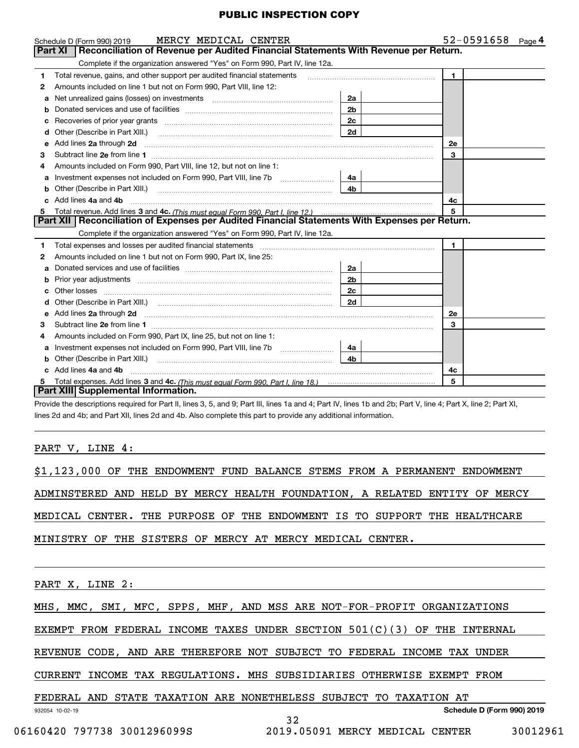**PUBLIC INSPECTION COPY**

Schedule D (Form 990) 2019 MERCY MEDICAL CENTER 52-0591658 Page 4

## Part XI Reconciliation of Revenue per Audited Financial Statements With Revenue per Return.

Complete if the organization answered "Yes" on Form 990, Part IV, line 12a.

| | | | | | |
|---|---|---|---|---|---|
| 1 | Total revenue, gains, and other support per audited financial statements | | | 1 | |
| 2 | Amounts included on line 1 but not on Form 990, Part VIII, line 12: | | | | |
| a | Net unrealized gains (losses) on investments | 2a | | | |
| b | Donated services and use of facilities | 2b | | | |
| c | Recoveries of prior year grants | 2c | | | |
| d | Other (Describe in Part XIII.) | 2d | | | |
| e | Add lines 2a through 2d | | | 2e | |
| 3 | Subtract line 2e from line 1 | | | 3 | |
| 4 | Amounts included on Form 990, Part VIII, line 12, but not on line 1: | | | | |
| a | Investment expenses not included on Form 990, Part VIII, line 7b | 4a | | | |
| b | Other (Describe in Part XIII.) | 4b | | | |
| c | Add lines 4a and 4b | | | 4c | |
| 5 | Total revenue. Add lines 3 and 4c. *(This must equal Form 990, Part I, line 12.)* | | | 5 | |

## Part XII Reconciliation of Expenses per Audited Financial Statements With Expenses per Return.

Complete if the organization answered "Yes" on Form 990, Part IV, line 12a.

| | | | | | |
|---|---|---|---|---|---|
| 1 | Total expenses and losses per audited financial statements | | | 1 | |
| 2 | Amounts included on line 1 but not on Form 990, Part IX, line 25: | | | | |
| a | Donated services and use of facilities | 2a | | | |
| b | Prior year adjustments | 2b | | | |
| c | Other losses | 2c | | | |
| d | Other (Describe in Part XIII.) | 2d | | | |
| e | Add lines 2a through 2d | | | 2e | |
| 3 | Subtract line 2e from line 1 | | | 3 | |
| 4 | Amounts included on Form 990, Part IX, line 25, but not on line 1: | | | | |
| a | Investment expenses not included on Form 990, Part VIII, line 7b | 4a | | | |
| b | Other (Describe in Part XIII.) | 4b | | | |
| c | Add lines 4a and 4b | | | 4c | |
| 5 | Total expenses. Add lines 3 and 4c. *(This must equal Form 990, Part I, line 18.)* | | | 5 | |

## Part XIII Supplemental Information.

Provide the descriptions required for Part II, lines 3, 5, and 9; Part III, lines 1a and 4; Part IV, lines 1b and 2b; Part V, line 4; Part X, line 2; Part XI, lines 2d and 4b; and Part XII, lines 2d and 4b. Also complete this part to provide any additional information.

PART V, LINE 4:

$1,123,000 OF THE ENDOWMENT FUND BALANCE STEMS FROM A PERMANENT ENDOWMENT ADMINSTERED AND HELD BY MERCY HEALTH FOUNDATION, A RELATED ENTITY OF MERCY MEDICAL CENTER. THE PURPOSE OF THE ENDOWMENT IS TO SUPPORT THE HEALTHCARE MINISTRY OF THE SISTERS OF MERCY AT MERCY MEDICAL CENTER.

PART X, LINE 2:

MHS, MMC, SMI, MFC, SPPS, MHF, AND MSS ARE NOT-FOR-PROFIT ORGANIZATIONS EXEMPT FROM FEDERAL INCOME TAXES UNDER SECTION 501(C)(3) OF THE INTERNAL REVENUE CODE, AND ARE THEREFORE NOT SUBJECT TO FEDERAL INCOME TAX UNDER CURRENT INCOME TAX REGULATIONS. MHS SUBSIDIARIES OTHERWISE EXEMPT FROM FEDERAL AND STATE TAXATION ARE NONETHELESS SUBJECT TO TAXATION AT

932054 10-02-19 Schedule D (Form 990) 2019

06160420 797738 3001296099S 2019.05091 MERCY MEDICAL CENTER 30012961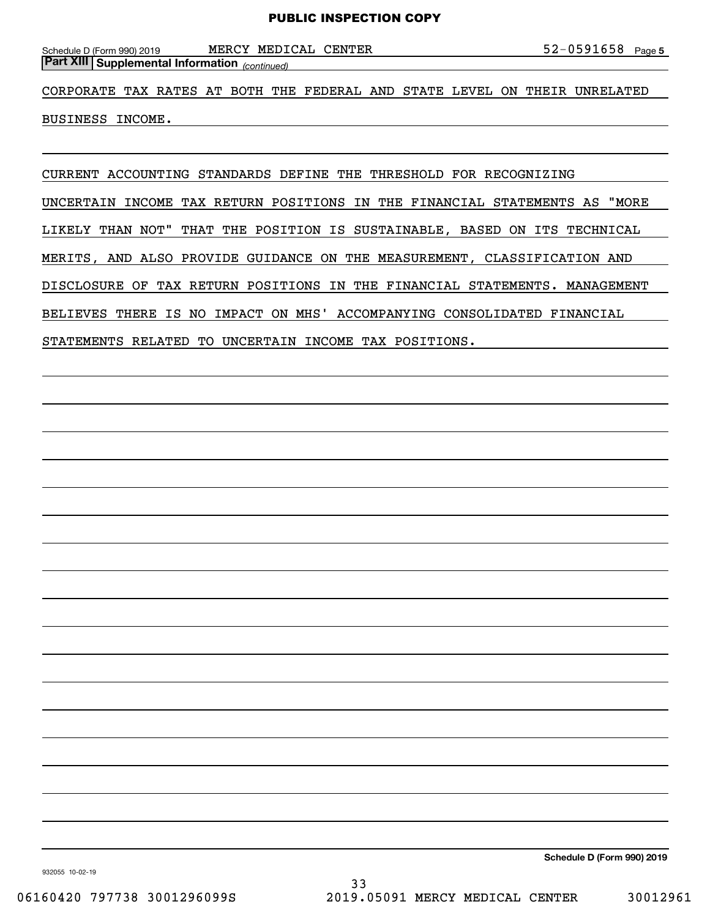Schedule D (Form 990) 2019 MERCY MEDICAL CENTER 52-0591658 Page 5

**Part XIII Supplemental Information** *(continued)*

CORPORATE TAX RATES AT BOTH THE FEDERAL AND STATE LEVEL ON THEIR UNRELATED BUSINESS INCOME.

CURRENT ACCOUNTING STANDARDS DEFINE THE THRESHOLD FOR RECOGNIZING UNCERTAIN INCOME TAX RETURN POSITIONS IN THE FINANCIAL STATEMENTS AS "MORE LIKELY THAN NOT" THAT THE POSITION IS SUSTAINABLE, BASED ON ITS TECHNICAL MERITS, AND ALSO PROVIDE GUIDANCE ON THE MEASUREMENT, CLASSIFICATION AND DISCLOSURE OF TAX RETURN POSITIONS IN THE FINANCIAL STATEMENTS. MANAGEMENT BELIEVES THERE IS NO IMPACT ON MHS' ACCOMPANYING CONSOLIDATED FINANCIAL STATEMENTS RELATED TO UNCERTAIN INCOME TAX POSITIONS.

**Schedule D (Form 990) 2019**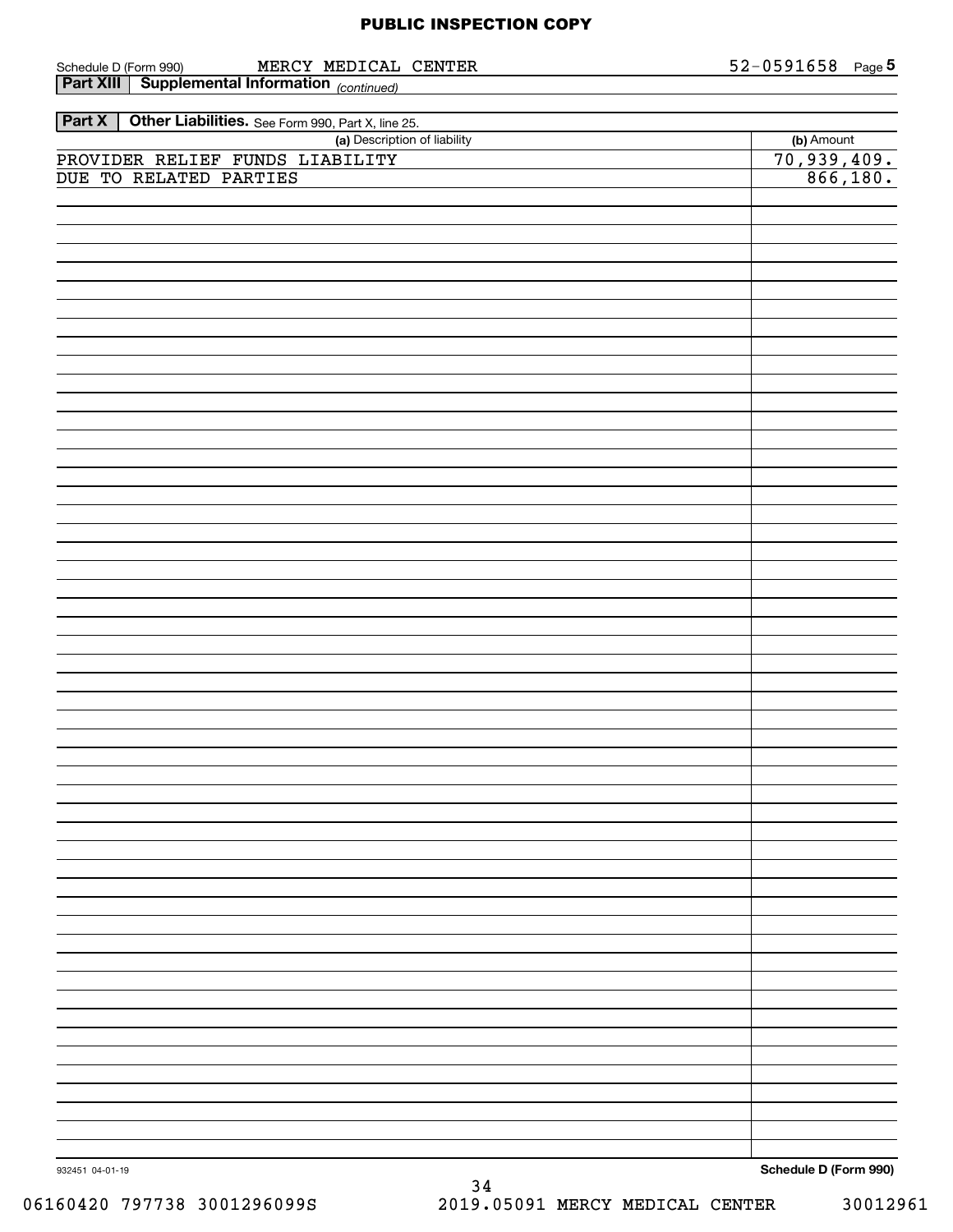PUBLIC INSPECTION COPY

Schedule D (Form 990) MERCY MEDICAL CENTER 52-0591658 Page **5**

**Part XIII** **Supplemental Information** *(continued)*

**Part X** **Other Liabilities.** See Form 990, Part X, line 25.

| (a) Description of liability | (b) Amount |
| --- | --- |
| PROVIDER RELIEF FUNDS LIABILITY | 70,939,409. |
| DUE TO RELATED PARTIES | 866,180. |

932451 04-01-19 **Schedule D (Form 990)**

06160420 797738 3001296099S 2019.05091 MERCY MEDICAL CENTER 30012961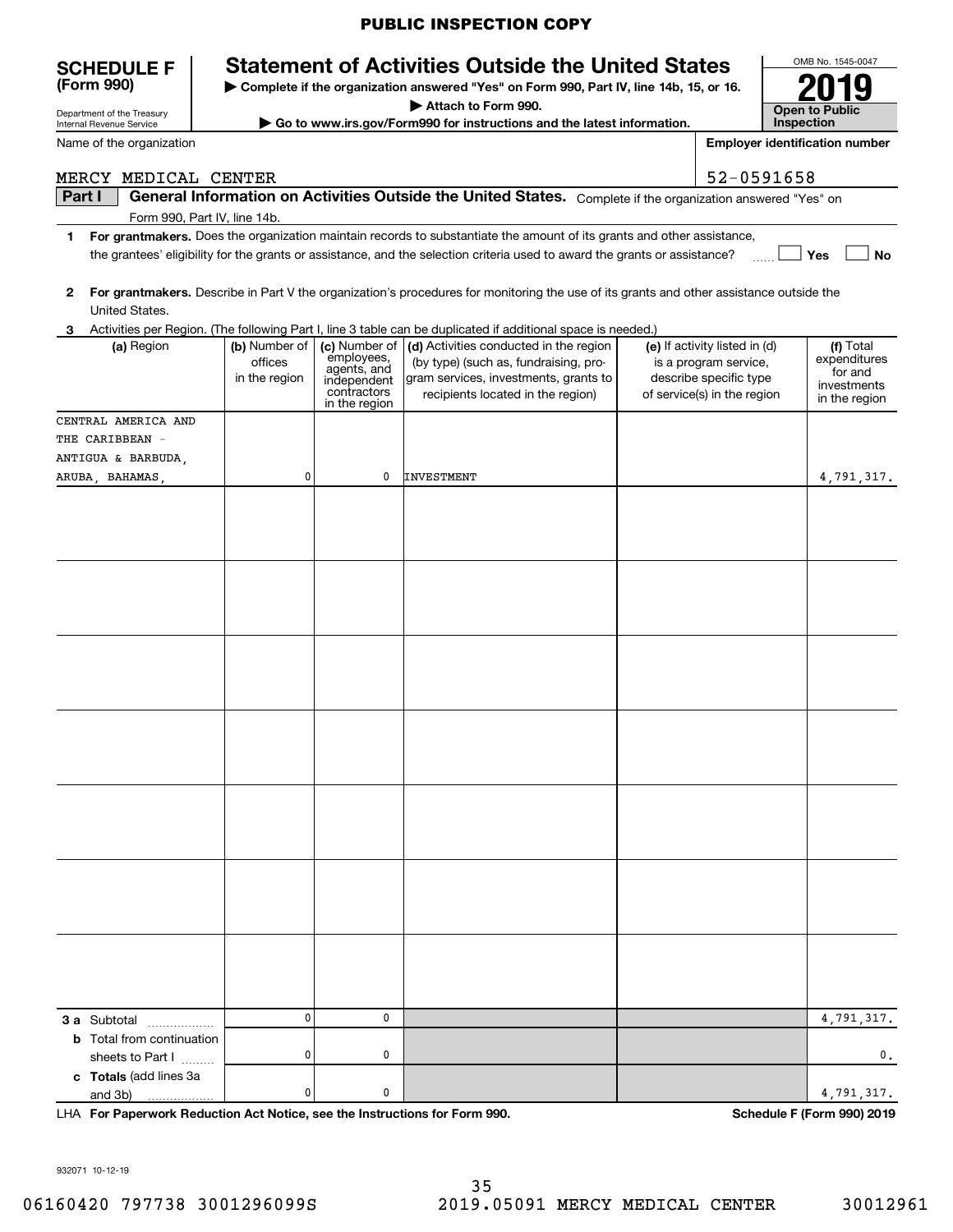PUBLIC INSPECTION COPY

**SCHEDULE F (Form 990)**

Department of the Treasury
Internal Revenue Service

# Statement of Activities Outside the United States

▶ Complete if the organization answered "Yes" on Form 990, Part IV, line 14b, 15, or 16.
▶ Attach to Form 990.
▶ Go to www.irs.gov/Form990 for instructions and the latest information.

OMB No. 1545-0047
**2019**
**Open to Public Inspection**

Name of the organization: MERCY MEDICAL CENTER
Employer identification number: 52-0591658

**Part I — General Information on Activities Outside the United States.** Complete if the organization answered "Yes" on Form 990, Part IV, line 14b.

1. **For grantmakers.** Does the organization maintain records to substantiate the amount of its grants and other assistance, the grantees' eligibility for the grants or assistance, and the selection criteria used to award the grants or assistance? ☐ Yes ☐ No

2. **For grantmakers.** Describe in Part V the organization's procedures for monitoring the use of its grants and other assistance outside the United States.

3. Activities per Region. (The following Part I, line 3 table can be duplicated if additional space is needed.)

| (a) Region | (b) Number of offices in the region | (c) Number of employees, agents, and independent contractors in the region | (d) Activities conducted in the region (by type) (such as, fundraising, program services, investments, grants to recipients located in the region) | (e) If activity listed in (d) is a program service, describe specific type of service(s) in the region | (f) Total expenditures for and investments in the region |
|---|---|---|---|---|---|
| CENTRAL AMERICA AND THE CARIBBEAN - ANTIGUA & BARBUDA, ARUBA, BAHAMAS, | 0 | 0 | INVESTMENT | | 4,791,317. |
| | | | | | |
| | | | | | |
| | | | | | |
| | | | | | |
| | | | | | |
| | | | | | |
| | | | | | |
| **3 a** Subtotal | 0 | 0 | | | 4,791,317. |
| **b** Total from continuation sheets to Part I | 0 | 0 | | | 0. |
| **c Totals** (add lines 3a and 3b) | 0 | 0 | | | 4,791,317. |

LHA **For Paperwork Reduction Act Notice, see the Instructions for Form 990.** **Schedule F (Form 990) 2019**

932071 10-12-19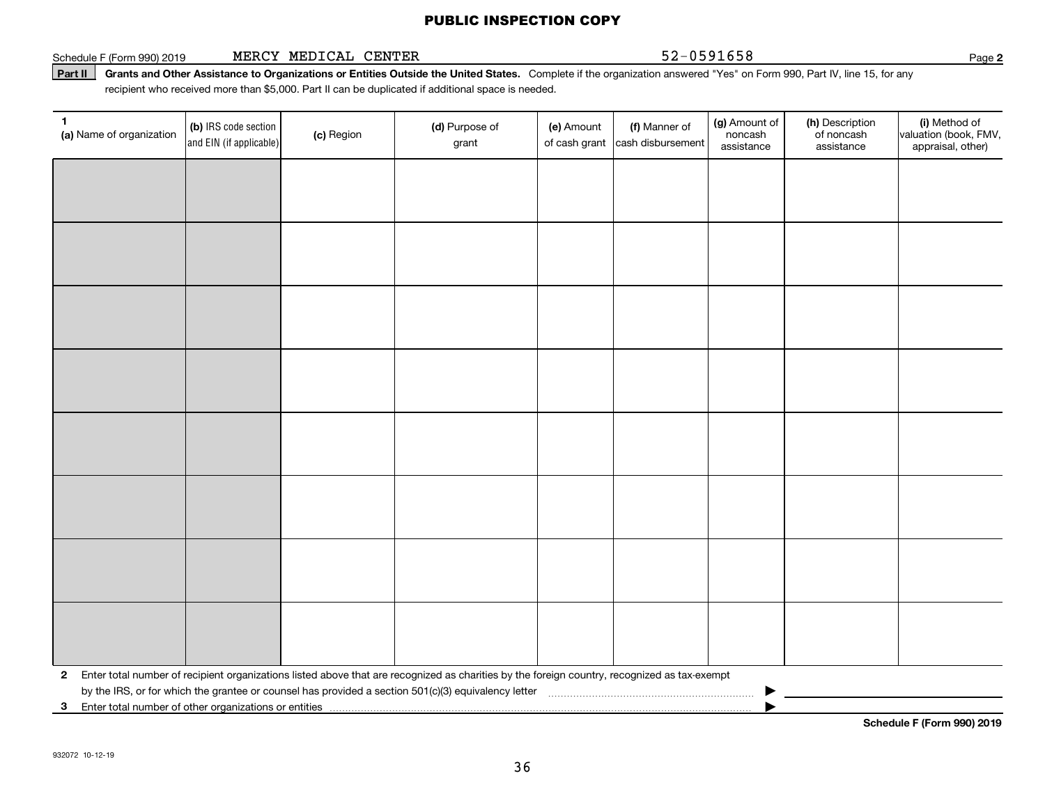PUBLIC INSPECTION COPY

Schedule F (Form 990) 2019 MERCY MEDICAL CENTER 52-0591658 Page **2**

**Part II** **Grants and Other Assistance to Organizations or Entities Outside the United States.** Complete if the organization answered "Yes" on Form 990, Part IV, line 15, for any recipient who received more than $5,000. Part II can be duplicated if additional space is needed.

| **1** **(a)** Name of organization | **(b)** IRS code section and EIN (if applicable) | **(c)** Region | **(d)** Purpose of grant | **(e)** Amount of cash grant | **(f)** Manner of cash disbursement | **(g)** Amount of noncash assistance | **(h)** Description of noncash assistance | **(i)** Method of valuation (book, FMV, appraisal, other) |
|---|---|---|---|---|---|---|---|---|
| | | | | | | | | |
| | | | | | | | | |
| | | | | | | | | |
| | | | | | | | | |
| | | | | | | | | |
| | | | | | | | | |
| | | | | | | | | |
| | | | | | | | | |

**2** Enter total number of recipient organizations listed above that are recognized as charities by the foreign country, recognized as tax-exempt by the IRS, or for which the grantee or counsel has provided a section 501(c)(3) equivalency letter ▶

**3** Enter total number of other organizations or entities ▶

**Schedule F (Form 990) 2019**

932072 10-12-19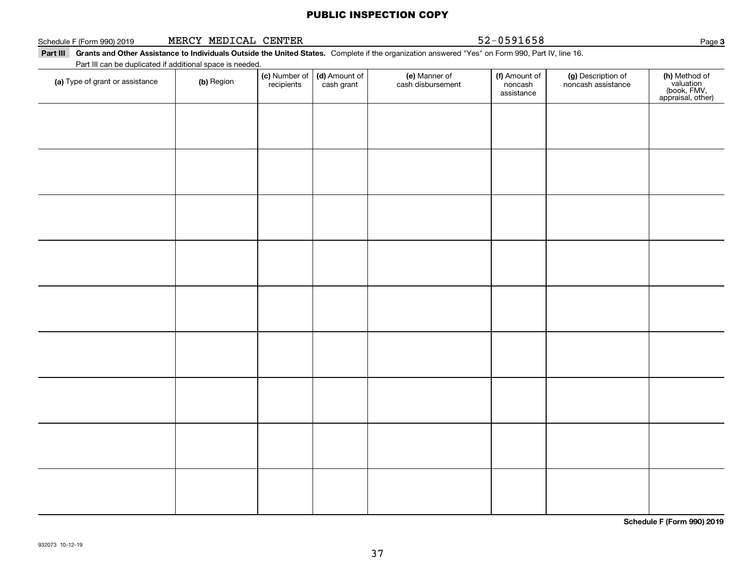**PUBLIC INSPECTION COPY**

Schedule F (Form 990) 2019 MERCY MEDICAL CENTER 52-0591658 Page **3**

**Part III Grants and Other Assistance to Individuals Outside the United States.** Complete if the organization answered "Yes" on Form 990, Part IV, line 16.

Part III can be duplicated if additional space is needed.

| **(a)** Type of grant or assistance | **(b)** Region | **(c)** Number of recipients | **(d)** Amount of cash grant | **(e)** Manner of cash disbursement | **(f)** Amount of noncash assistance | **(g)** Description of noncash assistance | **(h)** Method of valuation (book, FMV, appraisal, other) |
|---|---|---|---|---|---|---|---|
| | | | | | | | |
| | | | | | | | |
| | | | | | | | |
| | | | | | | | |
| | | | | | | | |
| | | | | | | | |
| | | | | | | | |
| | | | | | | | |
| | | | | | | | |

**Schedule F (Form 990) 2019**

932073 10-12-19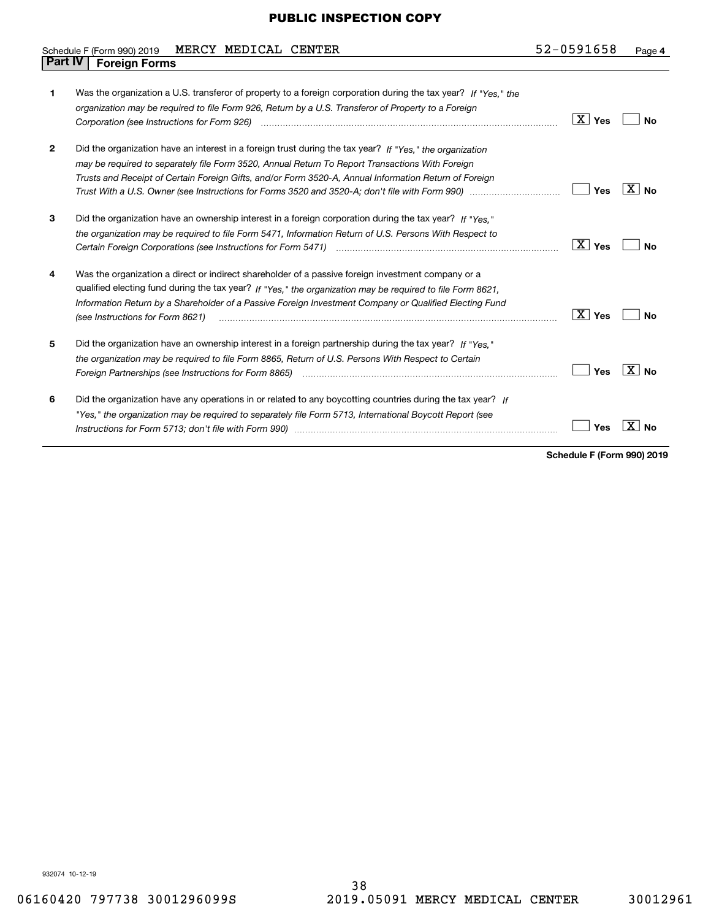PUBLIC INSPECTION COPY

Schedule F (Form 990) 2019 MERCY MEDICAL CENTER 52-0591658 Page 4

## Part IV Foreign Forms

| | | |
|---|---|---|
| 1 | Was the organization a U.S. transferor of property to a foreign corporation during the tax year? *If "Yes," the organization may be required to file Form 926, Return by a U.S. Transferor of Property to a Foreign Corporation (see Instructions for Form 926)* | [X] Yes [ ] No |
| 2 | Did the organization have an interest in a foreign trust during the tax year? *If "Yes," the organization may be required to separately file Form 3520, Annual Return To Report Transactions With Foreign Trusts and Receipt of Certain Foreign Gifts, and/or Form 3520-A, Annual Information Return of Foreign Trust With a U.S. Owner (see Instructions for Forms 3520 and 3520-A; don't file with Form 990)* | [ ] Yes [X] No |
| 3 | Did the organization have an ownership interest in a foreign corporation during the tax year? *If "Yes," the organization may be required to file Form 5471, Information Return of U.S. Persons With Respect to Certain Foreign Corporations (see Instructions for Form 5471)* | [X] Yes [ ] No |
| 4 | Was the organization a direct or indirect shareholder of a passive foreign investment company or a qualified electing fund during the tax year? *If "Yes," the organization may be required to file Form 8621, Information Return by a Shareholder of a Passive Foreign Investment Company or Qualified Electing Fund (see Instructions for Form 8621)* | [X] Yes [ ] No |
| 5 | Did the organization have an ownership interest in a foreign partnership during the tax year? *If "Yes," the organization may be required to file Form 8865, Return of U.S. Persons With Respect to Certain Foreign Partnerships (see Instructions for Form 8865)* | [ ] Yes [X] No |
| 6 | Did the organization have any operations in or related to any boycotting countries during the tax year? *If "Yes," the organization may be required to separately file Form 5713, International Boycott Report (see Instructions for Form 5713; don't file with Form 990)* | [ ] Yes [X] No |

**Schedule F (Form 990) 2019**

932074 10-12-19

06160420 797738 3001296099S 2019.05091 MERCY MEDICAL CENTER 30012961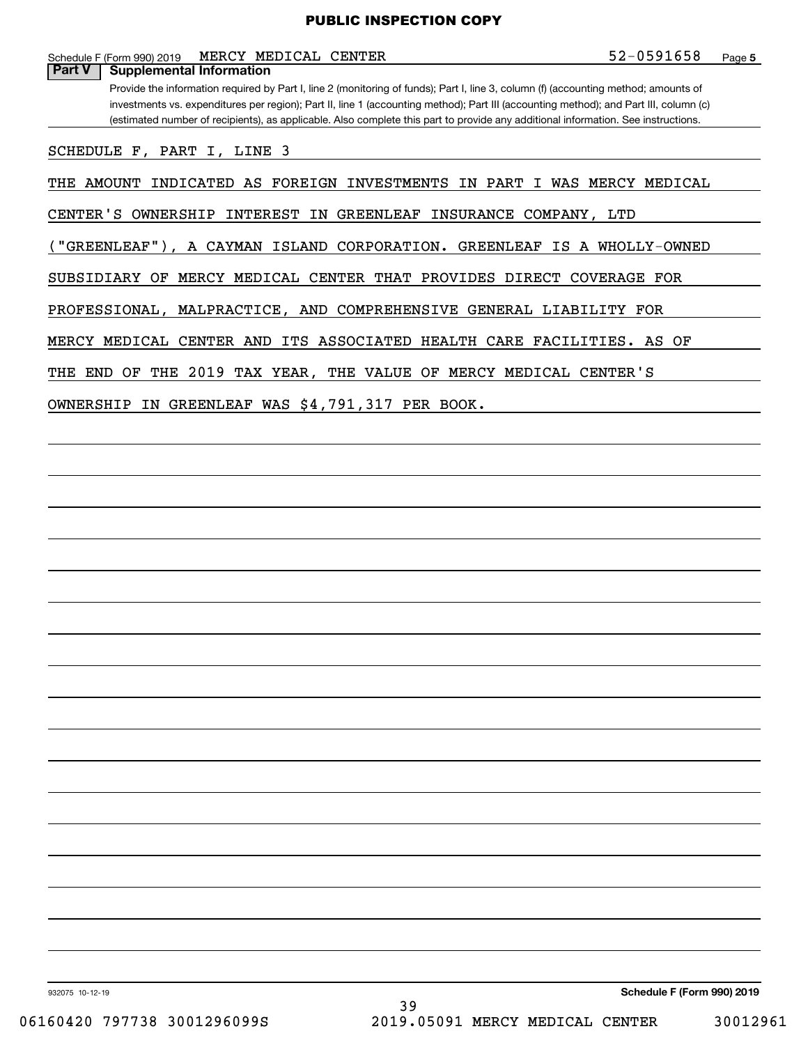**PUBLIC INSPECTION COPY**

Schedule F (Form 990) 2019 MERCY MEDICAL CENTER 52-0591658 Page **5**

## Part V Supplemental Information

Provide the information required by Part I, line 2 (monitoring of funds); Part I, line 3, column (f) (accounting method; amounts of investments vs. expenditures per region); Part II, line 1 (accounting method); Part III (accounting method); and Part III, column (c) (estimated number of recipients), as applicable. Also complete this part to provide any additional information. See instructions.

SCHEDULE F, PART I, LINE 3

THE AMOUNT INDICATED AS FOREIGN INVESTMENTS IN PART I WAS MERCY MEDICAL CENTER'S OWNERSHIP INTEREST IN GREENLEAF INSURANCE COMPANY, LTD ("GREENLEAF"), A CAYMAN ISLAND CORPORATION. GREENLEAF IS A WHOLLY-OWNED SUBSIDIARY OF MERCY MEDICAL CENTER THAT PROVIDES DIRECT COVERAGE FOR PROFESSIONAL, MALPRACTICE, AND COMPREHENSIVE GENERAL LIABILITY FOR MERCY MEDICAL CENTER AND ITS ASSOCIATED HEALTH CARE FACILITIES. AS OF THE END OF THE 2019 TAX YEAR, THE VALUE OF MERCY MEDICAL CENTER'S OWNERSHIP IN GREENLEAF WAS $4,791,317 PER BOOK.

932075 10-12-19 **Schedule F (Form 990) 2019**

06160420 797738 3001296099S 2019.05091 MERCY MEDICAL CENTER 30012961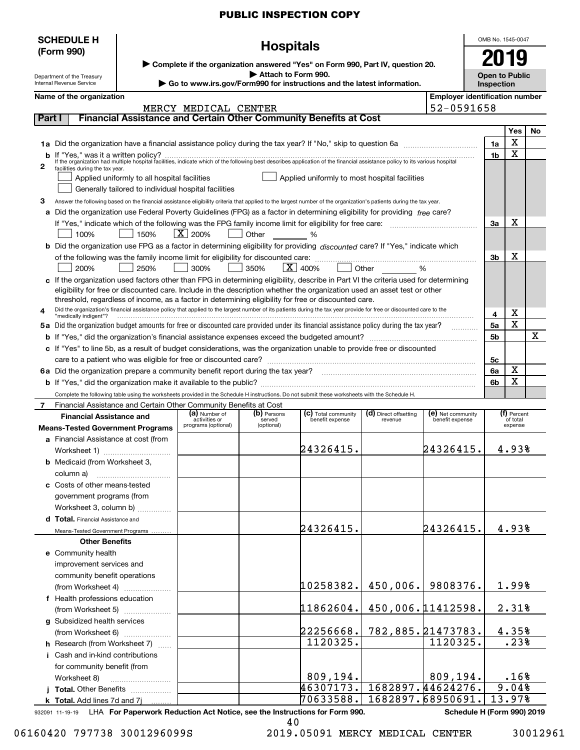PUBLIC INSPECTION COPY

**SCHEDULE H (Form 990)**

Department of the Treasury
Internal Revenue Service

# Hospitals

▶ Complete if the organization answered "Yes" on Form 990, Part IV, question 20.
▶ Attach to Form 990.
▶ Go to www.irs.gov/Form990 for instructions and the latest information.

OMB No. 1545-0047

**2019**

**Open to Public Inspection**

**Name of the organization:** MERCY MEDICAL CENTER

**Employer identification number:** 52-0591658

## Part I Financial Assistance and Certain Other Community Benefits at Cost

| | | | Yes | No |
|---|---|---|---|---|
| **1a** | Did the organization have a financial assistance policy during the tax year? If "No," skip to question 6a | 1a | X | |
| **b** | If "Yes," was it a written policy? | 1b | X | |
| **2** | If the organization had multiple hospital facilities, indicate which of the following best describes application of the financial assistance policy to its various hospital facilities during the tax year. ☐ Applied uniformly to all hospital facilities ☐ Applied uniformly to most hospital facilities ☐ Generally tailored to individual hospital facilities | | | |
| **3** | Answer the following based on the financial assistance eligibility criteria that applied to the largest number of the organization's patients during the tax year. | | | |
| **a** | Did the organization use Federal Poverty Guidelines (FPG) as a factor in determining eligibility for providing *free* care? If "Yes," indicate which of the following was the FPG family income limit for eligibility for free care: ☐ 100% ☐ 150% ☒ 200% ☐ Other ____ % | 3a | X | |
| **b** | Did the organization use FPG as a factor in determining eligibility for providing *discounted* care? If "Yes," indicate which of the following was the family income limit for eligibility for discounted care: ☐ 200% ☐ 250% ☐ 300% ☐ 350% ☒ 400% ☐ Other ____ % | 3b | X | |
| **c** | If the organization used factors other than FPG in determining eligibility, describe in Part VI the criteria used for determining eligibility for free or discounted care. Include in the description whether the organization used an asset test or other threshold, regardless of income, as a factor in determining eligibility for free or discounted care. | | | |
| **4** | Did the organization's financial assistance policy that applied to the largest number of its patients during the tax year provide for free or discounted care to the "medically indigent"? | 4 | X | |
| **5a** | Did the organization budget amounts for free or discounted care provided under its financial assistance policy during the tax year? | 5a | X | |
| **b** | If "Yes," did the organization's financial assistance expenses exceed the budgeted amount? | 5b | | X |
| **c** | If "Yes" to line 5b, as a result of budget considerations, was the organization unable to provide free or discounted care to a patient who was eligible for free or discounted care? | 5c | | |
| **6a** | Did the organization prepare a community benefit report during the tax year? | 6a | X | |
| **b** | If "Yes," did the organization make it available to the public? | 6b | X | |

Complete the following table using the worksheets provided in the Schedule H instructions. Do not submit these worksheets with the Schedule H.

**7** Financial Assistance and Certain Other Community Benefits at Cost

| Financial Assistance and Means-Tested Government Programs | (a) Number of activities or programs (optional) | (b) Persons served (optional) | (c) Total community benefit expense | (d) Direct offsetting revenue | (e) Net community benefit expense | (f) Percent of total expense |
|---|---|---|---|---|---|---|
| **a** Financial Assistance at cost (from Worksheet 1) | | | 24326415. | | 24326415. | 4.93% |
| **b** Medicaid (from Worksheet 3, column a) | | | | | | |
| **c** Costs of other means-tested government programs (from Worksheet 3, column b) | | | | | | |
| **d Total.** Financial Assistance and Means-Tested Government Programs | | | 24326415. | | 24326415. | 4.93% |
| **Other Benefits** | | | | | | |
| **e** Community health improvement services and community benefit operations (from Worksheet 4) | | | 10258382. | 450,006. | 9808376. | 1.99% |
| **f** Health professions education (from Worksheet 5) | | | 11862604. | 450,006. | 11412598. | 2.31% |
| **g** Subsidized health services (from Worksheet 6) | | | 22256668. | 782,885. | 21473783. | 4.35% |
| **h** Research (from Worksheet 7) | | | 1120325. | | 1120325. | .23% |
| **i** Cash and in-kind contributions for community benefit (from Worksheet 8) | | | 809,194. | | 809,194. | .16% |
| **j Total.** Other Benefits | | | 46307173. | 1682897. | 44624276. | 9.04% |
| **k Total.** Add lines 7d and 7j | | | 70633588. | 1682897. | 68950691. | 13.97% |

932091 11-19-19 LHA **For Paperwork Reduction Act Notice, see the Instructions for Form 990.** **Schedule H (Form 990) 2019**

06160420 797738 3001296099S 2019.05091 MERCY MEDICAL CENTER 30012961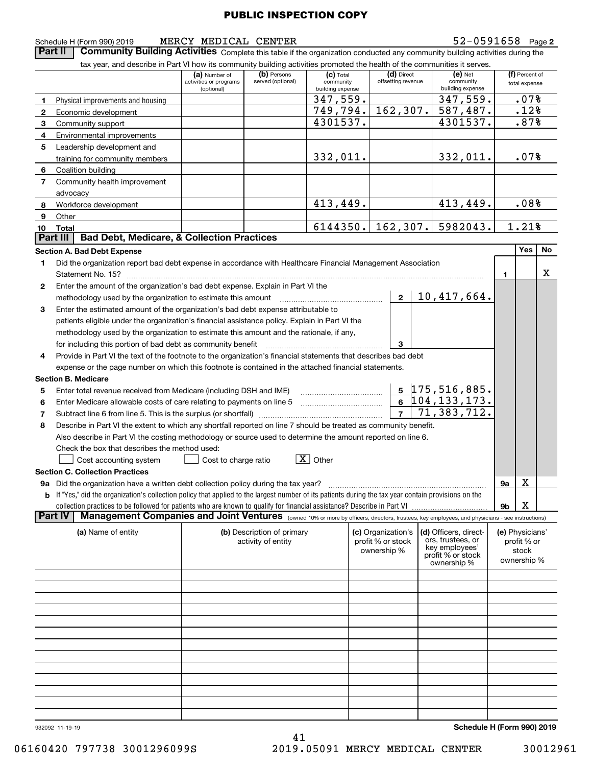**PUBLIC INSPECTION COPY**

Schedule H (Form 990) 2019 MERCY MEDICAL CENTER 52-0591658 Page **2**

**Part II Community Building Activities** Complete this table if the organization conducted any community building activities during the tax year, and describe in Part VI how its community building activities promoted the health of the communities it serves.

| | | (a) Number of activities or programs (optional) | (b) Persons served (optional) | (c) Total community building expense | (d) Direct offsetting revenue | (e) Net community building expense | (f) Percent of total expense |
|---|---|---|---|---|---|---|---|
| 1 | Physical improvements and housing | | | 347,559. | | 347,559. | .07% |
| 2 | Economic development | | | 749,794. | 162,307. | 587,487. | .12% |
| 3 | Community support | | | 4301537. | | 4301537. | .87% |
| 4 | Environmental improvements | | | | | | |
| 5 | Leadership development and training for community members | | | 332,011. | | 332,011. | .07% |
| 6 | Coalition building | | | | | | |
| 7 | Community health improvement advocacy | | | | | | |
| 8 | Workforce development | | | 413,449. | | 413,449. | .08% |
| 9 | Other | | | | | | |
| 10 | **Total** | | | 6144350. | 162,307. | 5982043. | 1.21% |

**Part III Bad Debt, Medicare, & Collection Practices**

**Section A. Bad Debt Expense**

| | | | | Yes | No |
|---|---|---|---|---|---|
| 1 | Did the organization report bad debt expense in accordance with Healthcare Financial Management Association Statement No. 15? | | 1 | | X |
| 2 | Enter the amount of the organization's bad debt expense. Explain in Part VI the methodology used by the organization to estimate this amount | 2 | 10,417,664. | | |
| 3 | Enter the estimated amount of the organization's bad debt expense attributable to patients eligible under the organization's financial assistance policy. Explain in Part VI the methodology used by the organization to estimate this amount and the rationale, if any, for including this portion of bad debt as community benefit | 3 | | | |
| 4 | Provide in Part VI the text of the footnote to the organization's financial statements that describes bad debt expense or the page number on which this footnote is contained in the attached financial statements. | | | | |

**Section B. Medicare**

| | | | |
|---|---|---|---|
| 5 | Enter total revenue received from Medicare (including DSH and IME) | 5 | 175,516,885. |
| 6 | Enter Medicare allowable costs of care relating to payments on line 5 | 6 | 104,133,173. |
| 7 | Subtract line 6 from line 5. This is the surplus (or shortfall) | 7 | 71,383,712. |
| 8 | Describe in Part VI the extent to which any shortfall reported on line 7 should be treated as community benefit. Also describe in Part VI the costing methodology or source used to determine the amount reported on line 6. Check the box that describes the method used: | | |

☐ Cost accounting system ☐ Cost to charge ratio ☒ Other

**Section C. Collection Practices**

| | | | Yes | No |
|---|---|---|---|---|
| 9a | Did the organization have a written debt collection policy during the tax year? | 9a | X | |
| b | If "Yes," did the organization's collection policy that applied to the largest number of its patients during the tax year contain provisions on the collection practices to be followed for patients who are known to qualify for financial assistance? Describe in Part VI | 9b | X | |

**Part IV Management Companies and Joint Ventures** (owned 10% or more by officers, directors, trustees, key employees, and physicians - see instructions)

| (a) Name of entity | (b) Description of primary activity of entity | (c) Organization's profit % or stock ownership % | (d) Officers, directors, trustees, or key employees' profit % or stock ownership % | (e) Physicians' profit % or stock ownership % |
|---|---|---|---|---|
| | | | | |
| | | | | |
| | | | | |
| | | | | |
| | | | | |
| | | | | |
| | | | | |
| | | | | |
| | | | | |
| | | | | |
| | | | | |
| | | | | |
| | | | | |

932092 11-19-19 **Schedule H (Form 990) 2019**

06160420 797738 3001296099S 2019.05091 MERCY MEDICAL CENTER 30012961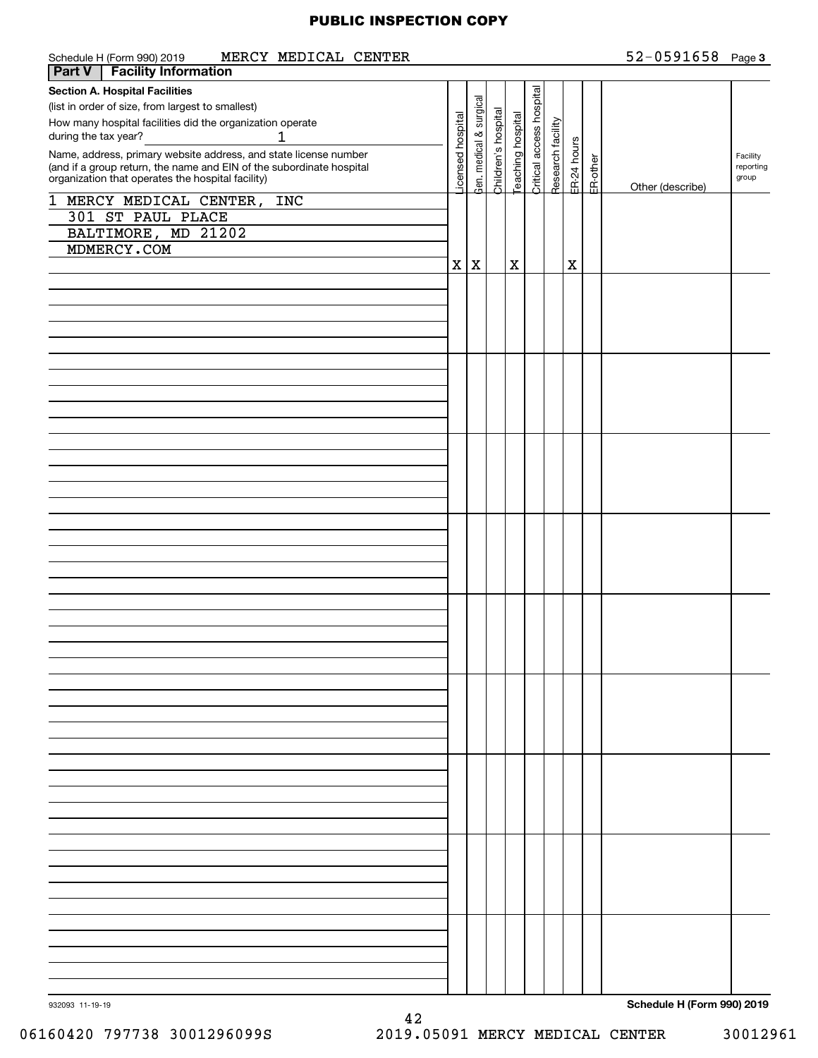PUBLIC INSPECTION COPY

Schedule H (Form 990) 2019 MERCY MEDICAL CENTER 52-0591658 Page **3**

**Part V | Facility Information**

**Section A. Hospital Facilities**

(list in order of size, from largest to smallest)

How many hospital facilities did the organization operate during the tax year? 1

Name, address, primary website address, and state license number (and if a group return, the name and EIN of the subordinate hospital organization that operates the hospital facility)

| Name, address, website, license | Licensed hospital | Gen. medical & surgical | Children's hospital | Teaching hospital | Critical access hospital | Research facility | ER-24 hours | ER-other | Other (describe) | Facility reporting group |
|---|---|---|---|---|---|---|---|---|---|---|
| 1 MERCY MEDICAL CENTER, INC<br>301 ST PAUL PLACE<br>BALTIMORE, MD 21202<br>MDMERCY.COM | X | X | | X | | | X | | | |

932093 11-19-19

**Schedule H (Form 990) 2019**

06160420 797738 3001296099S 2019.05091 MERCY MEDICAL CENTER 30012961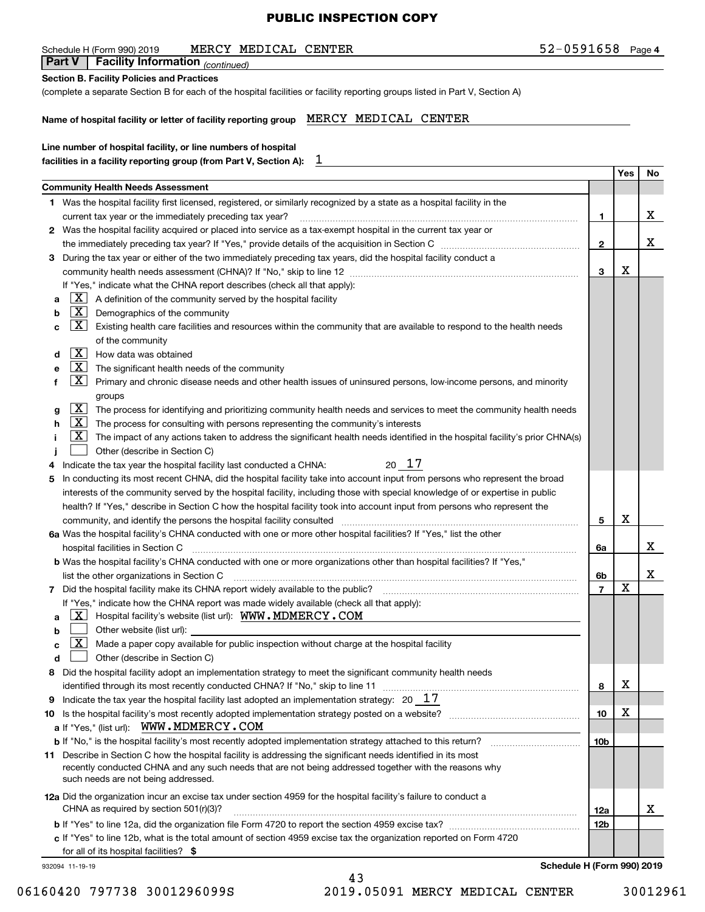PUBLIC INSPECTION COPY

Schedule H (Form 990) 2019 MERCY MEDICAL CENTER 52-0591658 Page **4**

**Part V | Facility Information** *(continued)*

**Section B. Facility Policies and Practices**

(complete a separate Section B for each of the hospital facilities or facility reporting groups listed in Part V, Section A)

**Name of hospital facility or letter of facility reporting group** MERCY MEDICAL CENTER

**Line number of hospital facility, or line numbers of hospital facilities in a facility reporting group (from Part V, Section A):** 1

| | | Yes | No |
|---|---|---|---|
| **Community Health Needs Assessment** | | | |
| **1** Was the hospital facility first licensed, registered, or similarly recognized by a state as a hospital facility in the current tax year or the immediately preceding tax year? | 1 | | X |
| **2** Was the hospital facility acquired or placed into service as a tax-exempt hospital in the current tax year or the immediately preceding tax year? If "Yes," provide details of the acquisition in Section C | 2 | | X |
| **3** During the tax year or either of the two immediately preceding tax years, did the hospital facility conduct a community health needs assessment (CHNA)? If "No," skip to line 12 | 3 | X | |
| If "Yes," indicate what the CHNA report describes (check all that apply): | | | |
| **a** [X] A definition of the community served by the hospital facility | | | |
| **b** [X] Demographics of the community | | | |
| **c** [X] Existing health care facilities and resources within the community that are available to respond to the health needs of the community | | | |
| **d** [X] How data was obtained | | | |
| **e** [X] The significant health needs of the community | | | |
| **f** [X] Primary and chronic disease needs and other health issues of uninsured persons, low-income persons, and minority groups | | | |
| **g** [X] The process for identifying and prioritizing community health needs and services to meet the community health needs | | | |
| **h** [X] The process for consulting with persons representing the community's interests | | | |
| **i** [X] The impact of any actions taken to address the significant health needs identified in the hospital facility's prior CHNA(s) | | | |
| **j** [ ] Other (describe in Section C) | | | |
| **4** Indicate the tax year the hospital facility last conducted a CHNA: 20 17 | | | |
| **5** In conducting its most recent CHNA, did the hospital facility take into account input from persons who represent the broad interests of the community served by the hospital facility, including those with special knowledge of or expertise in public health? If "Yes," describe in Section C how the hospital facility took into account input from persons who represent the community, and identify the persons the hospital facility consulted | 5 | X | |
| **6a** Was the hospital facility's CHNA conducted with one or more other hospital facilities? If "Yes," list the other hospital facilities in Section C | 6a | | X |
| **b** Was the hospital facility's CHNA conducted with one or more organizations other than hospital facilities? If "Yes," list the other organizations in Section C | 6b | | X |
| **7** Did the hospital facility make its CHNA report widely available to the public? | 7 | X | |
| If "Yes," indicate how the CHNA report was made widely available (check all that apply): | | | |
| **a** [X] Hospital facility's website (list url): WWW.MDMERCY.COM | | | |
| **b** [ ] Other website (list url): | | | |
| **c** [X] Made a paper copy available for public inspection without charge at the hospital facility | | | |
| **d** [ ] Other (describe in Section C) | | | |
| **8** Did the hospital facility adopt an implementation strategy to meet the significant community health needs identified through its most recently conducted CHNA? If "No," skip to line 11 | 8 | X | |
| **9** Indicate the tax year the hospital facility last adopted an implementation strategy: 20 17 | | | |
| **10** Is the hospital facility's most recently adopted implementation strategy posted on a website? | 10 | X | |
| **a** If "Yes," (list url): WWW.MDMERCY.COM | | | |
| **b** If "No," is the hospital facility's most recently adopted implementation strategy attached to this return? | 10b | | |
| **11** Describe in Section C how the hospital facility is addressing the significant needs identified in its most recently conducted CHNA and any such needs that are not being addressed together with the reasons why such needs are not being addressed. | | | |
| **12a** Did the organization incur an excise tax under section 4959 for the hospital facility's failure to conduct a CHNA as required by section 501(r)(3)? | 12a | | X |
| **b** If "Yes" to line 12a, did the organization file Form 4720 to report the section 4959 excise tax? | 12b | | |
| **c** If "Yes" to line 12b, what is the total amount of section 4959 excise tax the organization reported on Form 4720 for all of its hospital facilities? $ | | | |

932094 11-19-19 **Schedule H (Form 990) 2019**

06160420 797738 3001296099S 2019.05091 MERCY MEDICAL CENTER 30012961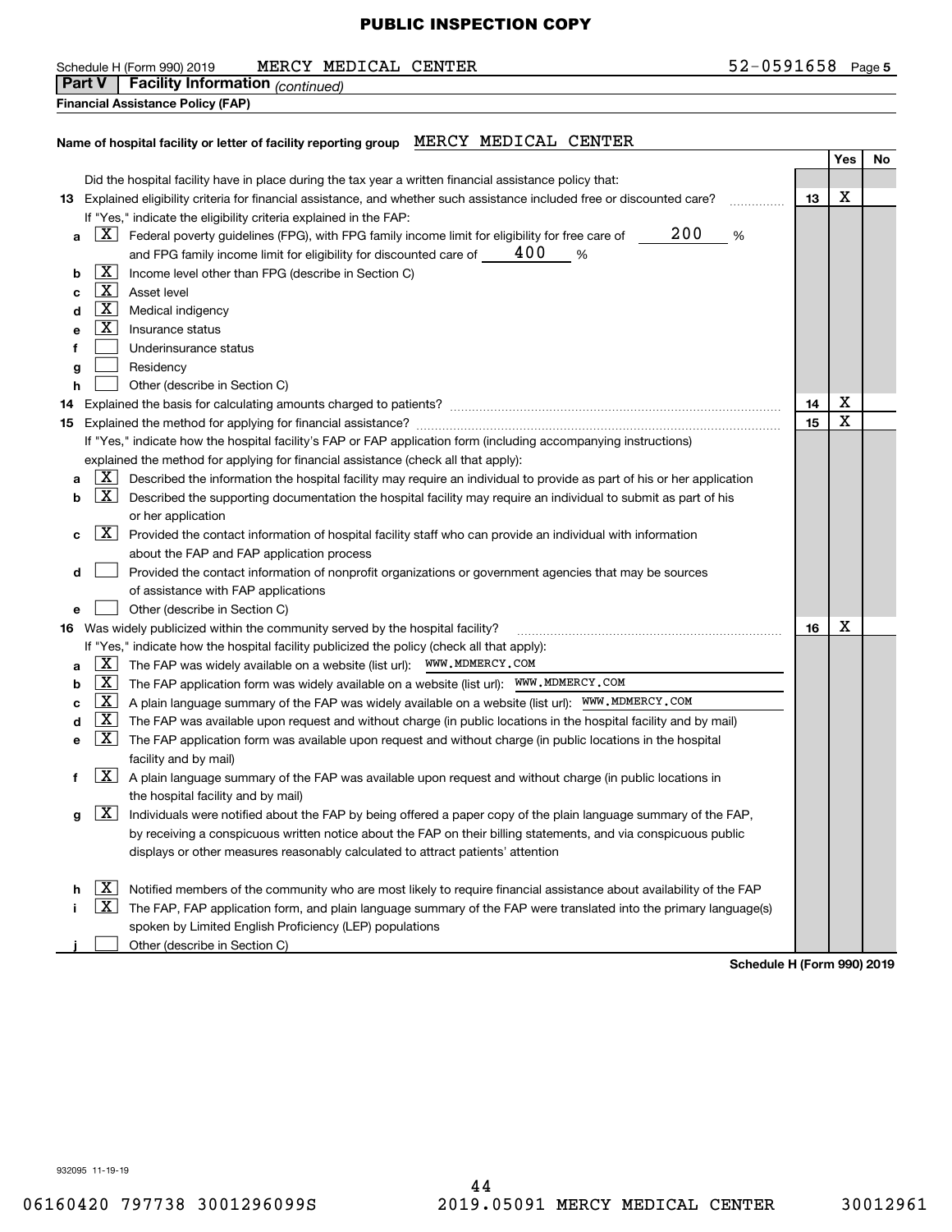PUBLIC INSPECTION COPY

Schedule H (Form 990) 2019 MERCY MEDICAL CENTER 52-0591658 Page 5

**Part V | Facility Information** *(continued)*

**Financial Assistance Policy (FAP)**

**Name of hospital facility or letter of facility reporting group** MERCY MEDICAL CENTER

| | | | Yes | No |
|---|---|---|---|---|
| | Did the hospital facility have in place during the tax year a written financial assistance policy that: | | | |
| **13** | Explained eligibility criteria for financial assistance, and whether such assistance included free or discounted care? | **13** | X | |
| | If "Yes," indicate the eligibility criteria explained in the FAP: | | | |
| **a** | [X] Federal poverty guidelines (FPG), with FPG family income limit for eligibility for free care of 200 % and FPG family income limit for eligibility for discounted care of 400 % | | | |
| **b** | [X] Income level other than FPG (describe in Section C) | | | |
| **c** | [X] Asset level | | | |
| **d** | [X] Medical indigency | | | |
| **e** | [X] Insurance status | | | |
| **f** | [ ] Underinsurance status | | | |
| **g** | [ ] Residency | | | |
| **h** | [ ] Other (describe in Section C) | | | |
| **14** | Explained the basis for calculating amounts charged to patients? | **14** | X | |
| **15** | Explained the method for applying for financial assistance? | **15** | X | |
| | If "Yes," indicate how the hospital facility's FAP or FAP application form (including accompanying instructions) explained the method for applying for financial assistance (check all that apply): | | | |
| **a** | [X] Described the information the hospital facility may require an individual to provide as part of his or her application | | | |
| **b** | [X] Described the supporting documentation the hospital facility may require an individual to submit as part of his or her application | | | |
| **c** | [X] Provided the contact information of hospital facility staff who can provide an individual with information about the FAP and FAP application process | | | |
| **d** | [ ] Provided the contact information of nonprofit organizations or government agencies that may be sources of assistance with FAP applications | | | |
| **e** | [ ] Other (describe in Section C) | | | |
| **16** | Was widely publicized within the community served by the hospital facility? | **16** | X | |
| | If "Yes," indicate how the hospital facility publicized the policy (check all that apply): | | | |
| **a** | [X] The FAP was widely available on a website (list url): WWW.MDMERCY.COM | | | |
| **b** | [X] The FAP application form was widely available on a website (list url): WWW.MDMERCY.COM | | | |
| **c** | [X] A plain language summary of the FAP was widely available on a website (list url): WWW.MDMERCY.COM | | | |
| **d** | [X] The FAP was available upon request and without charge (in public locations in the hospital facility and by mail) | | | |
| **e** | [X] The FAP application form was available upon request and without charge (in public locations in the hospital facility and by mail) | | | |
| **f** | [X] A plain language summary of the FAP was available upon request and without charge (in public locations in the hospital facility and by mail) | | | |
| **g** | [X] Individuals were notified about the FAP by being offered a paper copy of the plain language summary of the FAP, by receiving a conspicuous written notice about the FAP on their billing statements, and via conspicuous public displays or other measures reasonably calculated to attract patients' attention | | | |
| **h** | [X] Notified members of the community who are most likely to require financial assistance about availability of the FAP | | | |
| **i** | [X] The FAP, FAP application form, and plain language summary of the FAP were translated into the primary language(s) spoken by Limited English Proficiency (LEP) populations | | | |
| **j** | [ ] Other (describe in Section C) | | | |

**Schedule H (Form 990) 2019**

932095 11-19-19

06160420 797738 3001296099S 2019.05091 MERCY MEDICAL CENTER 30012961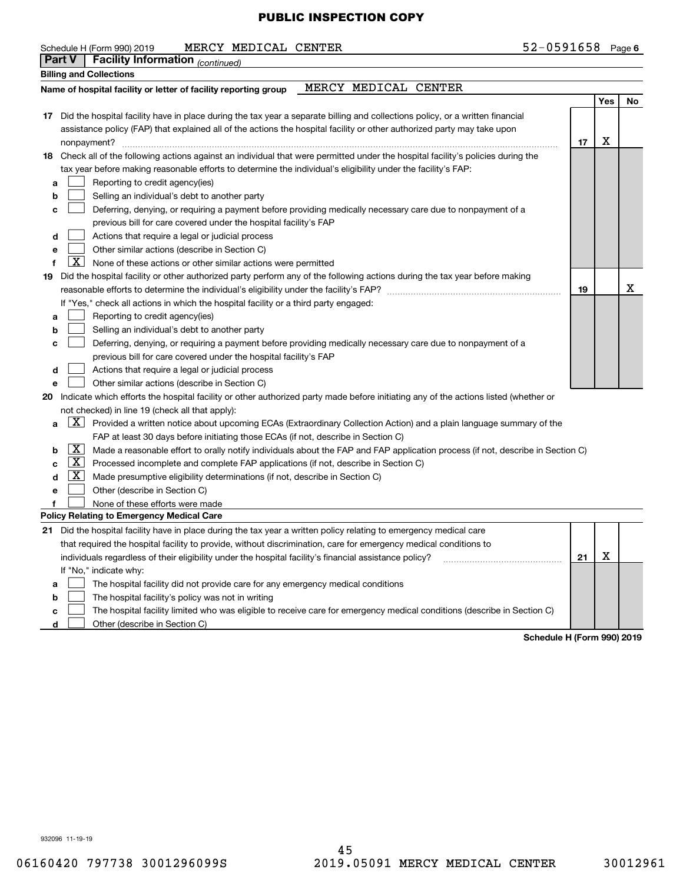PUBLIC INSPECTION COPY

Schedule H (Form 990) 2019 MERCY MEDICAL CENTER 52-0591658 Page **6**

**Part V | Facility Information** *(continued)*

**Billing and Collections**

**Name of hospital facility or letter of facility reporting group** MERCY MEDICAL CENTER

| | | | Yes | No |
|---|---|---|---|---|
| **17** | Did the hospital facility have in place during the tax year a separate billing and collections policy, or a written financial assistance policy (FAP) that explained all of the actions the hospital facility or other authorized party may take upon nonpayment? | **17** | X | |
| **18** | Check all of the following actions against an individual that were permitted under the hospital facility's policies during the tax year before making reasonable efforts to determine the individual's eligibility under the facility's FAP: | | | |
| **a** | ☐ Reporting to credit agency(ies) | | | |
| **b** | ☐ Selling an individual's debt to another party | | | |
| **c** | ☐ Deferring, denying, or requiring a payment before providing medically necessary care due to nonpayment of a previous bill for care covered under the hospital facility's FAP | | | |
| **d** | ☐ Actions that require a legal or judicial process | | | |
| **e** | ☐ Other similar actions (describe in Section C) | | | |
| **f** | ☒ None of these actions or other similar actions were permitted | | | |
| **19** | Did the hospital facility or other authorized party perform any of the following actions during the tax year before making reasonable efforts to determine the individual's eligibility under the facility's FAP? | **19** | | X |
| | If "Yes," check all actions in which the hospital facility or a third party engaged: | | | |
| **a** | ☐ Reporting to credit agency(ies) | | | |
| **b** | ☐ Selling an individual's debt to another party | | | |
| **c** | ☐ Deferring, denying, or requiring a payment before providing medically necessary care due to nonpayment of a previous bill for care covered under the hospital facility's FAP | | | |
| **d** | ☐ Actions that require a legal or judicial process | | | |
| **e** | ☐ Other similar actions (describe in Section C) | | | |

**20** Indicate which efforts the hospital facility or other authorized party made before initiating any of the actions listed (whether or not checked) in line 19 (check all that apply):

- **a** ☒ Provided a written notice about upcoming ECAs (Extraordinary Collection Action) and a plain language summary of the FAP at least 30 days before initiating those ECAs (if not, describe in Section C)
- **b** ☒ Made a reasonable effort to orally notify individuals about the FAP and FAP application process (if not, describe in Section C)
- **c** ☒ Processed incomplete and complete FAP applications (if not, describe in Section C)
- **d** ☒ Made presumptive eligibility determinations (if not, describe in Section C)
- **e** ☐ Other (describe in Section C)
- **f** ☐ None of these efforts were made

**Policy Relating to Emergency Medical Care**

| | | | Yes | No |
|---|---|---|---|---|
| **21** | Did the hospital facility have in place during the tax year a written policy relating to emergency medical care that required the hospital facility to provide, without discrimination, care for emergency medical conditions to individuals regardless of their eligibility under the hospital facility's financial assistance policy? | **21** | X | |
| | If "No," indicate why: | | | |
| **a** | ☐ The hospital facility did not provide care for any emergency medical conditions | | | |
| **b** | ☐ The hospital facility's policy was not in writing | | | |
| **c** | ☐ The hospital facility limited who was eligible to receive care for emergency medical conditions (describe in Section C) | | | |
| **d** | ☐ Other (describe in Section C) | | | |

**Schedule H (Form 990) 2019**

932096 11-19-19

06160420 797738 3001296099S 2019.05091 MERCY MEDICAL CENTER 30012961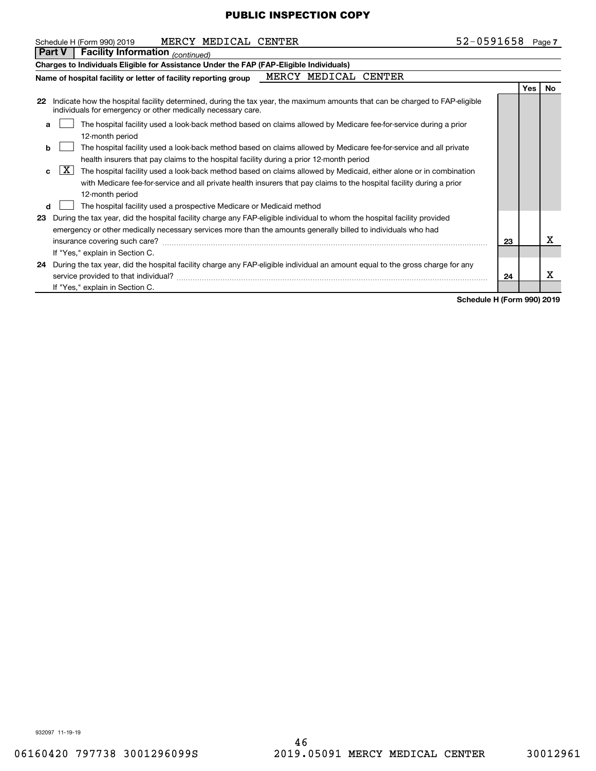PUBLIC INSPECTION COPY

Schedule H (Form 990) 2019 MERCY MEDICAL CENTER 52-0591658 Page 7

**Part V | Facility Information** *(continued)*

**Charges to Individuals Eligible for Assistance Under the FAP (FAP-Eligible Individuals)**

**Name of hospital facility or letter of facility reporting group** MERCY MEDICAL CENTER

| | | | Yes | No |
|---|---|---|---|---|
| **22** | Indicate how the hospital facility determined, during the tax year, the maximum amounts that can be charged to FAP-eligible individuals for emergency or other medically necessary care. | | | |
| **a** | [ ] The hospital facility used a look-back method based on claims allowed by Medicare fee-for-service during a prior 12-month period | | | |
| **b** | [ ] The hospital facility used a look-back method based on claims allowed by Medicare fee-for-service and all private health insurers that pay claims to the hospital facility during a prior 12-month period | | | |
| **c** | [X] The hospital facility used a look-back method based on claims allowed by Medicaid, either alone or in combination with Medicare fee-for-service and all private health insurers that pay claims to the hospital facility during a prior 12-month period | | | |
| **d** | [ ] The hospital facility used a prospective Medicare or Medicaid method | | | |
| **23** | During the tax year, did the hospital facility charge any FAP-eligible individual to whom the hospital facility provided emergency or other medically necessary services more than the amounts generally billed to individuals who had insurance covering such care? If "Yes," explain in Section C. | 23 | | X |
| **24** | During the tax year, did the hospital facility charge any FAP-eligible individual an amount equal to the gross charge for any service provided to that individual? If "Yes," explain in Section C. | 24 | | X |

**Schedule H (Form 990) 2019**

932097 11-19-19

06160420 797738 3001296099S 2019.05091 MERCY MEDICAL CENTER 30012961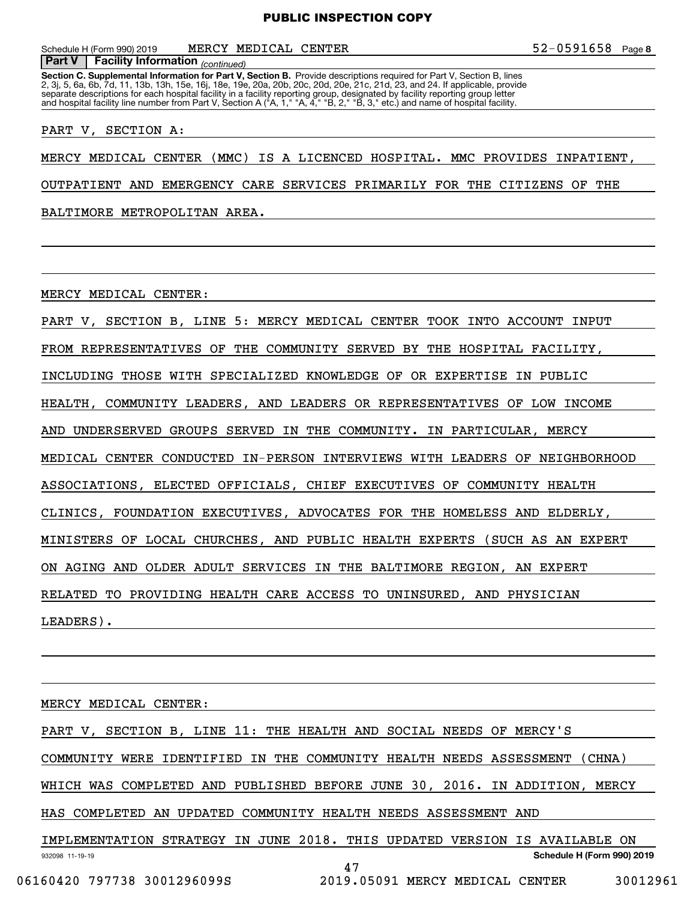Schedule H (Form 990) 2019 MERCY MEDICAL CENTER 52-0591658 Page 8

**Part V | Facility Information** *(continued)*

**Section C. Supplemental Information for Part V, Section B.** Provide descriptions required for Part V, Section B, lines 2, 3j, 5, 6a, 6b, 7d, 11, 13b, 13h, 15e, 16j, 18e, 19e, 20a, 20b, 20c, 20d, 20e, 21c, 21d, 23, and 24. If applicable, provide separate descriptions for each hospital facility in a facility reporting group, designated by facility reporting group letter and hospital facility line number from Part V, Section A ("A, 1," "A, 4," "B, 2," "B, 3," etc.) and name of hospital facility.

PART V, SECTION A:

MERCY MEDICAL CENTER (MMC) IS A LICENCED HOSPITAL. MMC PROVIDES INPATIENT, OUTPATIENT AND EMERGENCY CARE SERVICES PRIMARILY FOR THE CITIZENS OF THE BALTIMORE METROPOLITAN AREA.

MERCY MEDICAL CENTER:

PART V, SECTION B, LINE 5: MERCY MEDICAL CENTER TOOK INTO ACCOUNT INPUT FROM REPRESENTATIVES OF THE COMMUNITY SERVED BY THE HOSPITAL FACILITY, INCLUDING THOSE WITH SPECIALIZED KNOWLEDGE OF OR EXPERTISE IN PUBLIC HEALTH, COMMUNITY LEADERS, AND LEADERS OR REPRESENTATIVES OF LOW INCOME AND UNDERSERVED GROUPS SERVED IN THE COMMUNITY. IN PARTICULAR, MERCY MEDICAL CENTER CONDUCTED IN-PERSON INTERVIEWS WITH LEADERS OF NEIGHBORHOOD ASSOCIATIONS, ELECTED OFFICIALS, CHIEF EXECUTIVES OF COMMUNITY HEALTH CLINICS, FOUNDATION EXECUTIVES, ADVOCATES FOR THE HOMELESS AND ELDERLY, MINISTERS OF LOCAL CHURCHES, AND PUBLIC HEALTH EXPERTS (SUCH AS AN EXPERT ON AGING AND OLDER ADULT SERVICES IN THE BALTIMORE REGION, AN EXPERT RELATED TO PROVIDING HEALTH CARE ACCESS TO UNINSURED, AND PHYSICIAN LEADERS).

MERCY MEDICAL CENTER:

PART V, SECTION B, LINE 11: THE HEALTH AND SOCIAL NEEDS OF MERCY'S COMMUNITY WERE IDENTIFIED IN THE COMMUNITY HEALTH NEEDS ASSESSMENT (CHNA) WHICH WAS COMPLETED AND PUBLISHED BEFORE JUNE 30, 2016. IN ADDITION, MERCY HAS COMPLETED AN UPDATED COMMUNITY HEALTH NEEDS ASSESSMENT AND IMPLEMENTATION STRATEGY IN JUNE 2018. THIS UPDATED VERSION IS AVAILABLE ON

932098 11-19-19 **Schedule H (Form 990) 2019**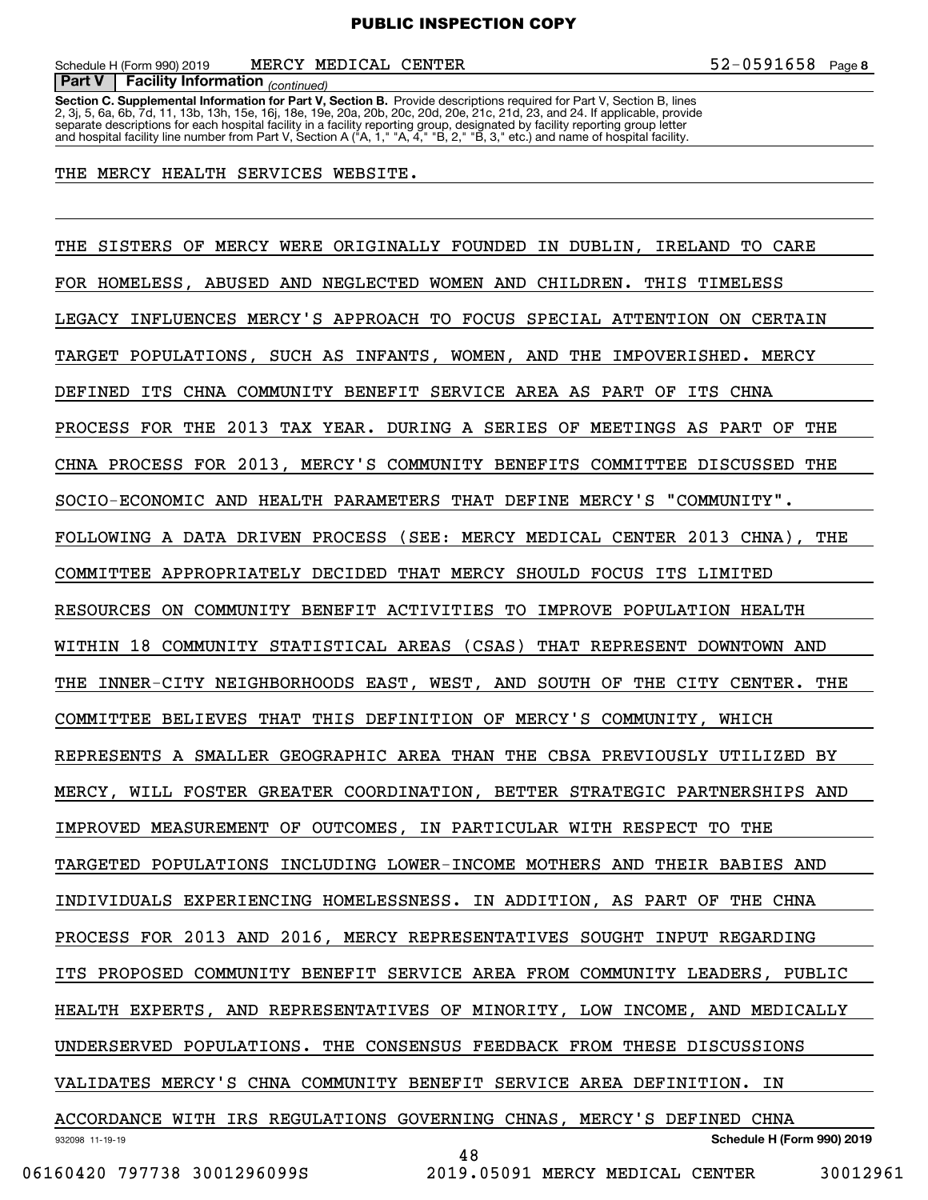**Part V | Facility Information** *(continued)*

**Section C. Supplemental Information for Part V, Section B.** Provide descriptions required for Part V, Section B, lines 2, 3j, 5, 6a, 6b, 7d, 11, 13b, 13h, 15e, 16j, 18e, 19e, 20a, 20b, 20c, 20d, 20e, 21c, 21d, 23, and 24. If applicable, provide separate descriptions for each hospital facility in a facility reporting group, designated by facility reporting group letter and hospital facility line number from Part V, Section A ("A, 1," "A, 4," "B, 2," "B, 3," etc.) and name of hospital facility.

THE MERCY HEALTH SERVICES WEBSITE.

THE SISTERS OF MERCY WERE ORIGINALLY FOUNDED IN DUBLIN, IRELAND TO CARE FOR HOMELESS, ABUSED AND NEGLECTED WOMEN AND CHILDREN. THIS TIMELESS LEGACY INFLUENCES MERCY'S APPROACH TO FOCUS SPECIAL ATTENTION ON CERTAIN TARGET POPULATIONS, SUCH AS INFANTS, WOMEN, AND THE IMPOVERISHED. MERCY DEFINED ITS CHNA COMMUNITY BENEFIT SERVICE AREA AS PART OF ITS CHNA PROCESS FOR THE 2013 TAX YEAR. DURING A SERIES OF MEETINGS AS PART OF THE CHNA PROCESS FOR 2013, MERCY'S COMMUNITY BENEFITS COMMITTEE DISCUSSED THE SOCIO-ECONOMIC AND HEALTH PARAMETERS THAT DEFINE MERCY'S "COMMUNITY". FOLLOWING A DATA DRIVEN PROCESS (SEE: MERCY MEDICAL CENTER 2013 CHNA), THE COMMITTEE APPROPRIATELY DECIDED THAT MERCY SHOULD FOCUS ITS LIMITED RESOURCES ON COMMUNITY BENEFIT ACTIVITIES TO IMPROVE POPULATION HEALTH WITHIN 18 COMMUNITY STATISTICAL AREAS (CSAS) THAT REPRESENT DOWNTOWN AND THE INNER-CITY NEIGHBORHOODS EAST, WEST, AND SOUTH OF THE CITY CENTER. THE COMMITTEE BELIEVES THAT THIS DEFINITION OF MERCY'S COMMUNITY, WHICH REPRESENTS A SMALLER GEOGRAPHIC AREA THAN THE CBSA PREVIOUSLY UTILIZED BY MERCY, WILL FOSTER GREATER COORDINATION, BETTER STRATEGIC PARTNERSHIPS AND IMPROVED MEASUREMENT OF OUTCOMES, IN PARTICULAR WITH RESPECT TO THE TARGETED POPULATIONS INCLUDING LOWER-INCOME MOTHERS AND THEIR BABIES AND INDIVIDUALS EXPERIENCING HOMELESSNESS. IN ADDITION, AS PART OF THE CHNA PROCESS FOR 2013 AND 2016, MERCY REPRESENTATIVES SOUGHT INPUT REGARDING ITS PROPOSED COMMUNITY BENEFIT SERVICE AREA FROM COMMUNITY LEADERS, PUBLIC HEALTH EXPERTS, AND REPRESENTATIVES OF MINORITY, LOW INCOME, AND MEDICALLY UNDERSERVED POPULATIONS. THE CONSENSUS FEEDBACK FROM THESE DISCUSSIONS VALIDATES MERCY'S CHNA COMMUNITY BENEFIT SERVICE AREA DEFINITION. IN ACCORDANCE WITH IRS REGULATIONS GOVERNING CHNAS, MERCY'S DEFINED CHNA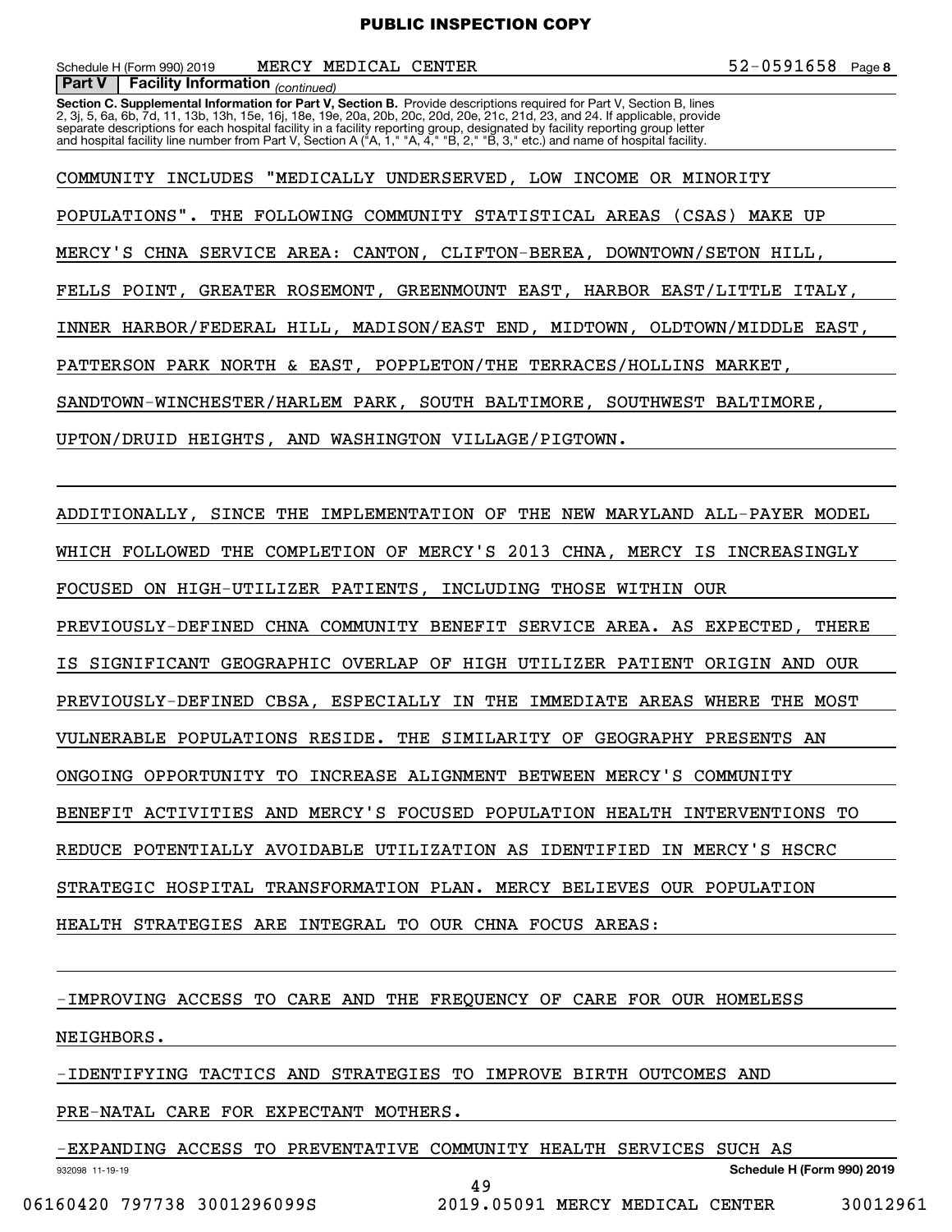Schedule H (Form 990) 2019 MERCY MEDICAL CENTER 52-0591658 Page 8

**Part V | Facility Information** *(continued)*

**Section C. Supplemental Information for Part V, Section B.** Provide descriptions required for Part V, Section B, lines 2, 3j, 5, 6a, 6b, 7d, 11, 13b, 13h, 15e, 16j, 18e, 19e, 20a, 20b, 20c, 20d, 20e, 21c, 21d, 23, and 24. If applicable, provide separate descriptions for each hospital facility in a facility reporting group, designated by facility reporting group letter and hospital facility line number from Part V, Section A ("A, 1," "A, 4," "B, 2," "B, 3," etc.) and name of hospital facility.

COMMUNITY INCLUDES "MEDICALLY UNDERSERVED, LOW INCOME OR MINORITY POPULATIONS". THE FOLLOWING COMMUNITY STATISTICAL AREAS (CSAS) MAKE UP MERCY'S CHNA SERVICE AREA: CANTON, CLIFTON-BEREA, DOWNTOWN/SETON HILL, FELLS POINT, GREATER ROSEMONT, GREENMOUNT EAST, HARBOR EAST/LITTLE ITALY, INNER HARBOR/FEDERAL HILL, MADISON/EAST END, MIDTOWN, OLDTOWN/MIDDLE EAST, PATTERSON PARK NORTH & EAST, POPPLETON/THE TERRACES/HOLLINS MARKET, SANDTOWN-WINCHESTER/HARLEM PARK, SOUTH BALTIMORE, SOUTHWEST BALTIMORE, UPTON/DRUID HEIGHTS, AND WASHINGTON VILLAGE/PIGTOWN.

ADDITIONALLY, SINCE THE IMPLEMENTATION OF THE NEW MARYLAND ALL-PAYER MODEL WHICH FOLLOWED THE COMPLETION OF MERCY'S 2013 CHNA, MERCY IS INCREASINGLY FOCUSED ON HIGH-UTILIZER PATIENTS, INCLUDING THOSE WITHIN OUR PREVIOUSLY-DEFINED CHNA COMMUNITY BENEFIT SERVICE AREA. AS EXPECTED, THERE IS SIGNIFICANT GEOGRAPHIC OVERLAP OF HIGH UTILIZER PATIENT ORIGIN AND OUR PREVIOUSLY-DEFINED CBSA, ESPECIALLY IN THE IMMEDIATE AREAS WHERE THE MOST VULNERABLE POPULATIONS RESIDE. THE SIMILARITY OF GEOGRAPHY PRESENTS AN ONGOING OPPORTUNITY TO INCREASE ALIGNMENT BETWEEN MERCY'S COMMUNITY BENEFIT ACTIVITIES AND MERCY'S FOCUSED POPULATION HEALTH INTERVENTIONS TO REDUCE POTENTIALLY AVOIDABLE UTILIZATION AS IDENTIFIED IN MERCY'S HSCRC STRATEGIC HOSPITAL TRANSFORMATION PLAN. MERCY BELIEVES OUR POPULATION HEALTH STRATEGIES ARE INTEGRAL TO OUR CHNA FOCUS AREAS:

-IMPROVING ACCESS TO CARE AND THE FREQUENCY OF CARE FOR OUR HOMELESS NEIGHBORS.

-IDENTIFYING TACTICS AND STRATEGIES TO IMPROVE BIRTH OUTCOMES AND PRE-NATAL CARE FOR EXPECTANT MOTHERS.

-EXPANDING ACCESS TO PREVENTATIVE COMMUNITY HEALTH SERVICES SUCH AS

932098 11-19-19 **Schedule H (Form 990) 2019**

06160420 797738 3001296099S 2019.05091 MERCY MEDICAL CENTER 30012961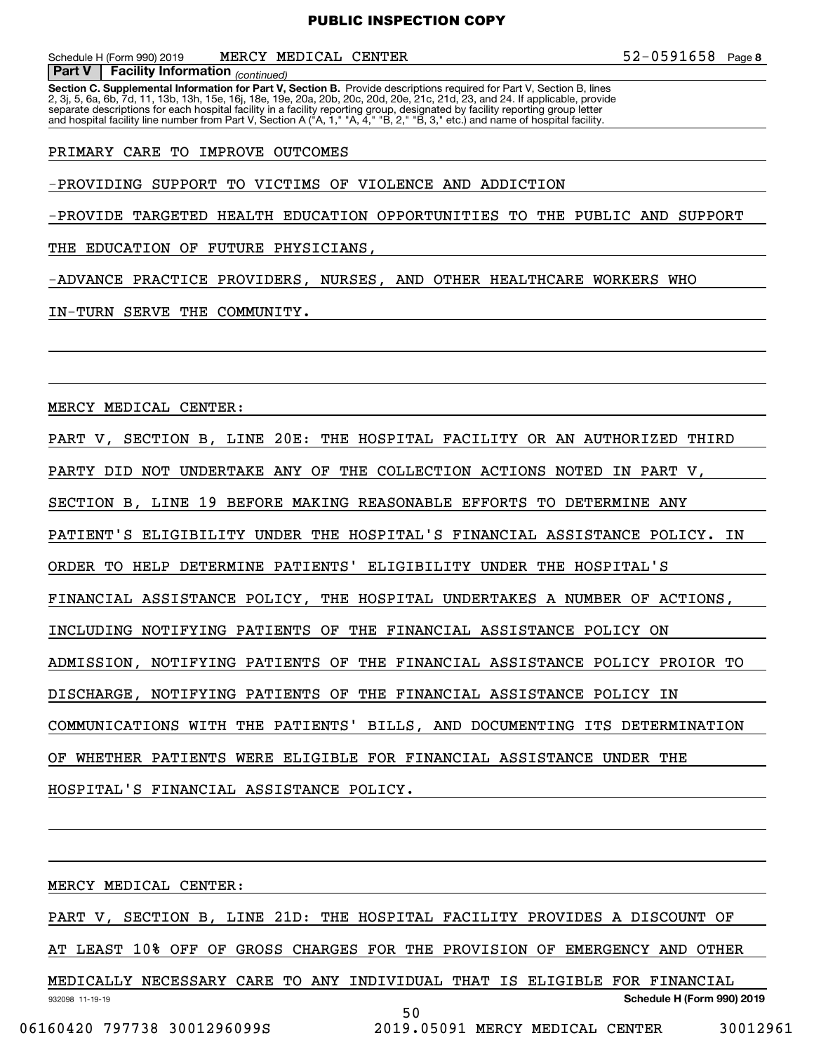Schedule H (Form 990) 2019 MERCY MEDICAL CENTER 52-0591658 Page **8**

**Part V | Facility Information** *(continued)*

**Section C. Supplemental Information for Part V, Section B.** Provide descriptions required for Part V, Section B, lines 2, 3j, 5, 6a, 6b, 7d, 11, 13b, 13h, 15e, 16j, 18e, 19e, 20a, 20b, 20c, 20d, 20e, 21c, 21d, 23, and 24. If applicable, provide separate descriptions for each hospital facility in a facility reporting group, designated by facility reporting group letter and hospital facility line number from Part V, Section A ("A, 1," "A, 4," "B, 2," "B, 3," etc.) and name of hospital facility.

PRIMARY CARE TO IMPROVE OUTCOMES

-PROVIDING SUPPORT TO VICTIMS OF VIOLENCE AND ADDICTION

-PROVIDE TARGETED HEALTH EDUCATION OPPORTUNITIES TO THE PUBLIC AND SUPPORT THE EDUCATION OF FUTURE PHYSICIANS,

-ADVANCE PRACTICE PROVIDERS, NURSES, AND OTHER HEALTHCARE WORKERS WHO IN-TURN SERVE THE COMMUNITY.

MERCY MEDICAL CENTER:

PART V, SECTION B, LINE 20E: THE HOSPITAL FACILITY OR AN AUTHORIZED THIRD PARTY DID NOT UNDERTAKE ANY OF THE COLLECTION ACTIONS NOTED IN PART V, SECTION B, LINE 19 BEFORE MAKING REASONABLE EFFORTS TO DETERMINE ANY PATIENT'S ELIGIBILITY UNDER THE HOSPITAL'S FINANCIAL ASSISTANCE POLICY. IN ORDER TO HELP DETERMINE PATIENTS' ELIGIBILITY UNDER THE HOSPITAL'S FINANCIAL ASSISTANCE POLICY, THE HOSPITAL UNDERTAKES A NUMBER OF ACTIONS, INCLUDING NOTIFYING PATIENTS OF THE FINANCIAL ASSISTANCE POLICY ON ADMISSION, NOTIFYING PATIENTS OF THE FINANCIAL ASSISTANCE POLICY PROIOR TO DISCHARGE, NOTIFYING PATIENTS OF THE FINANCIAL ASSISTANCE POLICY IN COMMUNICATIONS WITH THE PATIENTS' BILLS, AND DOCUMENTING ITS DETERMINATION OF WHETHER PATIENTS WERE ELIGIBLE FOR FINANCIAL ASSISTANCE UNDER THE HOSPITAL'S FINANCIAL ASSISTANCE POLICY.

MERCY MEDICAL CENTER:

PART V, SECTION B, LINE 21D: THE HOSPITAL FACILITY PROVIDES A DISCOUNT OF AT LEAST 10% OFF OF GROSS CHARGES FOR THE PROVISION OF EMERGENCY AND OTHER MEDICALLY NECESSARY CARE TO ANY INDIVIDUAL THAT IS ELIGIBLE FOR FINANCIAL

932098 11-19-19 **Schedule H (Form 990) 2019**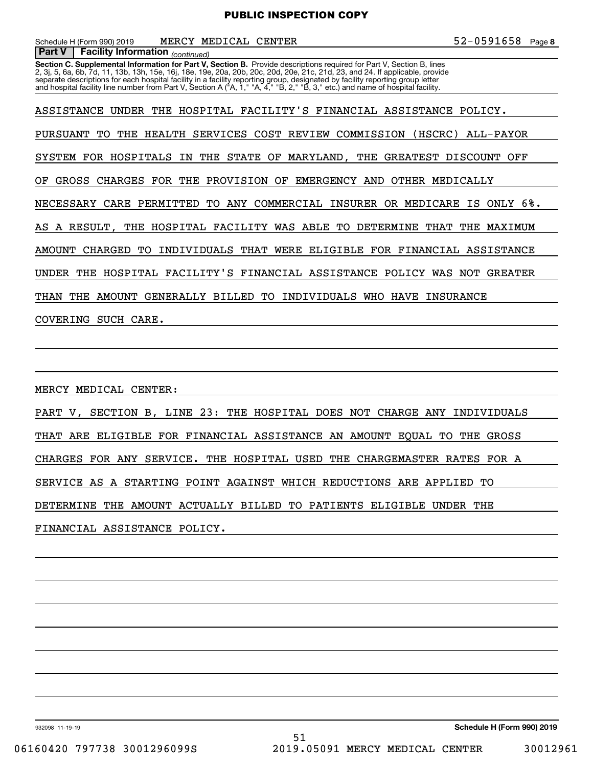**Part V | Facility Information** *(continued)*

**Section C. Supplemental Information for Part V, Section B.** Provide descriptions required for Part V, Section B, lines 2, 3j, 5, 6a, 6b, 7d, 11, 13b, 13h, 15e, 16j, 18e, 19e, 20a, 20b, 20c, 20d, 20e, 21c, 21d, 23, and 24. If applicable, provide separate descriptions for each hospital facility in a facility reporting group, designated by facility reporting group letter and hospital facility line number from Part V, Section A ("A, 1," "A, 4," "B, 2," "B, 3," etc.) and name of hospital facility.

ASSISTANCE UNDER THE HOSPITAL FACILITY'S FINANCIAL ASSISTANCE POLICY. PURSUANT TO THE HEALTH SERVICES COST REVIEW COMMISSION (HSCRC) ALL-PAYOR SYSTEM FOR HOSPITALS IN THE STATE OF MARYLAND, THE GREATEST DISCOUNT OFF OF GROSS CHARGES FOR THE PROVISION OF EMERGENCY AND OTHER MEDICALLY NECESSARY CARE PERMITTED TO ANY COMMERCIAL INSURER OR MEDICARE IS ONLY 6%. AS A RESULT, THE HOSPITAL FACILITY WAS ABLE TO DETERMINE THAT THE MAXIMUM AMOUNT CHARGED TO INDIVIDUALS THAT WERE ELIGIBLE FOR FINANCIAL ASSISTANCE UNDER THE HOSPITAL FACILITY'S FINANCIAL ASSISTANCE POLICY WAS NOT GREATER THAN THE AMOUNT GENERALLY BILLED TO INDIVIDUALS WHO HAVE INSURANCE COVERING SUCH CARE.

MERCY MEDICAL CENTER:

PART V, SECTION B, LINE 23: THE HOSPITAL DOES NOT CHARGE ANY INDIVIDUALS THAT ARE ELIGIBLE FOR FINANCIAL ASSISTANCE AN AMOUNT EQUAL TO THE GROSS CHARGES FOR ANY SERVICE. THE HOSPITAL USED THE CHARGEMASTER RATES FOR A SERVICE AS A STARTING POINT AGAINST WHICH REDUCTIONS ARE APPLIED TO DETERMINE THE AMOUNT ACTUALLY BILLED TO PATIENTS ELIGIBLE UNDER THE FINANCIAL ASSISTANCE POLICY.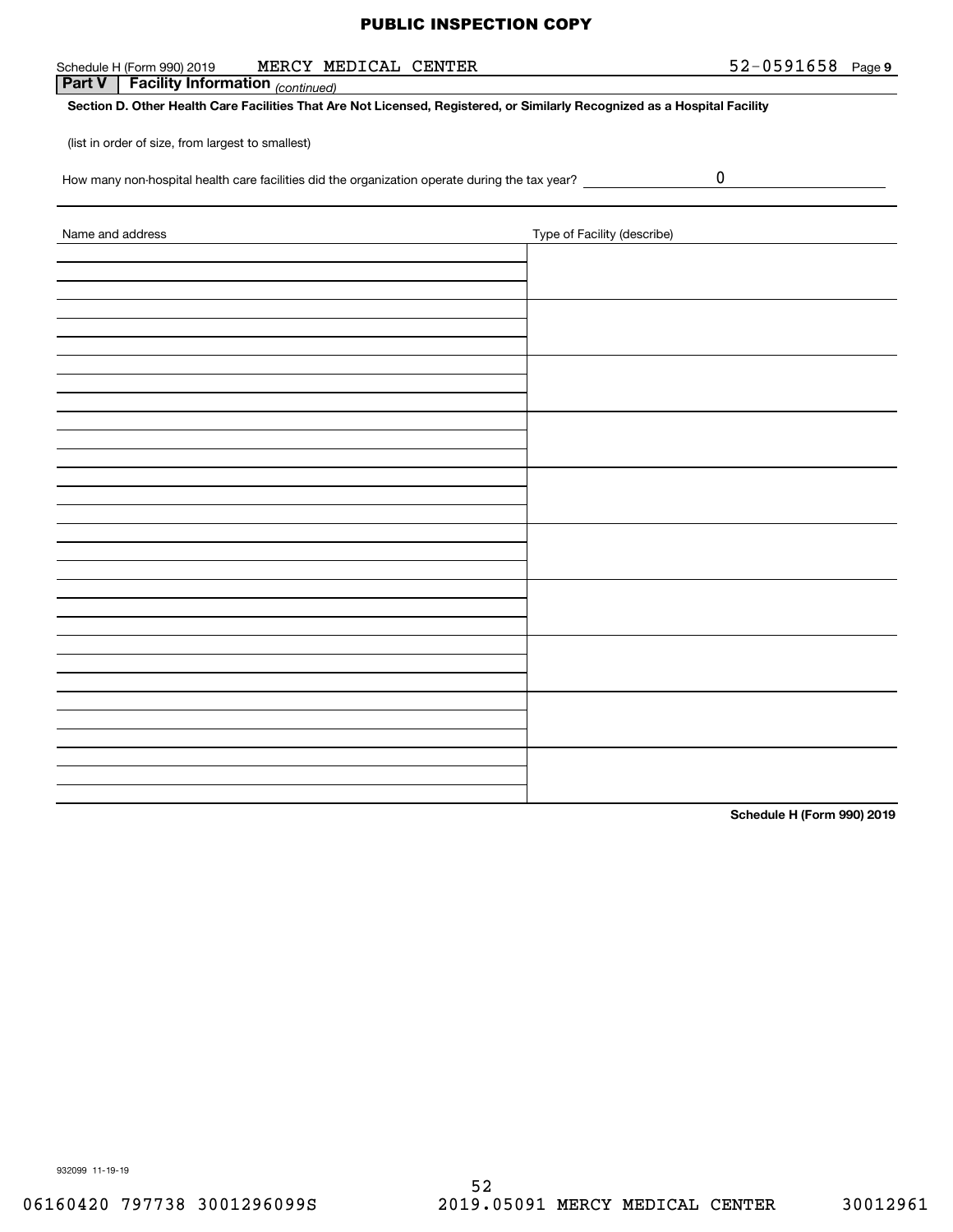PUBLIC INSPECTION COPY

Schedule H (Form 990) 2019 MERCY MEDICAL CENTER 52-0591658 Page 9

**Part V | Facility Information** *(continued)*

**Section D. Other Health Care Facilities That Are Not Licensed, Registered, or Similarly Recognized as a Hospital Facility**

(list in order of size, from largest to smallest)

How many non-hospital health care facilities did the organization operate during the tax year? 0

| Name and address | Type of Facility (describe) |
|---|---|
| | |
| | |
| | |
| | |
| | |
| | |
| | |
| | |
| | |
| | |

**Schedule H (Form 990) 2019**

932099 11-19-19

06160420 797738 3001296099S 2019.05091 MERCY MEDICAL CENTER 30012961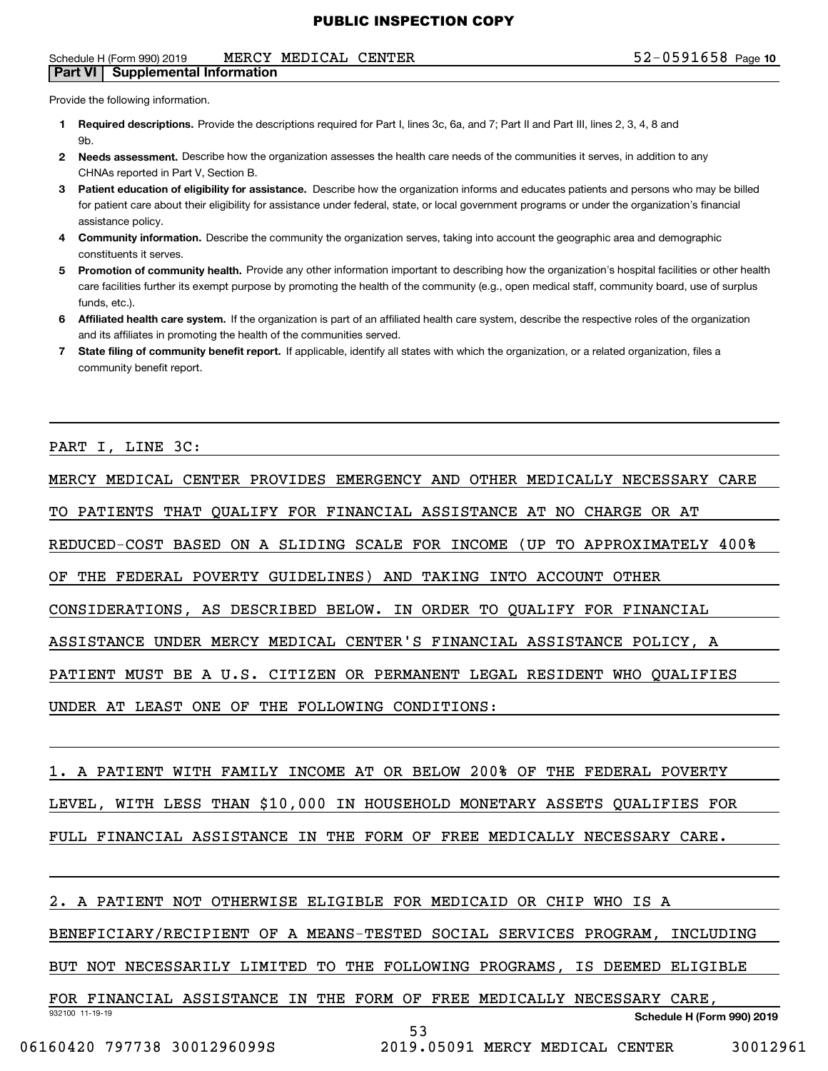## Part VI Supplemental Information

Provide the following information.

1. **Required descriptions.** Provide the descriptions required for Part I, lines 3c, 6a, and 7; Part II and Part III, lines 2, 3, 4, 8 and 9b.
2. **Needs assessment.** Describe how the organization assesses the health care needs of the communities it serves, in addition to any CHNAs reported in Part V, Section B.
3. **Patient education of eligibility for assistance.** Describe how the organization informs and educates patients and persons who may be billed for patient care about their eligibility for assistance under federal, state, or local government programs or under the organization's financial assistance policy.
4. **Community information.** Describe the community the organization serves, taking into account the geographic area and demographic constituents it serves.
5. **Promotion of community health.** Provide any other information important to describing how the organization's hospital facilities or other health care facilities further its exempt purpose by promoting the health of the community (e.g., open medical staff, community board, use of surplus funds, etc.).
6. **Affiliated health care system.** If the organization is part of an affiliated health care system, describe the respective roles of the organization and its affiliates in promoting the health of the communities served.
7. **State filing of community benefit report.** If applicable, identify all states with which the organization, or a related organization, files a community benefit report.

PART I, LINE 3C:

MERCY MEDICAL CENTER PROVIDES EMERGENCY AND OTHER MEDICALLY NECESSARY CARE TO PATIENTS THAT QUALIFY FOR FINANCIAL ASSISTANCE AT NO CHARGE OR AT REDUCED-COST BASED ON A SLIDING SCALE FOR INCOME (UP TO APPROXIMATELY 400% OF THE FEDERAL POVERTY GUIDELINES) AND TAKING INTO ACCOUNT OTHER CONSIDERATIONS, AS DESCRIBED BELOW. IN ORDER TO QUALIFY FOR FINANCIAL ASSISTANCE UNDER MERCY MEDICAL CENTER'S FINANCIAL ASSISTANCE POLICY, A PATIENT MUST BE A U.S. CITIZEN OR PERMANENT LEGAL RESIDENT WHO QUALIFIES UNDER AT LEAST ONE OF THE FOLLOWING CONDITIONS:

1. A PATIENT WITH FAMILY INCOME AT OR BELOW 200% OF THE FEDERAL POVERTY LEVEL, WITH LESS THAN $10,000 IN HOUSEHOLD MONETARY ASSETS QUALIFIES FOR FULL FINANCIAL ASSISTANCE IN THE FORM OF FREE MEDICALLY NECESSARY CARE.

2. A PATIENT NOT OTHERWISE ELIGIBLE FOR MEDICAID OR CHIP WHO IS A BENEFICIARY/RECIPIENT OF A MEANS-TESTED SOCIAL SERVICES PROGRAM, INCLUDING BUT NOT NECESSARILY LIMITED TO THE FOLLOWING PROGRAMS, IS DEEMED ELIGIBLE FOR FINANCIAL ASSISTANCE IN THE FORM OF FREE MEDICALLY NECESSARY CARE,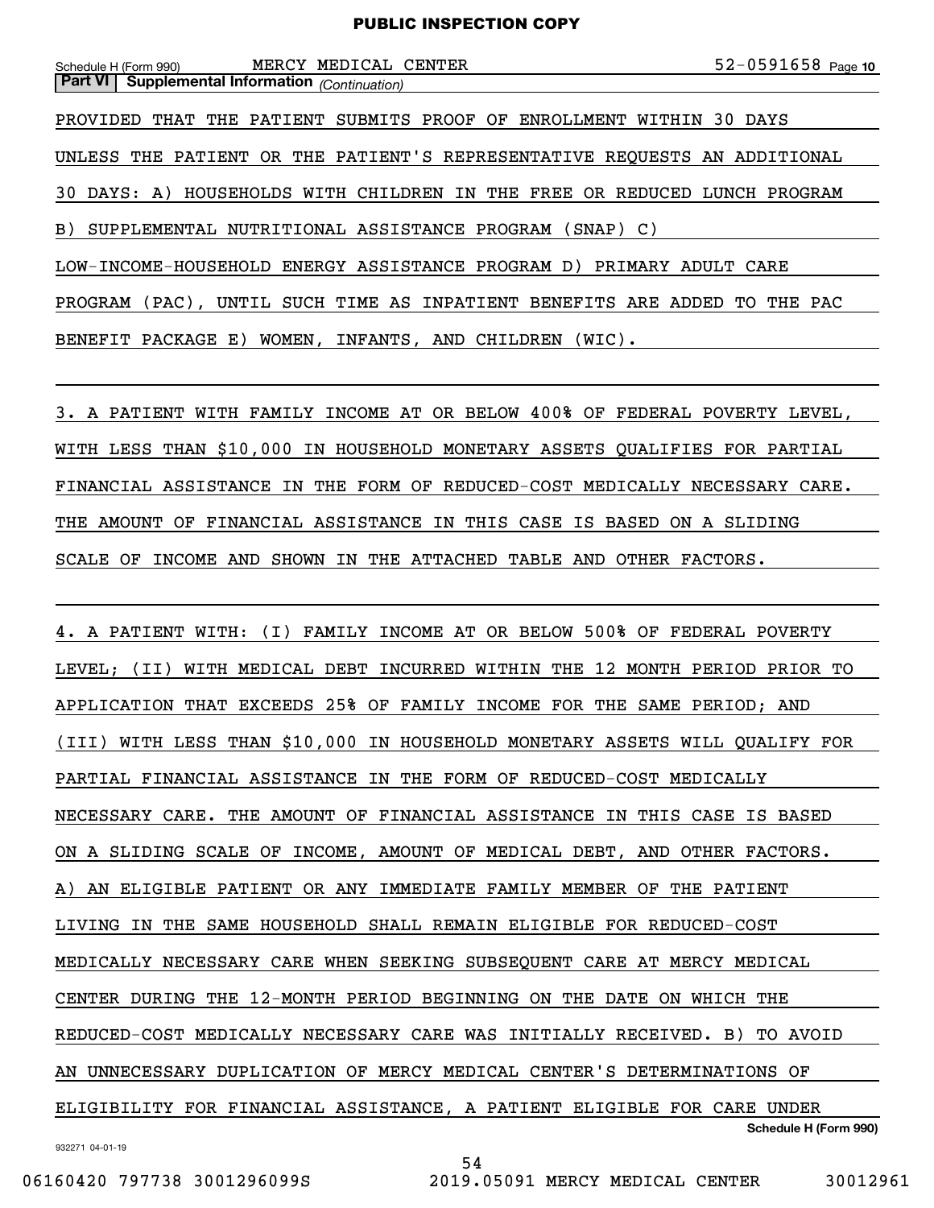PROVIDED THAT THE PATIENT SUBMITS PROOF OF ENROLLMENT WITHIN 30 DAYS UNLESS THE PATIENT OR THE PATIENT'S REPRESENTATIVE REQUESTS AN ADDITIONAL 30 DAYS: A) HOUSEHOLDS WITH CHILDREN IN THE FREE OR REDUCED LUNCH PROGRAM B) SUPPLEMENTAL NUTRITIONAL ASSISTANCE PROGRAM (SNAP) C) LOW-INCOME-HOUSEHOLD ENERGY ASSISTANCE PROGRAM D) PRIMARY ADULT CARE PROGRAM (PAC), UNTIL SUCH TIME AS INPATIENT BENEFITS ARE ADDED TO THE PAC BENEFIT PACKAGE E) WOMEN, INFANTS, AND CHILDREN (WIC).

3. A PATIENT WITH FAMILY INCOME AT OR BELOW 400% OF FEDERAL POVERTY LEVEL, WITH LESS THAN $10,000 IN HOUSEHOLD MONETARY ASSETS QUALIFIES FOR PARTIAL FINANCIAL ASSISTANCE IN THE FORM OF REDUCED-COST MEDICALLY NECESSARY CARE. THE AMOUNT OF FINANCIAL ASSISTANCE IN THIS CASE IS BASED ON A SLIDING SCALE OF INCOME AND SHOWN IN THE ATTACHED TABLE AND OTHER FACTORS.

4. A PATIENT WITH: (I) FAMILY INCOME AT OR BELOW 500% OF FEDERAL POVERTY LEVEL; (II) WITH MEDICAL DEBT INCURRED WITHIN THE 12 MONTH PERIOD PRIOR TO APPLICATION THAT EXCEEDS 25% OF FAMILY INCOME FOR THE SAME PERIOD; AND (III) WITH LESS THAN $10,000 IN HOUSEHOLD MONETARY ASSETS WILL QUALIFY FOR PARTIAL FINANCIAL ASSISTANCE IN THE FORM OF REDUCED-COST MEDICALLY NECESSARY CARE. THE AMOUNT OF FINANCIAL ASSISTANCE IN THIS CASE IS BASED ON A SLIDING SCALE OF INCOME, AMOUNT OF MEDICAL DEBT, AND OTHER FACTORS. A) AN ELIGIBLE PATIENT OR ANY IMMEDIATE FAMILY MEMBER OF THE PATIENT LIVING IN THE SAME HOUSEHOLD SHALL REMAIN ELIGIBLE FOR REDUCED-COST MEDICALLY NECESSARY CARE WHEN SEEKING SUBSEQUENT CARE AT MERCY MEDICAL CENTER DURING THE 12-MONTH PERIOD BEGINNING ON THE DATE ON WHICH THE REDUCED-COST MEDICALLY NECESSARY CARE WAS INITIALLY RECEIVED. B) TO AVOID AN UNNECESSARY DUPLICATION OF MERCY MEDICAL CENTER'S DETERMINATIONS OF ELIGIBILITY FOR FINANCIAL ASSISTANCE, A PATIENT ELIGIBLE FOR CARE UNDER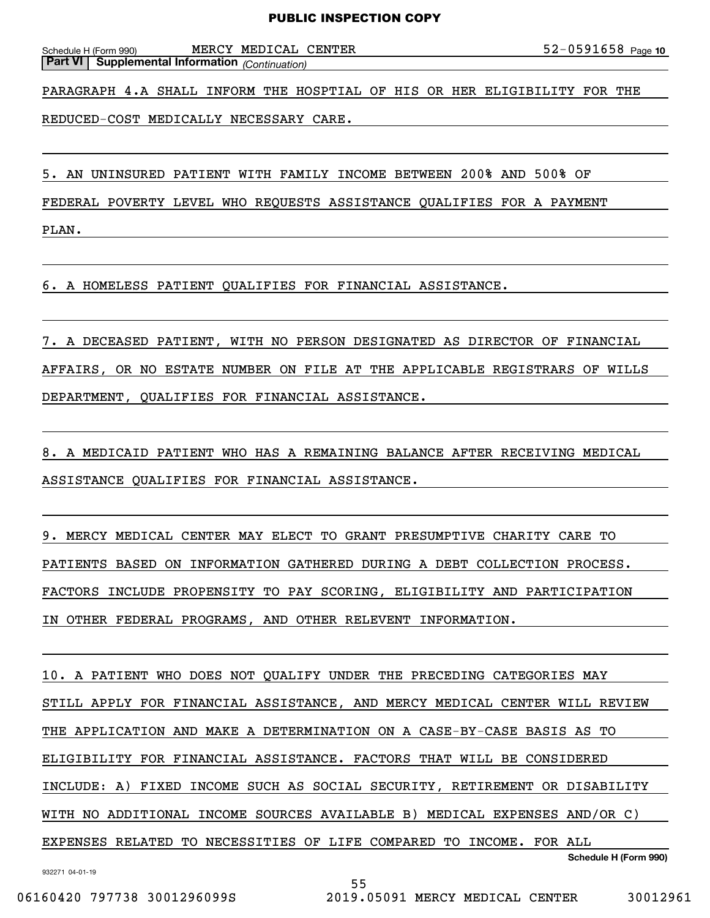Schedule H (Form 990) MERCY MEDICAL CENTER 52-0591658 Page 10

**Part VI | Supplemental Information** *(Continuation)*

PARAGRAPH 4.A SHALL INFORM THE HOSPTIAL OF HIS OR HER ELIGIBILITY FOR THE REDUCED-COST MEDICALLY NECESSARY CARE.

5. AN UNINSURED PATIENT WITH FAMILY INCOME BETWEEN 200% AND 500% OF FEDERAL POVERTY LEVEL WHO REQUESTS ASSISTANCE QUALIFIES FOR A PAYMENT PLAN.

6. A HOMELESS PATIENT QUALIFIES FOR FINANCIAL ASSISTANCE.

7. A DECEASED PATIENT, WITH NO PERSON DESIGNATED AS DIRECTOR OF FINANCIAL AFFAIRS, OR NO ESTATE NUMBER ON FILE AT THE APPLICABLE REGISTRARS OF WILLS DEPARTMENT, QUALIFIES FOR FINANCIAL ASSISTANCE.

8. A MEDICAID PATIENT WHO HAS A REMAINING BALANCE AFTER RECEIVING MEDICAL ASSISTANCE QUALIFIES FOR FINANCIAL ASSISTANCE.

9. MERCY MEDICAL CENTER MAY ELECT TO GRANT PRESUMPTIVE CHARITY CARE TO PATIENTS BASED ON INFORMATION GATHERED DURING A DEBT COLLECTION PROCESS. FACTORS INCLUDE PROPENSITY TO PAY SCORING, ELIGIBILITY AND PARTICIPATION IN OTHER FEDERAL PROGRAMS, AND OTHER RELEVENT INFORMATION.

10. A PATIENT WHO DOES NOT QUALIFY UNDER THE PRECEDING CATEGORIES MAY STILL APPLY FOR FINANCIAL ASSISTANCE, AND MERCY MEDICAL CENTER WILL REVIEW THE APPLICATION AND MAKE A DETERMINATION ON A CASE-BY-CASE BASIS AS TO ELIGIBILITY FOR FINANCIAL ASSISTANCE. FACTORS THAT WILL BE CONSIDERED INCLUDE: A) FIXED INCOME SUCH AS SOCIAL SECURITY, RETIREMENT OR DISABILITY WITH NO ADDITIONAL INCOME SOURCES AVAILABLE B) MEDICAL EXPENSES AND/OR C) EXPENSES RELATED TO NECESSITIES OF LIFE COMPARED TO INCOME. FOR ALL

**Schedule H (Form 990)**

932271 04-01-19

06160420 797738 3001296099S 2019.05091 MERCY MEDICAL CENTER 30012961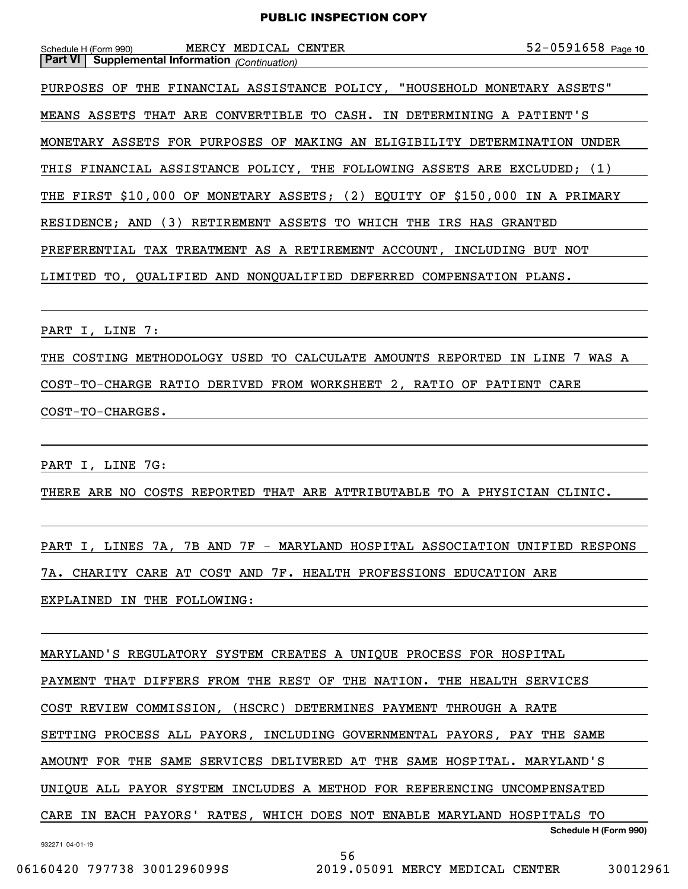Schedule H (Form 990) MERCY MEDICAL CENTER 52-0591658 Page 10

**Part VI | Supplemental Information** *(Continuation)*

PURPOSES OF THE FINANCIAL ASSISTANCE POLICY, "HOUSEHOLD MONETARY ASSETS" MEANS ASSETS THAT ARE CONVERTIBLE TO CASH. IN DETERMINING A PATIENT'S MONETARY ASSETS FOR PURPOSES OF MAKING AN ELIGIBILITY DETERMINATION UNDER THIS FINANCIAL ASSISTANCE POLICY, THE FOLLOWING ASSETS ARE EXCLUDED; (1) THE FIRST $10,000 OF MONETARY ASSETS; (2) EQUITY OF $150,000 IN A PRIMARY RESIDENCE; AND (3) RETIREMENT ASSETS TO WHICH THE IRS HAS GRANTED PREFERENTIAL TAX TREATMENT AS A RETIREMENT ACCOUNT, INCLUDING BUT NOT LIMITED TO, QUALIFIED AND NONQUALIFIED DEFERRED COMPENSATION PLANS.

PART I, LINE 7:

THE COSTING METHODOLOGY USED TO CALCULATE AMOUNTS REPORTED IN LINE 7 WAS A COST-TO-CHARGE RATIO DERIVED FROM WORKSHEET 2, RATIO OF PATIENT CARE COST-TO-CHARGES.

PART I, LINE 7G:

THERE ARE NO COSTS REPORTED THAT ARE ATTRIBUTABLE TO A PHYSICIAN CLINIC.

PART I, LINES 7A, 7B AND 7F - MARYLAND HOSPITAL ASSOCIATION UNIFIED RESPONS 7A. CHARITY CARE AT COST AND 7F. HEALTH PROFESSIONS EDUCATION ARE EXPLAINED IN THE FOLLOWING:

MARYLAND'S REGULATORY SYSTEM CREATES A UNIQUE PROCESS FOR HOSPITAL PAYMENT THAT DIFFERS FROM THE REST OF THE NATION. THE HEALTH SERVICES COST REVIEW COMMISSION, (HSCRC) DETERMINES PAYMENT THROUGH A RATE SETTING PROCESS ALL PAYORS, INCLUDING GOVERNMENTAL PAYORS, PAY THE SAME AMOUNT FOR THE SAME SERVICES DELIVERED AT THE SAME HOSPITAL. MARYLAND'S UNIQUE ALL PAYOR SYSTEM INCLUDES A METHOD FOR REFERENCING UNCOMPENSATED CARE IN EACH PAYORS' RATES, WHICH DOES NOT ENABLE MARYLAND HOSPITALS TO

Schedule H (Form 990)

932271 04-01-19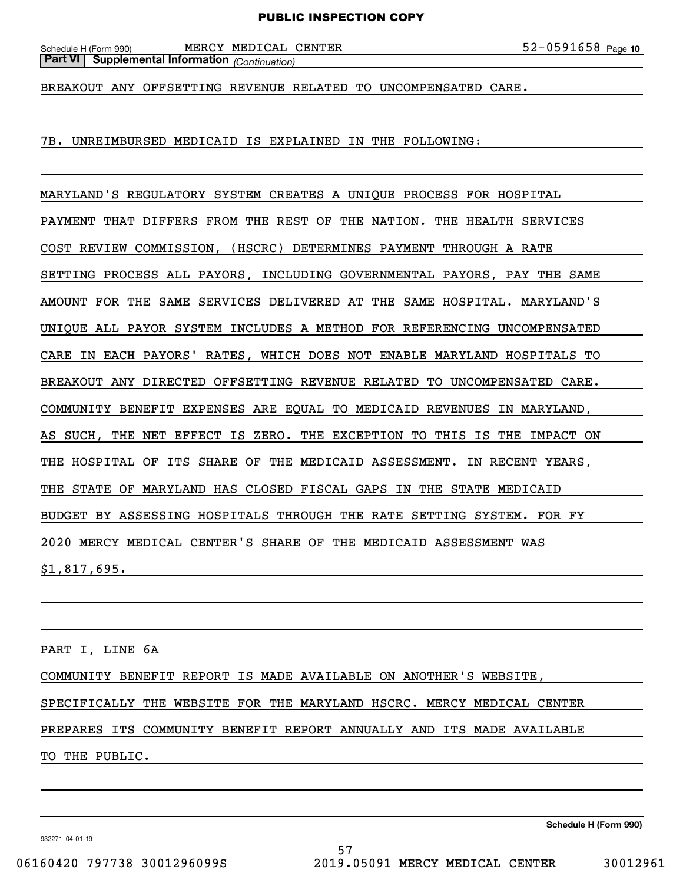Schedule H (Form 990) MERCY MEDICAL CENTER 52-0591658 Page 10

**Part VI | Supplemental Information** *(Continuation)*

BREAKOUT ANY OFFSETTING REVENUE RELATED TO UNCOMPENSATED CARE.

7B. UNREIMBURSED MEDICAID IS EXPLAINED IN THE FOLLOWING:

MARYLAND'S REGULATORY SYSTEM CREATES A UNIQUE PROCESS FOR HOSPITAL PAYMENT THAT DIFFERS FROM THE REST OF THE NATION. THE HEALTH SERVICES COST REVIEW COMMISSION, (HSCRC) DETERMINES PAYMENT THROUGH A RATE SETTING PROCESS ALL PAYORS, INCLUDING GOVERNMENTAL PAYORS, PAY THE SAME AMOUNT FOR THE SAME SERVICES DELIVERED AT THE SAME HOSPITAL. MARYLAND'S UNIQUE ALL PAYOR SYSTEM INCLUDES A METHOD FOR REFERENCING UNCOMPENSATED CARE IN EACH PAYORS' RATES, WHICH DOES NOT ENABLE MARYLAND HOSPITALS TO BREAKOUT ANY DIRECTED OFFSETTING REVENUE RELATED TO UNCOMPENSATED CARE. COMMUNITY BENEFIT EXPENSES ARE EQUAL TO MEDICAID REVENUES IN MARYLAND, AS SUCH, THE NET EFFECT IS ZERO. THE EXCEPTION TO THIS IS THE IMPACT ON THE HOSPITAL OF ITS SHARE OF THE MEDICAID ASSESSMENT. IN RECENT YEARS, THE STATE OF MARYLAND HAS CLOSED FISCAL GAPS IN THE STATE MEDICAID BUDGET BY ASSESSING HOSPITALS THROUGH THE RATE SETTING SYSTEM. FOR FY 2020 MERCY MEDICAL CENTER'S SHARE OF THE MEDICAID ASSESSMENT WAS $1,817,695.

PART I, LINE 6A

COMMUNITY BENEFIT REPORT IS MADE AVAILABLE ON ANOTHER'S WEBSITE, SPECIFICALLY THE WEBSITE FOR THE MARYLAND HSCRC. MERCY MEDICAL CENTER PREPARES ITS COMMUNITY BENEFIT REPORT ANNUALLY AND ITS MADE AVAILABLE TO THE PUBLIC.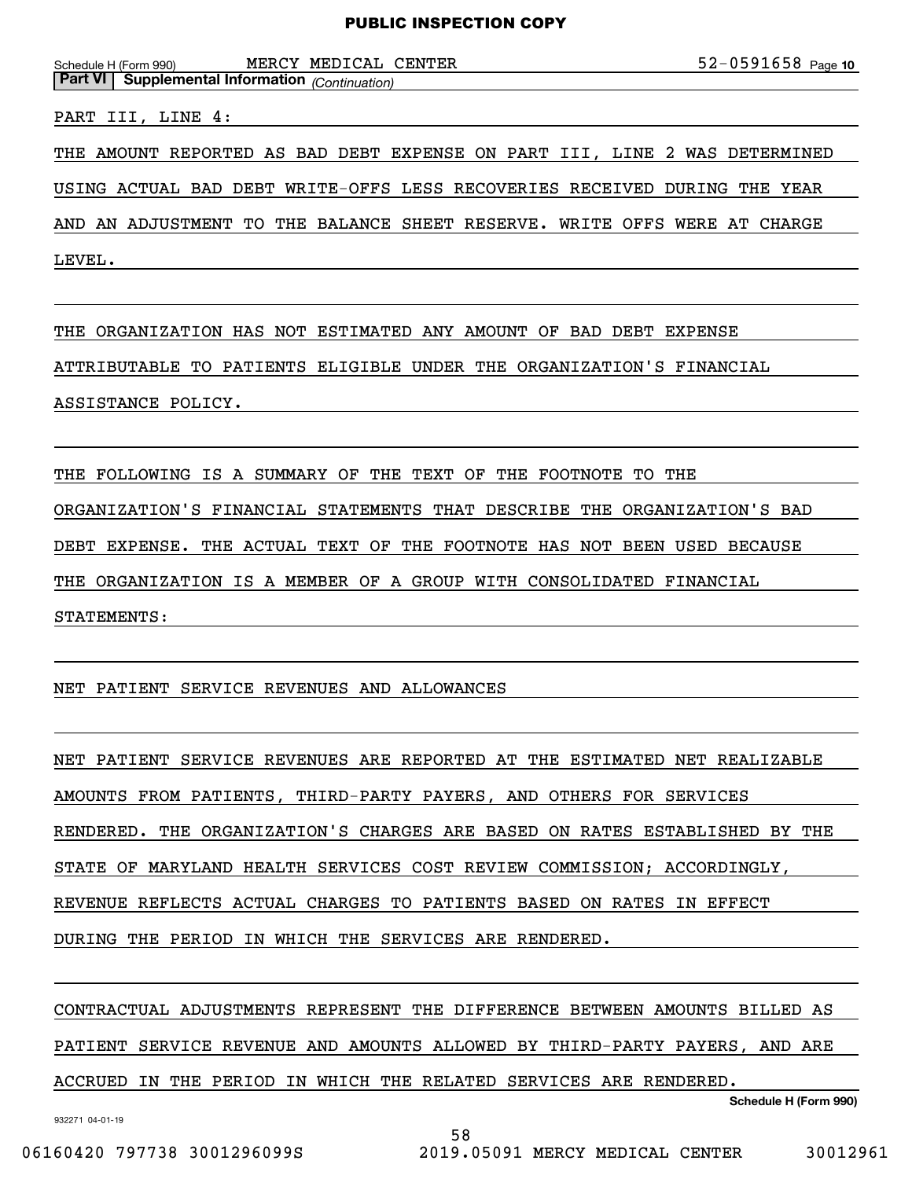Schedule H (Form 990) MERCY MEDICAL CENTER 52-0591658

**Part VI | Supplemental Information** *(Continuation)*

PART III, LINE 4:

THE AMOUNT REPORTED AS BAD DEBT EXPENSE ON PART III, LINE 2 WAS DETERMINED USING ACTUAL BAD DEBT WRITE-OFFS LESS RECOVERIES RECEIVED DURING THE YEAR AND AN ADJUSTMENT TO THE BALANCE SHEET RESERVE. WRITE OFFS WERE AT CHARGE LEVEL.

THE ORGANIZATION HAS NOT ESTIMATED ANY AMOUNT OF BAD DEBT EXPENSE ATTRIBUTABLE TO PATIENTS ELIGIBLE UNDER THE ORGANIZATION'S FINANCIAL ASSISTANCE POLICY.

THE FOLLOWING IS A SUMMARY OF THE TEXT OF THE FOOTNOTE TO THE ORGANIZATION'S FINANCIAL STATEMENTS THAT DESCRIBE THE ORGANIZATION'S BAD DEBT EXPENSE. THE ACTUAL TEXT OF THE FOOTNOTE HAS NOT BEEN USED BECAUSE THE ORGANIZATION IS A MEMBER OF A GROUP WITH CONSOLIDATED FINANCIAL STATEMENTS:

NET PATIENT SERVICE REVENUES AND ALLOWANCES

NET PATIENT SERVICE REVENUES ARE REPORTED AT THE ESTIMATED NET REALIZABLE AMOUNTS FROM PATIENTS, THIRD-PARTY PAYERS, AND OTHERS FOR SERVICES RENDERED. THE ORGANIZATION'S CHARGES ARE BASED ON RATES ESTABLISHED BY THE STATE OF MARYLAND HEALTH SERVICES COST REVIEW COMMISSION; ACCORDINGLY, REVENUE REFLECTS ACTUAL CHARGES TO PATIENTS BASED ON RATES IN EFFECT DURING THE PERIOD IN WHICH THE SERVICES ARE RENDERED.

CONTRACTUAL ADJUSTMENTS REPRESENT THE DIFFERENCE BETWEEN AMOUNTS BILLED AS PATIENT SERVICE REVENUE AND AMOUNTS ALLOWED BY THIRD-PARTY PAYERS, AND ARE ACCRUED IN THE PERIOD IN WHICH THE RELATED SERVICES ARE RENDERED.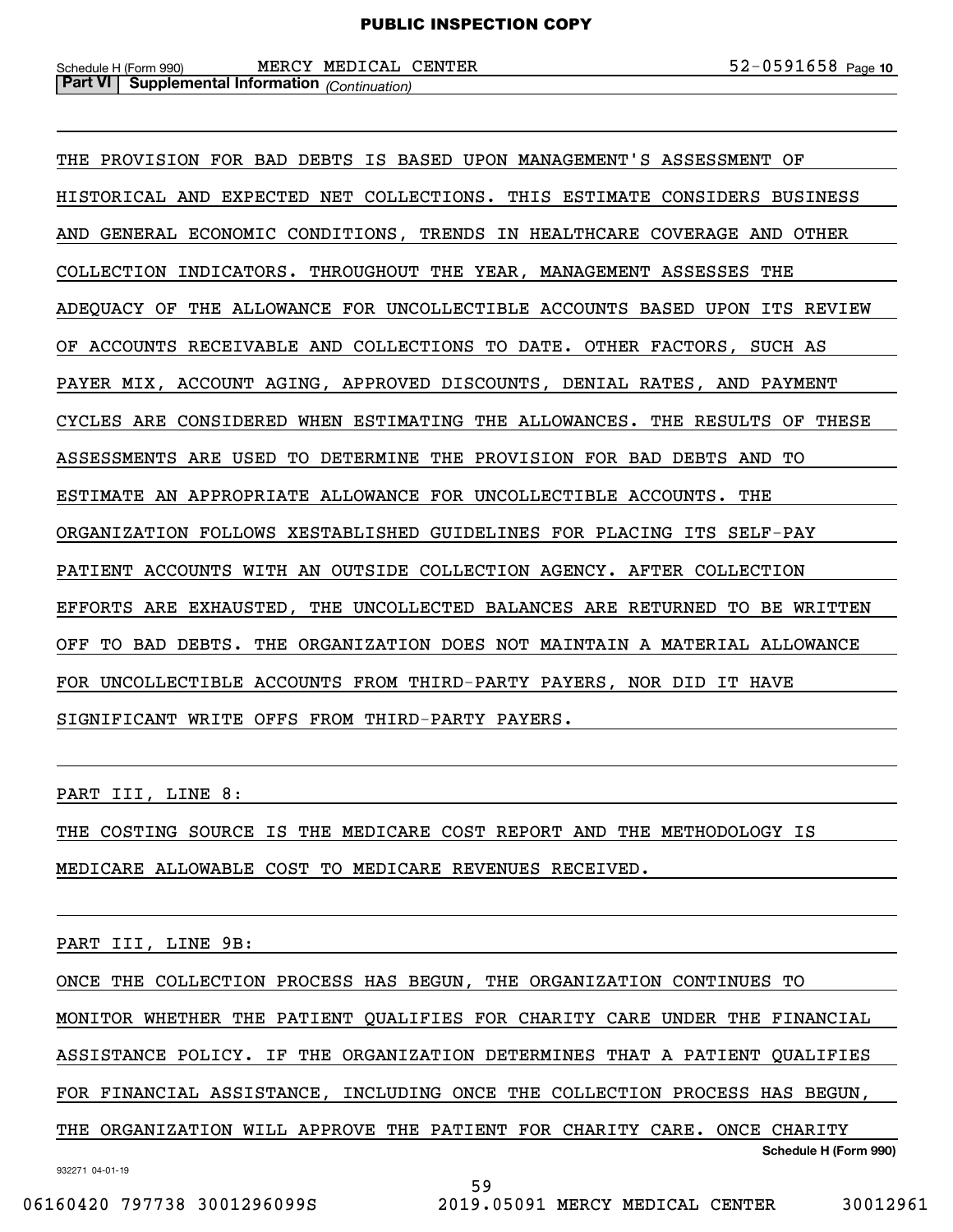Schedule H (Form 990) MERCY MEDICAL CENTER 52-0591658 Page 10

**Part VI | Supplemental Information** *(Continuation)*

THE PROVISION FOR BAD DEBTS IS BASED UPON MANAGEMENT'S ASSESSMENT OF HISTORICAL AND EXPECTED NET COLLECTIONS. THIS ESTIMATE CONSIDERS BUSINESS AND GENERAL ECONOMIC CONDITIONS, TRENDS IN HEALTHCARE COVERAGE AND OTHER COLLECTION INDICATORS. THROUGHOUT THE YEAR, MANAGEMENT ASSESSES THE ADEQUACY OF THE ALLOWANCE FOR UNCOLLECTIBLE ACCOUNTS BASED UPON ITS REVIEW OF ACCOUNTS RECEIVABLE AND COLLECTIONS TO DATE. OTHER FACTORS, SUCH AS PAYER MIX, ACCOUNT AGING, APPROVED DISCOUNTS, DENIAL RATES, AND PAYMENT CYCLES ARE CONSIDERED WHEN ESTIMATING THE ALLOWANCES. THE RESULTS OF THESE ASSESSMENTS ARE USED TO DETERMINE THE PROVISION FOR BAD DEBTS AND TO ESTIMATE AN APPROPRIATE ALLOWANCE FOR UNCOLLECTIBLE ACCOUNTS. THE ORGANIZATION FOLLOWS XESTABLISHED GUIDELINES FOR PLACING ITS SELF-PAY PATIENT ACCOUNTS WITH AN OUTSIDE COLLECTION AGENCY. AFTER COLLECTION EFFORTS ARE EXHAUSTED, THE UNCOLLECTED BALANCES ARE RETURNED TO BE WRITTEN OFF TO BAD DEBTS. THE ORGANIZATION DOES NOT MAINTAIN A MATERIAL ALLOWANCE FOR UNCOLLECTIBLE ACCOUNTS FROM THIRD-PARTY PAYERS, NOR DID IT HAVE SIGNIFICANT WRITE OFFS FROM THIRD-PARTY PAYERS.

PART III, LINE 8:

THE COSTING SOURCE IS THE MEDICARE COST REPORT AND THE METHODOLOGY IS MEDICARE ALLOWABLE COST TO MEDICARE REVENUES RECEIVED.

PART III, LINE 9B:

ONCE THE COLLECTION PROCESS HAS BEGUN, THE ORGANIZATION CONTINUES TO MONITOR WHETHER THE PATIENT QUALIFIES FOR CHARITY CARE UNDER THE FINANCIAL ASSISTANCE POLICY. IF THE ORGANIZATION DETERMINES THAT A PATIENT QUALIFIES FOR FINANCIAL ASSISTANCE, INCLUDING ONCE THE COLLECTION PROCESS HAS BEGUN, THE ORGANIZATION WILL APPROVE THE PATIENT FOR CHARITY CARE. ONCE CHARITY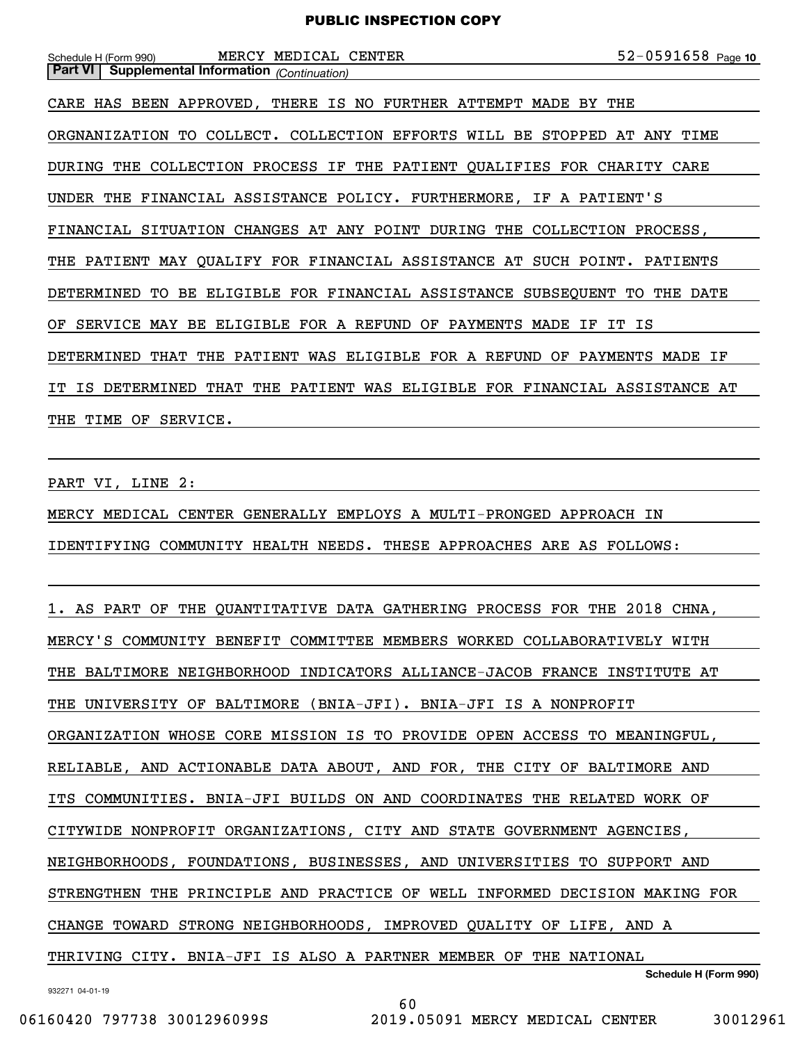CARE HAS BEEN APPROVED, THERE IS NO FURTHER ATTEMPT MADE BY THE ORGNANIZATION TO COLLECT. COLLECTION EFFORTS WILL BE STOPPED AT ANY TIME DURING THE COLLECTION PROCESS IF THE PATIENT QUALIFIES FOR CHARITY CARE UNDER THE FINANCIAL ASSISTANCE POLICY. FURTHERMORE, IF A PATIENT'S FINANCIAL SITUATION CHANGES AT ANY POINT DURING THE COLLECTION PROCESS, THE PATIENT MAY QUALIFY FOR FINANCIAL ASSISTANCE AT SUCH POINT. PATIENTS DETERMINED TO BE ELIGIBLE FOR FINANCIAL ASSISTANCE SUBSEQUENT TO THE DATE OF SERVICE MAY BE ELIGIBLE FOR A REFUND OF PAYMENTS MADE IF IT IS DETERMINED THAT THE PATIENT WAS ELIGIBLE FOR A REFUND OF PAYMENTS MADE IF IT IS DETERMINED THAT THE PATIENT WAS ELIGIBLE FOR FINANCIAL ASSISTANCE AT THE TIME OF SERVICE.

PART VI, LINE 2:

MERCY MEDICAL CENTER GENERALLY EMPLOYS A MULTI-PRONGED APPROACH IN IDENTIFYING COMMUNITY HEALTH NEEDS. THESE APPROACHES ARE AS FOLLOWS:

1. AS PART OF THE QUANTITATIVE DATA GATHERING PROCESS FOR THE 2018 CHNA, MERCY'S COMMUNITY BENEFIT COMMITTEE MEMBERS WORKED COLLABORATIVELY WITH THE BALTIMORE NEIGHBORHOOD INDICATORS ALLIANCE-JACOB FRANCE INSTITUTE AT THE UNIVERSITY OF BALTIMORE (BNIA-JFI). BNIA-JFI IS A NONPROFIT ORGANIZATION WHOSE CORE MISSION IS TO PROVIDE OPEN ACCESS TO MEANINGFUL, RELIABLE, AND ACTIONABLE DATA ABOUT, AND FOR, THE CITY OF BALTIMORE AND ITS COMMUNITIES. BNIA-JFI BUILDS ON AND COORDINATES THE RELATED WORK OF CITYWIDE NONPROFIT ORGANIZATIONS, CITY AND STATE GOVERNMENT AGENCIES, NEIGHBORHOODS, FOUNDATIONS, BUSINESSES, AND UNIVERSITIES TO SUPPORT AND STRENGTHEN THE PRINCIPLE AND PRACTICE OF WELL INFORMED DECISION MAKING FOR CHANGE TOWARD STRONG NEIGHBORHOODS, IMPROVED QUALITY OF LIFE, AND A THRIVING CITY. BNIA-JFI IS ALSO A PARTNER MEMBER OF THE NATIONAL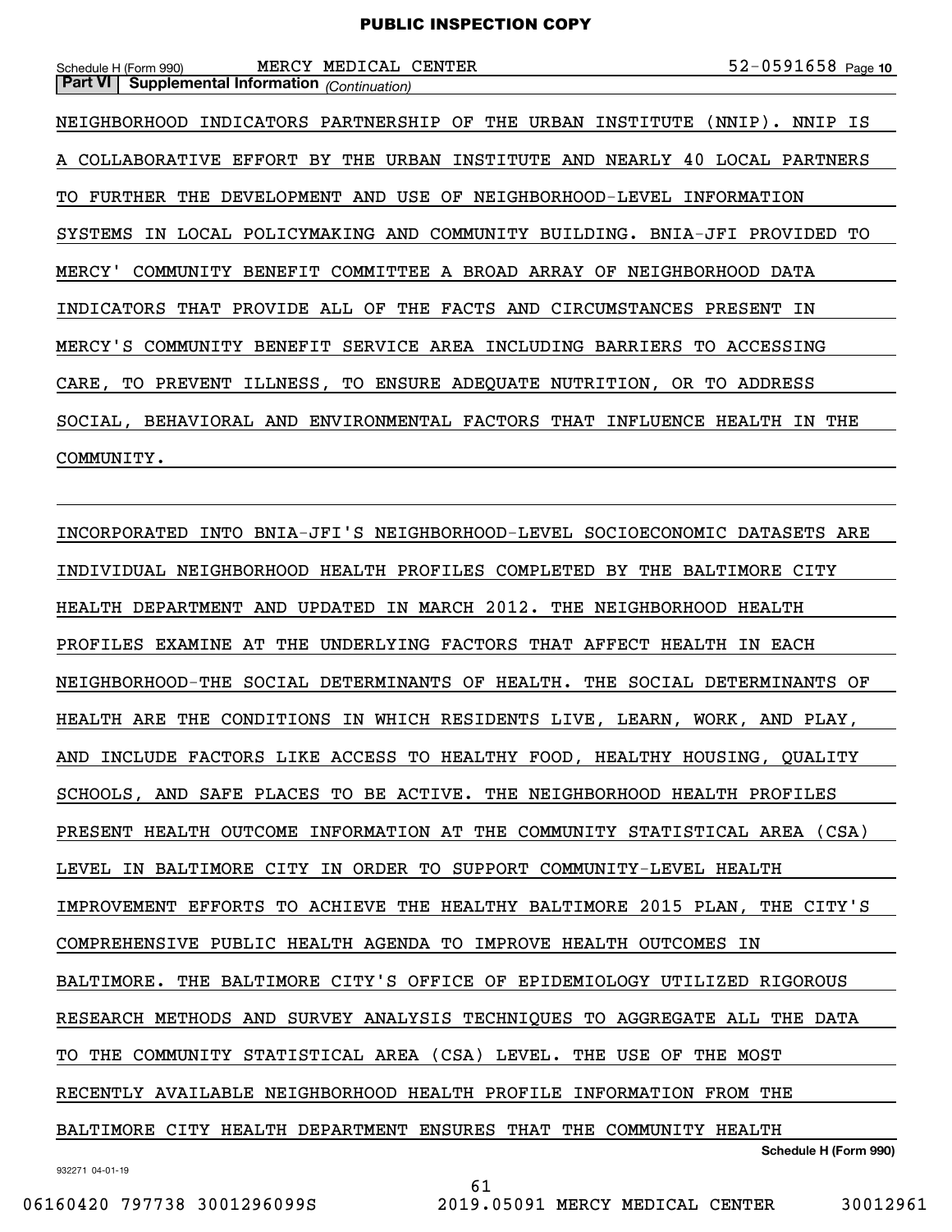**Part VI | Supplemental Information** *(Continuation)*

NEIGHBORHOOD INDICATORS PARTNERSHIP OF THE URBAN INSTITUTE (NNIP). NNIP IS A COLLABORATIVE EFFORT BY THE URBAN INSTITUTE AND NEARLY 40 LOCAL PARTNERS TO FURTHER THE DEVELOPMENT AND USE OF NEIGHBORHOOD-LEVEL INFORMATION SYSTEMS IN LOCAL POLICYMAKING AND COMMUNITY BUILDING. BNIA-JFI PROVIDED TO MERCY' COMMUNITY BENEFIT COMMITTEE A BROAD ARRAY OF NEIGHBORHOOD DATA INDICATORS THAT PROVIDE ALL OF THE FACTS AND CIRCUMSTANCES PRESENT IN MERCY'S COMMUNITY BENEFIT SERVICE AREA INCLUDING BARRIERS TO ACCESSING CARE, TO PREVENT ILLNESS, TO ENSURE ADEQUATE NUTRITION, OR TO ADDRESS SOCIAL, BEHAVIORAL AND ENVIRONMENTAL FACTORS THAT INFLUENCE HEALTH IN THE COMMUNITY.

INCORPORATED INTO BNIA-JFI'S NEIGHBORHOOD-LEVEL SOCIOECONOMIC DATASETS ARE INDIVIDUAL NEIGHBORHOOD HEALTH PROFILES COMPLETED BY THE BALTIMORE CITY HEALTH DEPARTMENT AND UPDATED IN MARCH 2012. THE NEIGHBORHOOD HEALTH PROFILES EXAMINE AT THE UNDERLYING FACTORS THAT AFFECT HEALTH IN EACH NEIGHBORHOOD-THE SOCIAL DETERMINANTS OF HEALTH. THE SOCIAL DETERMINANTS OF HEALTH ARE THE CONDITIONS IN WHICH RESIDENTS LIVE, LEARN, WORK, AND PLAY, AND INCLUDE FACTORS LIKE ACCESS TO HEALTHY FOOD, HEALTHY HOUSING, QUALITY SCHOOLS, AND SAFE PLACES TO BE ACTIVE. THE NEIGHBORHOOD HEALTH PROFILES PRESENT HEALTH OUTCOME INFORMATION AT THE COMMUNITY STATISTICAL AREA (CSA) LEVEL IN BALTIMORE CITY IN ORDER TO SUPPORT COMMUNITY-LEVEL HEALTH IMPROVEMENT EFFORTS TO ACHIEVE THE HEALTHY BALTIMORE 2015 PLAN, THE CITY'S COMPREHENSIVE PUBLIC HEALTH AGENDA TO IMPROVE HEALTH OUTCOMES IN BALTIMORE. THE BALTIMORE CITY'S OFFICE OF EPIDEMIOLOGY UTILIZED RIGOROUS RESEARCH METHODS AND SURVEY ANALYSIS TECHNIQUES TO AGGREGATE ALL THE DATA TO THE COMMUNITY STATISTICAL AREA (CSA) LEVEL. THE USE OF THE MOST RECENTLY AVAILABLE NEIGHBORHOOD HEALTH PROFILE INFORMATION FROM THE BALTIMORE CITY HEALTH DEPARTMENT ENSURES THAT THE COMMUNITY HEALTH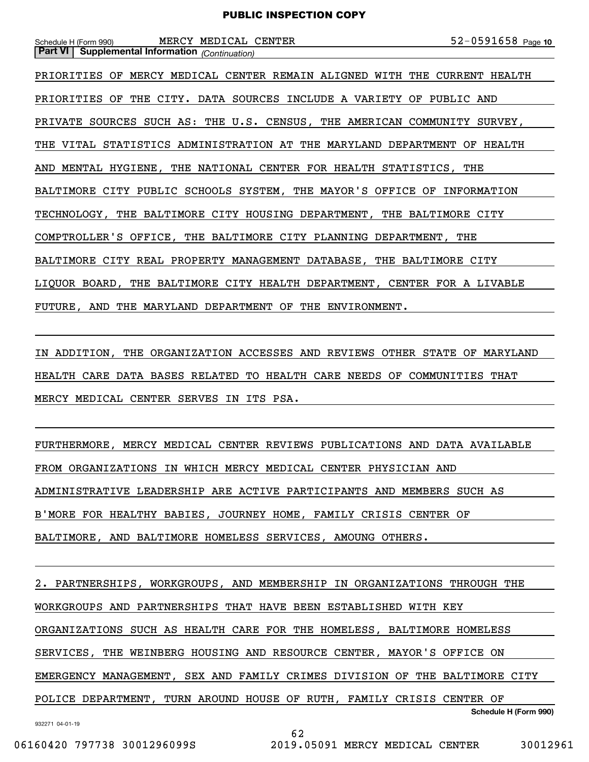**Part VI | Supplemental Information** *(Continuation)*

PRIORITIES OF MERCY MEDICAL CENTER REMAIN ALIGNED WITH THE CURRENT HEALTH PRIORITIES OF THE CITY. DATA SOURCES INCLUDE A VARIETY OF PUBLIC AND PRIVATE SOURCES SUCH AS: THE U.S. CENSUS, THE AMERICAN COMMUNITY SURVEY, THE VITAL STATISTICS ADMINISTRATION AT THE MARYLAND DEPARTMENT OF HEALTH AND MENTAL HYGIENE, THE NATIONAL CENTER FOR HEALTH STATISTICS, THE BALTIMORE CITY PUBLIC SCHOOLS SYSTEM, THE MAYOR'S OFFICE OF INFORMATION TECHNOLOGY, THE BALTIMORE CITY HOUSING DEPARTMENT, THE BALTIMORE CITY COMPTROLLER'S OFFICE, THE BALTIMORE CITY PLANNING DEPARTMENT, THE BALTIMORE CITY REAL PROPERTY MANAGEMENT DATABASE, THE BALTIMORE CITY LIQUOR BOARD, THE BALTIMORE CITY HEALTH DEPARTMENT, CENTER FOR A LIVABLE FUTURE, AND THE MARYLAND DEPARTMENT OF THE ENVIRONMENT.

IN ADDITION, THE ORGANIZATION ACCESSES AND REVIEWS OTHER STATE OF MARYLAND HEALTH CARE DATA BASES RELATED TO HEALTH CARE NEEDS OF COMMUNITIES THAT MERCY MEDICAL CENTER SERVES IN ITS PSA.

FURTHERMORE, MERCY MEDICAL CENTER REVIEWS PUBLICATIONS AND DATA AVAILABLE FROM ORGANIZATIONS IN WHICH MERCY MEDICAL CENTER PHYSICIAN AND ADMINISTRATIVE LEADERSHIP ARE ACTIVE PARTICIPANTS AND MEMBERS SUCH AS B'MORE FOR HEALTHY BABIES, JOURNEY HOME, FAMILY CRISIS CENTER OF BALTIMORE, AND BALTIMORE HOMELESS SERVICES, AMOUNG OTHERS.

2. PARTNERSHIPS, WORKGROUPS, AND MEMBERSHIP IN ORGANIZATIONS THROUGH THE WORKGROUPS AND PARTNERSHIPS THAT HAVE BEEN ESTABLISHED WITH KEY ORGANIZATIONS SUCH AS HEALTH CARE FOR THE HOMELESS, BALTIMORE HOMELESS SERVICES, THE WEINBERG HOUSING AND RESOURCE CENTER, MAYOR'S OFFICE ON EMERGENCY MANAGEMENT, SEX AND FAMILY CRIMES DIVISION OF THE BALTIMORE CITY POLICE DEPARTMENT, TURN AROUND HOUSE OF RUTH, FAMILY CRISIS CENTER OF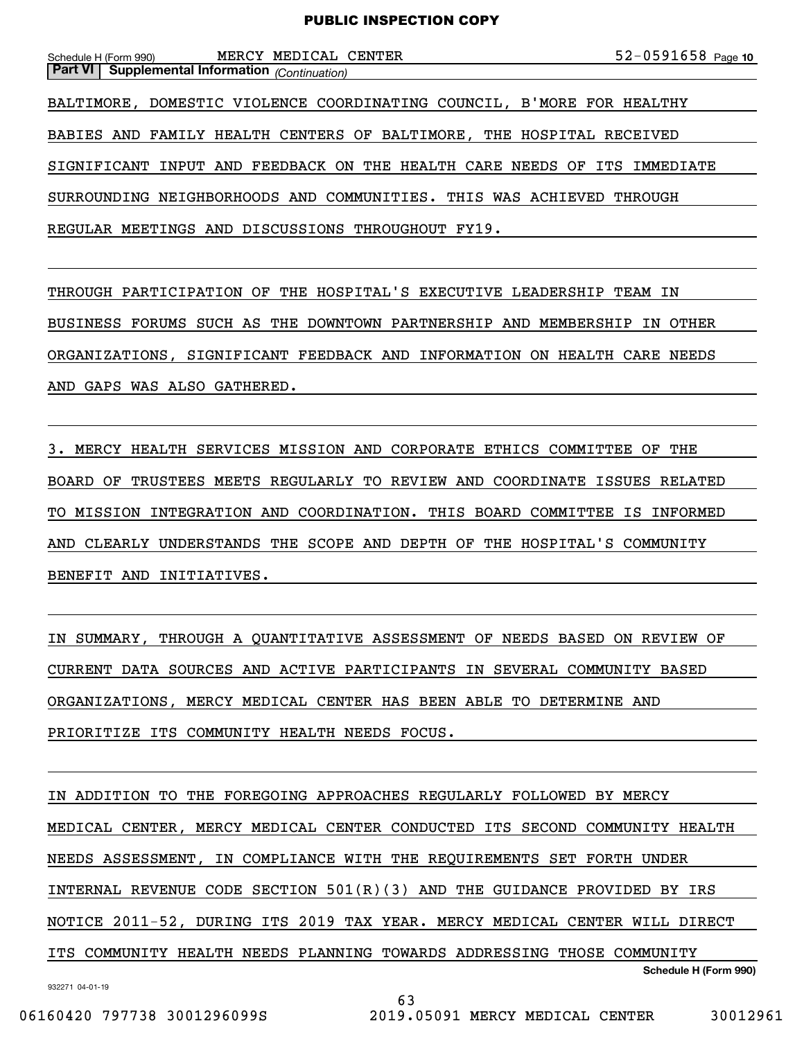**Part VI | Supplemental Information** *(Continuation)*

BALTIMORE, DOMESTIC VIOLENCE COORDINATING COUNCIL, B'MORE FOR HEALTHY BABIES AND FAMILY HEALTH CENTERS OF BALTIMORE, THE HOSPITAL RECEIVED SIGNIFICANT INPUT AND FEEDBACK ON THE HEALTH CARE NEEDS OF ITS IMMEDIATE SURROUNDING NEIGHBORHOODS AND COMMUNITIES. THIS WAS ACHIEVED THROUGH REGULAR MEETINGS AND DISCUSSIONS THROUGHOUT FY19.

THROUGH PARTICIPATION OF THE HOSPITAL'S EXECUTIVE LEADERSHIP TEAM IN BUSINESS FORUMS SUCH AS THE DOWNTOWN PARTNERSHIP AND MEMBERSHIP IN OTHER ORGANIZATIONS, SIGNIFICANT FEEDBACK AND INFORMATION ON HEALTH CARE NEEDS AND GAPS WAS ALSO GATHERED.

3. MERCY HEALTH SERVICES MISSION AND CORPORATE ETHICS COMMITTEE OF THE BOARD OF TRUSTEES MEETS REGULARLY TO REVIEW AND COORDINATE ISSUES RELATED TO MISSION INTEGRATION AND COORDINATION. THIS BOARD COMMITTEE IS INFORMED AND CLEARLY UNDERSTANDS THE SCOPE AND DEPTH OF THE HOSPITAL'S COMMUNITY BENEFIT AND INITIATIVES.

IN SUMMARY, THROUGH A QUANTITATIVE ASSESSMENT OF NEEDS BASED ON REVIEW OF CURRENT DATA SOURCES AND ACTIVE PARTICIPANTS IN SEVERAL COMMUNITY BASED ORGANIZATIONS, MERCY MEDICAL CENTER HAS BEEN ABLE TO DETERMINE AND PRIORITIZE ITS COMMUNITY HEALTH NEEDS FOCUS.

IN ADDITION TO THE FOREGOING APPROACHES REGULARLY FOLLOWED BY MERCY MEDICAL CENTER, MERCY MEDICAL CENTER CONDUCTED ITS SECOND COMMUNITY HEALTH NEEDS ASSESSMENT, IN COMPLIANCE WITH THE REQUIREMENTS SET FORTH UNDER INTERNAL REVENUE CODE SECTION 501(R)(3) AND THE GUIDANCE PROVIDED BY IRS NOTICE 2011-52, DURING ITS 2019 TAX YEAR. MERCY MEDICAL CENTER WILL DIRECT ITS COMMUNITY HEALTH NEEDS PLANNING TOWARDS ADDRESSING THOSE COMMUNITY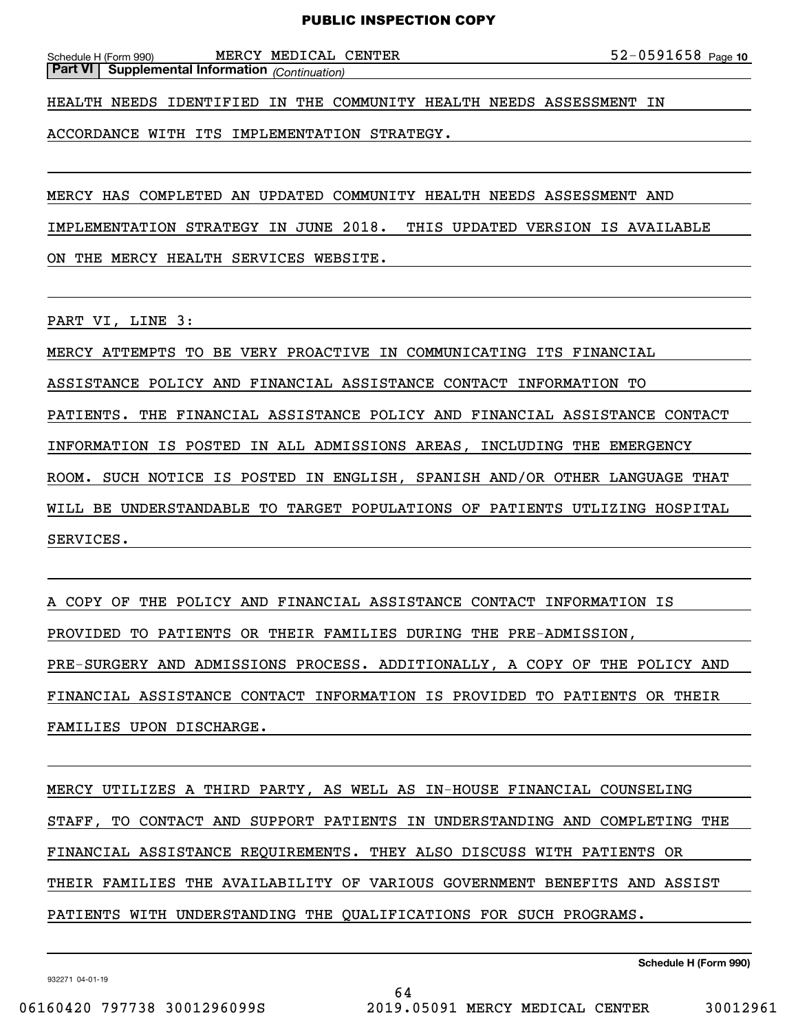Schedule H (Form 990) MERCY MEDICAL CENTER 52-0591658 Page 10

**Part VI | Supplemental Information** *(Continuation)*

HEALTH NEEDS IDENTIFIED IN THE COMMUNITY HEALTH NEEDS ASSESSMENT IN ACCORDANCE WITH ITS IMPLEMENTATION STRATEGY.

MERCY HAS COMPLETED AN UPDATED COMMUNITY HEALTH NEEDS ASSESSMENT AND IMPLEMENTATION STRATEGY IN JUNE 2018. THIS UPDATED VERSION IS AVAILABLE ON THE MERCY HEALTH SERVICES WEBSITE.

PART VI, LINE 3:

MERCY ATTEMPTS TO BE VERY PROACTIVE IN COMMUNICATING ITS FINANCIAL ASSISTANCE POLICY AND FINANCIAL ASSISTANCE CONTACT INFORMATION TO PATIENTS. THE FINANCIAL ASSISTANCE POLICY AND FINANCIAL ASSISTANCE CONTACT INFORMATION IS POSTED IN ALL ADMISSIONS AREAS, INCLUDING THE EMERGENCY ROOM. SUCH NOTICE IS POSTED IN ENGLISH, SPANISH AND/OR OTHER LANGUAGE THAT WILL BE UNDERSTANDABLE TO TARGET POPULATIONS OF PATIENTS UTLIZING HOSPITAL SERVICES.

A COPY OF THE POLICY AND FINANCIAL ASSISTANCE CONTACT INFORMATION IS PROVIDED TO PATIENTS OR THEIR FAMILIES DURING THE PRE-ADMISSION, PRE-SURGERY AND ADMISSIONS PROCESS. ADDITIONALLY, A COPY OF THE POLICY AND FINANCIAL ASSISTANCE CONTACT INFORMATION IS PROVIDED TO PATIENTS OR THEIR FAMILIES UPON DISCHARGE.

MERCY UTILIZES A THIRD PARTY, AS WELL AS IN-HOUSE FINANCIAL COUNSELING STAFF, TO CONTACT AND SUPPORT PATIENTS IN UNDERSTANDING AND COMPLETING THE FINANCIAL ASSISTANCE REQUIREMENTS. THEY ALSO DISCUSS WITH PATIENTS OR THEIR FAMILIES THE AVAILABILITY OF VARIOUS GOVERNMENT BENEFITS AND ASSIST PATIENTS WITH UNDERSTANDING THE QUALIFICATIONS FOR SUCH PROGRAMS.

**Schedule H (Form 990)**

932271 04-01-19

06160420 797738 3001296099S 2019.05091 MERCY MEDICAL CENTER 30012961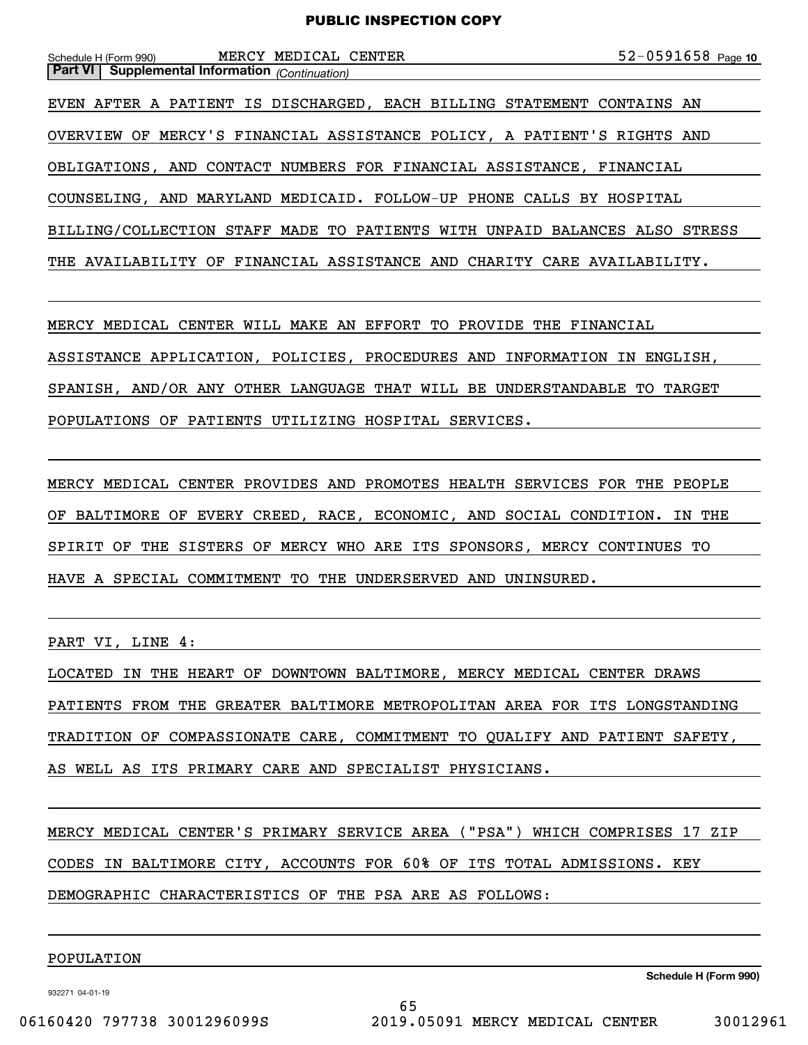**Part VI | Supplemental Information** *(Continuation)*

EVEN AFTER A PATIENT IS DISCHARGED, EACH BILLING STATEMENT CONTAINS AN OVERVIEW OF MERCY'S FINANCIAL ASSISTANCE POLICY, A PATIENT'S RIGHTS AND OBLIGATIONS, AND CONTACT NUMBERS FOR FINANCIAL ASSISTANCE, FINANCIAL COUNSELING, AND MARYLAND MEDICAID. FOLLOW-UP PHONE CALLS BY HOSPITAL BILLING/COLLECTION STAFF MADE TO PATIENTS WITH UNPAID BALANCES ALSO STRESS THE AVAILABILITY OF FINANCIAL ASSISTANCE AND CHARITY CARE AVAILABILITY.

MERCY MEDICAL CENTER WILL MAKE AN EFFORT TO PROVIDE THE FINANCIAL ASSISTANCE APPLICATION, POLICIES, PROCEDURES AND INFORMATION IN ENGLISH, SPANISH, AND/OR ANY OTHER LANGUAGE THAT WILL BE UNDERSTANDABLE TO TARGET POPULATIONS OF PATIENTS UTILIZING HOSPITAL SERVICES.

MERCY MEDICAL CENTER PROVIDES AND PROMOTES HEALTH SERVICES FOR THE PEOPLE OF BALTIMORE OF EVERY CREED, RACE, ECONOMIC, AND SOCIAL CONDITION. IN THE SPIRIT OF THE SISTERS OF MERCY WHO ARE ITS SPONSORS, MERCY CONTINUES TO HAVE A SPECIAL COMMITMENT TO THE UNDERSERVED AND UNINSURED.

PART VI, LINE 4:

LOCATED IN THE HEART OF DOWNTOWN BALTIMORE, MERCY MEDICAL CENTER DRAWS PATIENTS FROM THE GREATER BALTIMORE METROPOLITAN AREA FOR ITS LONGSTANDING TRADITION OF COMPASSIONATE CARE, COMMITMENT TO QUALIFY AND PATIENT SAFETY, AS WELL AS ITS PRIMARY CARE AND SPECIALIST PHYSICIANS.

MERCY MEDICAL CENTER'S PRIMARY SERVICE AREA ("PSA") WHICH COMPRISES 17 ZIP CODES IN BALTIMORE CITY, ACCOUNTS FOR 60% OF ITS TOTAL ADMISSIONS. KEY DEMOGRAPHIC CHARACTERISTICS OF THE PSA ARE AS FOLLOWS:

POPULATION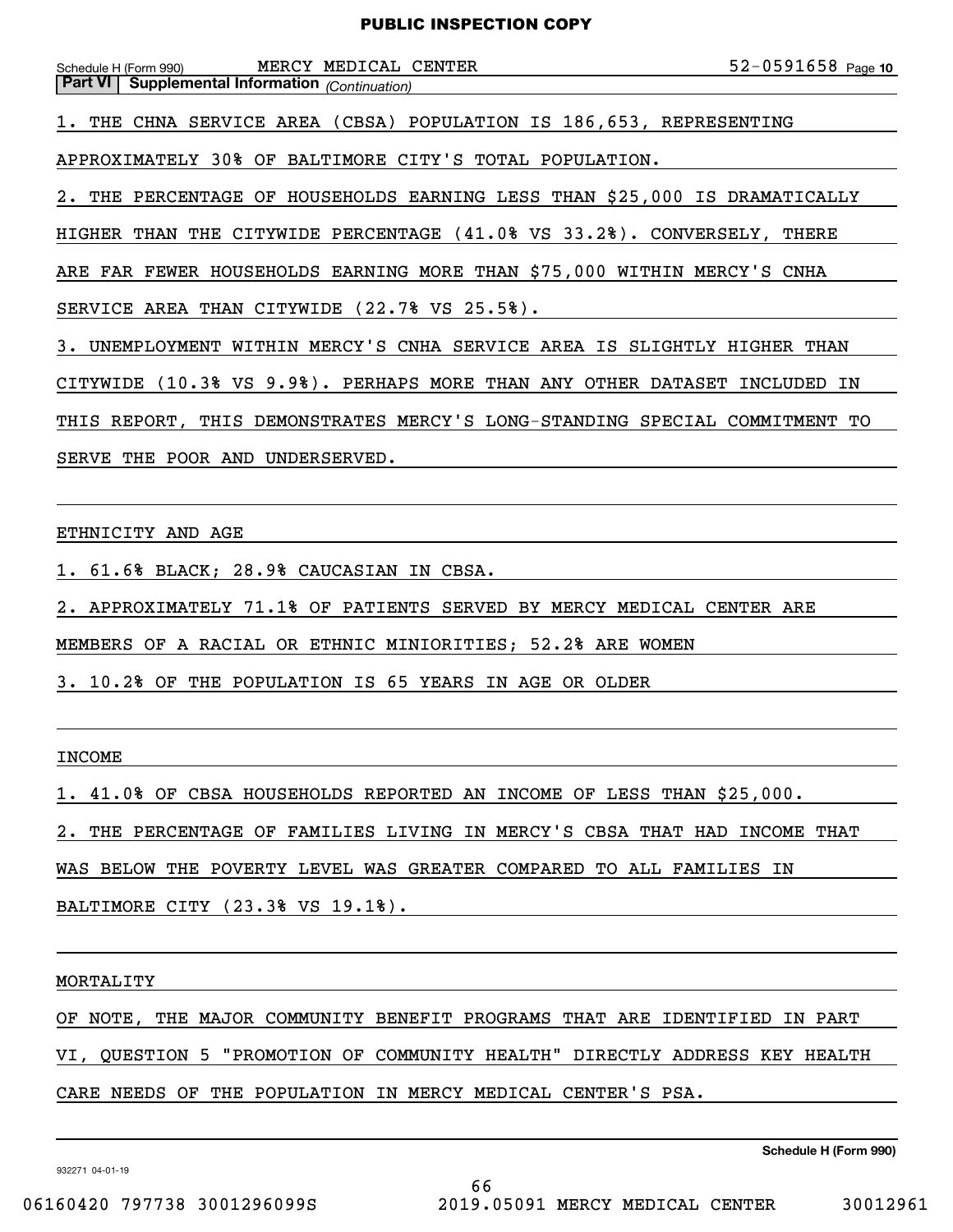**Part VI | Supplemental Information** *(Continuation)*

1. THE CHNA SERVICE AREA (CBSA) POPULATION IS 186,653, REPRESENTING APPROXIMATELY 30% OF BALTIMORE CITY'S TOTAL POPULATION.

2. THE PERCENTAGE OF HOUSEHOLDS EARNING LESS THAN $25,000 IS DRAMATICALLY HIGHER THAN THE CITYWIDE PERCENTAGE (41.0% VS 33.2%). CONVERSELY, THERE ARE FAR FEWER HOUSEHOLDS EARNING MORE THAN $75,000 WITHIN MERCY'S CNHA SERVICE AREA THAN CITYWIDE (22.7% VS 25.5%).

3. UNEMPLOYMENT WITHIN MERCY'S CNHA SERVICE AREA IS SLIGHTLY HIGHER THAN CITYWIDE (10.3% VS 9.9%). PERHAPS MORE THAN ANY OTHER DATASET INCLUDED IN THIS REPORT, THIS DEMONSTRATES MERCY'S LONG-STANDING SPECIAL COMMITMENT TO SERVE THE POOR AND UNDERSERVED.

ETHNICITY AND AGE

1. 61.6% BLACK; 28.9% CAUCASIAN IN CBSA.

2. APPROXIMATELY 71.1% OF PATIENTS SERVED BY MERCY MEDICAL CENTER ARE MEMBERS OF A RACIAL OR ETHNIC MINIORITIES; 52.2% ARE WOMEN

3. 10.2% OF THE POPULATION IS 65 YEARS IN AGE OR OLDER

INCOME

1. 41.0% OF CBSA HOUSEHOLDS REPORTED AN INCOME OF LESS THAN $25,000.

2. THE PERCENTAGE OF FAMILIES LIVING IN MERCY'S CBSA THAT HAD INCOME THAT WAS BELOW THE POVERTY LEVEL WAS GREATER COMPARED TO ALL FAMILIES IN BALTIMORE CITY (23.3% VS 19.1%).

MORTALITY

OF NOTE, THE MAJOR COMMUNITY BENEFIT PROGRAMS THAT ARE IDENTIFIED IN PART VI, QUESTION 5 "PROMOTION OF COMMUNITY HEALTH" DIRECTLY ADDRESS KEY HEALTH CARE NEEDS OF THE POPULATION IN MERCY MEDICAL CENTER'S PSA.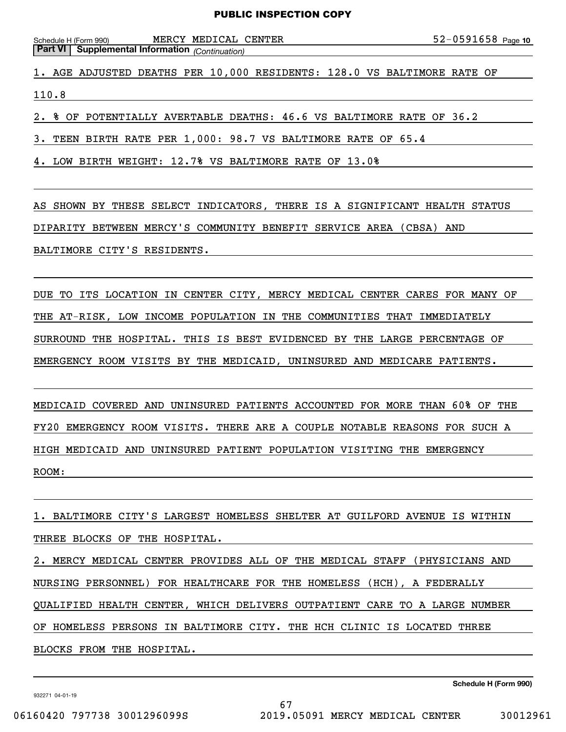**Part VI | Supplemental Information** *(Continuation)*

1. AGE ADJUSTED DEATHS PER 10,000 RESIDENTS: 128.0 VS BALTIMORE RATE OF 110.8
2. % OF POTENTIALLY AVERTABLE DEATHS: 46.6 VS BALTIMORE RATE OF 36.2
3. TEEN BIRTH RATE PER 1,000: 98.7 VS BALTIMORE RATE OF 65.4
4. LOW BIRTH WEIGHT: 12.7% VS BALTIMORE RATE OF 13.0%

AS SHOWN BY THESE SELECT INDICATORS, THERE IS A SIGNIFICANT HEALTH STATUS DIPARITY BETWEEN MERCY'S COMMUNITY BENEFIT SERVICE AREA (CBSA) AND BALTIMORE CITY'S RESIDENTS.

DUE TO ITS LOCATION IN CENTER CITY, MERCY MEDICAL CENTER CARES FOR MANY OF THE AT-RISK, LOW INCOME POPULATION IN THE COMMUNITIES THAT IMMEDIATELY SURROUND THE HOSPITAL. THIS IS BEST EVIDENCED BY THE LARGE PERCENTAGE OF EMERGENCY ROOM VISITS BY THE MEDICAID, UNINSURED AND MEDICARE PATIENTS.

MEDICAID COVERED AND UNINSURED PATIENTS ACCOUNTED FOR MORE THAN 60% OF THE FY20 EMERGENCY ROOM VISITS. THERE ARE A COUPLE NOTABLE REASONS FOR SUCH A HIGH MEDICAID AND UNINSURED PATIENT POPULATION VISITING THE EMERGENCY ROOM:

1. BALTIMORE CITY'S LARGEST HOMELESS SHELTER AT GUILFORD AVENUE IS WITHIN THREE BLOCKS OF THE HOSPITAL.
2. MERCY MEDICAL CENTER PROVIDES ALL OF THE MEDICAL STAFF (PHYSICIANS AND NURSING PERSONNEL) FOR HEALTHCARE FOR THE HOMELESS (HCH), A FEDERALLY QUALIFIED HEALTH CENTER, WHICH DELIVERS OUTPATIENT CARE TO A LARGE NUMBER OF HOMELESS PERSONS IN BALTIMORE CITY. THE HCH CLINIC IS LOCATED THREE BLOCKS FROM THE HOSPITAL.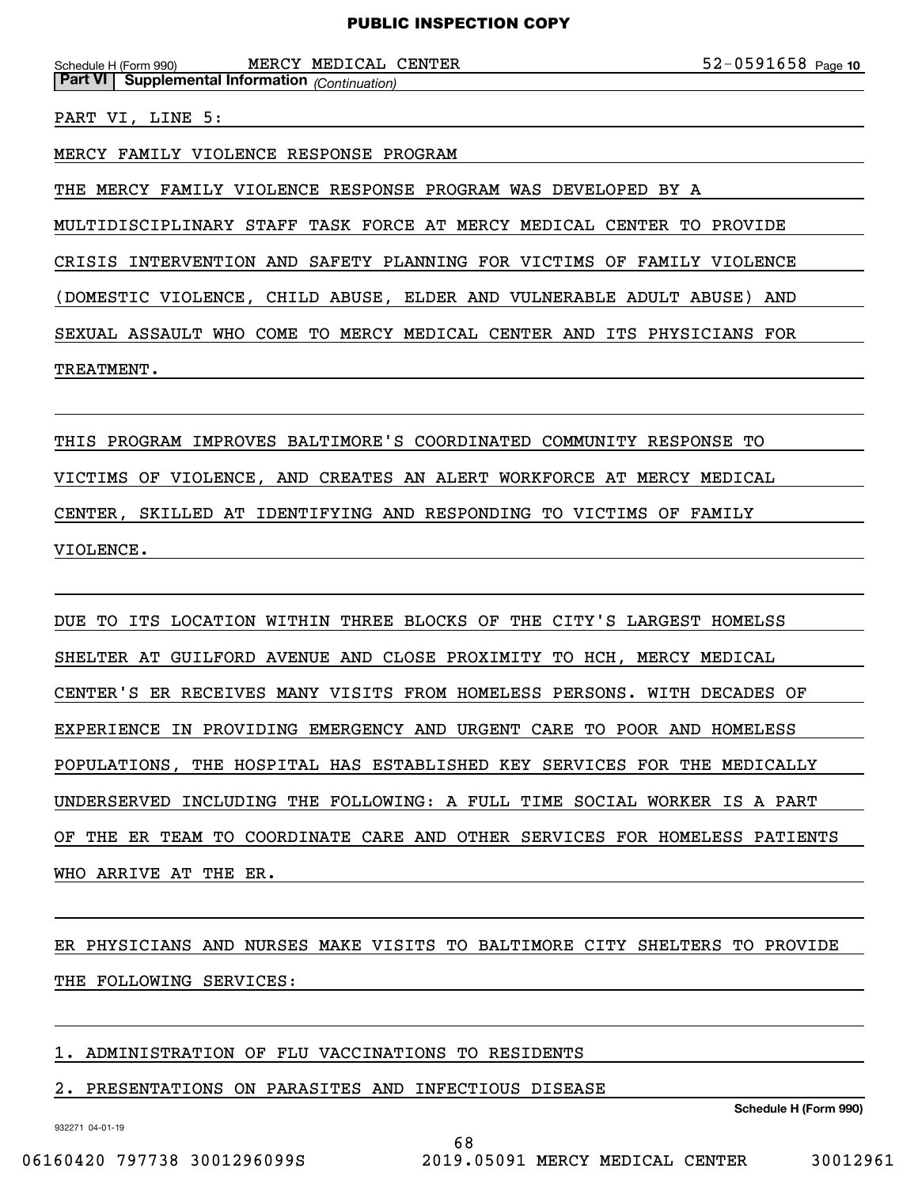Schedule H (Form 990) MERCY MEDICAL CENTER 52-0591658 Page 10

**Part VI | Supplemental Information** *(Continuation)*

PART VI, LINE 5:

MERCY FAMILY VIOLENCE RESPONSE PROGRAM

THE MERCY FAMILY VIOLENCE RESPONSE PROGRAM WAS DEVELOPED BY A MULTIDISCIPLINARY STAFF TASK FORCE AT MERCY MEDICAL CENTER TO PROVIDE CRISIS INTERVENTION AND SAFETY PLANNING FOR VICTIMS OF FAMILY VIOLENCE (DOMESTIC VIOLENCE, CHILD ABUSE, ELDER AND VULNERABLE ADULT ABUSE) AND SEXUAL ASSAULT WHO COME TO MERCY MEDICAL CENTER AND ITS PHYSICIANS FOR TREATMENT.

THIS PROGRAM IMPROVES BALTIMORE'S COORDINATED COMMUNITY RESPONSE TO VICTIMS OF VIOLENCE, AND CREATES AN ALERT WORKFORCE AT MERCY MEDICAL CENTER, SKILLED AT IDENTIFYING AND RESPONDING TO VICTIMS OF FAMILY VIOLENCE.

DUE TO ITS LOCATION WITHIN THREE BLOCKS OF THE CITY'S LARGEST HOMELSS SHELTER AT GUILFORD AVENUE AND CLOSE PROXIMITY TO HCH, MERCY MEDICAL CENTER'S ER RECEIVES MANY VISITS FROM HOMELESS PERSONS. WITH DECADES OF EXPERIENCE IN PROVIDING EMERGENCY AND URGENT CARE TO POOR AND HOMELESS POPULATIONS, THE HOSPITAL HAS ESTABLISHED KEY SERVICES FOR THE MEDICALLY UNDERSERVED INCLUDING THE FOLLOWING: A FULL TIME SOCIAL WORKER IS A PART OF THE ER TEAM TO COORDINATE CARE AND OTHER SERVICES FOR HOMELESS PATIENTS WHO ARRIVE AT THE ER.

ER PHYSICIANS AND NURSES MAKE VISITS TO BALTIMORE CITY SHELTERS TO PROVIDE THE FOLLOWING SERVICES:

1. ADMINISTRATION OF FLU VACCINATIONS TO RESIDENTS
2. PRESENTATIONS ON PARASITES AND INFECTIOUS DISEASE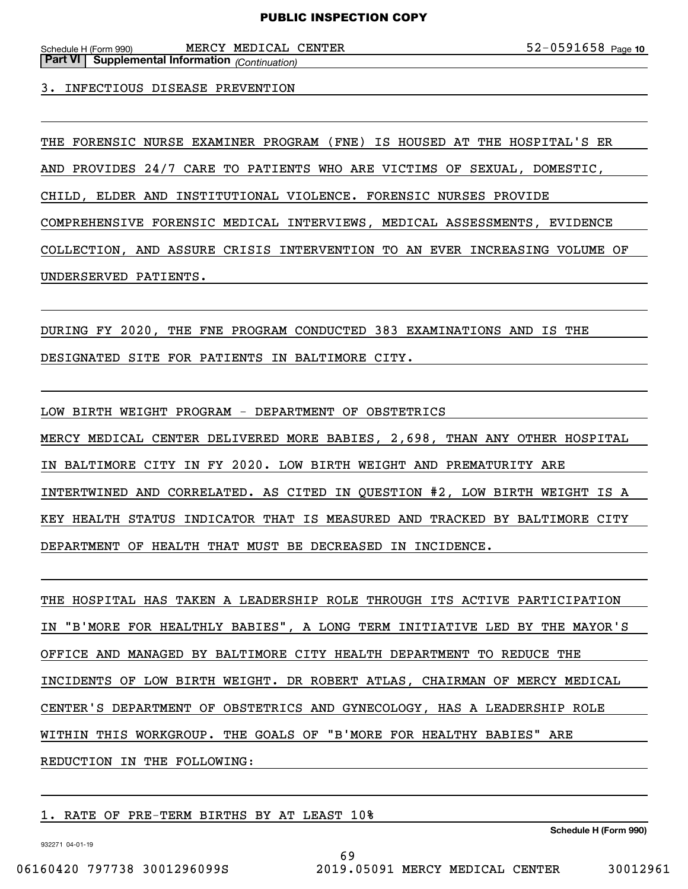**Part VI | Supplemental Information** *(Continuation)*

3. INFECTIOUS DISEASE PREVENTION

THE FORENSIC NURSE EXAMINER PROGRAM (FNE) IS HOUSED AT THE HOSPITAL'S ER AND PROVIDES 24/7 CARE TO PATIENTS WHO ARE VICTIMS OF SEXUAL, DOMESTIC, CHILD, ELDER AND INSTITUTIONAL VIOLENCE. FORENSIC NURSES PROVIDE COMPREHENSIVE FORENSIC MEDICAL INTERVIEWS, MEDICAL ASSESSMENTS, EVIDENCE COLLECTION, AND ASSURE CRISIS INTERVENTION TO AN EVER INCREASING VOLUME OF UNDERSERVED PATIENTS.

DURING FY 2020, THE FNE PROGRAM CONDUCTED 383 EXAMINATIONS AND IS THE DESIGNATED SITE FOR PATIENTS IN BALTIMORE CITY.

LOW BIRTH WEIGHT PROGRAM - DEPARTMENT OF OBSTETRICS

MERCY MEDICAL CENTER DELIVERED MORE BABIES, 2,698, THAN ANY OTHER HOSPITAL IN BALTIMORE CITY IN FY 2020. LOW BIRTH WEIGHT AND PREMATURITY ARE INTERTWINED AND CORRELATED. AS CITED IN QUESTION #2, LOW BIRTH WEIGHT IS A KEY HEALTH STATUS INDICATOR THAT IS MEASURED AND TRACKED BY BALTIMORE CITY DEPARTMENT OF HEALTH THAT MUST BE DECREASED IN INCIDENCE.

THE HOSPITAL HAS TAKEN A LEADERSHIP ROLE THROUGH ITS ACTIVE PARTICIPATION IN "B'MORE FOR HEALTHLY BABIES", A LONG TERM INITIATIVE LED BY THE MAYOR'S OFFICE AND MANAGED BY BALTIMORE CITY HEALTH DEPARTMENT TO REDUCE THE INCIDENTS OF LOW BIRTH WEIGHT. DR ROBERT ATLAS, CHAIRMAN OF MERCY MEDICAL CENTER'S DEPARTMENT OF OBSTETRICS AND GYNECOLOGY, HAS A LEADERSHIP ROLE WITHIN THIS WORKGROUP. THE GOALS OF "B'MORE FOR HEALTHY BABIES" ARE REDUCTION IN THE FOLLOWING:

1. RATE OF PRE-TERM BIRTHS BY AT LEAST 10%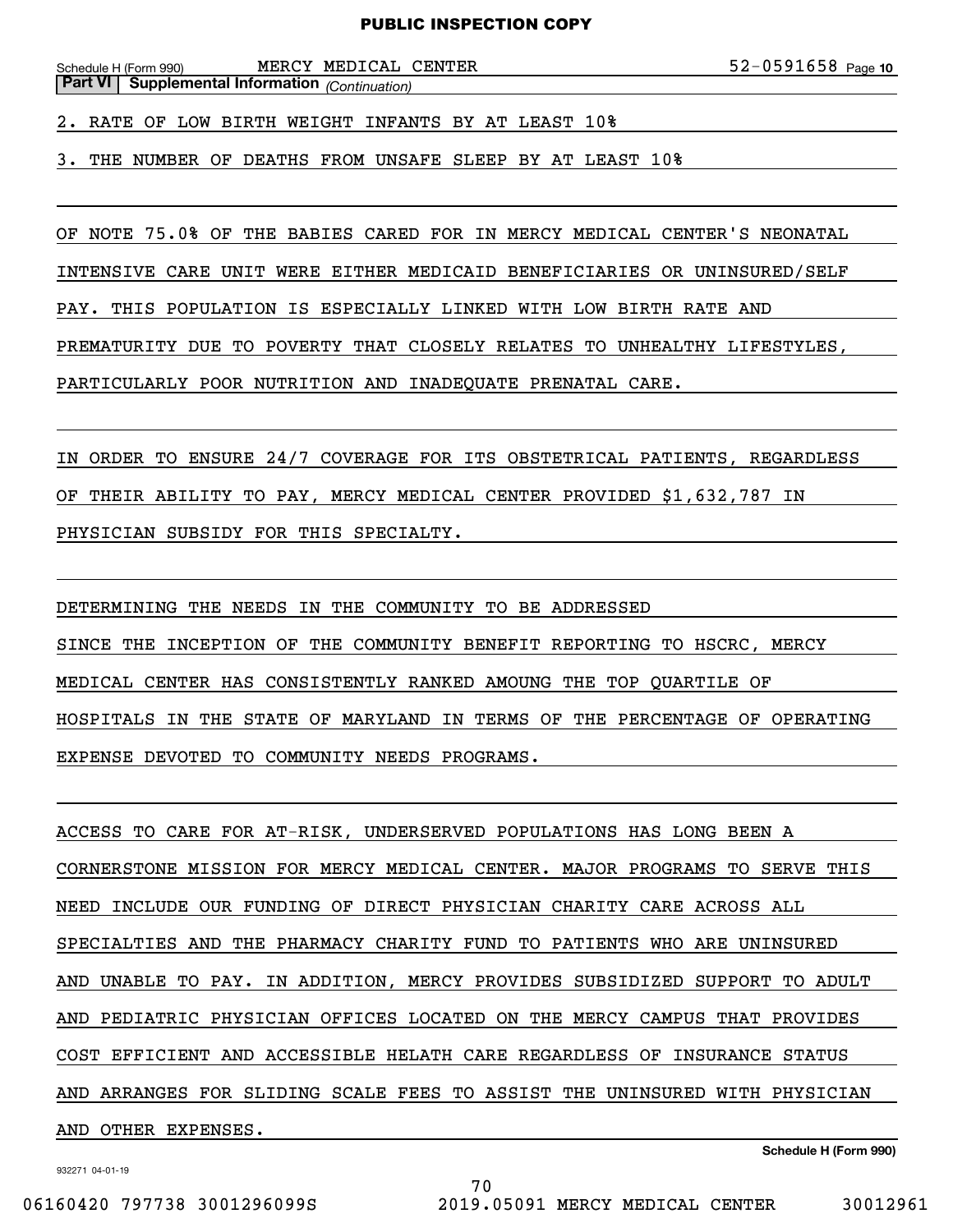Schedule H (Form 990) MERCY MEDICAL CENTER 52-0591658 Page 10

**Part VI | Supplemental Information** *(Continuation)*

2. RATE OF LOW BIRTH WEIGHT INFANTS BY AT LEAST 10%

3. THE NUMBER OF DEATHS FROM UNSAFE SLEEP BY AT LEAST 10%

OF NOTE 75.0% OF THE BABIES CARED FOR IN MERCY MEDICAL CENTER'S NEONATAL INTENSIVE CARE UNIT WERE EITHER MEDICAID BENEFICIARIES OR UNINSURED/SELF PAY. THIS POPULATION IS ESPECIALLY LINKED WITH LOW BIRTH RATE AND PREMATURITY DUE TO POVERTY THAT CLOSELY RELATES TO UNHEALTHY LIFESTYLES, PARTICULARLY POOR NUTRITION AND INADEQUATE PRENATAL CARE.

IN ORDER TO ENSURE 24/7 COVERAGE FOR ITS OBSTETRICAL PATIENTS, REGARDLESS OF THEIR ABILITY TO PAY, MERCY MEDICAL CENTER PROVIDED $1,632,787 IN PHYSICIAN SUBSIDY FOR THIS SPECIALTY.

DETERMINING THE NEEDS IN THE COMMUNITY TO BE ADDRESSED

SINCE THE INCEPTION OF THE COMMUNITY BENEFIT REPORTING TO HSCRC, MERCY MEDICAL CENTER HAS CONSISTENTLY RANKED AMOUNG THE TOP QUARTILE OF HOSPITALS IN THE STATE OF MARYLAND IN TERMS OF THE PERCENTAGE OF OPERATING EXPENSE DEVOTED TO COMMUNITY NEEDS PROGRAMS.

ACCESS TO CARE FOR AT-RISK, UNDERSERVED POPULATIONS HAS LONG BEEN A CORNERSTONE MISSION FOR MERCY MEDICAL CENTER. MAJOR PROGRAMS TO SERVE THIS NEED INCLUDE OUR FUNDING OF DIRECT PHYSICIAN CHARITY CARE ACROSS ALL SPECIALTIES AND THE PHARMACY CHARITY FUND TO PATIENTS WHO ARE UNINSURED AND UNABLE TO PAY. IN ADDITION, MERCY PROVIDES SUBSIDIZED SUPPORT TO ADULT AND PEDIATRIC PHYSICIAN OFFICES LOCATED ON THE MERCY CAMPUS THAT PROVIDES COST EFFICIENT AND ACCESSIBLE HELATH CARE REGARDLESS OF INSURANCE STATUS AND ARRANGES FOR SLIDING SCALE FEES TO ASSIST THE UNINSURED WITH PHYSICIAN AND OTHER EXPENSES.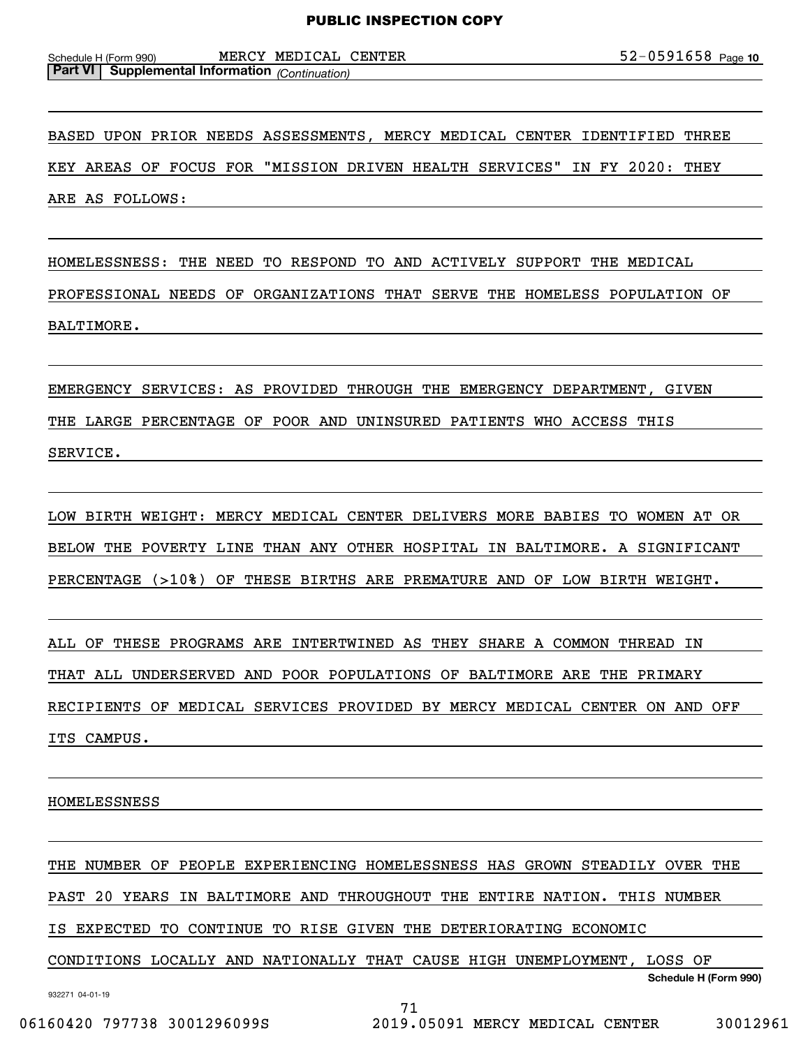Schedule H (Form 990) MERCY MEDICAL CENTER 52-0591658 Page 10

**Part VI | Supplemental Information** *(Continuation)*

BASED UPON PRIOR NEEDS ASSESSMENTS, MERCY MEDICAL CENTER IDENTIFIED THREE KEY AREAS OF FOCUS FOR "MISSION DRIVEN HEALTH SERVICES" IN FY 2020: THEY ARE AS FOLLOWS:

HOMELESSNESS: THE NEED TO RESPOND TO AND ACTIVELY SUPPORT THE MEDICAL PROFESSIONAL NEEDS OF ORGANIZATIONS THAT SERVE THE HOMELESS POPULATION OF BALTIMORE.

EMERGENCY SERVICES: AS PROVIDED THROUGH THE EMERGENCY DEPARTMENT, GIVEN THE LARGE PERCENTAGE OF POOR AND UNINSURED PATIENTS WHO ACCESS THIS SERVICE.

LOW BIRTH WEIGHT: MERCY MEDICAL CENTER DELIVERS MORE BABIES TO WOMEN AT OR BELOW THE POVERTY LINE THAN ANY OTHER HOSPITAL IN BALTIMORE. A SIGNIFICANT PERCENTAGE (>10%) OF THESE BIRTHS ARE PREMATURE AND OF LOW BIRTH WEIGHT.

ALL OF THESE PROGRAMS ARE INTERTWINED AS THEY SHARE A COMMON THREAD IN THAT ALL UNDERSERVED AND POOR POPULATIONS OF BALTIMORE ARE THE PRIMARY RECIPIENTS OF MEDICAL SERVICES PROVIDED BY MERCY MEDICAL CENTER ON AND OFF ITS CAMPUS.

HOMELESSNESS

THE NUMBER OF PEOPLE EXPERIENCING HOMELESSNESS HAS GROWN STEADILY OVER THE PAST 20 YEARS IN BALTIMORE AND THROUGHOUT THE ENTIRE NATION. THIS NUMBER IS EXPECTED TO CONTINUE TO RISE GIVEN THE DETERIORATING ECONOMIC CONDITIONS LOCALLY AND NATIONALLY THAT CAUSE HIGH UNEMPLOYMENT, LOSS OF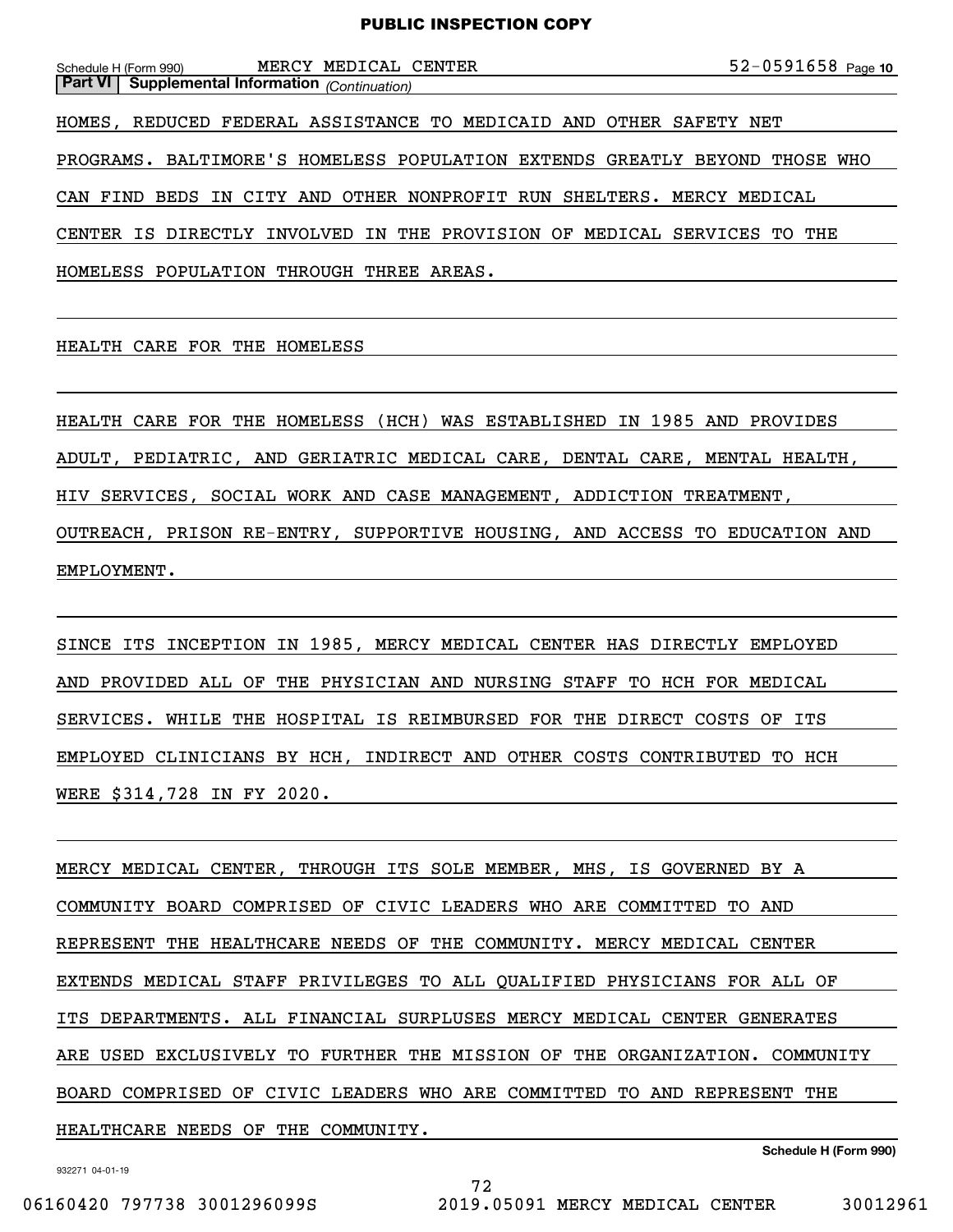**Part VI | Supplemental Information** *(Continuation)*

HOMES, REDUCED FEDERAL ASSISTANCE TO MEDICAID AND OTHER SAFETY NET PROGRAMS. BALTIMORE'S HOMELESS POPULATION EXTENDS GREATLY BEYOND THOSE WHO CAN FIND BEDS IN CITY AND OTHER NONPROFIT RUN SHELTERS. MERCY MEDICAL CENTER IS DIRECTLY INVOLVED IN THE PROVISION OF MEDICAL SERVICES TO THE HOMELESS POPULATION THROUGH THREE AREAS.

HEALTH CARE FOR THE HOMELESS

HEALTH CARE FOR THE HOMELESS (HCH) WAS ESTABLISHED IN 1985 AND PROVIDES ADULT, PEDIATRIC, AND GERIATRIC MEDICAL CARE, DENTAL CARE, MENTAL HEALTH, HIV SERVICES, SOCIAL WORK AND CASE MANAGEMENT, ADDICTION TREATMENT, OUTREACH, PRISON RE-ENTRY, SUPPORTIVE HOUSING, AND ACCESS TO EDUCATION AND EMPLOYMENT.

SINCE ITS INCEPTION IN 1985, MERCY MEDICAL CENTER HAS DIRECTLY EMPLOYED AND PROVIDED ALL OF THE PHYSICIAN AND NURSING STAFF TO HCH FOR MEDICAL SERVICES. WHILE THE HOSPITAL IS REIMBURSED FOR THE DIRECT COSTS OF ITS EMPLOYED CLINICIANS BY HCH, INDIRECT AND OTHER COSTS CONTRIBUTED TO HCH WERE $314,728 IN FY 2020.

MERCY MEDICAL CENTER, THROUGH ITS SOLE MEMBER, MHS, IS GOVERNED BY A COMMUNITY BOARD COMPRISED OF CIVIC LEADERS WHO ARE COMMITTED TO AND REPRESENT THE HEALTHCARE NEEDS OF THE COMMUNITY. MERCY MEDICAL CENTER EXTENDS MEDICAL STAFF PRIVILEGES TO ALL QUALIFIED PHYSICIANS FOR ALL OF ITS DEPARTMENTS. ALL FINANCIAL SURPLUSES MERCY MEDICAL CENTER GENERATES ARE USED EXCLUSIVELY TO FURTHER THE MISSION OF THE ORGANIZATION. COMMUNITY BOARD COMPRISED OF CIVIC LEADERS WHO ARE COMMITTED TO AND REPRESENT THE HEALTHCARE NEEDS OF THE COMMUNITY.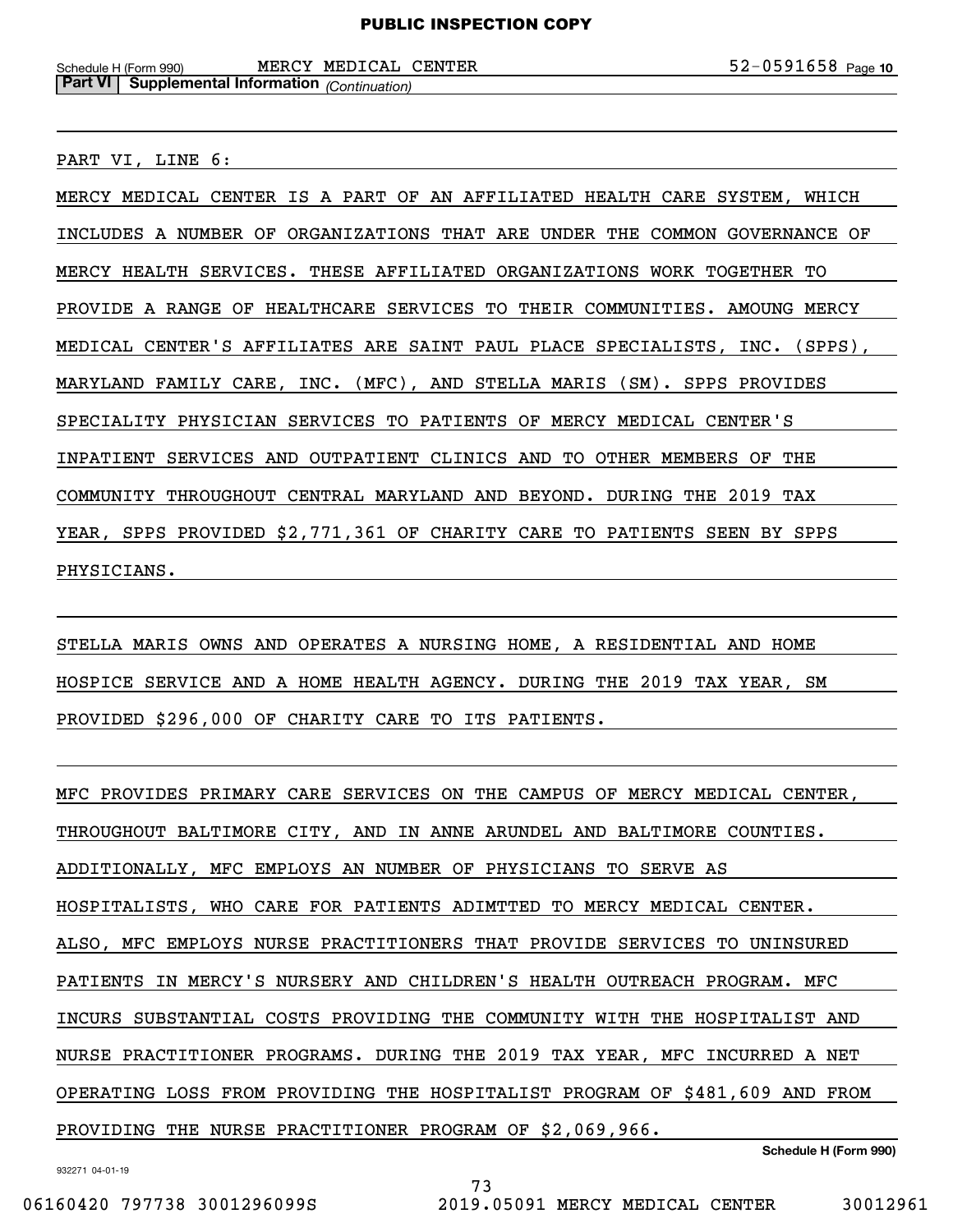Schedule H (Form 990) MERCY MEDICAL CENTER 52-0591658 Page 10

**Part VI | Supplemental Information** *(Continuation)*

PART VI, LINE 6:

MERCY MEDICAL CENTER IS A PART OF AN AFFILIATED HEALTH CARE SYSTEM, WHICH INCLUDES A NUMBER OF ORGANIZATIONS THAT ARE UNDER THE COMMON GOVERNANCE OF MERCY HEALTH SERVICES. THESE AFFILIATED ORGANIZATIONS WORK TOGETHER TO PROVIDE A RANGE OF HEALTHCARE SERVICES TO THEIR COMMUNITIES. AMOUNG MERCY MEDICAL CENTER'S AFFILIATES ARE SAINT PAUL PLACE SPECIALISTS, INC. (SPPS), MARYLAND FAMILY CARE, INC. (MFC), AND STELLA MARIS (SM). SPPS PROVIDES SPECIALITY PHYSICIAN SERVICES TO PATIENTS OF MERCY MEDICAL CENTER'S INPATIENT SERVICES AND OUTPATIENT CLINICS AND TO OTHER MEMBERS OF THE COMMUNITY THROUGHOUT CENTRAL MARYLAND AND BEYOND. DURING THE 2019 TAX YEAR, SPPS PROVIDED $2,771,361 OF CHARITY CARE TO PATIENTS SEEN BY SPPS PHYSICIANS.

STELLA MARIS OWNS AND OPERATES A NURSING HOME, A RESIDENTIAL AND HOME HOSPICE SERVICE AND A HOME HEALTH AGENCY. DURING THE 2019 TAX YEAR, SM PROVIDED $296,000 OF CHARITY CARE TO ITS PATIENTS.

MFC PROVIDES PRIMARY CARE SERVICES ON THE CAMPUS OF MERCY MEDICAL CENTER, THROUGHOUT BALTIMORE CITY, AND IN ANNE ARUNDEL AND BALTIMORE COUNTIES. ADDITIONALLY, MFC EMPLOYS AN NUMBER OF PHYSICIANS TO SERVE AS HOSPITALISTS, WHO CARE FOR PATIENTS ADIMTTED TO MERCY MEDICAL CENTER. ALSO, MFC EMPLOYS NURSE PRACTITIONERS THAT PROVIDE SERVICES TO UNINSURED PATIENTS IN MERCY'S NURSERY AND CHILDREN'S HEALTH OUTREACH PROGRAM. MFC INCURS SUBSTANTIAL COSTS PROVIDING THE COMMUNITY WITH THE HOSPITALIST AND NURSE PRACTITIONER PROGRAMS. DURING THE 2019 TAX YEAR, MFC INCURRED A NET OPERATING LOSS FROM PROVIDING THE HOSPITALIST PROGRAM OF $481,609 AND FROM PROVIDING THE NURSE PRACTITIONER PROGRAM OF $2,069,966.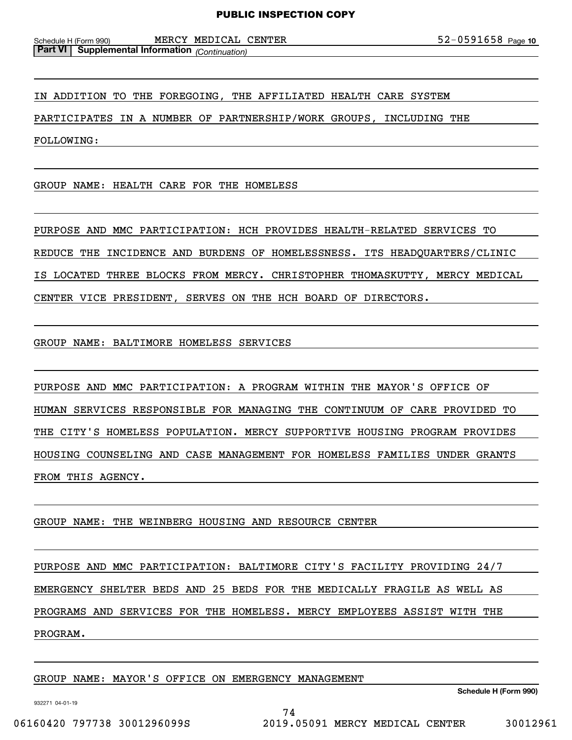IN ADDITION TO THE FOREGOING, THE AFFILIATED HEALTH CARE SYSTEM PARTICIPATES IN A NUMBER OF PARTNERSHIP/WORK GROUPS, INCLUDING THE FOLLOWING:

GROUP NAME: HEALTH CARE FOR THE HOMELESS

PURPOSE AND MMC PARTICIPATION: HCH PROVIDES HEALTH-RELATED SERVICES TO REDUCE THE INCIDENCE AND BURDENS OF HOMELESSNESS. ITS HEADQUARTERS/CLINIC IS LOCATED THREE BLOCKS FROM MERCY. CHRISTOPHER THOMASKUTTY, MERCY MEDICAL CENTER VICE PRESIDENT, SERVES ON THE HCH BOARD OF DIRECTORS.

GROUP NAME: BALTIMORE HOMELESS SERVICES

PURPOSE AND MMC PARTICIPATION: A PROGRAM WITHIN THE MAYOR'S OFFICE OF HUMAN SERVICES RESPONSIBLE FOR MANAGING THE CONTINUUM OF CARE PROVIDED TO THE CITY'S HOMELESS POPULATION. MERCY SUPPORTIVE HOUSING PROGRAM PROVIDES HOUSING COUNSELING AND CASE MANAGEMENT FOR HOMELESS FAMILIES UNDER GRANTS FROM THIS AGENCY.

GROUP NAME: THE WEINBERG HOUSING AND RESOURCE CENTER

PURPOSE AND MMC PARTICIPATION: BALTIMORE CITY'S FACILITY PROVIDING 24/7 EMERGENCY SHELTER BEDS AND 25 BEDS FOR THE MEDICALLY FRAGILE AS WELL AS PROGRAMS AND SERVICES FOR THE HOMELESS. MERCY EMPLOYEES ASSIST WITH THE PROGRAM.

GROUP NAME: MAYOR'S OFFICE ON EMERGENCY MANAGEMENT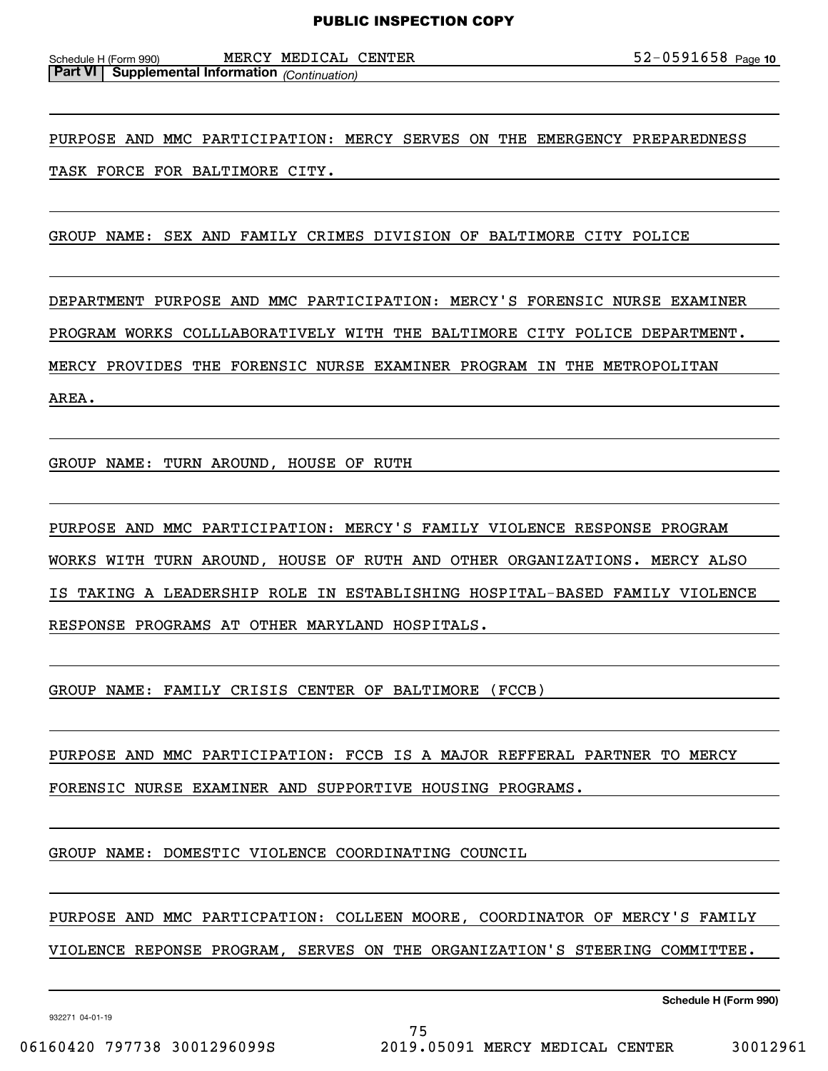**Part VI | Supplemental Information** *(Continuation)*

PURPOSE AND MMC PARTICIPATION: MERCY SERVES ON THE EMERGENCY PREPAREDNESS TASK FORCE FOR BALTIMORE CITY.

GROUP NAME: SEX AND FAMILY CRIMES DIVISION OF BALTIMORE CITY POLICE

DEPARTMENT PURPOSE AND MMC PARTICIPATION: MERCY'S FORENSIC NURSE EXAMINER PROGRAM WORKS COLLLABORATIVELY WITH THE BALTIMORE CITY POLICE DEPARTMENT. MERCY PROVIDES THE FORENSIC NURSE EXAMINER PROGRAM IN THE METROPOLITAN AREA.

GROUP NAME: TURN AROUND, HOUSE OF RUTH

PURPOSE AND MMC PARTICIPATION: MERCY'S FAMILY VIOLENCE RESPONSE PROGRAM WORKS WITH TURN AROUND, HOUSE OF RUTH AND OTHER ORGANIZATIONS. MERCY ALSO IS TAKING A LEADERSHIP ROLE IN ESTABLISHING HOSPITAL-BASED FAMILY VIOLENCE RESPONSE PROGRAMS AT OTHER MARYLAND HOSPITALS.

GROUP NAME: FAMILY CRISIS CENTER OF BALTIMORE (FCCB)

PURPOSE AND MMC PARTICIPATION: FCCB IS A MAJOR REFFERAL PARTNER TO MERCY FORENSIC NURSE EXAMINER AND SUPPORTIVE HOUSING PROGRAMS.

GROUP NAME: DOMESTIC VIOLENCE COORDINATING COUNCIL

PURPOSE AND MMC PARTICPATION: COLLEEN MOORE, COORDINATOR OF MERCY'S FAMILY VIOLENCE REPONSE PROGRAM, SERVES ON THE ORGANIZATION'S STEERING COMMITTEE.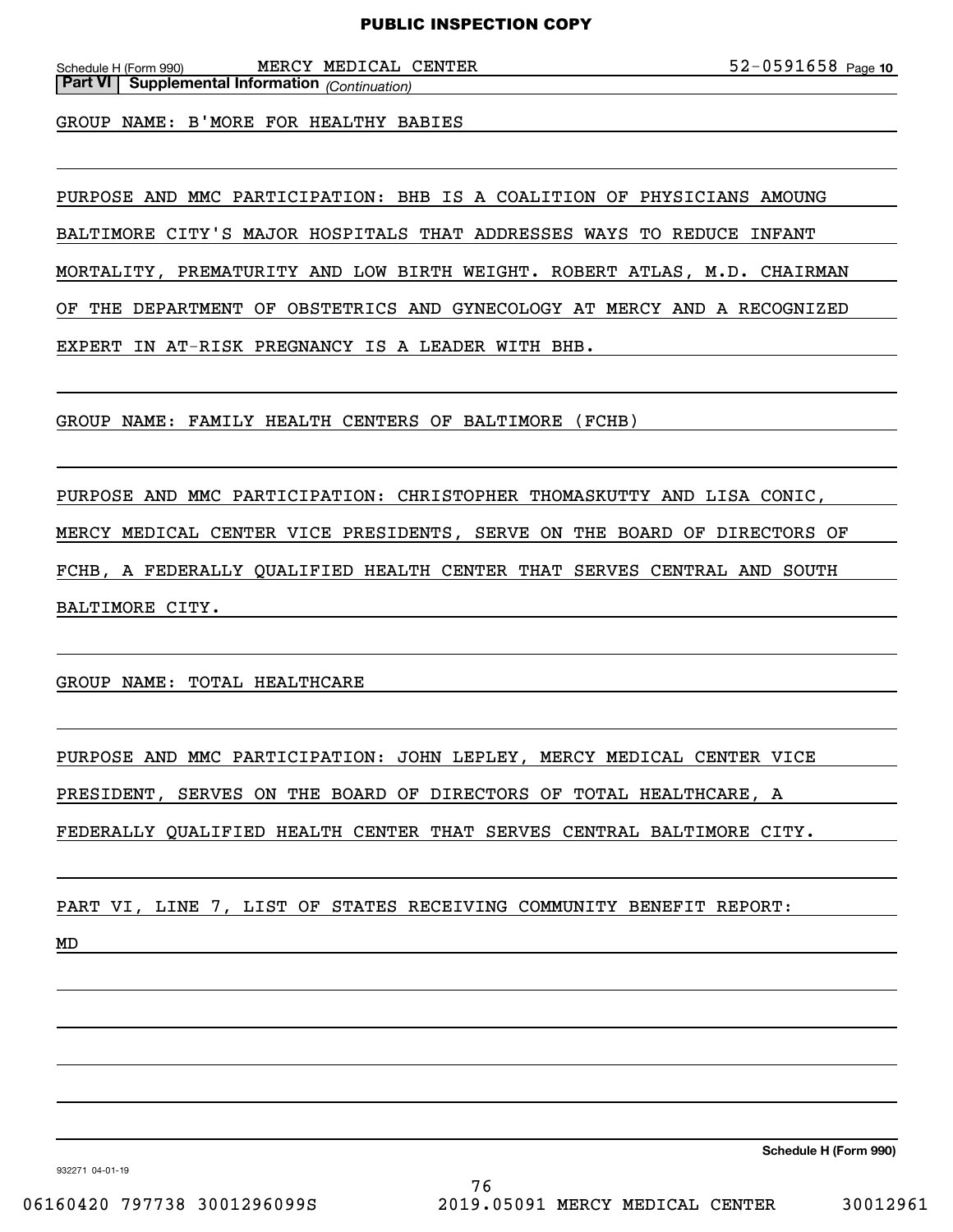PUBLIC INSPECTION COPY

Schedule H (Form 990) MERCY MEDICAL CENTER 52-0591658 Page 10

**Part VI | Supplemental Information** *(Continuation)*

GROUP NAME: B'MORE FOR HEALTHY BABIES

PURPOSE AND MMC PARTICIPATION: BHB IS A COALITION OF PHYSICIANS AMOUNG BALTIMORE CITY'S MAJOR HOSPITALS THAT ADDRESSES WAYS TO REDUCE INFANT MORTALITY, PREMATURITY AND LOW BIRTH WEIGHT. ROBERT ATLAS, M.D. CHAIRMAN OF THE DEPARTMENT OF OBSTETRICS AND GYNECOLOGY AT MERCY AND A RECOGNIZED EXPERT IN AT-RISK PREGNANCY IS A LEADER WITH BHB.

GROUP NAME: FAMILY HEALTH CENTERS OF BALTIMORE (FCHB)

PURPOSE AND MMC PARTICIPATION: CHRISTOPHER THOMASKUTTY AND LISA CONIC, MERCY MEDICAL CENTER VICE PRESIDENTS, SERVE ON THE BOARD OF DIRECTORS OF FCHB, A FEDERALLY QUALIFIED HEALTH CENTER THAT SERVES CENTRAL AND SOUTH BALTIMORE CITY.

GROUP NAME: TOTAL HEALTHCARE

PURPOSE AND MMC PARTICIPATION: JOHN LEPLEY, MERCY MEDICAL CENTER VICE PRESIDENT, SERVES ON THE BOARD OF DIRECTORS OF TOTAL HEALTHCARE, A FEDERALLY QUALIFIED HEALTH CENTER THAT SERVES CENTRAL BALTIMORE CITY.

PART VI, LINE 7, LIST OF STATES RECEIVING COMMUNITY BENEFIT REPORT:

MD

**Schedule H (Form 990)**

932271 04-01-19

06160420 797738 3001296099S 2019.05091 MERCY MEDICAL CENTER 30012961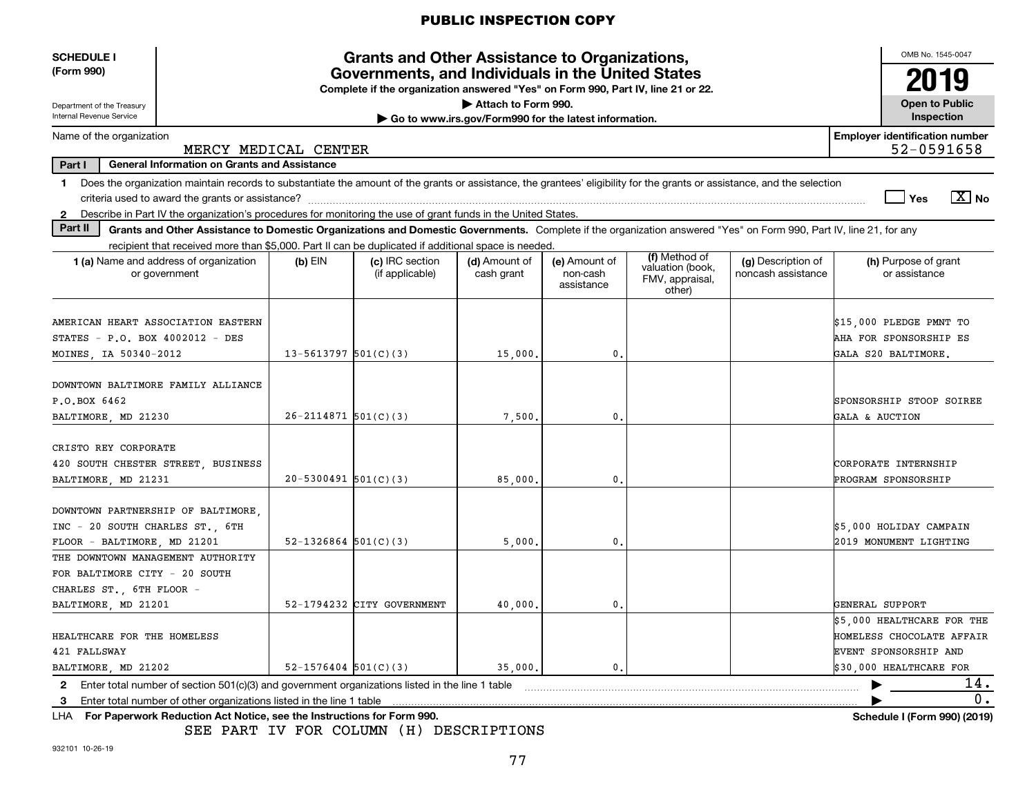PUBLIC INSPECTION COPY

**SCHEDULE I (Form 990)**

Department of the Treasury
Internal Revenue Service

# Grants and Other Assistance to Organizations, Governments, and Individuals in the United States

**Complete if the organization answered "Yes" on Form 990, Part IV, line 21 or 22.**

▶ Attach to Form 990.

▶ Go to www.irs.gov/Form990 for the latest information.

OMB No. 1545-0047

**2019**

**Open to Public Inspection**

Name of the organization: MERCY MEDICAL CENTER

Employer identification number: 52-0591658

**Part I — General Information on Grants and Assistance**

1 Does the organization maintain records to substantiate the amount of the grants or assistance, the grantees' eligibility for the grants or assistance, and the selection criteria used to award the grants or assistance? ☐ Yes ☒ No

2 Describe in Part IV the organization's procedures for monitoring the use of grant funds in the United States.

**Part II — Grants and Other Assistance to Domestic Organizations and Domestic Governments.** Complete if the organization answered "Yes" on Form 990, Part IV, line 21, for any recipient that received more than $5,000. Part II can be duplicated if additional space is needed.

| 1 (a) Name and address of organization or government | (b) EIN | (c) IRC section (if applicable) | (d) Amount of cash grant | (e) Amount of non-cash assistance | (f) Method of valuation (book, FMV, appraisal, other) | (g) Description of noncash assistance | (h) Purpose of grant or assistance |
|---|---|---|---|---|---|---|---|
| AMERICAN HEART ASSOCIATION EASTERN STATES - P.O. BOX 4002012 - DES MOINES, IA 50340-2012 | 13-5613797 | 501(C)(3) | 15,000. | 0. | | | $15,000 PLEDGE PMNT TO AHA FOR SPONSORSHIP ES GALA S20 BALTIMORE. |
| DOWNTOWN BALTIMORE FAMILY ALLIANCE P.O.BOX 6462 BALTIMORE, MD 21230 | 26-2114871 | 501(C)(3) | 7,500. | 0. | | | SPONSORSHIP STOOP SOIREE GALA & AUCTION |
| CRISTO REY CORPORATE 420 SOUTH CHESTER STREET, BUSINESS BALTIMORE, MD 21231 | 20-5300491 | 501(C)(3) | 85,000. | 0. | | | CORPORATE INTERNSHIP PROGRAM SPONSORSHIP |
| DOWNTOWN PARTNERSHIP OF BALTIMORE, INC - 20 SOUTH CHARLES ST., 6TH FLOOR - BALTIMORE, MD 21201 | 52-1326864 | 501(C)(3) | 5,000. | 0. | | | $5,000 HOLIDAY CAMPAIN 2019 MONUMENT LIGHTING |
| THE DOWNTOWN MANAGEMENT AUTHORITY FOR BALTIMORE CITY - 20 SOUTH CHARLES ST., 6TH FLOOR - BALTIMORE, MD 21201 | 52-1794232 | CITY GOVERNMENT | 40,000. | 0. | | | GENERAL SUPPORT |
| HEALTHCARE FOR THE HOMELESS 421 FALLSWAY BALTIMORE, MD 21202 | 52-1576404 | 501(C)(3) | 35,000. | 0. | | | $5,000 HEALTHCARE FOR THE HOMELESS CHOCOLATE AFFAIR EVENT SPONSORSHIP AND $30,000 HEALTHCARE FOR |

2 Enter total number of section 501(c)(3) and government organizations listed in the line 1 table ▶ 14.

3 Enter total number of other organizations listed in the line 1 table ▶ 0.

LHA **For Paperwork Reduction Act Notice, see the Instructions for Form 990.** **Schedule I (Form 990) (2019)**

SEE PART IV FOR COLUMN (H) DESCRIPTIONS

932101 10-26-19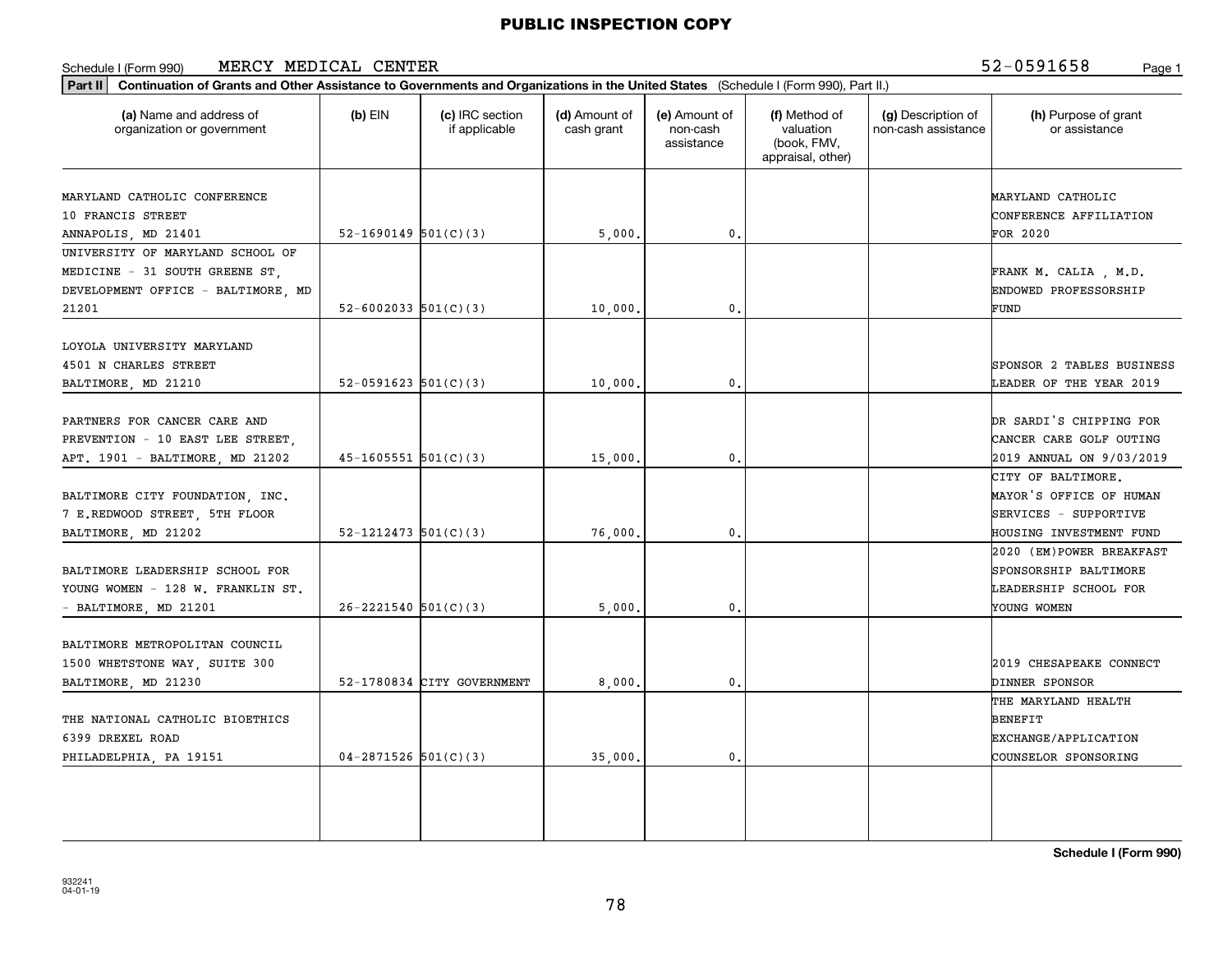**PUBLIC INSPECTION COPY**

Schedule I (Form 990) MERCY MEDICAL CENTER 52-0591658 Page 1

**Part II** **Continuation of Grants and Other Assistance to Governments and Organizations in the United States** (Schedule I (Form 990), Part II.)

| (a) Name and address of organization or government | (b) EIN | (c) IRC section if applicable | (d) Amount of cash grant | (e) Amount of non-cash assistance | (f) Method of valuation (book, FMV, appraisal, other) | (g) Description of non-cash assistance | (h) Purpose of grant or assistance |
|---|---|---|---|---|---|---|---|
| MARYLAND CATHOLIC CONFERENCE 10 FRANCIS STREET ANNAPOLIS, MD 21401 | 52-1690149 | 501(C)(3) | 5,000. | 0. | | | MARYLAND CATHOLIC CONFERENCE AFFILIATION FOR 2020 |
| UNIVERSITY OF MARYLAND SCHOOL OF MEDICINE - 31 SOUTH GREENE ST, DEVELOPMENT OFFICE - BALTIMORE, MD 21201 | 52-6002033 | 501(C)(3) | 10,000. | 0. | | | FRANK M. CALIA , M.D. ENDOWED PROFESSORSHIP FUND |
| LOYOLA UNIVERSITY MARYLAND 4501 N CHARLES STREET BALTIMORE, MD 21210 | 52-0591623 | 501(C)(3) | 10,000. | 0. | | | SPONSOR 2 TABLES BUSINESS LEADER OF THE YEAR 2019 |
| PARTNERS FOR CANCER CARE AND PREVENTION - 10 EAST LEE STREET, APT. 1901 - BALTIMORE, MD 21202 | 45-1605551 | 501(C)(3) | 15,000. | 0. | | | DR SARDI'S CHIPPING FOR CANCER CARE GOLF OUTING 2019 ANNUAL ON 9/03/2019 |
| BALTIMORE CITY FOUNDATION, INC. 7 E.REDWOOD STREET, 5TH FLOOR BALTIMORE, MD 21202 | 52-1212473 | 501(C)(3) | 76,000. | 0. | | | CITY OF BALTIMORE. MAYOR'S OFFICE OF HUMAN SERVICES - SUPPORTIVE HOUSING INVESTMENT FUND |
| BALTIMORE LEADERSHIP SCHOOL FOR YOUNG WOMEN - 128 W. FRANKLIN ST. - BALTIMORE, MD 21201 | 26-2221540 | 501(C)(3) | 5,000. | 0. | | | 2020 (EM)POWER BREAKFAST SPONSORSHIP BALTIMORE LEADERSHIP SCHOOL FOR YOUNG WOMEN |
| BALTIMORE METROPOLITAN COUNCIL 1500 WHETSTONE WAY, SUITE 300 BALTIMORE, MD 21230 | 52-1780834 | CITY GOVERNMENT | 8,000. | 0. | | | 2019 CHESAPEAKE CONNECT DINNER SPONSOR |
| THE NATIONAL CATHOLIC BIOETHICS 6399 DREXEL ROAD PHILADELPHIA, PA 19151 | 04-2871526 | 501(C)(3) | 35,000. | 0. | | | THE MARYLAND HEALTH BENEFIT EXCHANGE/APPLICATION COUNSELOR SPONSORING |

**Schedule I (Form 990)**

932241 04-01-19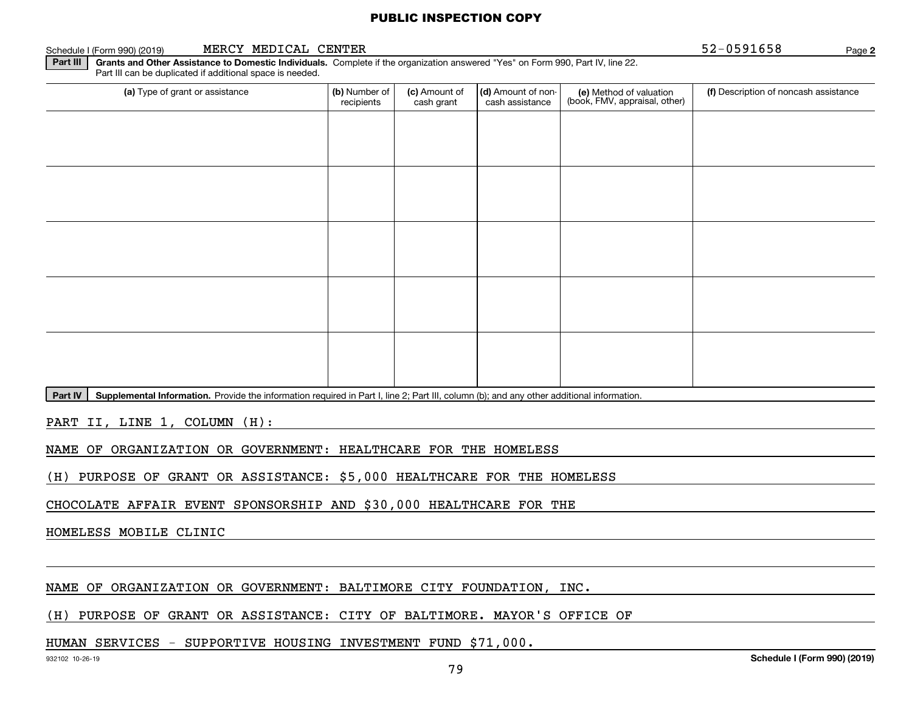PUBLIC INSPECTION COPY

Schedule I (Form 990) (2019) MERCY MEDICAL CENTER 52-0591658 Page **2**

**Part III** **Grants and Other Assistance to Domestic Individuals.** Complete if the organization answered "Yes" on Form 990, Part IV, line 22. Part III can be duplicated if additional space is needed.

| (a) Type of grant or assistance | (b) Number of recipients | (c) Amount of cash grant | (d) Amount of non-cash assistance | (e) Method of valuation (book, FMV, appraisal, other) | (f) Description of noncash assistance |
|---|---|---|---|---|---|
| | | | | | |
| | | | | | |
| | | | | | |
| | | | | | |
| | | | | | |

**Part IV** **Supplemental Information.** Provide the information required in Part I, line 2; Part III, column (b); and any other additional information.

PART II, LINE 1, COLUMN (H):

NAME OF ORGANIZATION OR GOVERNMENT: HEALTHCARE FOR THE HOMELESS

(H) PURPOSE OF GRANT OR ASSISTANCE: $5,000 HEALTHCARE FOR THE HOMELESS CHOCOLATE AFFAIR EVENT SPONSORSHIP AND $30,000 HEALTHCARE FOR THE HOMELESS MOBILE CLINIC

NAME OF ORGANIZATION OR GOVERNMENT: BALTIMORE CITY FOUNDATION, INC.

(H) PURPOSE OF GRANT OR ASSISTANCE: CITY OF BALTIMORE. MAYOR'S OFFICE OF HUMAN SERVICES - SUPPORTIVE HOUSING INVESTMENT FUND $71,000.

932102 10-26-19 **Schedule I (Form 990) (2019)**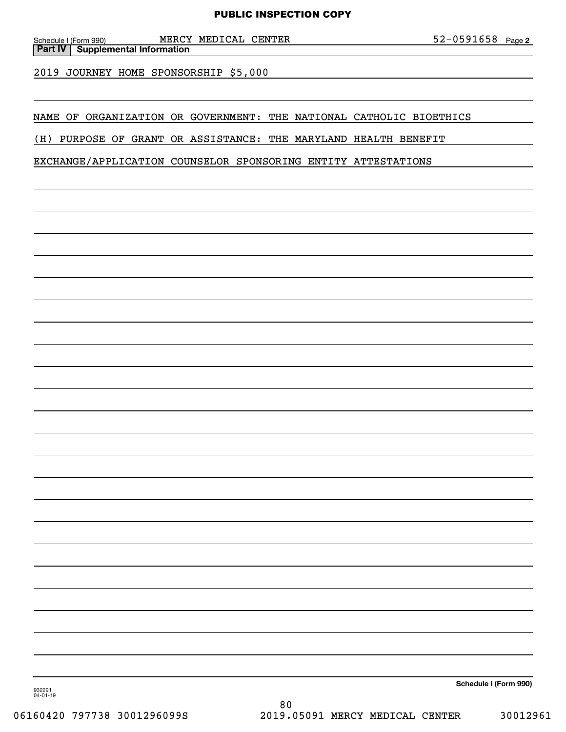Schedule I (Form 990) MERCY MEDICAL CENTER 52-0591658 Page **2**

**Part IV | Supplemental Information**

2019 JOURNEY HOME SPONSORSHIP $5,000

NAME OF ORGANIZATION OR GOVERNMENT: THE NATIONAL CATHOLIC BIOETHICS

(H) PURPOSE OF GRANT OR ASSISTANCE: THE MARYLAND HEALTH BENEFIT

EXCHANGE/APPLICATION COUNSELOR SPONSORING ENTITY ATTESTATIONS

**Schedule I (Form 990)**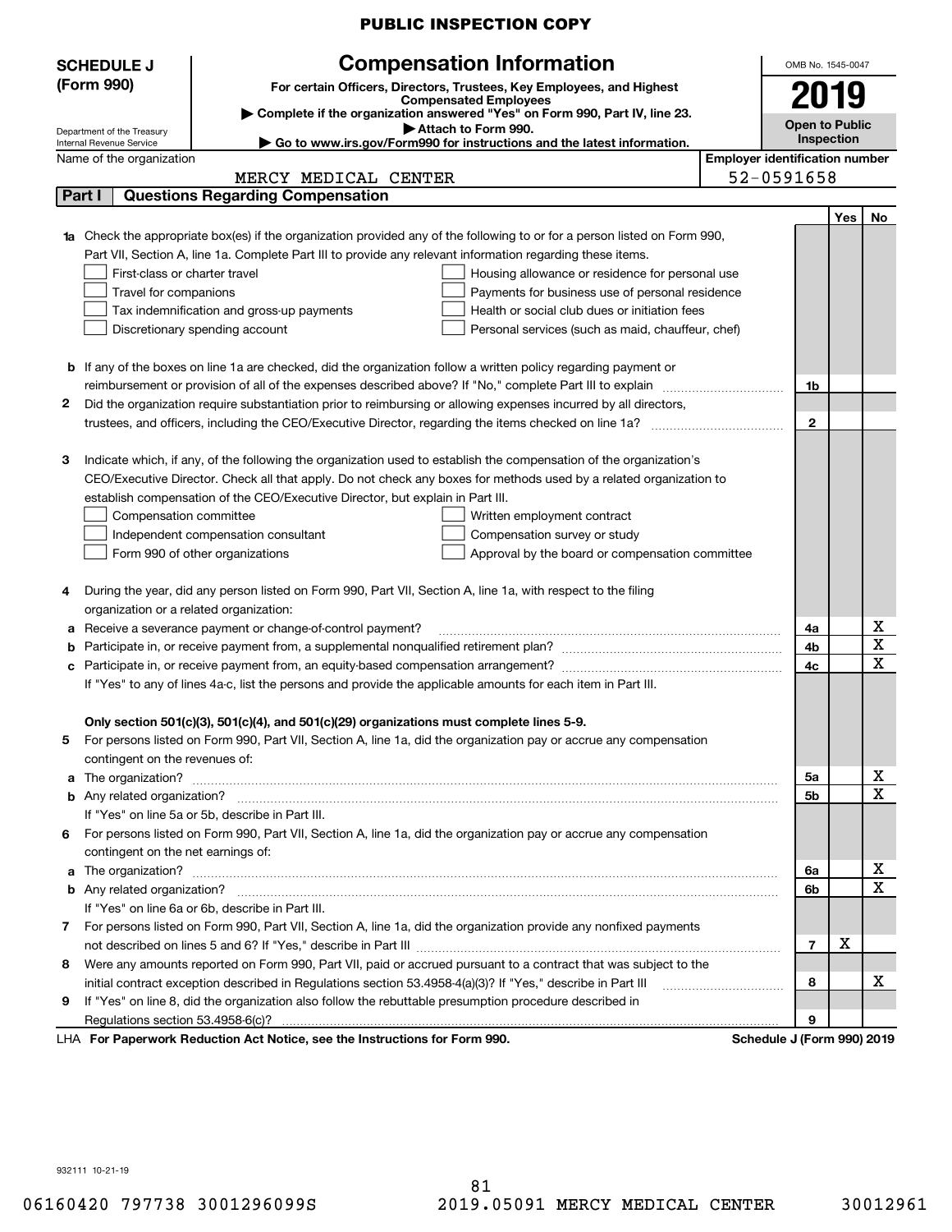PUBLIC INSPECTION COPY

**SCHEDULE J (Form 990)**

Department of the Treasury
Internal Revenue Service

# Compensation Information

**For certain Officers, Directors, Trustees, Key Employees, and Highest Compensated Employees**

▶ **Complete if the organization answered "Yes" on Form 990, Part IV, line 23.**

▶ **Attach to Form 990.**

▶ **Go to www.irs.gov/Form990 for instructions and the latest information.**

OMB No. 1545-0047

**2019**

**Open to Public Inspection**

Name of the organization: MERCY MEDICAL CENTER

Employer identification number: 52-0591658

## Part I — Questions Regarding Compensation

| | | | Yes | No |
|---|---|---|---|---|
| **1a** | Check the appropriate box(es) if the organization provided any of the following to or for a person listed on Form 990, Part VII, Section A, line 1a. Complete Part III to provide any relevant information regarding these items.<br>☐ First-class or charter travel ☐ Housing allowance or residence for personal use<br>☐ Travel for companions ☐ Payments for business use of personal residence<br>☐ Tax indemnification and gross-up payments ☐ Health or social club dues or initiation fees<br>☐ Discretionary spending account ☐ Personal services (such as maid, chauffeur, chef) | | | |
| **b** | If any of the boxes on line 1a are checked, did the organization follow a written policy regarding payment or reimbursement or provision of all of the expenses described above? If "No," complete Part III to explain | 1b | | |
| **2** | Did the organization require substantiation prior to reimbursing or allowing expenses incurred by all directors, trustees, and officers, including the CEO/Executive Director, regarding the items checked on line 1a? | 2 | | |
| **3** | Indicate which, if any, of the following the organization used to establish the compensation of the organization's CEO/Executive Director. Check all that apply. Do not check any boxes for methods used by a related organization to establish compensation of the CEO/Executive Director, but explain in Part III.<br>☐ Compensation committee ☐ Written employment contract<br>☐ Independent compensation consultant ☐ Compensation survey or study<br>☐ Form 990 of other organizations ☐ Approval by the board or compensation committee | | | |
| **4** | During the year, did any person listed on Form 990, Part VII, Section A, line 1a, with respect to the filing organization or a related organization: | | | |
| **a** | Receive a severance payment or change-of-control payment? | 4a | | X |
| **b** | Participate in, or receive payment from, a supplemental nonqualified retirement plan? | 4b | | X |
| **c** | Participate in, or receive payment from, an equity-based compensation arrangement? | 4c | | X |
| | If "Yes" to any of lines 4a-c, list the persons and provide the applicable amounts for each item in Part III. | | | |
| | **Only section 501(c)(3), 501(c)(4), and 501(c)(29) organizations must complete lines 5-9.** | | | |
| **5** | For persons listed on Form 990, Part VII, Section A, line 1a, did the organization pay or accrue any compensation contingent on the revenues of: | | | |
| **a** | The organization? | 5a | | X |
| **b** | Any related organization? | 5b | | X |
| | If "Yes" on line 5a or 5b, describe in Part III. | | | |
| **6** | For persons listed on Form 990, Part VII, Section A, line 1a, did the organization pay or accrue any compensation contingent on the net earnings of: | | | |
| **a** | The organization? | 6a | | X |
| **b** | Any related organization? | 6b | | X |
| | If "Yes" on line 6a or 6b, describe in Part III. | | | |
| **7** | For persons listed on Form 990, Part VII, Section A, line 1a, did the organization provide any nonfixed payments not described on lines 5 and 6? If "Yes," describe in Part III | 7 | X | |
| **8** | Were any amounts reported on Form 990, Part VII, paid or accrued pursuant to a contract that was subject to the initial contract exception described in Regulations section 53.4958-4(a)(3)? If "Yes," describe in Part III | 8 | | X |
| **9** | If "Yes" on line 8, did the organization also follow the rebuttable presumption procedure described in Regulations section 53.4958-6(c)? | 9 | | |

LHA **For Paperwork Reduction Act Notice, see the Instructions for Form 990.** **Schedule J (Form 990) 2019**

932111 10-21-19

06160420 797738 3001296099S 2019.05091 MERCY MEDICAL CENTER 30012961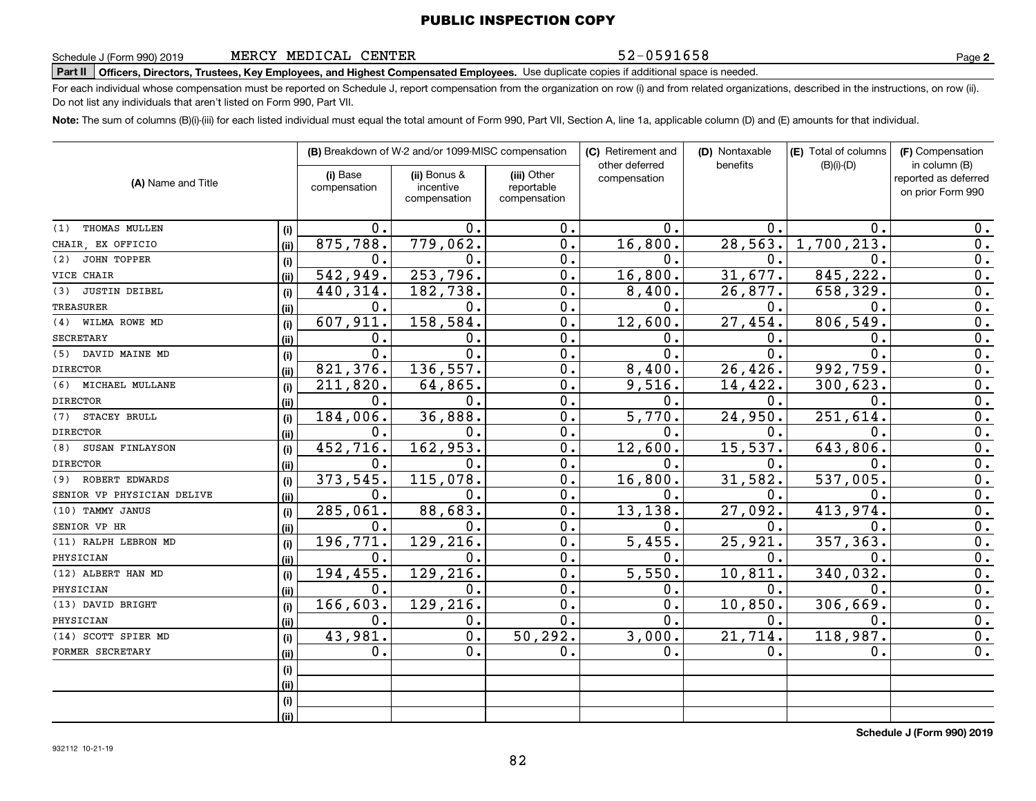**PUBLIC INSPECTION COPY**

Schedule J (Form 990) 2019 MERCY MEDICAL CENTER 52-0591658 Page **2**

**Part II** **Officers, Directors, Trustees, Key Employees, and Highest Compensated Employees.** Use duplicate copies if additional space is needed.

For each individual whose compensation must be reported on Schedule J, report compensation from the organization on row (i) and from related organizations, described in the instructions, on row (ii). Do not list any individuals that aren't listed on Form 990, Part VII.

**Note:** The sum of columns (B)(i)-(iii) for each listed individual must equal the total amount of Form 990, Part VII, Section A, line 1a, applicable column (D) and (E) amounts for that individual.

| (A) Name and Title | | (B) Breakdown of W-2 and/or 1099-MISC compensation | | | (C) Retirement and other deferred compensation | (D) Nontaxable benefits | (E) Total of columns (B)(i)-(D) | (F) Compensation in column (B) reported as deferred on prior Form 990 |
|---|---|---|---|---|---|---|---|---|
| | | (i) Base compensation | (ii) Bonus & incentive compensation | (iii) Other reportable compensation | | | | |
| (1) THOMAS MULLEN | (i) | 0. | 0. | 0. | 0. | 0. | 0. | 0. |
| CHAIR, EX OFFICIO | (ii) | 875,788. | 779,062. | 0. | 16,800. | 28,563. | 1,700,213. | 0. |
| (2) JOHN TOPPER | (i) | 0. | 0. | 0. | 0. | 0. | 0. | 0. |
| VICE CHAIR | (ii) | 542,949. | 253,796. | 0. | 16,800. | 31,677. | 845,222. | 0. |
| (3) JUSTIN DEIBEL | (i) | 440,314. | 182,738. | 0. | 8,400. | 26,877. | 658,329. | 0. |
| TREASURER | (ii) | 0. | 0. | 0. | 0. | 0. | 0. | 0. |
| (4) WILMA ROWE MD | (i) | 607,911. | 158,584. | 0. | 12,600. | 27,454. | 806,549. | 0. |
| SECRETARY | (ii) | 0. | 0. | 0. | 0. | 0. | 0. | 0. |
| (5) DAVID MAINE MD | (i) | 0. | 0. | 0. | 0. | 0. | 0. | 0. |
| DIRECTOR | (ii) | 821,376. | 136,557. | 0. | 8,400. | 26,426. | 992,759. | 0. |
| (6) MICHAEL MULLANE | (i) | 211,820. | 64,865. | 0. | 9,516. | 14,422. | 300,623. | 0. |
| DIRECTOR | (ii) | 0. | 0. | 0. | 0. | 0. | 0. | 0. |
| (7) STACEY BRULL | (i) | 184,006. | 36,888. | 0. | 5,770. | 24,950. | 251,614. | 0. |
| DIRECTOR | (ii) | 0. | 0. | 0. | 0. | 0. | 0. | 0. |
| (8) SUSAN FINLAYSON | (i) | 452,716. | 162,953. | 0. | 12,600. | 15,537. | 643,806. | 0. |
| DIRECTOR | (ii) | 0. | 0. | 0. | 0. | 0. | 0. | 0. |
| (9) ROBERT EDWARDS | (i) | 373,545. | 115,078. | 0. | 16,800. | 31,582. | 537,005. | 0. |
| SENIOR VP PHYSICIAN DELIVE | (ii) | 0. | 0. | 0. | 0. | 0. | 0. | 0. |
| (10) TAMMY JANUS | (i) | 285,061. | 88,683. | 0. | 13,138. | 27,092. | 413,974. | 0. |
| SENIOR VP HR | (ii) | 0. | 0. | 0. | 0. | 0. | 0. | 0. |
| (11) RALPH LEBRON MD | (i) | 196,771. | 129,216. | 0. | 5,455. | 25,921. | 357,363. | 0. |
| PHYSICIAN | (ii) | 0. | 0. | 0. | 0. | 0. | 0. | 0. |
| (12) ALBERT HAN MD | (i) | 194,455. | 129,216. | 0. | 5,550. | 10,811. | 340,032. | 0. |
| PHYSICIAN | (ii) | 0. | 0. | 0. | 0. | 0. | 0. | 0. |
| (13) DAVID BRIGHT | (i) | 166,603. | 129,216. | 0. | 0. | 10,850. | 306,669. | 0. |
| PHYSICIAN | (ii) | 0. | 0. | 0. | 0. | 0. | 0. | 0. |
| (14) SCOTT SPIER MD | (i) | 43,981. | 0. | 50,292. | 3,000. | 21,714. | 118,987. | 0. |
| FORMER SECRETARY | (ii) | 0. | 0. | 0. | 0. | 0. | 0. | 0. |
| | (i) | | | | | | | |
| | (ii) | | | | | | | |
| | (i) | | | | | | | |
| | (ii) | | | | | | | |

**Schedule J (Form 990) 2019**

932112 10-21-19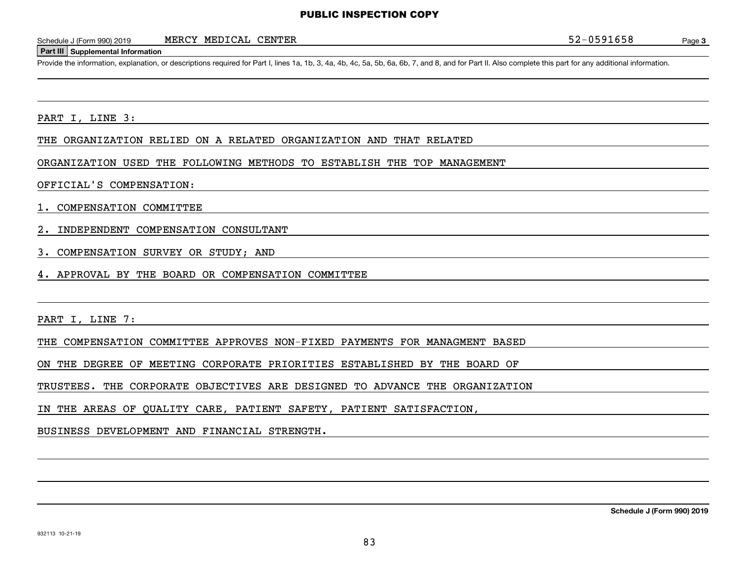PUBLIC INSPECTION COPY

Schedule J (Form 990) 2019 MERCY MEDICAL CENTER 52-0591658 Page **3**

**Part III Supplemental Information**

Provide the information, explanation, or descriptions required for Part I, lines 1a, 1b, 3, 4a, 4b, 4c, 5a, 5b, 6a, 6b, 7, and 8, and for Part II. Also complete this part for any additional information.

PART I, LINE 3:

THE ORGANIZATION RELIED ON A RELATED ORGANIZATION AND THAT RELATED ORGANIZATION USED THE FOLLOWING METHODS TO ESTABLISH THE TOP MANAGEMENT OFFICIAL'S COMPENSATION:

1. COMPENSATION COMMITTEE
2. INDEPENDENT COMPENSATION CONSULTANT
3. COMPENSATION SURVEY OR STUDY; AND
4. APPROVAL BY THE BOARD OR COMPENSATION COMMITTEE

PART I, LINE 7:

THE COMPENSATION COMMITTEE APPROVES NON-FIXED PAYMENTS FOR MANAGMENT BASED ON THE DEGREE OF MEETING CORPORATE PRIORITIES ESTABLISHED BY THE BOARD OF TRUSTEES. THE CORPORATE OBJECTIVES ARE DESIGNED TO ADVANCE THE ORGANIZATION IN THE AREAS OF QUALITY CARE, PATIENT SAFETY, PATIENT SATISFACTION, BUSINESS DEVELOPMENT AND FINANCIAL STRENGTH.

**Schedule J (Form 990) 2019**

932113 10-21-19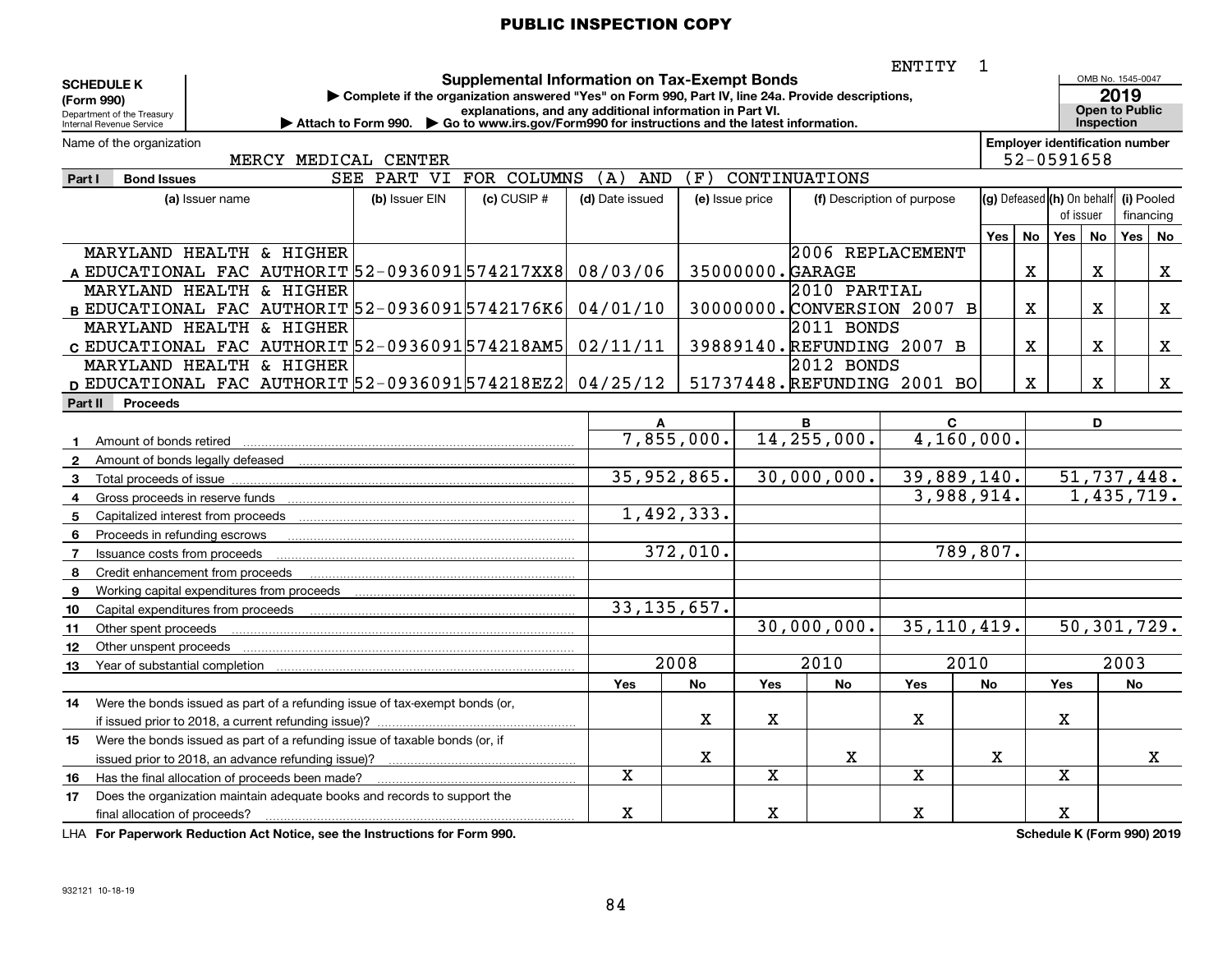PUBLIC INSPECTION COPY

ENTITY 1

**SCHEDULE K (Form 990)**
Department of the Treasury
Internal Revenue Service

# Supplemental Information on Tax-Exempt Bonds

▶ Complete if the organization answered "Yes" on Form 990, Part IV, line 24a. Provide descriptions, explanations, and any additional information in Part VI.
▶ Attach to Form 990. ▶ Go to www.irs.gov/Form990 for instructions and the latest information.

OMB No. 1545-0047
**2019**
**Open to Public Inspection**

Name of the organization: MERCY MEDICAL CENTER

Employer identification number: 52-0591658

**Part I Bond Issues** SEE PART VI FOR COLUMNS (A) AND (F) CONTINUATIONS

| | (a) Issuer name | (b) Issuer EIN | (c) CUSIP # | (d) Date issued | (e) Issue price | (f) Description of purpose | (g) Defeased Yes | (g) Defeased No | (h) On behalf of issuer Yes | (h) On behalf of issuer No | (i) Pooled financing Yes | (i) Pooled financing No |
|---|---|---|---|---|---|---|---|---|---|---|---|---|
| A | MARYLAND HEALTH & HIGHER EDUCATIONAL FAC AUTHORIT | 52-0936091 | 574217XX8 | 08/03/06 | 35000000. | 2006 REPLACEMENT GARAGE | | X | | X | | X |
| B | MARYLAND HEALTH & HIGHER EDUCATIONAL FAC AUTHORIT | 52-0936091 | 5742176K6 | 04/01/10 | 30000000. | 2010 PARTIAL CONVERSION 2007 B | | X | | X | | X |
| C | MARYLAND HEALTH & HIGHER EDUCATIONAL FAC AUTHORIT | 52-0936091 | 574218AM5 | 02/11/11 | 39889140. | 2011 BONDS REFUNDING 2007 B | | X | | X | | X |
| D | MARYLAND HEALTH & HIGHER EDUCATIONAL FAC AUTHORIT | 52-0936091 | 574218EZ2 | 04/25/12 | 51737448. | 2012 BONDS REFUNDING 2001 BO | | X | | X | | X |

**Part II Proceeds**

| | | A | B | C | D |
|---|---|---|---|---|---|
| 1 | Amount of bonds retired | 7,855,000. | 14,255,000. | 4,160,000. | |
| 2 | Amount of bonds legally defeased | | | | |
| 3 | Total proceeds of issue | 35,952,865. | 30,000,000. | 39,889,140. | 51,737,448. |
| 4 | Gross proceeds in reserve funds | | | 3,988,914. | 1,435,719. |
| 5 | Capitalized interest from proceeds | 1,492,333. | | | |
| 6 | Proceeds in refunding escrows | | | | |
| 7 | Issuance costs from proceeds | 372,010. | | 789,807. | |
| 8 | Credit enhancement from proceeds | | | | |
| 9 | Working capital expenditures from proceeds | | | | |
| 10 | Capital expenditures from proceeds | 33,135,657. | | | |
| 11 | Other spent proceeds | | 30,000,000. | 35,110,419. | 50,301,729. |
| 12 | Other unspent proceeds | | | | |
| 13 | Year of substantial completion | 2008 | 2010 | 2010 | 2003 |

| | | A Yes | A No | B Yes | B No | C Yes | C No | D Yes | D No |
|---|---|---|---|---|---|---|---|---|---|
| 14 | Were the bonds issued as part of a refunding issue of tax-exempt bonds (or, if issued prior to 2018, a current refunding issue)? | | X | X | | X | | X | |
| 15 | Were the bonds issued as part of a refunding issue of taxable bonds (or, if issued prior to 2018, an advance refunding issue)? | | X | | X | | X | | X |
| 16 | Has the final allocation of proceeds been made? | X | | X | | X | | X | |
| 17 | Does the organization maintain adequate books and records to support the final allocation of proceeds? | X | | X | | X | | X | |

LHA **For Paperwork Reduction Act Notice, see the Instructions for Form 990.** **Schedule K (Form 990) 2019**

932121 10-18-19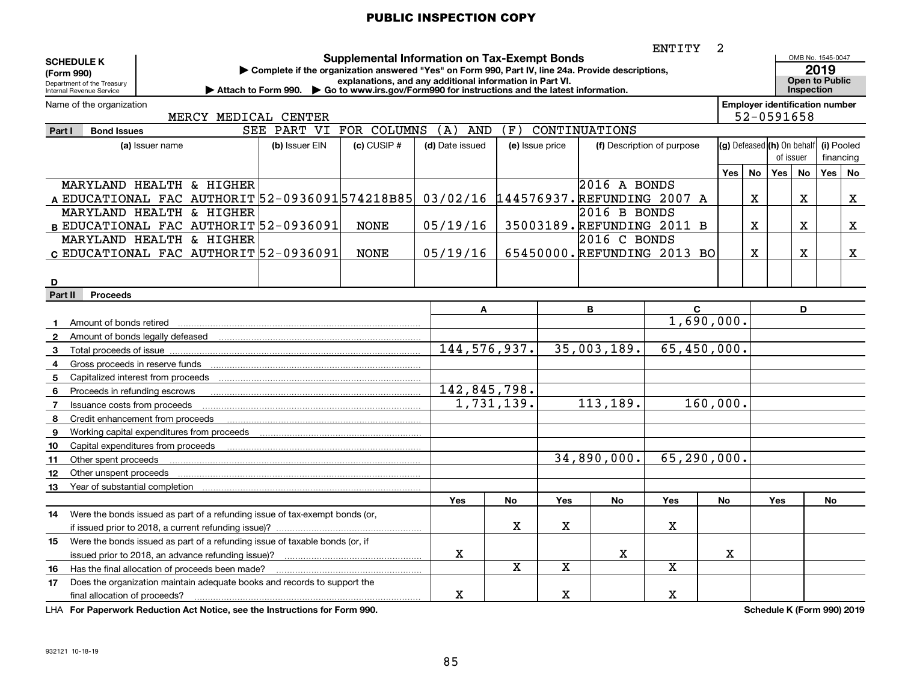PUBLIC INSPECTION COPY

ENTITY 2

**SCHEDULE K (Form 990)**
Department of the Treasury
Internal Revenue Service

# Supplemental Information on Tax-Exempt Bonds

▶ Complete if the organization answered "Yes" on Form 990, Part IV, line 24a. Provide descriptions, explanations, and any additional information in Part VI.
▶ Attach to Form 990. ▶ Go to www.irs.gov/Form990 for instructions and the latest information.

OMB No. 1545-0047
**2019**
**Open to Public Inspection**

Name of the organization: MERCY MEDICAL CENTER
Employer identification number: 52-0591658

## Part I Bond Issues

SEE PART VI FOR COLUMNS (A) AND (F) CONTINUATIONS

| | (a) Issuer name | (b) Issuer EIN | (c) CUSIP # | (d) Date issued | (e) Issue price | (f) Description of purpose | (g) Defeased Yes | (g) Defeased No | (h) On behalf of issuer Yes | (h) On behalf of issuer No | (i) Pooled financing Yes | (i) Pooled financing No |
|---|---|---|---|---|---|---|---|---|---|---|---|---|
| A | MARYLAND HEALTH & HIGHER EDUCATIONAL FAC AUTHORIT | 52-0936091 | 574218B85 | 03/02/16 | 144576937. | 2016 A BONDS REFUNDING 2007 A | | X | | X | | X |
| B | MARYLAND HEALTH & HIGHER EDUCATIONAL FAC AUTHORIT | 52-0936091 | NONE | 05/19/16 | 35003189. | 2016 B BONDS REFUNDING 2011 B | | X | | X | | X |
| C | MARYLAND HEALTH & HIGHER EDUCATIONAL FAC AUTHORIT | 52-0936091 | NONE | 05/19/16 | 65450000. | 2016 C BONDS REFUNDING 2013 BO | | X | | X | | X |
| D | | | | | | | | | | | | |

## Part II Proceeds

| | | A | B | C | D |
|---|---|---|---|---|---|
| 1 | Amount of bonds retired | | | 1,690,000. | |
| 2 | Amount of bonds legally defeased | | | | |
| 3 | Total proceeds of issue | 144,576,937. | 35,003,189. | 65,450,000. | |
| 4 | Gross proceeds in reserve funds | | | | |
| 5 | Capitalized interest from proceeds | | | | |
| 6 | Proceeds in refunding escrows | 142,845,798. | | | |
| 7 | Issuance costs from proceeds | 1,731,139. | 113,189. | 160,000. | |
| 8 | Credit enhancement from proceeds | | | | |
| 9 | Working capital expenditures from proceeds | | | | |
| 10 | Capital expenditures from proceeds | | | | |
| 11 | Other spent proceeds | | 34,890,000. | 65,290,000. | |
| 12 | Other unspent proceeds | | | | |
| 13 | Year of substantial completion | | | | |

| | | A Yes | A No | B Yes | B No | C Yes | C No | D Yes | D No |
|---|---|---|---|---|---|---|---|---|---|
| 14 | Were the bonds issued as part of a refunding issue of tax-exempt bonds (or, if issued prior to 2018, a current refunding issue)? | | X | X | | X | | | |
| 15 | Were the bonds issued as part of a refunding issue of taxable bonds (or, if issued prior to 2018, an advance refunding issue)? | X | | | X | | X | | |
| 16 | Has the final allocation of proceeds been made? | | X | X | | X | | | |
| 17 | Does the organization maintain adequate books and records to support the final allocation of proceeds? | X | | X | | X | | | |

LHA **For Paperwork Reduction Act Notice, see the Instructions for Form 990.** **Schedule K (Form 990) 2019**

932121 10-18-19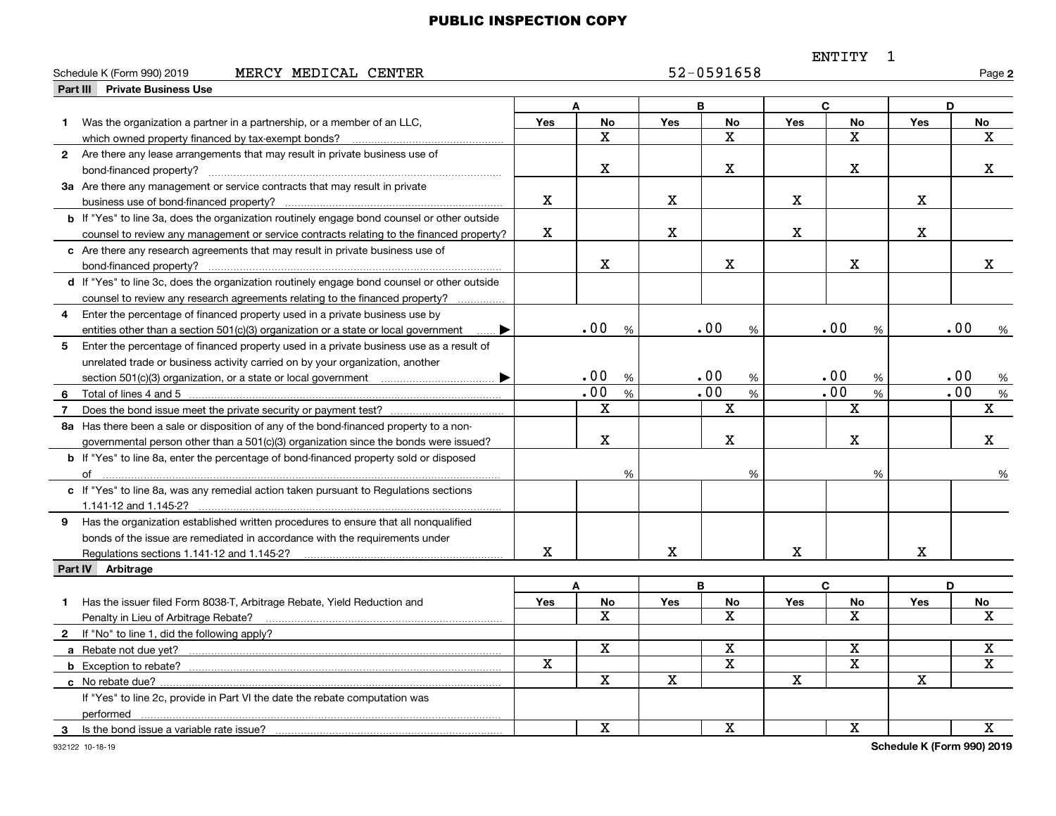PUBLIC INSPECTION COPY

ENTITY 1

Schedule K (Form 990) 2019 MERCY MEDICAL CENTER 52-0591658 Page **2**

**Part III Private Business Use**

| | A Yes | A No | B Yes | B No | C Yes | C No | D Yes | D No |
|---|---|---|---|---|---|---|---|---|
| **1** Was the organization a partner in a partnership, or a member of an LLC, which owned property financed by tax-exempt bonds? | | X | | X | | X | | X |
| **2** Are there any lease arrangements that may result in private business use of bond-financed property? | | X | | X | | X | | X |
| **3a** Are there any management or service contracts that may result in private business use of bond-financed property? | X | | X | | X | | X | |
| **b** If "Yes" to line 3a, does the organization routinely engage bond counsel or other outside counsel to review any management or service contracts relating to the financed property? | X | | X | | X | | X | |
| **c** Are there any research agreements that may result in private business use of bond-financed property? | | X | | X | | X | | X |
| **d** If "Yes" to line 3c, does the organization routinely engage bond counsel or other outside counsel to review any research agreements relating to the financed property? | | | | | | | | |
| **4** Enter the percentage of financed property used in a private business use by entities other than a section 501(c)(3) organization or a state or local government ▶ | | .00 % | | .00 % | | .00 % | | .00 % |
| **5** Enter the percentage of financed property used in a private business use as a result of unrelated trade or business activity carried on by your organization, another section 501(c)(3) organization, or a state or local government ▶ | | .00 % | | .00 % | | .00 % | | .00 % |
| **6** Total of lines 4 and 5 | | .00 % | | .00 % | | .00 % | | .00 % |
| **7** Does the bond issue meet the private security or payment test? | | X | | X | | X | | X |
| **8a** Has there been a sale or disposition of any of the bond-financed property to a non-governmental person other than a 501(c)(3) organization since the bonds were issued? | | X | | X | | X | | X |
| **b** If "Yes" to line 8a, enter the percentage of bond-financed property sold or disposed of | | % | | % | | % | | % |
| **c** If "Yes" to line 8a, was any remedial action taken pursuant to Regulations sections 1.141-12 and 1.145-2? | | | | | | | | |
| **9** Has the organization established written procedures to ensure that all nonqualified bonds of the issue are remediated in accordance with the requirements under Regulations sections 1.141-12 and 1.145-2? | X | | X | | X | | X | |

**Part IV Arbitrage**

| | A Yes | A No | B Yes | B No | C Yes | C No | D Yes | D No |
|---|---|---|---|---|---|---|---|---|
| **1** Has the issuer filed Form 8038-T, Arbitrage Rebate, Yield Reduction and Penalty in Lieu of Arbitrage Rebate? | | X | | X | | X | | X |
| **2** If "No" to line 1, did the following apply? | | | | | | | | |
| **a** Rebate not due yet? | | X | | X | | X | | X |
| **b** Exception to rebate? | X | | | X | | X | | X |
| **c** No rebate due? | | X | X | | X | | X | |
| If "Yes" to line 2c, provide in Part VI the date the rebate computation was performed | | | | | | | | |
| **3** Is the bond issue a variable rate issue? | | X | | X | | X | | X |

932122 10-18-19 **Schedule K (Form 990) 2019**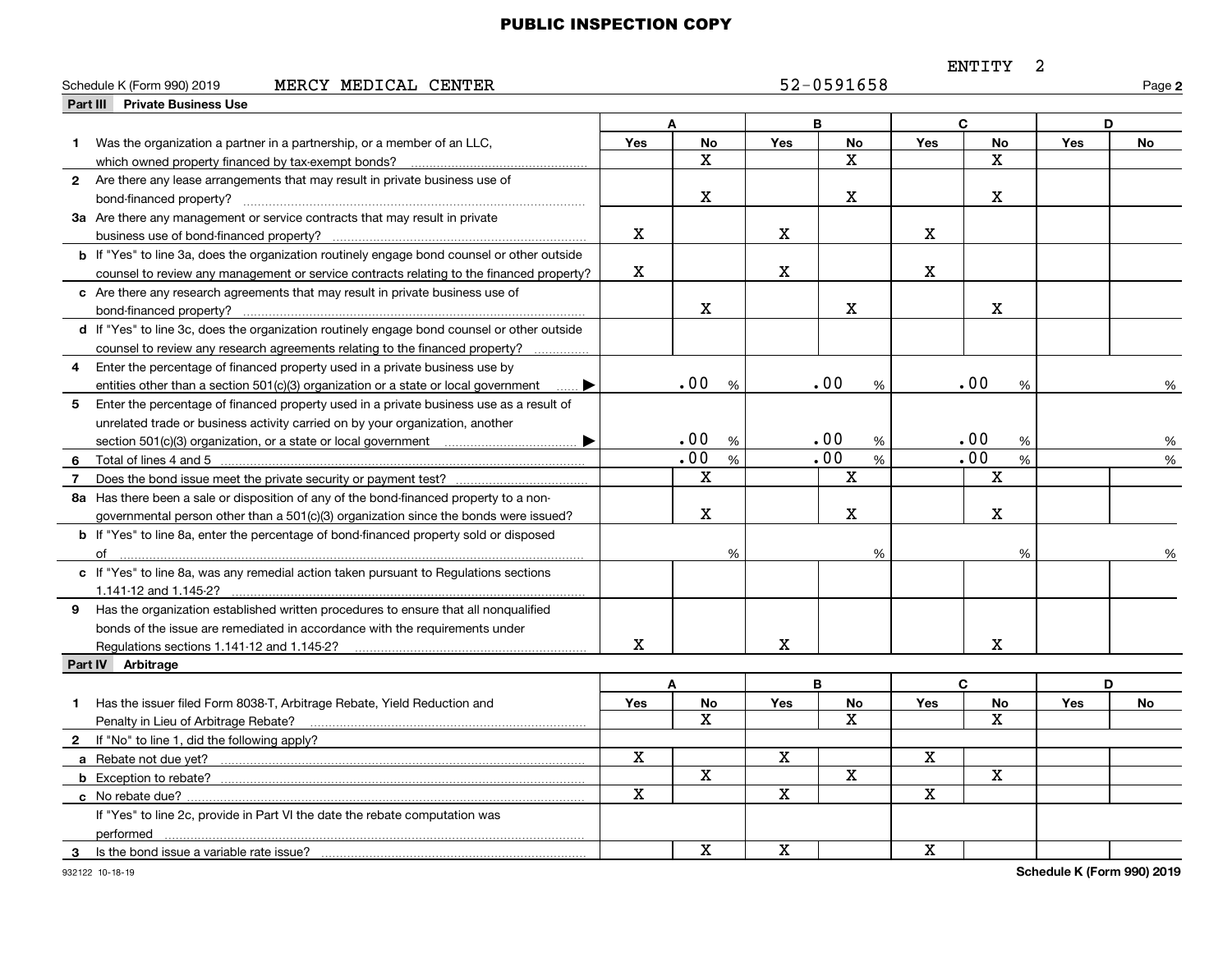PUBLIC INSPECTION COPY

ENTITY 2

Schedule K (Form 990) 2019 MERCY MEDICAL CENTER 52-0591658 Page **2**

## Part III Private Business Use

| | A | | B | | C | | D | |
|---|---|---|---|---|---|---|---|---|
| | Yes | No | Yes | No | Yes | No | Yes | No |
| **1** Was the organization a partner in a partnership, or a member of an LLC, which owned property financed by tax-exempt bonds? | | X | | X | | X | | |
| **2** Are there any lease arrangements that may result in private business use of bond-financed property? | | X | | X | | X | | |
| **3a** Are there any management or service contracts that may result in private business use of bond-financed property? | X | | X | | X | | | |
| **b** If "Yes" to line 3a, does the organization routinely engage bond counsel or other outside counsel to review any management or service contracts relating to the financed property? | X | | X | | X | | | |
| **c** Are there any research agreements that may result in private business use of bond-financed property? | | X | | X | | X | | |
| **d** If "Yes" to line 3c, does the organization routinely engage bond counsel or other outside counsel to review any research agreements relating to the financed property? | | | | | | | | |
| **4** Enter the percentage of financed property used in a private business use by entities other than a section 501(c)(3) organization or a state or local government ▶ | | .00 % | | .00 % | | .00 % | | % |
| **5** Enter the percentage of financed property used in a private business use as a result of unrelated trade or business activity carried on by your organization, another section 501(c)(3) organization, or a state or local government ▶ | | .00 % | | .00 % | | .00 % | | % |
| **6** Total of lines 4 and 5 | | .00 % | | .00 % | | .00 % | | % |
| **7** Does the bond issue meet the private security or payment test? | | X | | X | | X | | |
| **8a** Has there been a sale or disposition of any of the bond-financed property to a non-governmental person other than a 501(c)(3) organization since the bonds were issued? | | X | | X | | X | | |
| **b** If "Yes" to line 8a, enter the percentage of bond-financed property sold or disposed of | | % | | % | | % | | % |
| **c** If "Yes" to line 8a, was any remedial action taken pursuant to Regulations sections 1.141-12 and 1.145-2? | | | | | | | | |
| **9** Has the organization established written procedures to ensure that all nonqualified bonds of the issue are remediated in accordance with the requirements under Regulations sections 1.141-12 and 1.145-2? | X | | X | | | X | | |

## Part IV Arbitrage

| | A | | B | | C | | D | |
|---|---|---|---|---|---|---|---|---|
| | Yes | No | Yes | No | Yes | No | Yes | No |
| **1** Has the issuer filed Form 8038-T, Arbitrage Rebate, Yield Reduction and Penalty in Lieu of Arbitrage Rebate? | | X | | X | | X | | |
| **2** If "No" to line 1, did the following apply? | | | | | | | | |
| **a** Rebate not due yet? | X | | X | | X | | | |
| **b** Exception to rebate? | | X | | X | | X | | |
| **c** No rebate due? | X | | X | | X | | | |
| If "Yes" to line 2c, provide in Part VI the date the rebate computation was performed | | | | | | | | |
| **3** Is the bond issue a variable rate issue? | | X | X | | X | | | |

932122 10-18-19

**Schedule K (Form 990) 2019**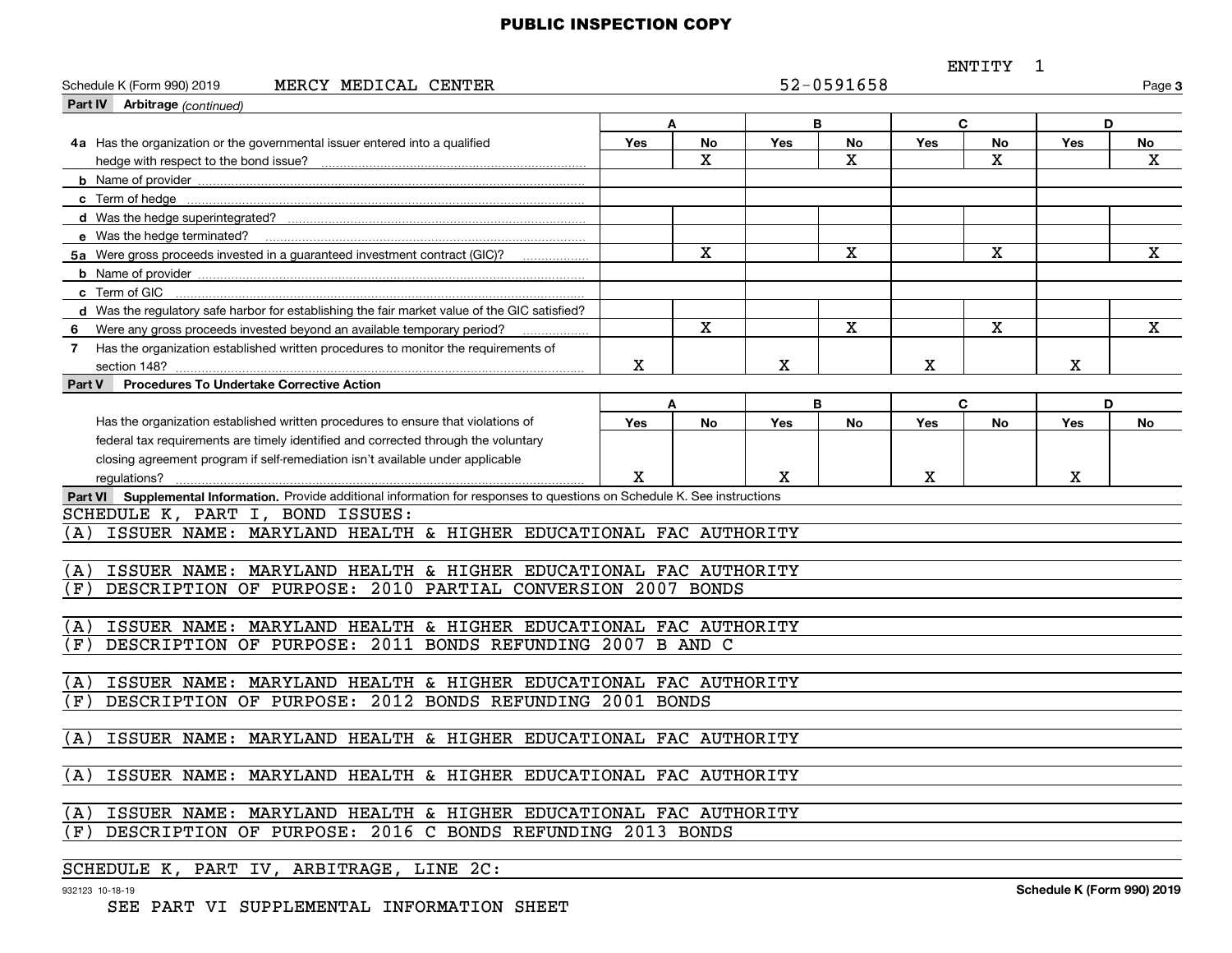PUBLIC INSPECTION COPY

ENTITY 1

Schedule K (Form 990) 2019 MERCY MEDICAL CENTER 52-0591658 Page 3

**Part IV Arbitrage** *(continued)*

| | A Yes | A No | B Yes | B No | C Yes | C No | D Yes | D No |
|---|---|---|---|---|---|---|---|---|
| **4a** Has the organization or the governmental issuer entered into a qualified hedge with respect to the bond issue? | | X | | X | | X | | X |
| **b** Name of provider | | | | | | | | |
| **c** Term of hedge | | | | | | | | |
| **d** Was the hedge superintegrated? | | | | | | | | |
| **e** Was the hedge terminated? | | | | | | | | |
| **5a** Were gross proceeds invested in a guaranteed investment contract (GIC)? | | X | | X | | X | | X |
| **b** Name of provider | | | | | | | | |
| **c** Term of GIC | | | | | | | | |
| **d** Was the regulatory safe harbor for establishing the fair market value of the GIC satisfied? | | | | | | | | |
| **6** Were any gross proceeds invested beyond an available temporary period? | | X | | X | | X | | X |
| **7** Has the organization established written procedures to monitor the requirements of section 148? | X | | X | | X | | X | |

**Part V Procedures To Undertake Corrective Action**

| | A Yes | A No | B Yes | B No | C Yes | C No | D Yes | D No |
|---|---|---|---|---|---|---|---|---|
| Has the organization established written procedures to ensure that violations of federal tax requirements are timely identified and corrected through the voluntary closing agreement program if self-remediation isn't available under applicable regulations? | X | | X | | X | | X | |

**Part VI Supplemental Information.** Provide additional information for responses to questions on Schedule K. See instructions

SCHEDULE K, PART I, BOND ISSUES:

(A) ISSUER NAME: MARYLAND HEALTH & HIGHER EDUCATIONAL FAC AUTHORITY

(A) ISSUER NAME: MARYLAND HEALTH & HIGHER EDUCATIONAL FAC AUTHORITY
(F) DESCRIPTION OF PURPOSE: 2010 PARTIAL CONVERSION 2007 BONDS

(A) ISSUER NAME: MARYLAND HEALTH & HIGHER EDUCATIONAL FAC AUTHORITY
(F) DESCRIPTION OF PURPOSE: 2011 BONDS REFUNDING 2007 B AND C

(A) ISSUER NAME: MARYLAND HEALTH & HIGHER EDUCATIONAL FAC AUTHORITY
(F) DESCRIPTION OF PURPOSE: 2012 BONDS REFUNDING 2001 BONDS

(A) ISSUER NAME: MARYLAND HEALTH & HIGHER EDUCATIONAL FAC AUTHORITY

(A) ISSUER NAME: MARYLAND HEALTH & HIGHER EDUCATIONAL FAC AUTHORITY

(A) ISSUER NAME: MARYLAND HEALTH & HIGHER EDUCATIONAL FAC AUTHORITY
(F) DESCRIPTION OF PURPOSE: 2016 C BONDS REFUNDING 2013 BONDS

SCHEDULE K, PART IV, ARBITRAGE, LINE 2C:

932123 10-18-19 Schedule K (Form 990) 2019

SEE PART VI SUPPLEMENTAL INFORMATION SHEET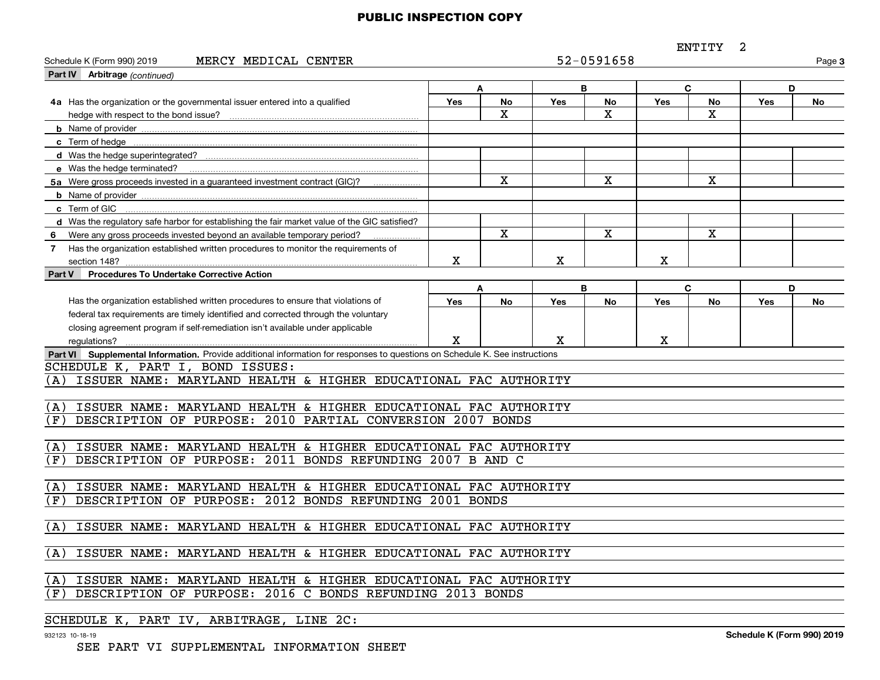PUBLIC INSPECTION COPY

ENTITY 2

Schedule K (Form 990) 2019 MERCY MEDICAL CENTER 52-0591658 Page **3**

**Part IV Arbitrage** *(continued)*

| | A Yes | A No | B Yes | B No | C Yes | C No | D Yes | D No |
|---|---|---|---|---|---|---|---|---|
| **4a** Has the organization or the governmental issuer entered into a qualified hedge with respect to the bond issue? | | X | | X | | X | | |
| **b** Name of provider | | | | | | | | |
| **c** Term of hedge | | | | | | | | |
| **d** Was the hedge superintegrated? | | | | | | | | |
| **e** Was the hedge terminated? | | | | | | | | |
| **5a** Were gross proceeds invested in a guaranteed investment contract (GIC)? | | X | | X | | X | | |
| **b** Name of provider | | | | | | | | |
| **c** Term of GIC | | | | | | | | |
| **d** Was the regulatory safe harbor for establishing the fair market value of the GIC satisfied? | | | | | | | | |
| **6** Were any gross proceeds invested beyond an available temporary period? | | X | | X | | X | | |
| **7** Has the organization established written procedures to monitor the requirements of section 148? | X | | X | | X | | | |

**Part V Procedures To Undertake Corrective Action**

| | A Yes | A No | B Yes | B No | C Yes | C No | D Yes | D No |
|---|---|---|---|---|---|---|---|---|
| Has the organization established written procedures to ensure that violations of federal tax requirements are timely identified and corrected through the voluntary closing agreement program if self-remediation isn't available under applicable regulations? | X | | X | | X | | | |

**Part VI Supplemental Information.** Provide additional information for responses to questions on Schedule K. See instructions

SCHEDULE K, PART I, BOND ISSUES:

(A) ISSUER NAME: MARYLAND HEALTH & HIGHER EDUCATIONAL FAC AUTHORITY

(A) ISSUER NAME: MARYLAND HEALTH & HIGHER EDUCATIONAL FAC AUTHORITY
(F) DESCRIPTION OF PURPOSE: 2010 PARTIAL CONVERSION 2007 BONDS

(A) ISSUER NAME: MARYLAND HEALTH & HIGHER EDUCATIONAL FAC AUTHORITY
(F) DESCRIPTION OF PURPOSE: 2011 BONDS REFUNDING 2007 B AND C

(A) ISSUER NAME: MARYLAND HEALTH & HIGHER EDUCATIONAL FAC AUTHORITY
(F) DESCRIPTION OF PURPOSE: 2012 BONDS REFUNDING 2001 BONDS

(A) ISSUER NAME: MARYLAND HEALTH & HIGHER EDUCATIONAL FAC AUTHORITY

(A) ISSUER NAME: MARYLAND HEALTH & HIGHER EDUCATIONAL FAC AUTHORITY

(A) ISSUER NAME: MARYLAND HEALTH & HIGHER EDUCATIONAL FAC AUTHORITY
(F) DESCRIPTION OF PURPOSE: 2016 C BONDS REFUNDING 2013 BONDS

SCHEDULE K, PART IV, ARBITRAGE, LINE 2C:

932123 10-18-19 **Schedule K (Form 990) 2019**

SEE PART VI SUPPLEMENTAL INFORMATION SHEET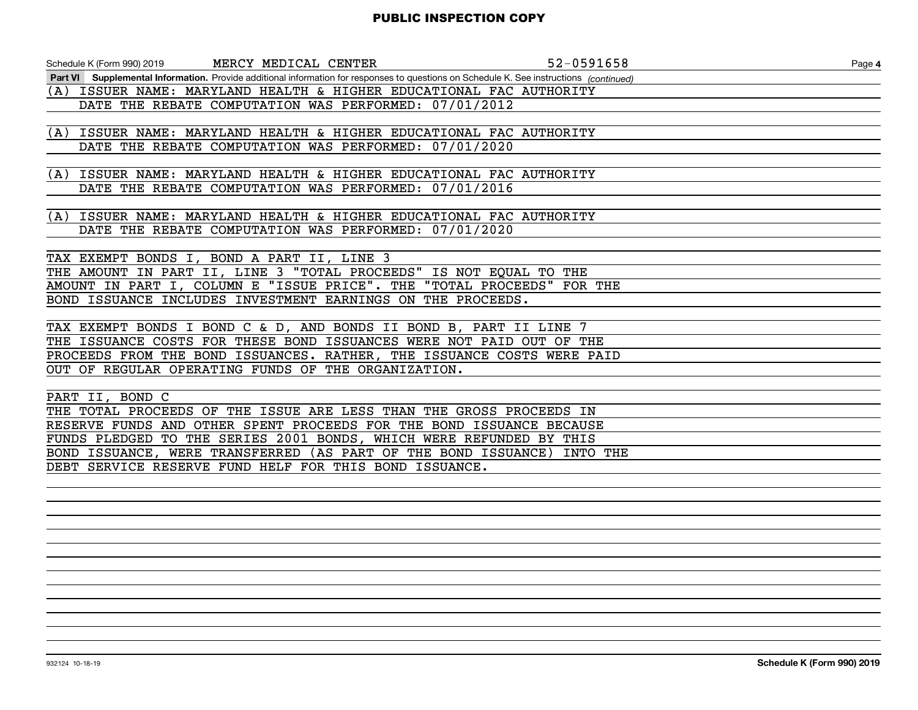**PUBLIC INSPECTION COPY**

Schedule K (Form 990) 2019 MERCY MEDICAL CENTER 52-0591658 Page **4**

**Part VI Supplemental Information.** Provide additional information for responses to questions on Schedule K. See instructions *(continued)*

(A) ISSUER NAME: MARYLAND HEALTH & HIGHER EDUCATIONAL FAC AUTHORITY
DATE THE REBATE COMPUTATION WAS PERFORMED: 07/01/2012

(A) ISSUER NAME: MARYLAND HEALTH & HIGHER EDUCATIONAL FAC AUTHORITY
DATE THE REBATE COMPUTATION WAS PERFORMED: 07/01/2020

(A) ISSUER NAME: MARYLAND HEALTH & HIGHER EDUCATIONAL FAC AUTHORITY
DATE THE REBATE COMPUTATION WAS PERFORMED: 07/01/2016

(A) ISSUER NAME: MARYLAND HEALTH & HIGHER EDUCATIONAL FAC AUTHORITY
DATE THE REBATE COMPUTATION WAS PERFORMED: 07/01/2020

TAX EXEMPT BONDS I, BOND A PART II, LINE 3
THE AMOUNT IN PART II, LINE 3 "TOTAL PROCEEDS" IS NOT EQUAL TO THE AMOUNT IN PART I, COLUMN E "ISSUE PRICE". THE "TOTAL PROCEEDS" FOR THE BOND ISSUANCE INCLUDES INVESTMENT EARNINGS ON THE PROCEEDS.

TAX EXEMPT BONDS I BOND C & D, AND BONDS II BOND B, PART II LINE 7
THE ISSUANCE COSTS FOR THESE BOND ISSUANCES WERE NOT PAID OUT OF THE PROCEEDS FROM THE BOND ISSUANCES. RATHER, THE ISSUANCE COSTS WERE PAID OUT OF REGULAR OPERATING FUNDS OF THE ORGANIZATION.

PART II, BOND C
THE TOTAL PROCEEDS OF THE ISSUE ARE LESS THAN THE GROSS PROCEEDS IN RESERVE FUNDS AND OTHER SPENT PROCEEDS FOR THE BOND ISSUANCE BECAUSE FUNDS PLEDGED TO THE SERIES 2001 BONDS, WHICH WERE REFUNDED BY THIS BOND ISSUANCE, WERE TRANSFERRED (AS PART OF THE BOND ISSUANCE) INTO THE DEBT SERVICE RESERVE FUND HELF FOR THIS BOND ISSUANCE.

932124 10-18-19 **Schedule K (Form 990) 2019**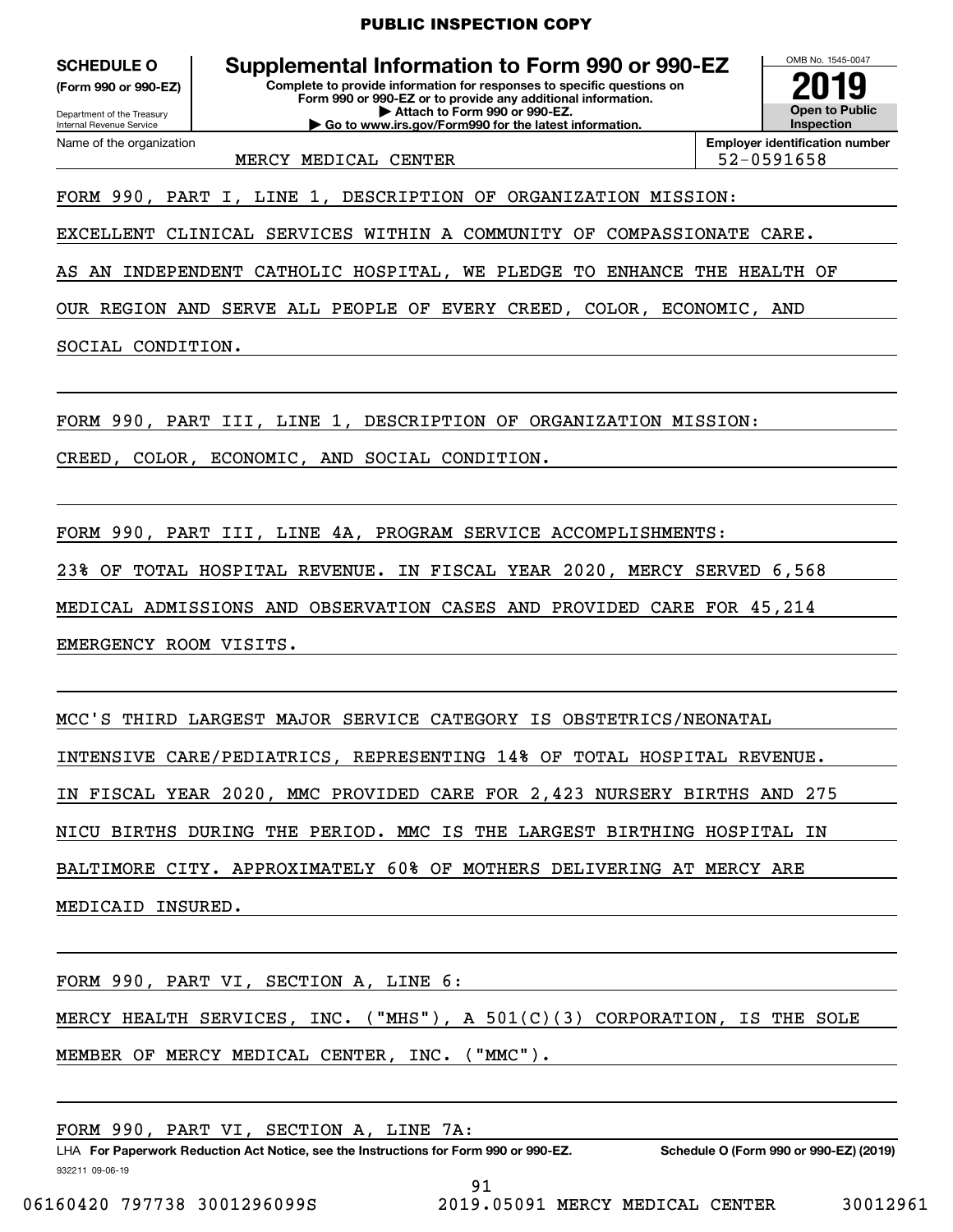PUBLIC INSPECTION COPY

**SCHEDULE O**
**(Form 990 or 990-EZ)**

Department of the Treasury
Internal Revenue Service

# Supplemental Information to Form 990 or 990-EZ

**Complete to provide information for responses to specific questions on Form 990 or 990-EZ or to provide any additional information.**
**▶ Attach to Form 990 or 990-EZ.**
**▶ Go to www.irs.gov/Form990 for the latest information.**

OMB No. 1545-0047
**2019**
**Open to Public Inspection**

Name of the organization: MERCY MEDICAL CENTER
**Employer identification number:** 52-0591658

FORM 990, PART I, LINE 1, DESCRIPTION OF ORGANIZATION MISSION:

EXCELLENT CLINICAL SERVICES WITHIN A COMMUNITY OF COMPASSIONATE CARE. AS AN INDEPENDENT CATHOLIC HOSPITAL, WE PLEDGE TO ENHANCE THE HEALTH OF OUR REGION AND SERVE ALL PEOPLE OF EVERY CREED, COLOR, ECONOMIC, AND SOCIAL CONDITION.

FORM 990, PART III, LINE 1, DESCRIPTION OF ORGANIZATION MISSION:

CREED, COLOR, ECONOMIC, AND SOCIAL CONDITION.

FORM 990, PART III, LINE 4A, PROGRAM SERVICE ACCOMPLISHMENTS:

23% OF TOTAL HOSPITAL REVENUE. IN FISCAL YEAR 2020, MERCY SERVED 6,568 MEDICAL ADMISSIONS AND OBSERVATION CASES AND PROVIDED CARE FOR 45,214 EMERGENCY ROOM VISITS.

MCC'S THIRD LARGEST MAJOR SERVICE CATEGORY IS OBSTETRICS/NEONATAL INTENSIVE CARE/PEDIATRICS, REPRESENTING 14% OF TOTAL HOSPITAL REVENUE. IN FISCAL YEAR 2020, MMC PROVIDED CARE FOR 2,423 NURSERY BIRTHS AND 275 NICU BIRTHS DURING THE PERIOD. MMC IS THE LARGEST BIRTHING HOSPITAL IN BALTIMORE CITY. APPROXIMATELY 60% OF MOTHERS DELIVERING AT MERCY ARE MEDICAID INSURED.

FORM 990, PART VI, SECTION A, LINE 6:

MERCY HEALTH SERVICES, INC. ("MHS"), A 501(C)(3) CORPORATION, IS THE SOLE MEMBER OF MERCY MEDICAL CENTER, INC. ("MMC").

FORM 990, PART VI, SECTION A, LINE 7A:

LHA **For Paperwork Reduction Act Notice, see the Instructions for Form 990 or 990-EZ.** **Schedule O (Form 990 or 990-EZ) (2019)**
932211 09-06-19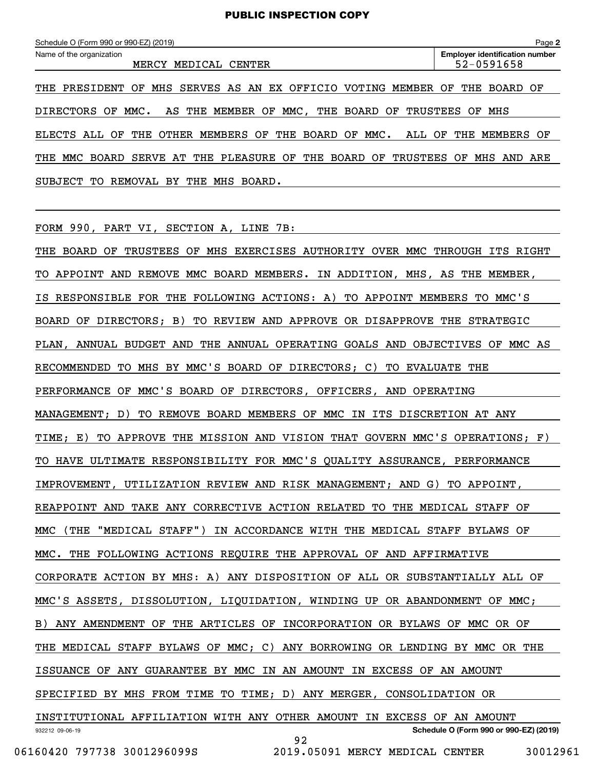Schedule O (Form 990 or 990-EZ) (2019) Page **2**

Name of the organization: MERCY MEDICAL CENTER

**Employer identification number** 52-0591658

THE PRESIDENT OF MHS SERVES AS AN EX OFFICIO VOTING MEMBER OF THE BOARD OF DIRECTORS OF MMC. AS THE MEMBER OF MMC, THE BOARD OF TRUSTEES OF MHS ELECTS ALL OF THE OTHER MEMBERS OF THE BOARD OF MMC. ALL OF THE MEMBERS OF THE MMC BOARD SERVE AT THE PLEASURE OF THE BOARD OF TRUSTEES OF MHS AND ARE SUBJECT TO REMOVAL BY THE MHS BOARD.

FORM 990, PART VI, SECTION A, LINE 7B:

THE BOARD OF TRUSTEES OF MHS EXERCISES AUTHORITY OVER MMC THROUGH ITS RIGHT TO APPOINT AND REMOVE MMC BOARD MEMBERS. IN ADDITION, MHS, AS THE MEMBER, IS RESPONSIBLE FOR THE FOLLOWING ACTIONS: A) TO APPOINT MEMBERS TO MMC'S BOARD OF DIRECTORS; B) TO REVIEW AND APPROVE OR DISAPPROVE THE STRATEGIC PLAN, ANNUAL BUDGET AND THE ANNUAL OPERATING GOALS AND OBJECTIVES OF MMC AS RECOMMENDED TO MHS BY MMC'S BOARD OF DIRECTORS; C) TO EVALUATE THE PERFORMANCE OF MMC'S BOARD OF DIRECTORS, OFFICERS, AND OPERATING MANAGEMENT; D) TO REMOVE BOARD MEMBERS OF MMC IN ITS DISCRETION AT ANY TIME; E) TO APPROVE THE MISSION AND VISION THAT GOVERN MMC'S OPERATIONS; F) TO HAVE ULTIMATE RESPONSIBILITY FOR MMC'S QUALITY ASSURANCE, PERFORMANCE IMPROVEMENT, UTILIZATION REVIEW AND RISK MANAGEMENT; AND G) TO APPOINT, REAPPOINT AND TAKE ANY CORRECTIVE ACTION RELATED TO THE MEDICAL STAFF OF MMC (THE "MEDICAL STAFF") IN ACCORDANCE WITH THE MEDICAL STAFF BYLAWS OF MMC. THE FOLLOWING ACTIONS REQUIRE THE APPROVAL OF AND AFFIRMATIVE CORPORATE ACTION BY MHS: A) ANY DISPOSITION OF ALL OR SUBSTANTIALLY ALL OF MMC'S ASSETS, DISSOLUTION, LIQUIDATION, WINDING UP OR ABANDONMENT OF MMC; B) ANY AMENDMENT OF THE ARTICLES OF INCORPORATION OR BYLAWS OF MMC OR OF THE MEDICAL STAFF BYLAWS OF MMC; C) ANY BORROWING OR LENDING BY MMC OR THE ISSUANCE OF ANY GUARANTEE BY MMC IN AN AMOUNT IN EXCESS OF AN AMOUNT SPECIFIED BY MHS FROM TIME TO TIME; D) ANY MERGER, CONSOLIDATION OR INSTITUTIONAL AFFILIATION WITH ANY OTHER AMOUNT IN EXCESS OF AN AMOUNT

932212 09-06-19 **Schedule O (Form 990 or 990-EZ) (2019)**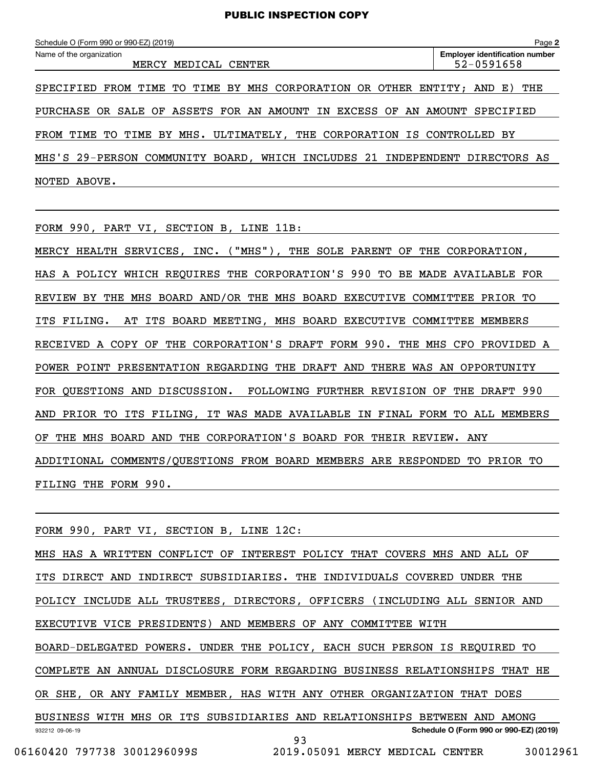Schedule O (Form 990 or 990-EZ) (2019)

Name of the organization: MERCY MEDICAL CENTER

Employer identification number: 52-0591658

SPECIFIED FROM TIME TO TIME BY MHS CORPORATION OR OTHER ENTITY; AND E) THE PURCHASE OR SALE OF ASSETS FOR AN AMOUNT IN EXCESS OF AN AMOUNT SPECIFIED FROM TIME TO TIME BY MHS. ULTIMATELY, THE CORPORATION IS CONTROLLED BY MHS'S 29-PERSON COMMUNITY BOARD, WHICH INCLUDES 21 INDEPENDENT DIRECTORS AS NOTED ABOVE.

FORM 990, PART VI, SECTION B, LINE 11B:

MERCY HEALTH SERVICES, INC. ("MHS"), THE SOLE PARENT OF THE CORPORATION, HAS A POLICY WHICH REQUIRES THE CORPORATION'S 990 TO BE MADE AVAILABLE FOR REVIEW BY THE MHS BOARD AND/OR THE MHS BOARD EXECUTIVE COMMITTEE PRIOR TO ITS FILING. AT ITS BOARD MEETING, MHS BOARD EXECUTIVE COMMITTEE MEMBERS RECEIVED A COPY OF THE CORPORATION'S DRAFT FORM 990. THE MHS CFO PROVIDED A POWER POINT PRESENTATION REGARDING THE DRAFT AND THERE WAS AN OPPORTUNITY FOR QUESTIONS AND DISCUSSION. FOLLOWING FURTHER REVISION OF THE DRAFT 990 AND PRIOR TO ITS FILING, IT WAS MADE AVAILABLE IN FINAL FORM TO ALL MEMBERS OF THE MHS BOARD AND THE CORPORATION'S BOARD FOR THEIR REVIEW. ANY ADDITIONAL COMMENTS/QUESTIONS FROM BOARD MEMBERS ARE RESPONDED TO PRIOR TO FILING THE FORM 990.

FORM 990, PART VI, SECTION B, LINE 12C:

MHS HAS A WRITTEN CONFLICT OF INTEREST POLICY THAT COVERS MHS AND ALL OF ITS DIRECT AND INDIRECT SUBSIDIARIES. THE INDIVIDUALS COVERED UNDER THE POLICY INCLUDE ALL TRUSTEES, DIRECTORS, OFFICERS (INCLUDING ALL SENIOR AND EXECUTIVE VICE PRESIDENTS) AND MEMBERS OF ANY COMMITTEE WITH BOARD-DELEGATED POWERS. UNDER THE POLICY, EACH SUCH PERSON IS REQUIRED TO COMPLETE AN ANNUAL DISCLOSURE FORM REGARDING BUSINESS RELATIONSHIPS THAT HE OR SHE, OR ANY FAMILY MEMBER, HAS WITH ANY OTHER ORGANIZATION THAT DOES BUSINESS WITH MHS OR ITS SUBSIDIARIES AND RELATIONSHIPS BETWEEN AND AMONG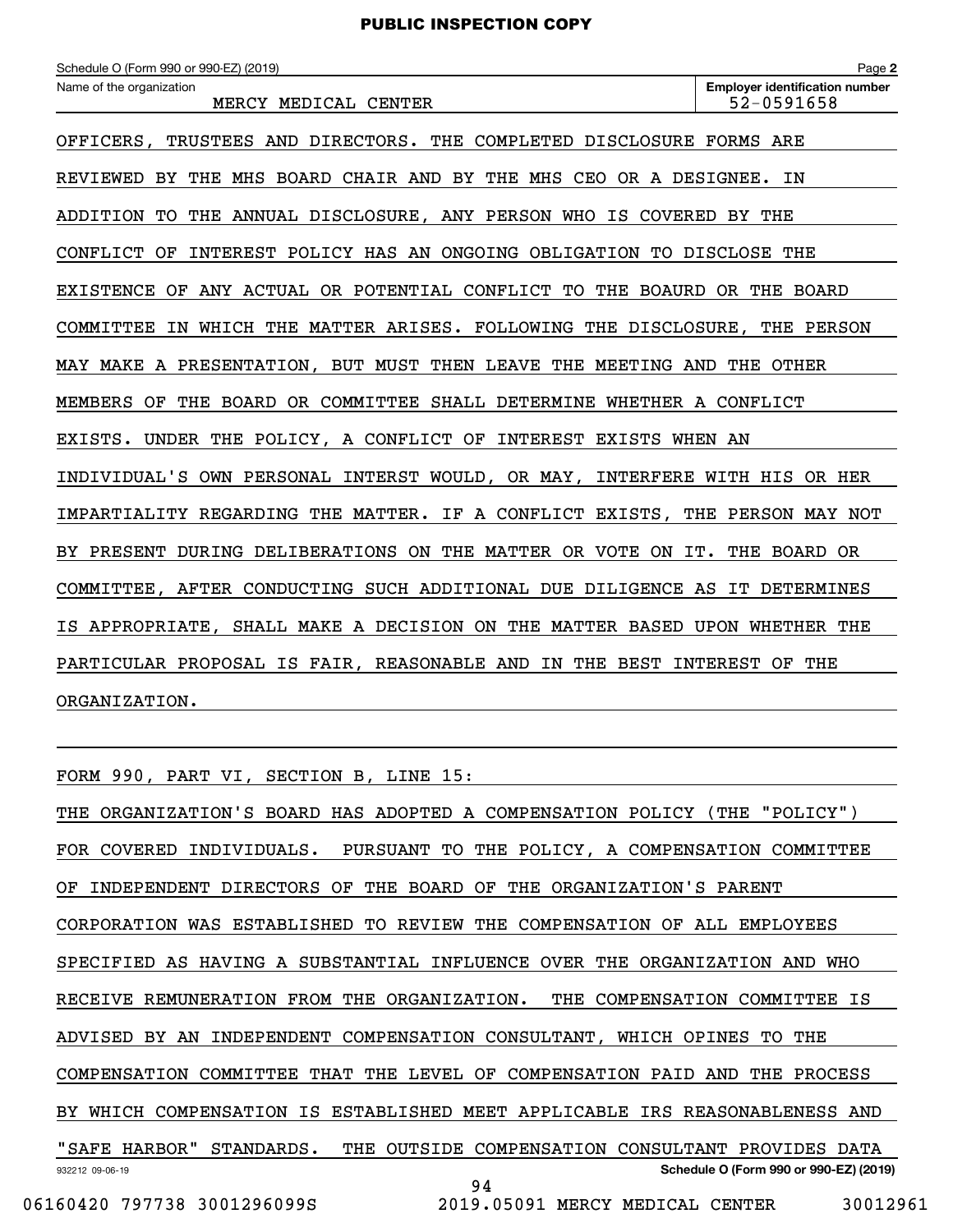Schedule O (Form 990 or 990-EZ) (2019)

Name of the organization: MERCY MEDICAL CENTER

Employer identification number: 52-0591658

OFFICERS, TRUSTEES AND DIRECTORS. THE COMPLETED DISCLOSURE FORMS ARE REVIEWED BY THE MHS BOARD CHAIR AND BY THE MHS CEO OR A DESIGNEE. IN ADDITION TO THE ANNUAL DISCLOSURE, ANY PERSON WHO IS COVERED BY THE CONFLICT OF INTEREST POLICY HAS AN ONGOING OBLIGATION TO DISCLOSE THE EXISTENCE OF ANY ACTUAL OR POTENTIAL CONFLICT TO THE BOAURD OR THE BOARD COMMITTEE IN WHICH THE MATTER ARISES. FOLLOWING THE DISCLOSURE, THE PERSON MAY MAKE A PRESENTATION, BUT MUST THEN LEAVE THE MEETING AND THE OTHER MEMBERS OF THE BOARD OR COMMITTEE SHALL DETERMINE WHETHER A CONFLICT EXISTS. UNDER THE POLICY, A CONFLICT OF INTEREST EXISTS WHEN AN INDIVIDUAL'S OWN PERSONAL INTERST WOULD, OR MAY, INTERFERE WITH HIS OR HER IMPARTIALITY REGARDING THE MATTER. IF A CONFLICT EXISTS, THE PERSON MAY NOT BY PRESENT DURING DELIBERATIONS ON THE MATTER OR VOTE ON IT. THE BOARD OR COMMITTEE, AFTER CONDUCTING SUCH ADDITIONAL DUE DILIGENCE AS IT DETERMINES IS APPROPRIATE, SHALL MAKE A DECISION ON THE MATTER BASED UPON WHETHER THE PARTICULAR PROPOSAL IS FAIR, REASONABLE AND IN THE BEST INTEREST OF THE ORGANIZATION.

FORM 990, PART VI, SECTION B, LINE 15:

THE ORGANIZATION'S BOARD HAS ADOPTED A COMPENSATION POLICY (THE "POLICY") FOR COVERED INDIVIDUALS. PURSUANT TO THE POLICY, A COMPENSATION COMMITTEE OF INDEPENDENT DIRECTORS OF THE BOARD OF THE ORGANIZATION'S PARENT CORPORATION WAS ESTABLISHED TO REVIEW THE COMPENSATION OF ALL EMPLOYEES SPECIFIED AS HAVING A SUBSTANTIAL INFLUENCE OVER THE ORGANIZATION AND WHO RECEIVE REMUNERATION FROM THE ORGANIZATION. THE COMPENSATION COMMITTEE IS ADVISED BY AN INDEPENDENT COMPENSATION CONSULTANT, WHICH OPINES TO THE COMPENSATION COMMITTEE THAT THE LEVEL OF COMPENSATION PAID AND THE PROCESS BY WHICH COMPENSATION IS ESTABLISHED MEET APPLICABLE IRS REASONABLENESS AND "SAFE HARBOR" STANDARDS. THE OUTSIDE COMPENSATION CONSULTANT PROVIDES DATA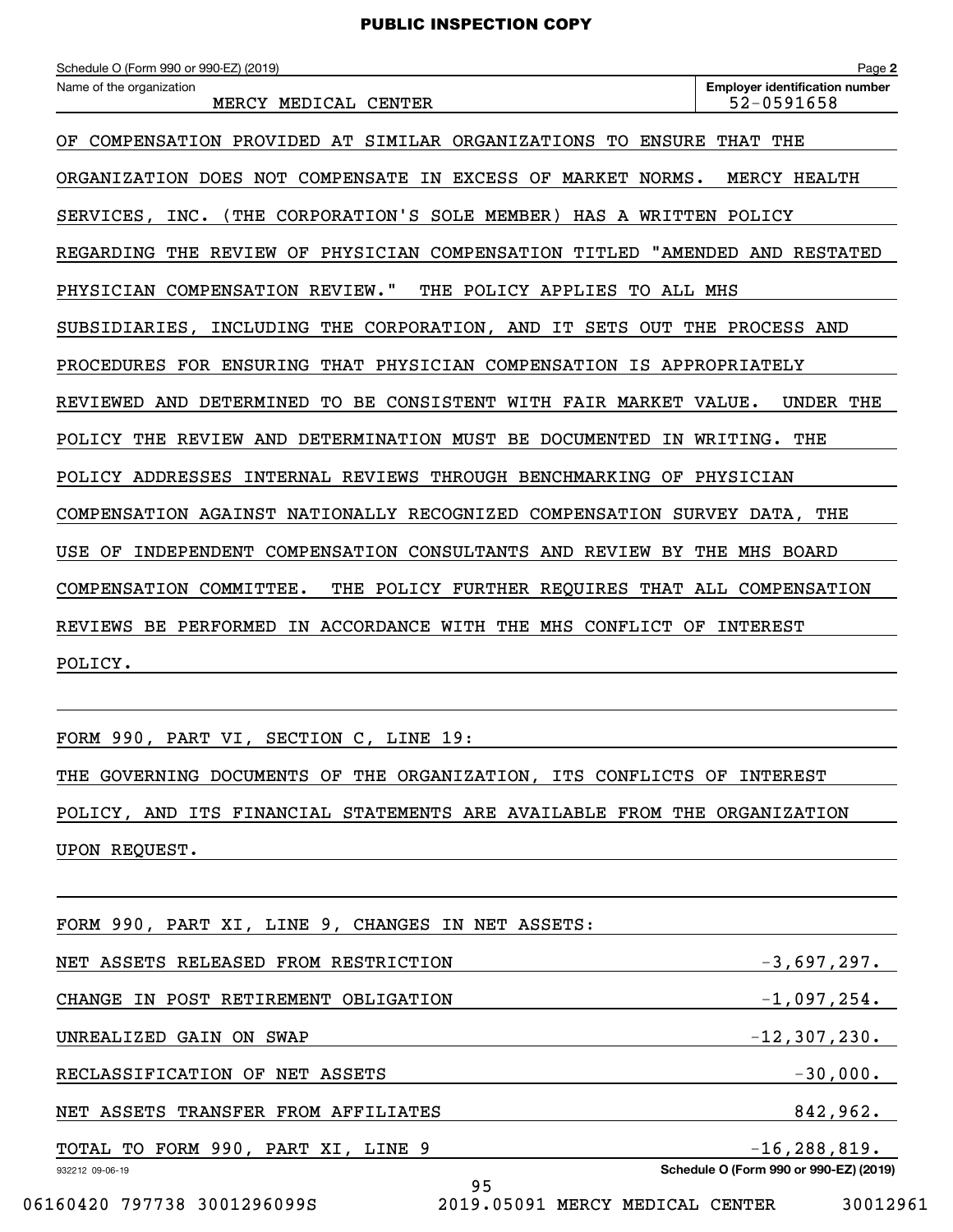Schedule O (Form 990 or 990-EZ) (2019) Page **2**

| Name of the organization | Employer identification number |
|---|---|
| MERCY MEDICAL CENTER | 52-0591658 |

OF COMPENSATION PROVIDED AT SIMILAR ORGANIZATIONS TO ENSURE THAT THE ORGANIZATION DOES NOT COMPENSATE IN EXCESS OF MARKET NORMS. MERCY HEALTH SERVICES, INC. (THE CORPORATION'S SOLE MEMBER) HAS A WRITTEN POLICY REGARDING THE REVIEW OF PHYSICIAN COMPENSATION TITLED "AMENDED AND RESTATED PHYSICIAN COMPENSATION REVIEW." THE POLICY APPLIES TO ALL MHS SUBSIDIARIES, INCLUDING THE CORPORATION, AND IT SETS OUT THE PROCESS AND PROCEDURES FOR ENSURING THAT PHYSICIAN COMPENSATION IS APPROPRIATELY REVIEWED AND DETERMINED TO BE CONSISTENT WITH FAIR MARKET VALUE. UNDER THE POLICY THE REVIEW AND DETERMINATION MUST BE DOCUMENTED IN WRITING. THE POLICY ADDRESSES INTERNAL REVIEWS THROUGH BENCHMARKING OF PHYSICIAN COMPENSATION AGAINST NATIONALLY RECOGNIZED COMPENSATION SURVEY DATA, THE USE OF INDEPENDENT COMPENSATION CONSULTANTS AND REVIEW BY THE MHS BOARD COMPENSATION COMMITTEE. THE POLICY FURTHER REQUIRES THAT ALL COMPENSATION REVIEWS BE PERFORMED IN ACCORDANCE WITH THE MHS CONFLICT OF INTEREST POLICY.

FORM 990, PART VI, SECTION C, LINE 19:

THE GOVERNING DOCUMENTS OF THE ORGANIZATION, ITS CONFLICTS OF INTEREST POLICY, AND ITS FINANCIAL STATEMENTS ARE AVAILABLE FROM THE ORGANIZATION UPON REQUEST.

FORM 990, PART XI, LINE 9, CHANGES IN NET ASSETS:

| | |
|---|---|
| NET ASSETS RELEASED FROM RESTRICTION | -3,697,297. |
| CHANGE IN POST RETIREMENT OBLIGATION | -1,097,254. |
| UNREALIZED GAIN ON SWAP | -12,307,230. |
| RECLASSIFICATION OF NET ASSETS | -30,000. |
| NET ASSETS TRANSFER FROM AFFILIATES | 842,962. |
| TOTAL TO FORM 990, PART XI, LINE 9 | -16,288,819. |

932212 09-06-19 Schedule O (Form 990 or 990-EZ) (2019)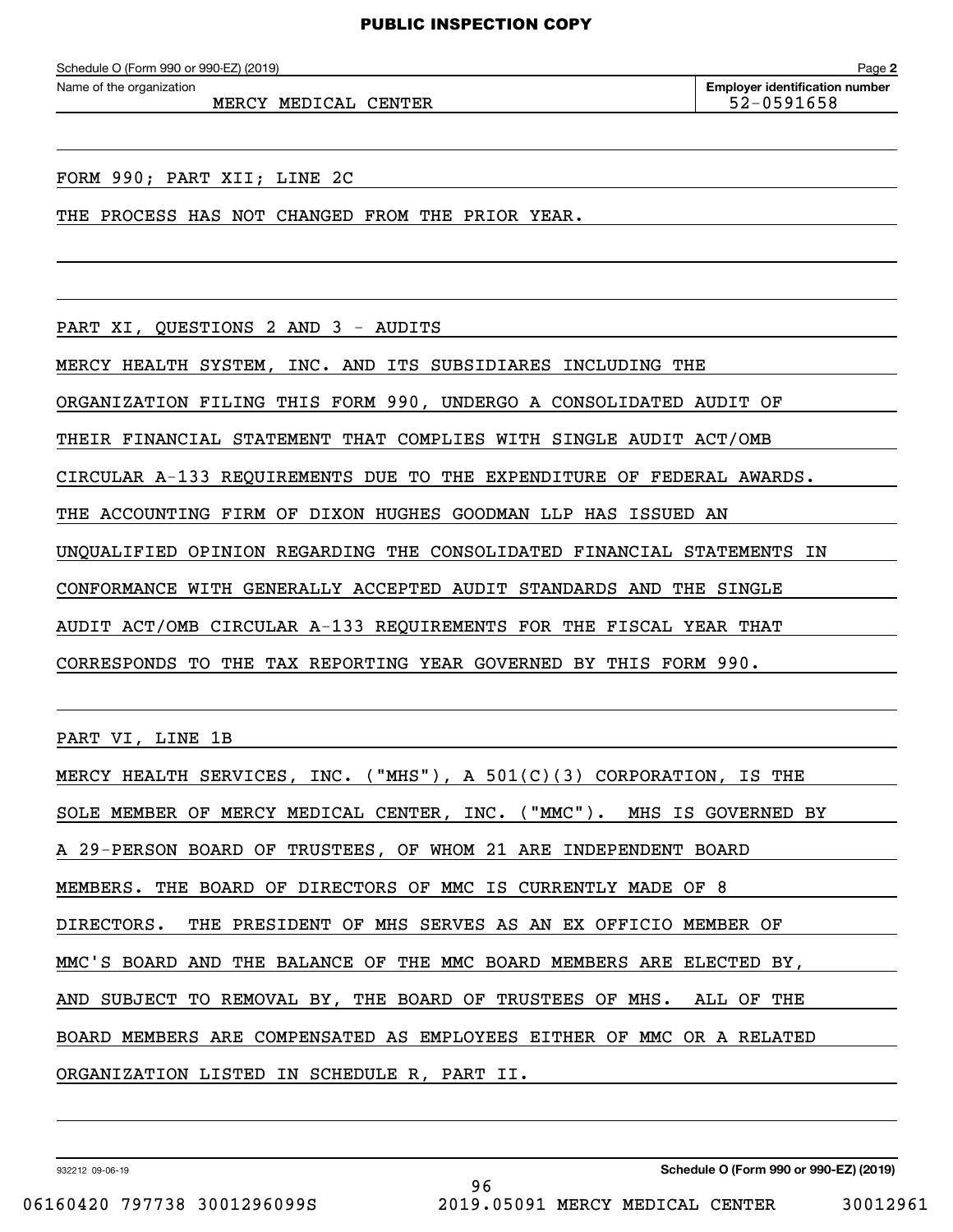PUBLIC INSPECTION COPY

Schedule O (Form 990 or 990-EZ) (2019) Page **2**

Name of the organization: MERCY MEDICAL CENTER

**Employer identification number** 52-0591658

FORM 990; PART XII; LINE 2C

THE PROCESS HAS NOT CHANGED FROM THE PRIOR YEAR.

PART XI, QUESTIONS 2 AND 3 - AUDITS

MERCY HEALTH SYSTEM, INC. AND ITS SUBSIDIARES INCLUDING THE ORGANIZATION FILING THIS FORM 990, UNDERGO A CONSOLIDATED AUDIT OF THEIR FINANCIAL STATEMENT THAT COMPLIES WITH SINGLE AUDIT ACT/OMB CIRCULAR A-133 REQUIREMENTS DUE TO THE EXPENDITURE OF FEDERAL AWARDS. THE ACCOUNTING FIRM OF DIXON HUGHES GOODMAN LLP HAS ISSUED AN UNQUALIFIED OPINION REGARDING THE CONSOLIDATED FINANCIAL STATEMENTS IN CONFORMANCE WITH GENERALLY ACCEPTED AUDIT STANDARDS AND THE SINGLE AUDIT ACT/OMB CIRCULAR A-133 REQUIREMENTS FOR THE FISCAL YEAR THAT CORRESPONDS TO THE TAX REPORTING YEAR GOVERNED BY THIS FORM 990.

PART VI, LINE 1B

MERCY HEALTH SERVICES, INC. ("MHS"), A 501(C)(3) CORPORATION, IS THE SOLE MEMBER OF MERCY MEDICAL CENTER, INC. ("MMC"). MHS IS GOVERNED BY A 29-PERSON BOARD OF TRUSTEES, OF WHOM 21 ARE INDEPENDENT BOARD MEMBERS. THE BOARD OF DIRECTORS OF MMC IS CURRENTLY MADE OF 8 DIRECTORS. THE PRESIDENT OF MHS SERVES AS AN EX OFFICIO MEMBER OF MMC'S BOARD AND THE BALANCE OF THE MMC BOARD MEMBERS ARE ELECTED BY, AND SUBJECT TO REMOVAL BY, THE BOARD OF TRUSTEES OF MHS. ALL OF THE BOARD MEMBERS ARE COMPENSATED AS EMPLOYEES EITHER OF MMC OR A RELATED ORGANIZATION LISTED IN SCHEDULE R, PART II.

932212 09-06-19 **Schedule O (Form 990 or 990-EZ) (2019)**

06160420 797738 3001296099S 2019.05091 MERCY MEDICAL CENTER 30012961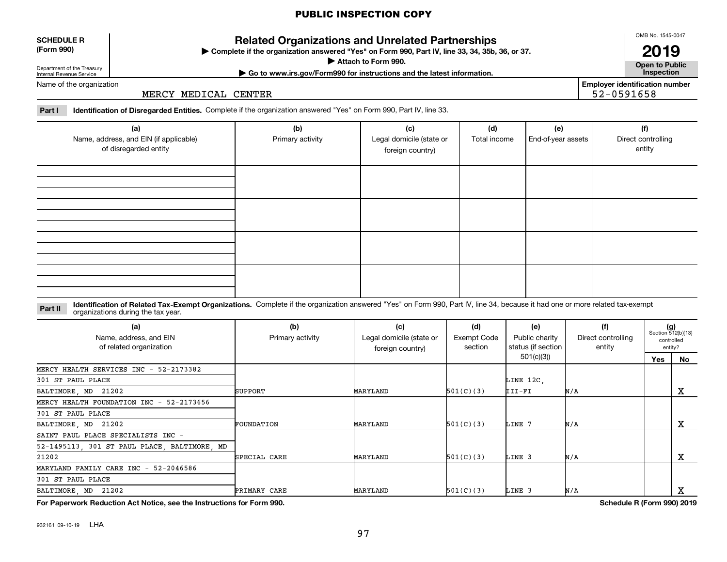PUBLIC INSPECTION COPY

**SCHEDULE R (Form 990)**

Department of the Treasury
Internal Revenue Service

# Related Organizations and Unrelated Partnerships

▶ Complete if the organization answered "Yes" on Form 990, Part IV, line 33, 34, 35b, 36, or 37.
▶ Attach to Form 990.
▶ Go to www.irs.gov/Form990 for instructions and the latest information.

OMB No. 1545-0047
**2019**
**Open to Public Inspection**

Name of the organization: MERCY MEDICAL CENTER

Employer identification number: 52-0591658

**Part I** **Identification of Disregarded Entities.** Complete if the organization answered "Yes" on Form 990, Part IV, line 33.

| (a) Name, address, and EIN (if applicable) of disregarded entity | (b) Primary activity | (c) Legal domicile (state or foreign country) | (d) Total income | (e) End-of-year assets | (f) Direct controlling entity |
|---|---|---|---|---|---|
| | | | | | |
| | | | | | |
| | | | | | |
| | | | | | |

**Part II** **Identification of Related Tax-Exempt Organizations.** Complete if the organization answered "Yes" on Form 990, Part IV, line 34, because it had one or more related tax-exempt organizations during the tax year.

| (a) Name, address, and EIN of related organization | (b) Primary activity | (c) Legal domicile (state or foreign country) | (d) Exempt Code section | (e) Public charity status (if section 501(c)(3)) | (f) Direct controlling entity | (g) Section 512(b)(13) controlled entity? Yes | No |
|---|---|---|---|---|---|---|---|
| MERCY HEALTH SERVICES INC - 52-2173382<br>301 ST PAUL PLACE<br>BALTIMORE, MD 21202 | SUPPORT | MARYLAND | 501(C)(3) | LINE 12C, III-FI | N/A | | X |
| MERCY HEALTH FOUNDATION INC - 52-2173656<br>301 ST PAUL PLACE<br>BALTIMORE, MD 21202 | FOUNDATION | MARYLAND | 501(C)(3) | LINE 7 | N/A | | X |
| SAINT PAUL PLACE SPECIALISTS INC - 52-1495113, 301 ST PAUL PLACE, BALTIMORE, MD 21202 | SPECIAL CARE | MARYLAND | 501(C)(3) | LINE 3 | N/A | | X |
| MARYLAND FAMILY CARE INC - 52-2046586<br>301 ST PAUL PLACE<br>BALTIMORE, MD 21202 | PRIMARY CARE | MARYLAND | 501(C)(3) | LINE 3 | N/A | | X |

**For Paperwork Reduction Act Notice, see the Instructions for Form 990.** **Schedule R (Form 990) 2019**

932161 09-10-19 LHA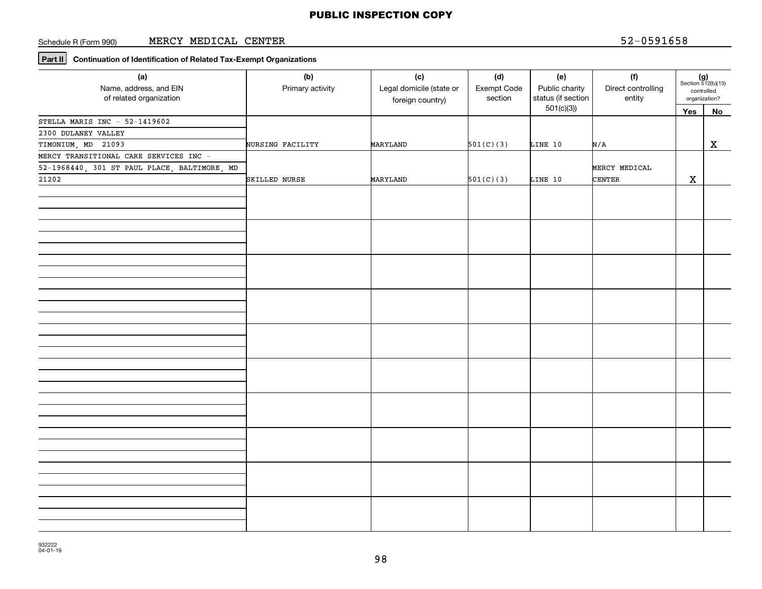PUBLIC INSPECTION COPY

Schedule R (Form 990) MERCY MEDICAL CENTER 52-0591658

**Part II** **Continuation of Identification of Related Tax-Exempt Organizations**

| (a) Name, address, and EIN of related organization | (b) Primary activity | (c) Legal domicile (state or foreign country) | (d) Exempt Code section | (e) Public charity status (if section 501(c)(3)) | (f) Direct controlling entity | (g) Section 512(b)(13) controlled organization? Yes | No |
|---|---|---|---|---|---|---|---|
| STELLA MARIS INC - 52-1419602 2300 DULANEY VALLEY TIMONIUM, MD 21093 | NURSING FACILITY | MARYLAND | 501(C)(3) | LINE 10 | N/A | | X |
| MERCY TRANSITIONAL CARE SERVICES INC - 52-1968440, 301 ST PAUL PLACE, BALTIMORE, MD 21202 | SKILLED NURSE | MARYLAND | 501(C)(3) | LINE 10 | MERCY MEDICAL CENTER | X | |

932222 04-01-19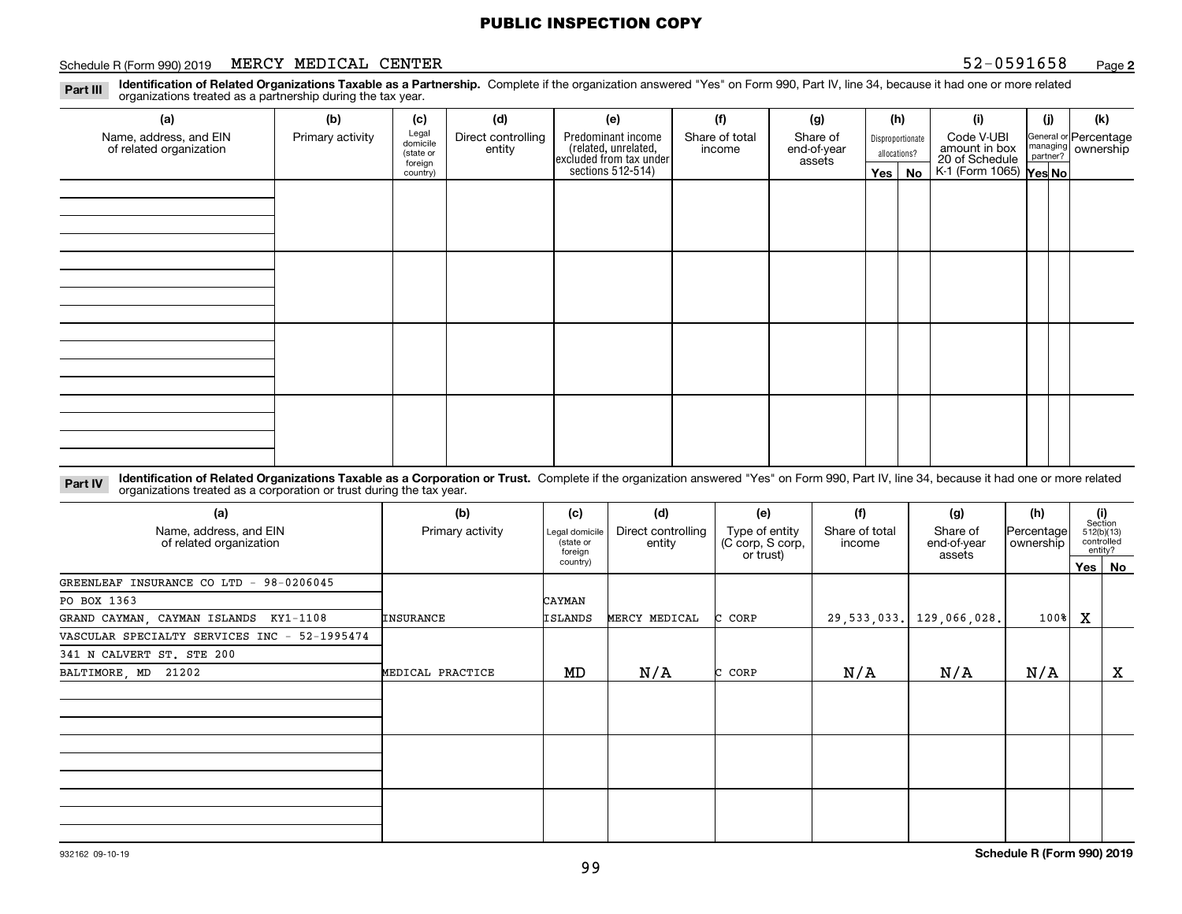**PUBLIC INSPECTION COPY**

Schedule R (Form 990) 2019 MERCY MEDICAL CENTER 52-0591658 Page **2**

**Part III Identification of Related Organizations Taxable as a Partnership.** Complete if the organization answered "Yes" on Form 990, Part IV, line 34, because it had one or more related organizations treated as a partnership during the tax year.

| (a) Name, address, and EIN of related organization | (b) Primary activity | (c) Legal domicile (state or foreign country) | (d) Direct controlling entity | (e) Predominant income (related, unrelated, excluded from tax under sections 512-514) | (f) Share of total income | (g) Share of end-of-year assets | (h) Disproportionate allocations? Yes | (h) No | (i) Code V-UBI amount in box 20 of Schedule K-1 (Form 1065) | (j) General or managing partner? Yes | (j) No | (k) Percentage ownership |
|---|---|---|---|---|---|---|---|---|---|---|---|---|
| | | | | | | | | | | | | |
| | | | | | | | | | | | | |
| | | | | | | | | | | | | |
| | | | | | | | | | | | | |

**Part IV Identification of Related Organizations Taxable as a Corporation or Trust.** Complete if the organization answered "Yes" on Form 990, Part IV, line 34, because it had one or more related organizations treated as a corporation or trust during the tax year.

| (a) Name, address, and EIN of related organization | (b) Primary activity | (c) Legal domicile (state or foreign country) | (d) Direct controlling entity | (e) Type of entity (C corp, S corp, or trust) | (f) Share of total income | (g) Share of end-of-year assets | (h) Percentage ownership | (i) Section 512(b)(13) controlled entity? Yes | (i) No |
|---|---|---|---|---|---|---|---|---|---|
| GREENLEAF INSURANCE CO LTD - 98-0206045<br>PO BOX 1363<br>GRAND CAYMAN, CAYMAN ISLANDS KY1-1108 | INSURANCE | CAYMAN ISLANDS | MERCY MEDICAL | C CORP | 29,533,033. | 129,066,028. | 100% | X | |
| VASCULAR SPECIALTY SERVICES INC - 52-1995474<br>341 N CALVERT ST. STE 200<br>BALTIMORE, MD 21202 | MEDICAL PRACTICE | MD | N/A | C CORP | N/A | N/A | N/A | | X |
| | | | | | | | | | |
| | | | | | | | | | |
| | | | | | | | | | |

932162 09-10-19 **Schedule R (Form 990) 2019**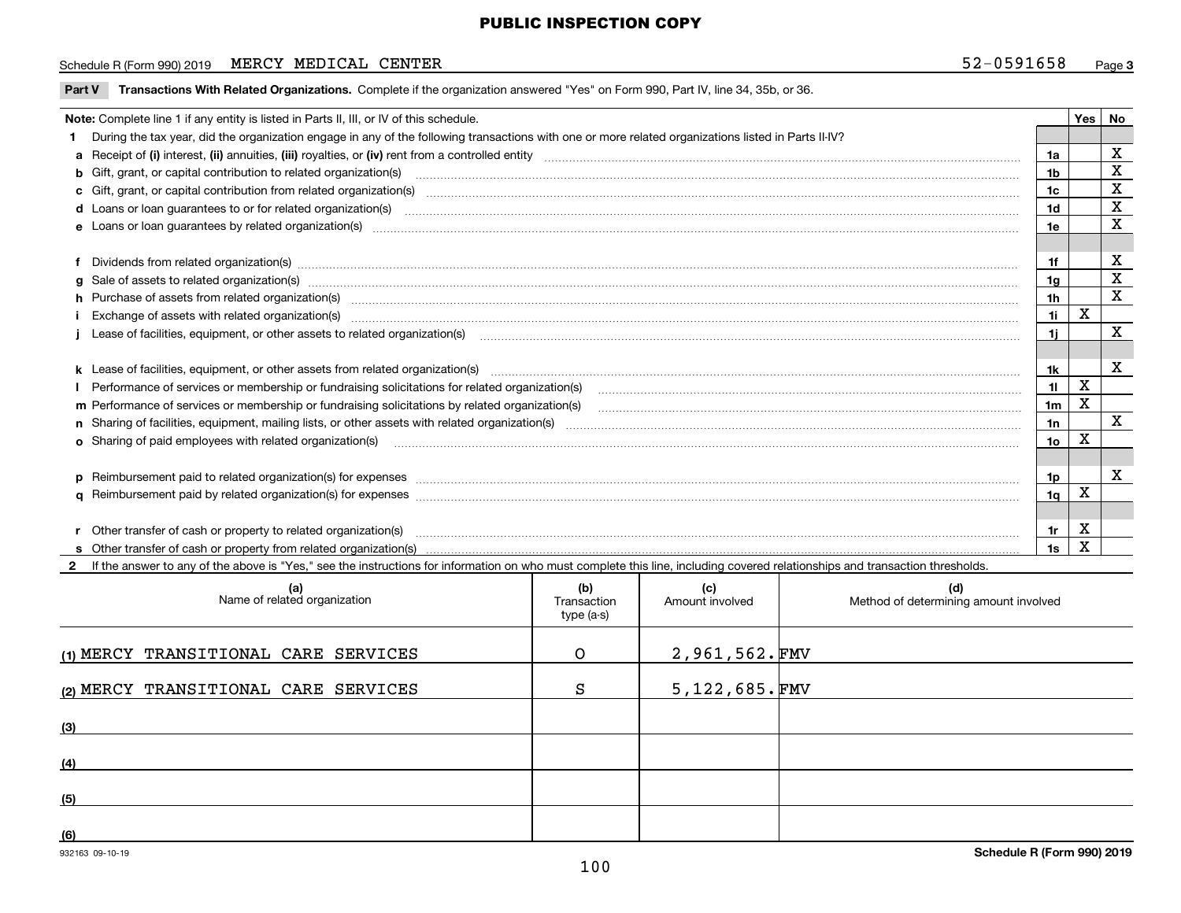**PUBLIC INSPECTION COPY**

Schedule R (Form 990) 2019 MERCY MEDICAL CENTER 52-0591658 Page **3**

**Part V Transactions With Related Organizations.** Complete if the organization answered "Yes" on Form 990, Part IV, line 34, 35b, or 36.

| **Note:** Complete line 1 if any entity is listed in Parts II, III, or IV of this schedule. | | Yes | No |
|---|---|---|---|
| **1** During the tax year, did the organization engage in any of the following transactions with one or more related organizations listed in Parts II-IV? | | | |
| **a** Receipt of **(i)** interest, **(ii)** annuities, **(iii)** royalties, or **(iv)** rent from a controlled entity | 1a | | X |
| **b** Gift, grant, or capital contribution to related organization(s) | 1b | | X |
| **c** Gift, grant, or capital contribution from related organization(s) | 1c | | X |
| **d** Loans or loan guarantees to or for related organization(s) | 1d | | X |
| **e** Loans or loan guarantees by related organization(s) | 1e | | X |
| **f** Dividends from related organization(s) | 1f | | X |
| **g** Sale of assets to related organization(s) | 1g | | X |
| **h** Purchase of assets from related organization(s) | 1h | | X |
| **i** Exchange of assets with related organization(s) | 1i | X | |
| **j** Lease of facilities, equipment, or other assets to related organization(s) | 1j | | X |
| **k** Lease of facilities, equipment, or other assets from related organization(s) | 1k | | X |
| **l** Performance of services or membership or fundraising solicitations for related organization(s) | 1l | X | |
| **m** Performance of services or membership or fundraising solicitations by related organization(s) | 1m | X | |
| **n** Sharing of facilities, equipment, mailing lists, or other assets with related organization(s) | 1n | | X |
| **o** Sharing of paid employees with related organization(s) | 1o | X | |
| **p** Reimbursement paid to related organization(s) for expenses | 1p | | X |
| **q** Reimbursement paid by related organization(s) for expenses | 1q | X | |
| **r** Other transfer of cash or property to related organization(s) | 1r | X | |
| **s** Other transfer of cash or property from related organization(s) | 1s | X | |

**2** If the answer to any of the above is "Yes," see the instructions for information on who must complete this line, including covered relationships and transaction thresholds.

| (a) Name of related organization | (b) Transaction type (a-s) | (c) Amount involved | (d) Method of determining amount involved |
|---|---|---|---|
| (1) MERCY TRANSITIONAL CARE SERVICES | O | 2,961,562. | FMV |
| (2) MERCY TRANSITIONAL CARE SERVICES | S | 5,122,685. | FMV |
| (3) | | | |
| (4) | | | |
| (5) | | | |
| (6) | | | |

932163 09-10-19 **Schedule R (Form 990) 2019**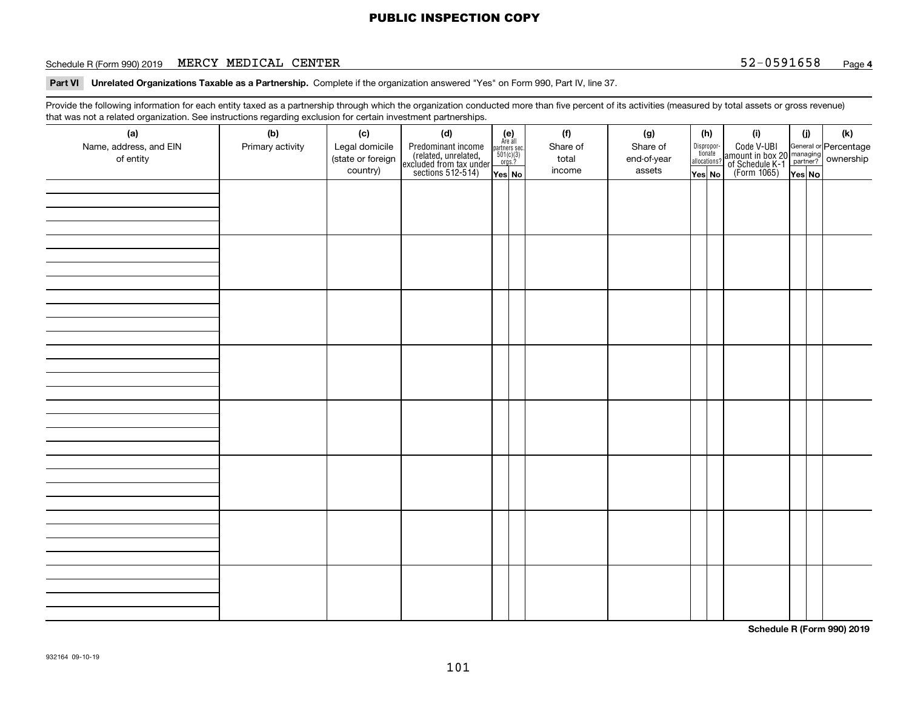**PUBLIC INSPECTION COPY**

Schedule R (Form 990) 2019 MERCY MEDICAL CENTER 52-0591658 Page **4**

**Part VI Unrelated Organizations Taxable as a Partnership.** Complete if the organization answered "Yes" on Form 990, Part IV, line 37.

Provide the following information for each entity taxed as a partnership through which the organization conducted more than five percent of its activities (measured by total assets or gross revenue) that was not a related organization. See instructions regarding exclusion for certain investment partnerships.

| (a) Name, address, and EIN of entity | (b) Primary activity | (c) Legal domicile (state or foreign country) | (d) Predominant income (related, unrelated, excluded from tax under sections 512-514) | (e) Are all partners sec. 501(c)(3) orgs.? | | (f) Share of total income | (g) Share of end-of-year assets | (h) Disproportionate allocations? | | (i) Code V-UBI amount in box 20 of Schedule K-1 (Form 1065) | (j) General or managing partner? | | (k) Percentage ownership |
|---|---|---|---|---|---|---|---|---|---|---|---|---|---|
| | | | | Yes | No | | | Yes | No | | Yes | No | |
| | | | | | | | | | | | | | |
| | | | | | | | | | | | | | |
| | | | | | | | | | | | | | |
| | | | | | | | | | | | | | |
| | | | | | | | | | | | | | |
| | | | | | | | | | | | | | |
| | | | | | | | | | | | | | |
| | | | | | | | | | | | | | |

**Schedule R (Form 990) 2019**

932164 09-10-19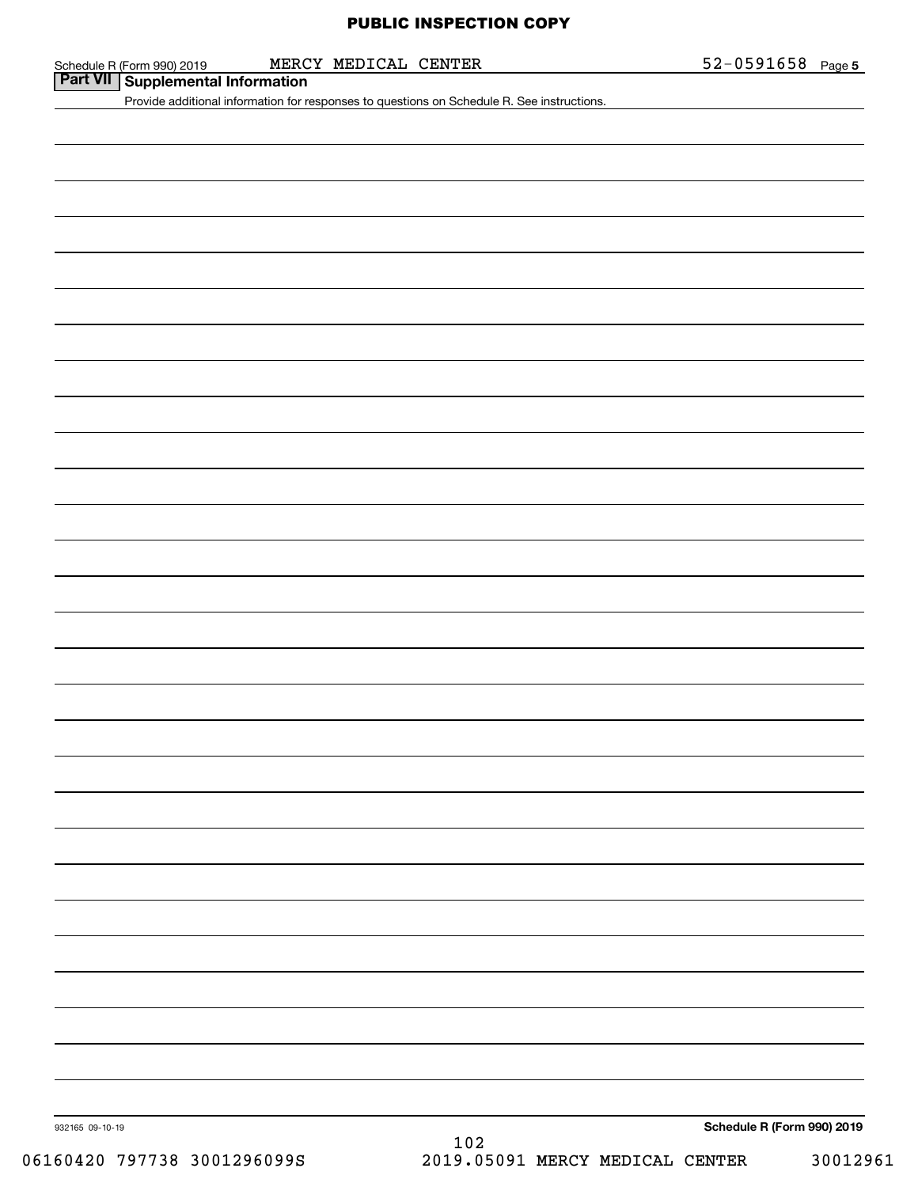PUBLIC INSPECTION COPY

Schedule R (Form 990) 2019 MERCY MEDICAL CENTER 52-0591658 Page **5**

## Part VII Supplemental Information

Provide additional information for responses to questions on Schedule R. See instructions.

932165 09-10-19 **Schedule R (Form 990) 2019**

06160420 797738 3001296099S 2019.05091 MERCY MEDICAL CENTER 30012961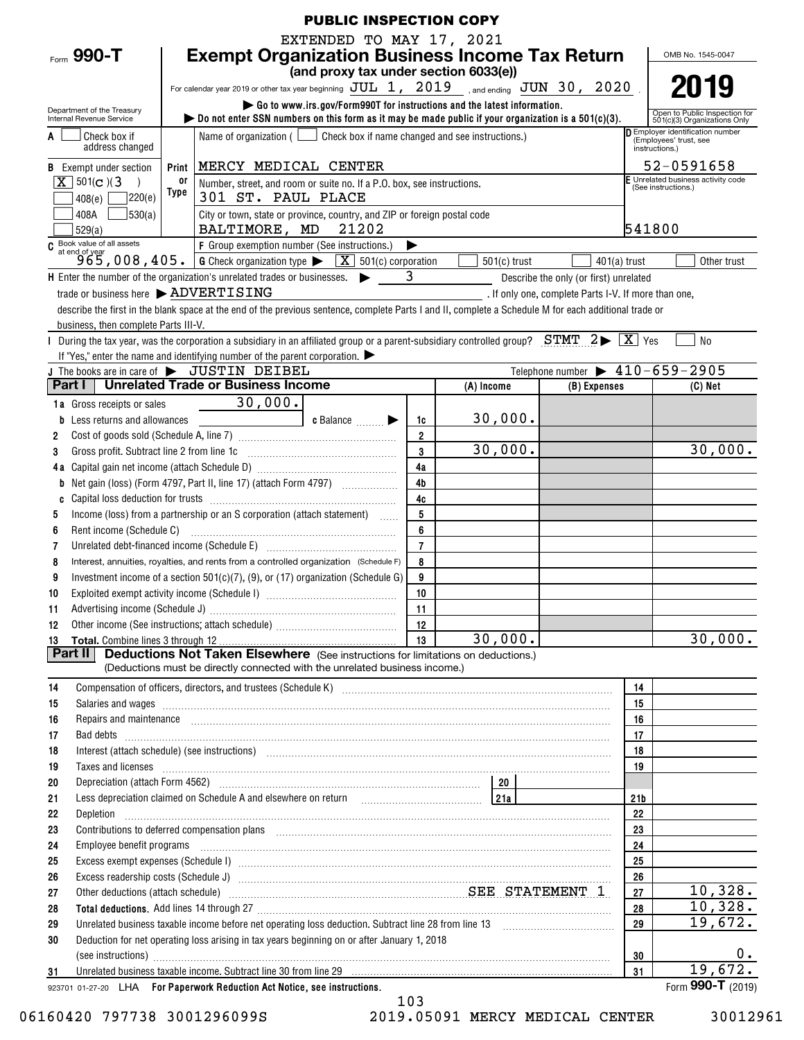PUBLIC INSPECTION COPY

EXTENDED TO MAY 17, 2021

# Form 990-T Exempt Organization Business Income Tax Return

**(and proxy tax under section 6033(e))**

For calendar year 2019 or other tax year beginning JUL 1, 2019, and ending JUN 30, 2020.

▶ Go to www.irs.gov/Form990T for instructions and the latest information.

▶ Do not enter SSN numbers on this form as it may be made public if your organization is a 501(c)(3).

OMB No. 1545-0047

**2019**

Open to Public Inspection for 501(c)(3) Organizations Only

Department of the Treasury
Internal Revenue Service

A [ ] Check box if address changed

B Exempt under section [X] 501(c)(3) [ ] 408(e) [ ] 220(e) [ ] 408A [ ] 530(a) [ ] 529(a)

Name of organization ( [ ] Check box if name changed and see instructions.)
MERCY MEDICAL CENTER

Number, street, and room or suite no. If a P.O. box, see instructions.
301 ST. PAUL PLACE

City or town, state or province, country, and ZIP or foreign postal code
BALTIMORE, MD 21202

D Employer identification number (Employees' trust, see instructions.) 52-0591658

E Unrelated business activity code (See instructions.) 541800

C Book value of all assets at end of year 965,008,405.

F Group exemption number (See instructions.) ▶

G Check organization type ▶ [X] 501(c) corporation [ ] 501(c) trust [ ] 401(a) trust [ ] Other trust

H Enter the number of the organization's unrelated trades or businesses. ▶ 3 Describe the only (or first) unrelated trade or business here ▶ ADVERTISING. If only one, complete Parts I-V. If more than one, describe the first in the blank space at the end of the previous sentence, complete Parts I and II, complete a Schedule M for each additional trade or business, then complete Parts III-V.

I During the tax year, was the corporation a subsidiary in an affiliated group or a parent-subsidiary controlled group? STMT 2 ▶ [X] Yes [ ] No
If "Yes," enter the name and identifying number of the parent corporation. ▶

J The books are in care of ▶ JUSTIN DEIBEL Telephone number ▶ 410-659-2905

## Part I Unrelated Trade or Business Income

| | | | (A) Income | (B) Expenses | (C) Net |
|---|---|---|---|---|---|
| 1a | Gross receipts or sales 30,000. | | | | |
| b | Less returns and allowances c Balance ▶ | 1c | 30,000. | | |
| 2 | Cost of goods sold (Schedule A, line 7) | 2 | | | |
| 3 | Gross profit. Subtract line 2 from line 1c | 3 | 30,000. | | 30,000. |
| 4a | Capital gain net income (attach Schedule D) | 4a | | | |
| b | Net gain (loss) (Form 4797, Part II, line 17) (attach Form 4797) | 4b | | | |
| c | Capital loss deduction for trusts | 4c | | | |
| 5 | Income (loss) from a partnership or an S corporation (attach statement) | 5 | | | |
| 6 | Rent income (Schedule C) | 6 | | | |
| 7 | Unrelated debt-financed income (Schedule E) | 7 | | | |
| 8 | Interest, annuities, royalties, and rents from a controlled organization (Schedule F) | 8 | | | |
| 9 | Investment income of a section 501(c)(7), (9), or (17) organization (Schedule G) | 9 | | | |
| 10 | Exploited exempt activity income (Schedule I) | 10 | | | |
| 11 | Advertising income (Schedule J) | 11 | | | |
| 12 | Other income (See instructions; attach schedule) | 12 | | | |
| 13 | **Total.** Combine lines 3 through 12 | 13 | 30,000. | | 30,000. |

## Part II Deductions Not Taken Elsewhere (See instructions for limitations on deductions.)

(Deductions must be directly connected with the unrelated business income.)

| | | | |
|---|---|---|---|
| 14 | Compensation of officers, directors, and trustees (Schedule K) | 14 | |
| 15 | Salaries and wages | 15 | |
| 16 | Repairs and maintenance | 16 | |
| 17 | Bad debts | 17 | |
| 18 | Interest (attach schedule) (see instructions) | 18 | |
| 19 | Taxes and licenses | 19 | |
| 20 | Depreciation (attach Form 4562) 20 | | |
| 21 | Less depreciation claimed on Schedule A and elsewhere on return 21a | 21b | |
| 22 | Depletion | 22 | |
| 23 | Contributions to deferred compensation plans | 23 | |
| 24 | Employee benefit programs | 24 | |
| 25 | Excess exempt expenses (Schedule I) | 25 | |
| 26 | Excess readership costs (Schedule J) | 26 | |
| 27 | Other deductions (attach schedule) SEE STATEMENT 1 | 27 | 10,328. |
| 28 | **Total deductions.** Add lines 14 through 27 | 28 | 10,328. |
| 29 | Unrelated business taxable income before net operating loss deduction. Subtract line 28 from line 13 | 29 | 19,672. |
| 30 | Deduction for net operating loss arising in tax years beginning on or after January 1, 2018 (see instructions) | 30 | 0. |
| 31 | Unrelated business taxable income. Subtract line 30 from line 29 | 31 | 19,672. |

923701 01-27-20 LHA For Paperwork Reduction Act Notice, see instructions. Form 990-T (2019)

06160420 797738 3001296099S 2019.05091 MERCY MEDICAL CENTER 30012961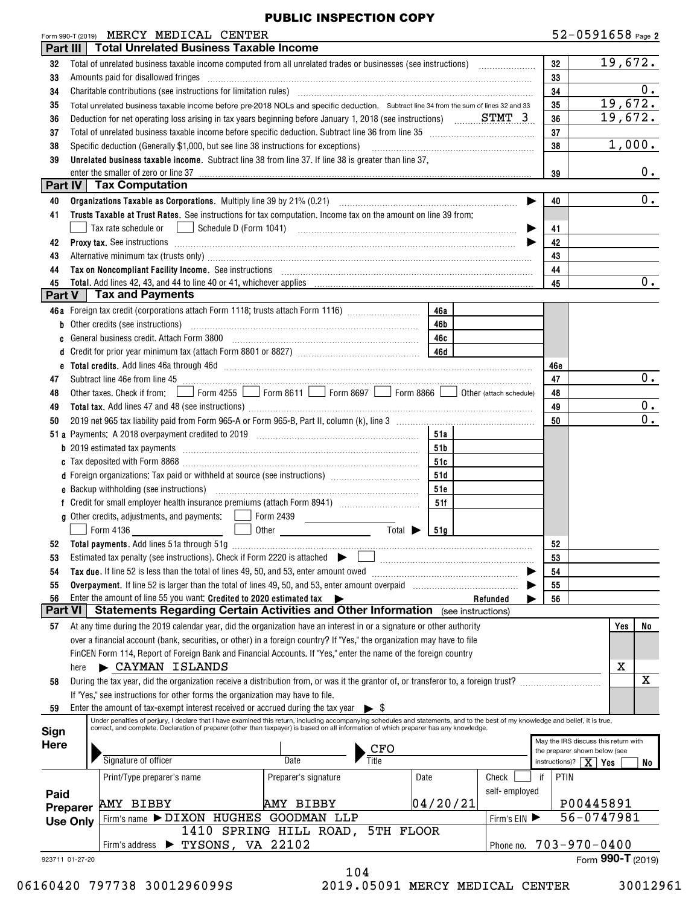**PUBLIC INSPECTION COPY**

Form 990-T (2019) MERCY MEDICAL CENTER 52-0591658 Page **2**

## Part III Total Unrelated Business Taxable Income

| Line | Description | No. | Amount |
|---|---|---|---|
| 32 | Total of unrelated business taxable income computed from all unrelated trades or businesses (see instructions) | 32 | 19,672. |
| 33 | Amounts paid for disallowed fringes | 33 | |
| 34 | Charitable contributions (see instructions for limitation rules) | 34 | 0. |
| 35 | Total unrelated business taxable income before pre-2018 NOLs and specific deduction. Subtract line 34 from the sum of lines 32 and 33 | 35 | 19,672. |
| 36 | Deduction for net operating loss arising in tax years beginning before January 1, 2018 (see instructions) STMT 3 | 36 | 19,672. |
| 37 | Total of unrelated business taxable income before specific deduction. Subtract line 36 from line 35 | 37 | |
| 38 | Specific deduction (Generally $1,000, but see line 38 instructions for exceptions) | 38 | 1,000. |
| 39 | **Unrelated business taxable income.** Subtract line 38 from line 37. If line 38 is greater than line 37, enter the smaller of zero or line 37 | 39 | 0. |

## Part IV Tax Computation

| Line | Description | No. | Amount |
|---|---|---|---|
| 40 | **Organizations Taxable as Corporations.** Multiply line 39 by 21% (0.21) | 40 | 0. |
| 41 | **Trusts Taxable at Trust Rates.** See instructions for tax computation. Income tax on the amount on line 39 from: ☐ Tax rate schedule or ☐ Schedule D (Form 1041) | 41 | |
| 42 | **Proxy tax.** See instructions | 42 | |
| 43 | Alternative minimum tax (trusts only) | 43 | |
| 44 | **Tax on Noncompliant Facility Income.** See instructions | 44 | |
| 45 | **Total.** Add lines 42, 43, and 44 to line 40 or 41, whichever applies | 45 | 0. |

## Part V Tax and Payments

| Line | Description | | | No. | Amount |
|---|---|---|---|---|---|
| 46a | Foreign tax credit (corporations attach Form 1118; trusts attach Form 1116) | 46a | | | |
| b | Other credits (see instructions) | 46b | | | |
| c | General business credit. Attach Form 3800 | 46c | | | |
| d | Credit for prior year minimum tax (attach Form 8801 or 8827) | 46d | | | |
| e | **Total credits.** Add lines 46a through 46d | | | 46e | |
| 47 | Subtract line 46e from line 45 | | | 47 | 0. |
| 48 | Other taxes. Check if from: ☐ Form 4255 ☐ Form 8611 ☐ Form 8697 ☐ Form 8866 ☐ Other (attach schedule) | | | 48 | |
| 49 | **Total tax.** Add lines 47 and 48 (see instructions) | | | 49 | 0. |
| 50 | 2019 net 965 tax liability paid from Form 965-A or Form 965-B, Part II, column (k), line 3 | | | 50 | 0. |
| 51a | Payments: A 2018 overpayment credited to 2019 | 51a | | | |
| b | 2019 estimated tax payments | 51b | | | |
| c | Tax deposited with Form 8868 | 51c | | | |
| d | Foreign organizations: Tax paid or withheld at source (see instructions) | 51d | | | |
| e | Backup withholding (see instructions) | 51e | | | |
| f | Credit for small employer health insurance premiums (attach Form 8941) | 51f | | | |
| g | Other credits, adjustments, and payments: ☐ Form 2439 ☐ Form 4136 ☐ Other Total ▶ | 51g | | | |
| 52 | **Total payments.** Add lines 51a through 51g | | | 52 | |
| 53 | Estimated tax penalty (see instructions). Check if Form 2220 is attached ▶ ☐ | | | 53 | |
| 54 | **Tax due.** If line 52 is less than the total of lines 49, 50, and 53, enter amount owed | | | 54 | |
| 55 | **Overpayment.** If line 52 is larger than the total of lines 49, 50, and 53, enter amount overpaid | | | 55 | |
| 56 | Enter the amount of line 55 you want: **Credited to 2020 estimated tax** ▶ Refunded ▶ | | | 56 | |

## Part VI Statements Regarding Certain Activities and Other Information (see instructions)

| Line | Question | Yes | No |
|---|---|---|---|
| 57 | At any time during the 2019 calendar year, did the organization have an interest in or a signature or other authority over a financial account (bank, securities, or other) in a foreign country? If "Yes," the organization may have to file FinCEN Form 114, Report of Foreign Bank and Financial Accounts. If "Yes," enter the name of the foreign country here ▶ CAYMAN ISLANDS | X | |
| 58 | During the tax year, did the organization receive a distribution from, or was it the grantor of, or transferor to, a foreign trust? If "Yes," see instructions for other forms the organization may have to file. | | X |
| 59 | Enter the amount of tax-exempt interest received or accrued during the tax year ▶ $ | | |

**Sign Here**

Under penalties of perjury, I declare that I have examined this return, including accompanying schedules and statements, and to the best of my knowledge and belief, it is true, correct, and complete. Declaration of preparer (other than taxpayer) is based on all information of which preparer has any knowledge.

Signature of officer | Date | Title: CFO

May the IRS discuss this return with the preparer shown below (see instructions)? ☒ Yes ☐ No

**Paid Preparer Use Only**

| Print/Type preparer's name | Preparer's signature | Date | Check ☐ if self-employed | PTIN |
|---|---|---|---|---|
| AMY BIBBY | AMY BIBBY | 04/20/21 | | P00445891 |

Firm's name ▶ DIXON HUGHES GOODMAN LLP — Firm's EIN ▶ 56-0747981

Firm's address ▶ 1410 SPRING HILL ROAD, 5TH FLOOR, TYSONS, VA 22102 — Phone no. 703-970-0400

923711 01-27-20 Form **990-T** (2019)

06160420 797738 3001296099S 2019.05091 MERCY MEDICAL CENTER 30012961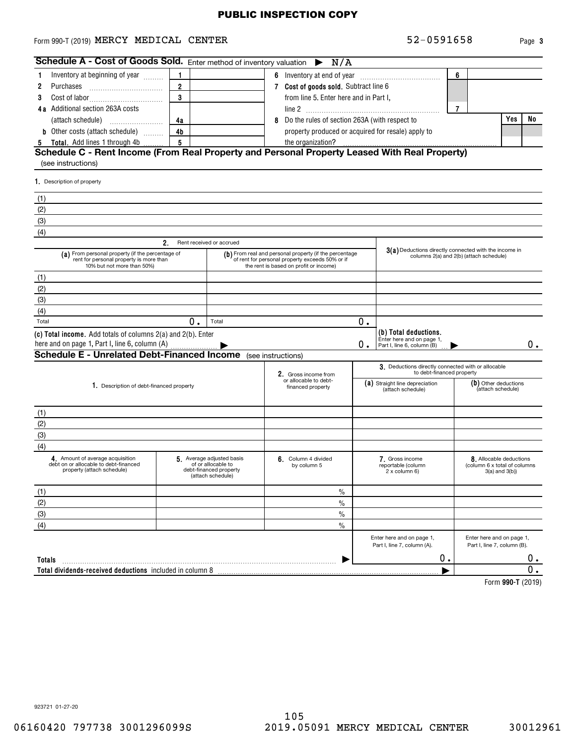**PUBLIC INSPECTION COPY**

Form 990-T (2019) MERCY MEDICAL CENTER 52-0591658 Page 3

## Schedule A - Cost of Goods Sold. Enter method of inventory valuation ▶ N/A

| | | | | | | |
|---|---|---|---|---|---|---|
| 1 Inventory at beginning of year | 1 | | 6 Inventory at end of year | 6 | | |
| 2 Purchases | 2 | | 7 Cost of goods sold. Subtract line 6 from line 5. Enter here and in Part I, line 2 | 7 | | |
| 3 Cost of labor | 3 | | | | | |
| 4a Additional section 263A costs (attach schedule) | 4a | | 8 Do the rules of section 263A (with respect to property produced or acquired for resale) apply to the organization? | | Yes | No |
| b Other costs (attach schedule) | 4b | | | | | |
| 5 Total. Add lines 1 through 4b | 5 | | | | | |

## Schedule C - Rent Income (From Real Property and Personal Property Leased With Real Property)

(see instructions)

1. Description of property

(1)
(2)
(3)
(4)

| | 2. Rent received or accrued | | |
|---|---|---|---|
| | (a) From personal property (if the percentage of rent for personal property is more than 10% but not more than 50%) | (b) From real and personal property (if the percentage of rent for personal property exceeds 50% or if the rent is based on profit or income) | 3(a) Deductions directly connected with the income in columns 2(a) and 2(b) (attach schedule) |
| (1) | | | |
| (2) | | | |
| (3) | | | |
| (4) | | | |
| Total | 0. | 0. | |

(c) Total income. Add totals of columns 2(a) and 2(b). Enter here and on page 1, Part I, line 6, column (A) ▶ 0.

(b) Total deductions. Enter here and on page 1, Part I, line 6, column (B) ▶ 0.

## Schedule E - Unrelated Debt-Financed Income (see instructions)

| | 1. Description of debt-financed property | 2. Gross income from or allocable to debt-financed property | 3. Deductions directly connected with or allocable to debt-financed property: (a) Straight line depreciation (attach schedule) | (b) Other deductions (attach schedule) |
|---|---|---|---|---|
| (1) | | | | |
| (2) | | | | |
| (3) | | | | |
| (4) | | | | |

| | 4. Amount of average acquisition debt on or allocable to debt-financed property (attach schedule) | 5. Average adjusted basis of or allocable to debt-financed property (attach schedule) | 6. Column 4 divided by column 5 | 7. Gross income reportable (column 2 x column 6) | 8. Allocable deductions (column 6 x total of columns 3(a) and 3(b)) |
|---|---|---|---|---|---|
| (1) | | | % | | |
| (2) | | | % | | |
| (3) | | | % | | |
| (4) | | | % | | |
| | | | | Enter here and on page 1, Part I, line 7, column (A). | Enter here and on page 1, Part I, line 7, column (B). |
| Totals ▶ | | | | 0. | 0. |
| Total dividends-received deductions included in column 8 ▶ | | | | | 0. |

Form **990-T** (2019)

923721 01-27-20

06160420 797738 3001296099S 2019.05091 MERCY MEDICAL CENTER 30012961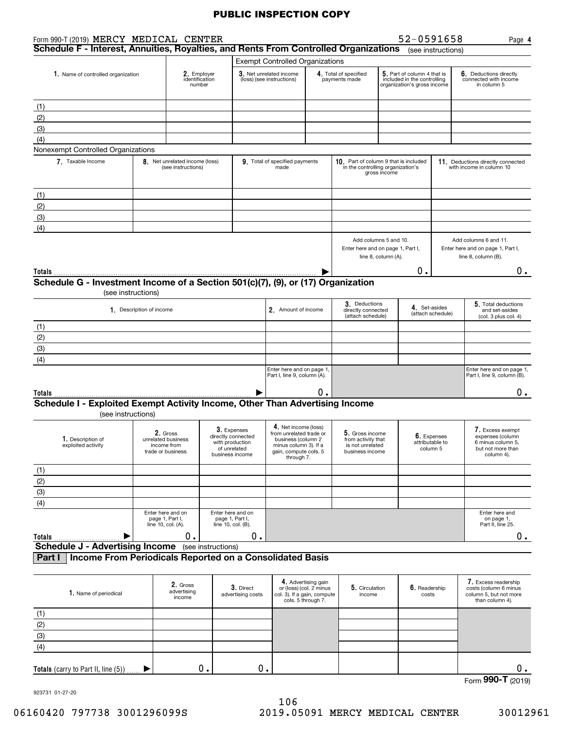PUBLIC INSPECTION COPY

Form 990-T (2019) MERCY MEDICAL CENTER 52-0591658 Page 4

## Schedule F - Interest, Annuities, Royalties, and Rents From Controlled Organizations (see instructions)

Exempt Controlled Organizations

| 1. Name of controlled organization | 2. Employer identification number | 3. Net unrelated income (loss) (see instructions) | 4. Total of specified payments made | 5. Part of column 4 that is included in the controlling organization's gross income | 6. Deductions directly connected with income in column 5 |
|---|---|---|---|---|---|
| (1) | | | | | |
| (2) | | | | | |
| (3) | | | | | |
| (4) | | | | | |

Nonexempt Controlled Organizations

| 7. Taxable Income | 8. Net unrelated income (loss) (see instructions) | 9. Total of specified payments made | 10. Part of column 9 that is included in the controlling organization's gross income | 11. Deductions directly connected with income in column 10 |
|---|---|---|---|---|
| (1) | | | | |
| (2) | | | | |
| (3) | | | | |
| (4) | | | | |
| | | | Add columns 5 and 10. Enter here and on page 1, Part I, line 8, column (A). | Add columns 6 and 11. Enter here and on page 1, Part I, line 8, column (B). |
| Totals | | ▶ | 0. | 0. |

## Schedule G - Investment Income of a Section 501(c)(7), (9), or (17) Organization

(see instructions)

| 1. Description of income | 2. Amount of income | 3. Deductions directly connected (attach schedule) | 4. Set-asides (attach schedule) | 5. Total deductions and set-asides (col. 3 plus col. 4) |
|---|---|---|---|---|
| (1) | | | | |
| (2) | | | | |
| (3) | | | | |
| (4) | | | | |
| | Enter here and on page 1, Part I, line 9, column (A). | | | Enter here and on page 1, Part I, line 9, column (B). |
| Totals ▶ | 0. | | | 0. |

## Schedule I - Exploited Exempt Activity Income, Other Than Advertising Income

(see instructions)

| 1. Description of exploited activity | 2. Gross unrelated business income from trade or business | 3. Expenses directly connected with production of unrelated business income | 4. Net income (loss) from unrelated trade or business (column 2 minus column 3). If a gain, compute cols. 5 through 7. | 5. Gross income from activity that is not unrelated business income | 6. Expenses attributable to column 5 | 7. Excess exempt expenses (column 6 minus column 5, but not more than column 4). |
|---|---|---|---|---|---|---|
| (1) | | | | | | |
| (2) | | | | | | |
| (3) | | | | | | |
| (4) | | | | | | |
| | Enter here and on page 1, Part I, line 10, col. (A). | Enter here and on page 1, Part I, line 10, col. (B). | | | | Enter here and on page 1, Part II, line 25. |
| Totals ▶ | 0. | 0. | | | | 0. |

## Schedule J - Advertising Income (see instructions)

### Part I Income From Periodicals Reported on a Consolidated Basis

| 1. Name of periodical | 2. Gross advertising income | 3. Direct advertising costs | 4. Advertising gain or (loss) (col. 2 minus col. 3). If a gain, compute cols. 5 through 7. | 5. Circulation income | 6. Readership costs | 7. Excess readership costs (column 6 minus column 5, but not more than column 4). |
|---|---|---|---|---|---|---|
| (1) | | | | | | |
| (2) | | | | | | |
| (3) | | | | | | |
| (4) | | | | | | |
| Totals (carry to Part II, line (5)) ▶ | 0. | 0. | | | | 0. |

Form 990-T (2019)

923731 01-27-20

06160420 797738 3001296099S 2019.05091 MERCY MEDICAL CENTER 30012961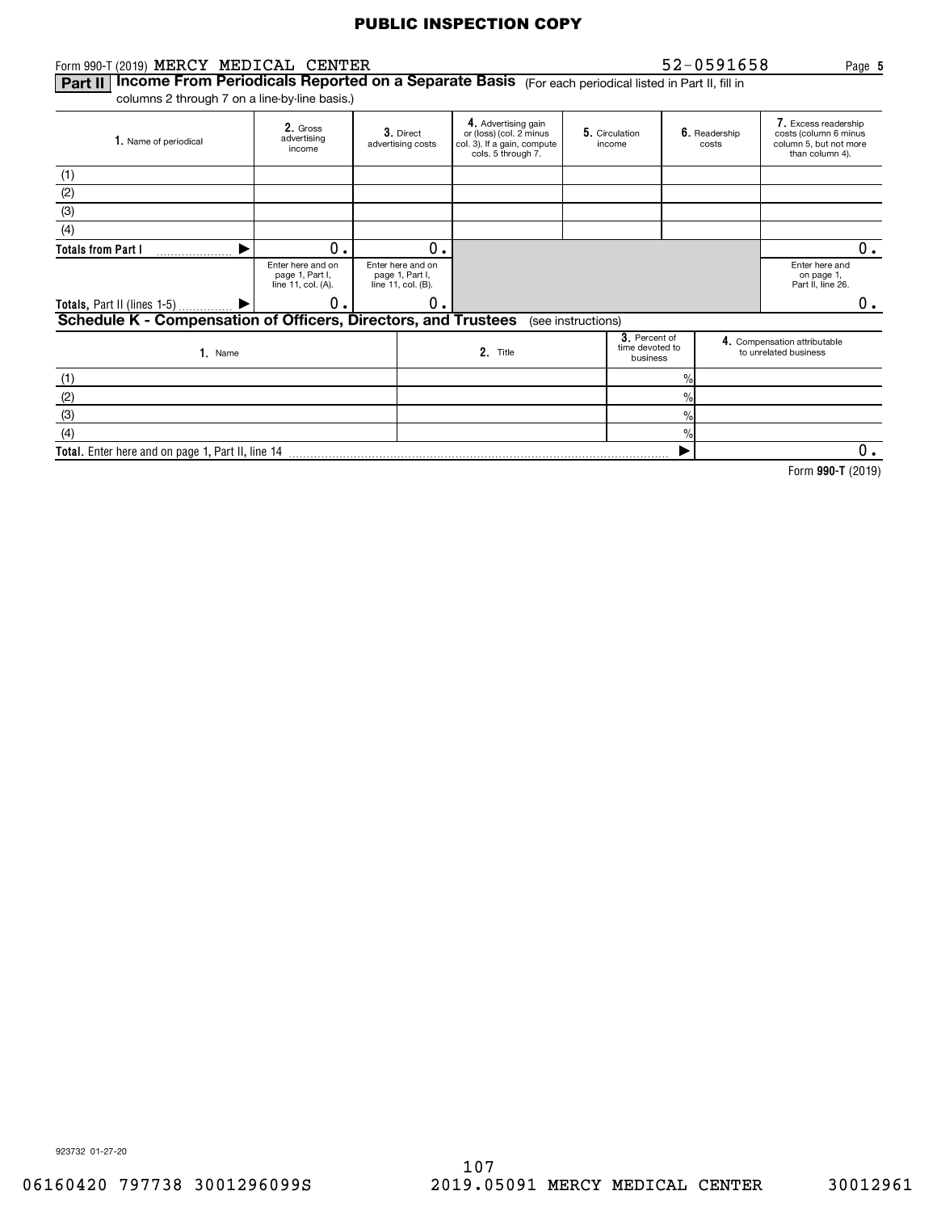PUBLIC INSPECTION COPY

Form 990-T (2019) MERCY MEDICAL CENTER 52-0591658 Page **5**

**Part II** **Income From Periodicals Reported on a Separate Basis** (For each periodical listed in Part II, fill in columns 2 through 7 on a line-by-line basis.)

| 1. Name of periodical | 2. Gross advertising income | 3. Direct advertising costs | 4. Advertising gain or (loss) (col. 2 minus col. 3). If a gain, compute cols. 5 through 7. | 5. Circulation income | 6. Readership costs | 7. Excess readership costs (column 6 minus column 5, but not more than column 4). |
|---|---|---|---|---|---|---|
| (1) | | | | | | |
| (2) | | | | | | |
| (3) | | | | | | |
| (4) | | | | | | |
| **Totals from Part I** ▶ | 0. | 0. | | | | 0. |
| | Enter here and on page 1, Part I, line 11, col. (A). | Enter here and on page 1, Part I, line 11, col. (B). | | | | Enter here and on page 1, Part II, line 26. |
| **Totals,** Part II (lines 1-5) ▶ | 0. | 0. | | | | 0. |

**Schedule K - Compensation of Officers, Directors, and Trustees** (see instructions)

| 1. Name | 2. Title | 3. Percent of time devoted to business | 4. Compensation attributable to unrelated business |
|---|---|---|---|
| (1) | | % | |
| (2) | | % | |
| (3) | | % | |
| (4) | | % | |
| **Total.** Enter here and on page 1, Part II, line 14 | | ▶ | 0. |

Form **990-T** (2019)

923732 01-27-20

06160420 797738 3001296099S 2019.05091 MERCY MEDICAL CENTER 30012961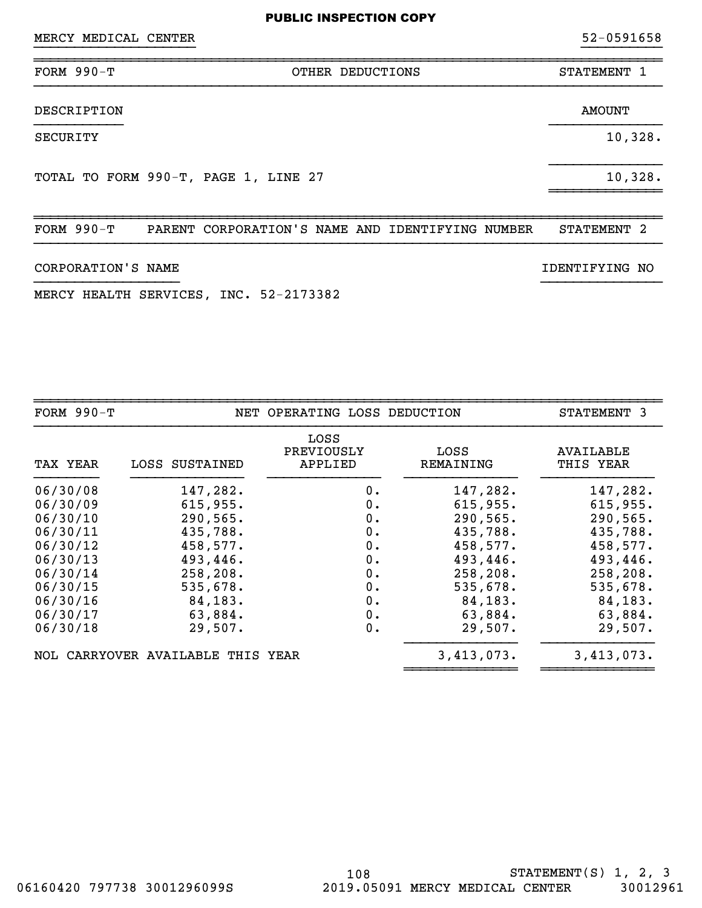PUBLIC INSPECTION COPY

MERCY MEDICAL CENTER 52-0591658

## FORM 990-T — OTHER DEDUCTIONS — STATEMENT 1

| DESCRIPTION | AMOUNT |
|---|---|
| SECURITY | 10,328. |
| TOTAL TO FORM 990-T, PAGE 1, LINE 27 | 10,328. |

## FORM 990-T — PARENT CORPORATION'S NAME AND IDENTIFYING NUMBER — STATEMENT 2

| CORPORATION'S NAME | IDENTIFYING NO |
|---|---|
| MERCY HEALTH SERVICES, INC. 52-2173382 | |

## FORM 990-T — NET OPERATING LOSS DEDUCTION — STATEMENT 3

| TAX YEAR | LOSS SUSTAINED | LOSS PREVIOUSLY APPLIED | LOSS REMAINING | AVAILABLE THIS YEAR |
|---|---|---|---|---|
| 06/30/08 | 147,282. | 0. | 147,282. | 147,282. |
| 06/30/09 | 615,955. | 0. | 615,955. | 615,955. |
| 06/30/10 | 290,565. | 0. | 290,565. | 290,565. |
| 06/30/11 | 435,788. | 0. | 435,788. | 435,788. |
| 06/30/12 | 458,577. | 0. | 458,577. | 458,577. |
| 06/30/13 | 493,446. | 0. | 493,446. | 493,446. |
| 06/30/14 | 258,208. | 0. | 258,208. | 258,208. |
| 06/30/15 | 535,678. | 0. | 535,678. | 535,678. |
| 06/30/16 | 84,183. | 0. | 84,183. | 84,183. |
| 06/30/17 | 63,884. | 0. | 63,884. | 63,884. |
| 06/30/18 | 29,507. | 0. | 29,507. | 29,507. |
| NOL CARRYOVER AVAILABLE THIS YEAR | | | 3,413,073. | 3,413,073. |

STATEMENT(S) 1, 2, 3

06160420 797738 3001296099S 2019.05091 MERCY MEDICAL CENTER 30012961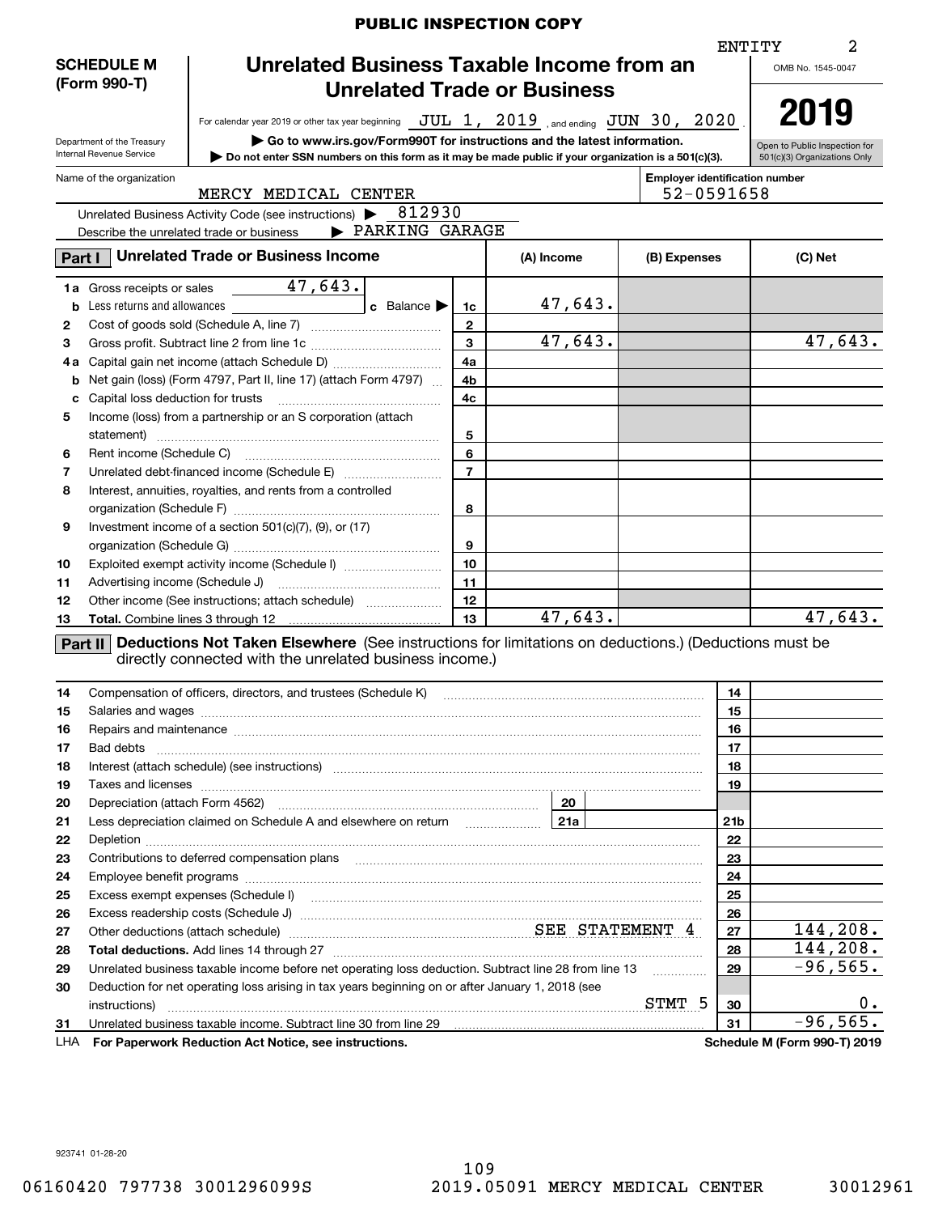PUBLIC INSPECTION COPY

ENTITY 2

**SCHEDULE M (Form 990-T)**

Department of the Treasury
Internal Revenue Service

# Unrelated Business Taxable Income from an Unrelated Trade or Business

For calendar year 2019 or other tax year beginning JUL 1, 2019, and ending JUN 30, 2020.

▶ Go to www.irs.gov/Form990T for instructions and the latest information.

▶ Do not enter SSN numbers on this form as it may be made public if your organization is a 501(c)(3).

OMB No. 1545-0047

**2019**

Open to Public Inspection for 501(c)(3) Organizations Only

Name of the organization: MERCY MEDICAL CENTER

Employer identification number: 52-0591658

Unrelated Business Activity Code (see instructions) ▶ 812930

Describe the unrelated trade or business ▶ PARKING GARAGE

## Part I Unrelated Trade or Business Income

| | | Line | (A) Income | (B) Expenses | (C) Net |
|---|---|---|---|---|---|
| 1a | Gross receipts or sales 47,643. | | | | |
| b | Less returns and allowances ____ c Balance ▶ | 1c | 47,643. | | |
| 2 | Cost of goods sold (Schedule A, line 7) | 2 | | | |
| 3 | Gross profit. Subtract line 2 from line 1c | 3 | 47,643. | | 47,643. |
| 4a | Capital gain net income (attach Schedule D) | 4a | | | |
| b | Net gain (loss) (Form 4797, Part II, line 17) (attach Form 4797) | 4b | | | |
| c | Capital loss deduction for trusts | 4c | | | |
| 5 | Income (loss) from a partnership or an S corporation (attach statement) | 5 | | | |
| 6 | Rent income (Schedule C) | 6 | | | |
| 7 | Unrelated debt-financed income (Schedule E) | 7 | | | |
| 8 | Interest, annuities, royalties, and rents from a controlled organization (Schedule F) | 8 | | | |
| 9 | Investment income of a section 501(c)(7), (9), or (17) organization (Schedule G) | 9 | | | |
| 10 | Exploited exempt activity income (Schedule I) | 10 | | | |
| 11 | Advertising income (Schedule J) | 11 | | | |
| 12 | Other income (See instructions; attach schedule) | 12 | | | |
| 13 | **Total.** Combine lines 3 through 12 | 13 | 47,643. | | 47,643. |

## Part II Deductions Not Taken Elsewhere (See instructions for limitations on deductions.) (Deductions must be directly connected with the unrelated business income.)

| | | | | Line | Amount |
|---|---|---|---|---|---|
| 14 | Compensation of officers, directors, and trustees (Schedule K) | | | 14 | |
| 15 | Salaries and wages | | | 15 | |
| 16 | Repairs and maintenance | | | 16 | |
| 17 | Bad debts | | | 17 | |
| 18 | Interest (attach schedule) (see instructions) | | | 18 | |
| 19 | Taxes and licenses | | | 19 | |
| 20 | Depreciation (attach Form 4562) | 20 | | | |
| 21 | Less depreciation claimed on Schedule A and elsewhere on return | 21a | | 21b | |
| 22 | Depletion | | | 22 | |
| 23 | Contributions to deferred compensation plans | | | 23 | |
| 24 | Employee benefit programs | | | 24 | |
| 25 | Excess exempt expenses (Schedule I) | | | 25 | |
| 26 | Excess readership costs (Schedule J) | | | 26 | |
| 27 | Other deductions (attach schedule) SEE STATEMENT 4 | | | 27 | 144,208. |
| 28 | **Total deductions.** Add lines 14 through 27 | | | 28 | 144,208. |
| 29 | Unrelated business taxable income before net operating loss deduction. Subtract line 28 from line 13 | | | 29 | -96,565. |
| 30 | Deduction for net operating loss arising in tax years beginning on or after January 1, 2018 (see instructions) STMT 5 | | | 30 | 0. |
| 31 | Unrelated business taxable income. Subtract line 30 from line 29 | | | 31 | -96,565. |

LHA **For Paperwork Reduction Act Notice, see instructions.** **Schedule M (Form 990-T) 2019**

923741 01-28-20

06160420 797738 3001296099S 2019.05091 MERCY MEDICAL CENTER 30012961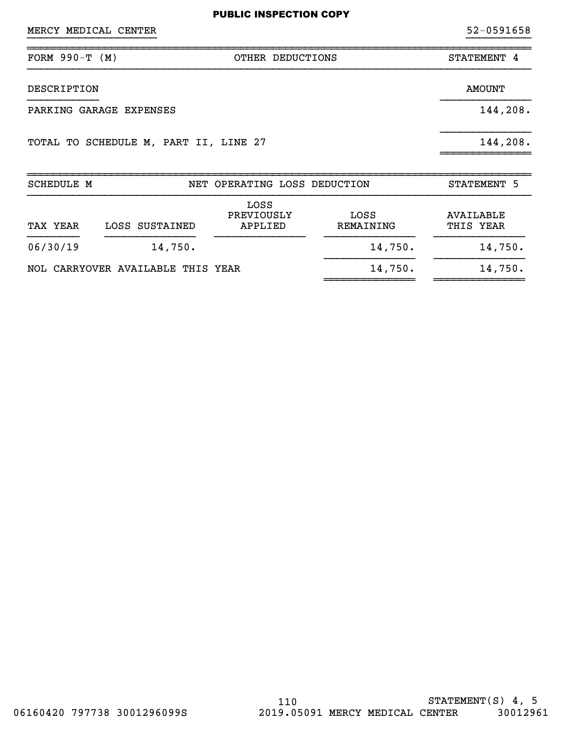PUBLIC INSPECTION COPY

MERCY MEDICAL CENTER 52-0591658

| FORM 990-T (M) | OTHER DEDUCTIONS | STATEMENT 4 |
|---|---|---|
| DESCRIPTION | | AMOUNT |
| PARKING GARAGE EXPENSES | | 144,208. |
| TOTAL TO SCHEDULE M, PART II, LINE 27 | | 144,208. |

| SCHEDULE M | | NET OPERATING LOSS DEDUCTION | | STATEMENT 5 |
|---|---|---|---|---|
| TAX YEAR | LOSS SUSTAINED | LOSS PREVIOUSLY APPLIED | LOSS REMAINING | AVAILABLE THIS YEAR |
| 06/30/19 | 14,750. | | 14,750. | 14,750. |
| NOL CARRYOVER AVAILABLE THIS YEAR | | | 14,750. | 14,750. |

STATEMENT(S) 4, 5

06160420 797738 3001296099S 2019.05091 MERCY MEDICAL CENTER 30012961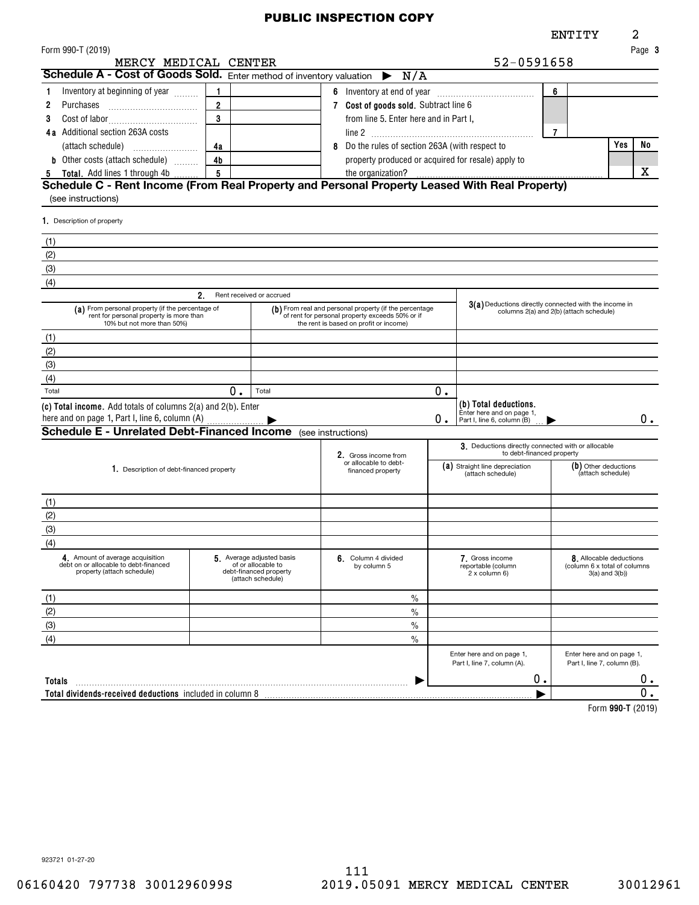**PUBLIC INSPECTION COPY**

ENTITY 2

Form 990-T (2019) Page **3**

MERCY MEDICAL CENTER 52-0591658

## Schedule A - Cost of Goods Sold. Enter method of inventory valuation ▶ N/A

| | | | | | |
|---|---|---|---|---|---|
| **1** Inventory at beginning of year | 1 | | **6** Inventory at end of year | 6 | |
| **2** Purchases | 2 | | **7 Cost of goods sold.** Subtract line 6 from line 5. Enter here and in Part I, line 2 | 7 | |
| **3** Cost of labor | 3 | | | | |
| **4a** Additional section 263A costs (attach schedule) | 4a | | **8** Do the rules of section 263A (with respect to property produced or acquired for resale) apply to the organization? | Yes | No X |
| **b** Other costs (attach schedule) | 4b | | | | |
| **5 Total.** Add lines 1 through 4b | 5 | | | | |

## Schedule C - Rent Income (From Real Property and Personal Property Leased With Real Property)

(see instructions)

**1.** Description of property

(1)
(2)
(3)
(4)

| | 2. Rent received or accrued | | |
|---|---|---|---|
| | (a) From personal property (if the percentage of rent for personal property is more than 10% but not more than 50%) | (b) From real and personal property (if the percentage of rent for personal property exceeds 50% or if the rent is based on profit or income) | 3(a) Deductions directly connected with the income in columns 2(a) and 2(b) (attach schedule) |
| (1) | | | |
| (2) | | | |
| (3) | | | |
| (4) | | | |
| Total | 0. | 0. | |
| (c) Total income. Add totals of columns 2(a) and 2(b). Enter here and on page 1, Part I, line 6, column (A) ▶ | | 0. | (b) Total deductions. Enter here and on page 1, Part I, line 6, column (B) ▶ 0. |

## Schedule E - Unrelated Debt-Financed Income (see instructions)

| | 1. Description of debt-financed property | 2. Gross income from or allocable to debt-financed property | 3. Deductions directly connected with or allocable to debt-financed property (a) Straight line depreciation (attach schedule) | (b) Other deductions (attach schedule) |
|---|---|---|---|---|
| (1) | | | | |
| (2) | | | | |
| (3) | | | | |
| (4) | | | | |

| | 4. Amount of average acquisition debt on or allocable to debt-financed property (attach schedule) | 5. Average adjusted basis of or allocable to debt-financed property (attach schedule) | 6. Column 4 divided by column 5 | 7. Gross income reportable (column 2 x column 6) | 8. Allocable deductions (column 6 x total of columns 3(a) and 3(b)) |
|---|---|---|---|---|---|
| (1) | | | % | | |
| (2) | | | % | | |
| (3) | | | % | | |
| (4) | | | % | | |
| | | | | Enter here and on page 1, Part I, line 7, column (A). | Enter here and on page 1, Part I, line 7, column (B). |
| **Totals** ▶ | | | | 0. | 0. |
| **Total dividends-received deductions** included in column 8 ▶ | | | | | 0. |

Form **990-T** (2019)

923721 01-27-20

06160420 797738 3001296099S 2019.05091 MERCY MEDICAL CENTER 30012961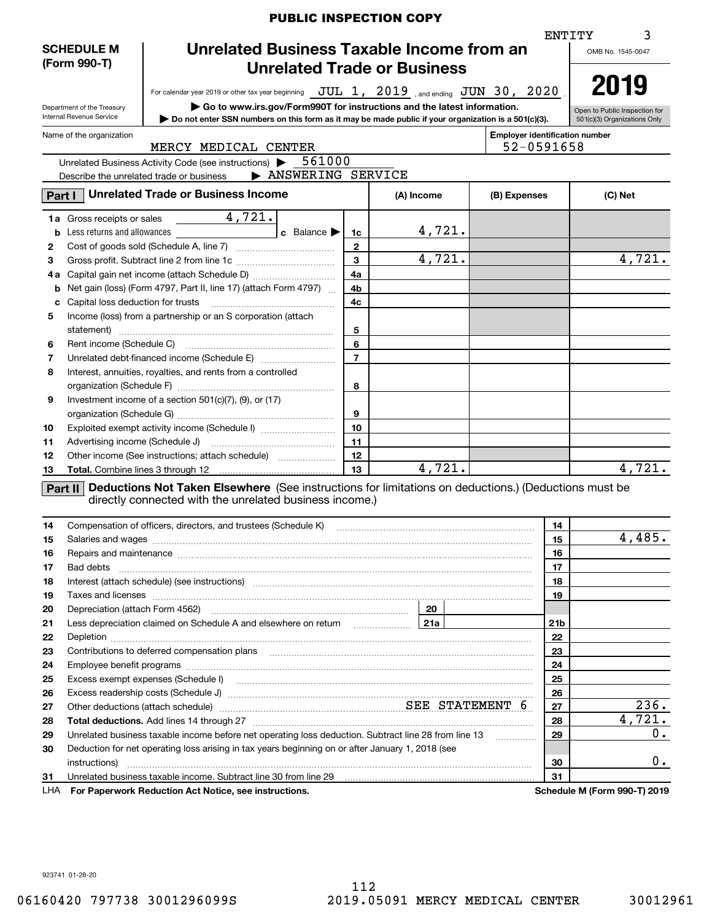PUBLIC INSPECTION COPY

ENTITY 3

**SCHEDULE M (Form 990-T)**

Department of the Treasury
Internal Revenue Service

# Unrelated Business Taxable Income from an Unrelated Trade or Business

For calendar year 2019 or other tax year beginning JUL 1, 2019 , and ending JUN 30, 2020 .

▶ Go to www.irs.gov/Form990T for instructions and the latest information.
▶ Do not enter SSN numbers on this form as it may be made public if your organization is a 501(c)(3).

OMB No. 1545-0047

**2019**

Open to Public Inspection for 501(c)(3) Organizations Only

Name of the organization: MERCY MEDICAL CENTER
Employer identification number: 52-0591658

Unrelated Business Activity Code (see instructions) ▶ 561000
Describe the unrelated trade or business ▶ ANSWERING SERVICE

**Part I Unrelated Trade or Business Income**

| | | | (A) Income | (B) Expenses | (C) Net |
|---|---|---|---|---|---|
| 1a | Gross receipts or sales 4,721. | | | | |
| b | Less returns and allowances ____ c Balance ▶ | 1c | 4,721. | | |
| 2 | Cost of goods sold (Schedule A, line 7) | 2 | | | |
| 3 | Gross profit. Subtract line 2 from line 1c | 3 | 4,721. | | 4,721. |
| 4a | Capital gain net income (attach Schedule D) | 4a | | | |
| b | Net gain (loss) (Form 4797, Part II, line 17) (attach Form 4797) | 4b | | | |
| c | Capital loss deduction for trusts | 4c | | | |
| 5 | Income (loss) from a partnership or an S corporation (attach statement) | 5 | | | |
| 6 | Rent income (Schedule C) | 6 | | | |
| 7 | Unrelated debt-financed income (Schedule E) | 7 | | | |
| 8 | Interest, annuities, royalties, and rents from a controlled organization (Schedule F) | 8 | | | |
| 9 | Investment income of a section 501(c)(7), (9), or (17) organization (Schedule G) | 9 | | | |
| 10 | Exploited exempt activity income (Schedule I) | 10 | | | |
| 11 | Advertising income (Schedule J) | 11 | | | |
| 12 | Other income (See instructions; attach schedule) | 12 | | | |
| 13 | **Total.** Combine lines 3 through 12 | 13 | 4,721. | | 4,721. |

**Part II Deductions Not Taken Elsewhere** (See instructions for limitations on deductions.) (Deductions must be directly connected with the unrelated business income.)

| | | | |
|---|---|---|---|
| 14 | Compensation of officers, directors, and trustees (Schedule K) | 14 | |
| 15 | Salaries and wages | 15 | 4,485. |
| 16 | Repairs and maintenance | 16 | |
| 17 | Bad debts | 17 | |
| 18 | Interest (attach schedule) (see instructions) | 18 | |
| 19 | Taxes and licenses | 19 | |
| 20 | Depreciation (attach Form 4562) ____ 20 | | |
| 21 | Less depreciation claimed on Schedule A and elsewhere on return ____ 21a | 21b | |
| 22 | Depletion | 22 | |
| 23 | Contributions to deferred compensation plans | 23 | |
| 24 | Employee benefit programs | 24 | |
| 25 | Excess exempt expenses (Schedule I) | 25 | |
| 26 | Excess readership costs (Schedule J) | 26 | |
| 27 | Other deductions (attach schedule) SEE STATEMENT 6 | 27 | 236. |
| 28 | **Total deductions.** Add lines 14 through 27 | 28 | 4,721. |
| 29 | Unrelated business taxable income before net operating loss deduction. Subtract line 28 from line 13 | 29 | 0. |
| 30 | Deduction for net operating loss arising in tax years beginning on or after January 1, 2018 (see instructions) | 30 | 0. |
| 31 | Unrelated business taxable income. Subtract line 30 from line 29 | 31 | |

LHA **For Paperwork Reduction Act Notice, see instructions.** **Schedule M (Form 990-T) 2019**

923741 01-28-20

06160420 797738 3001296099S 2019.05091 MERCY MEDICAL CENTER 30012961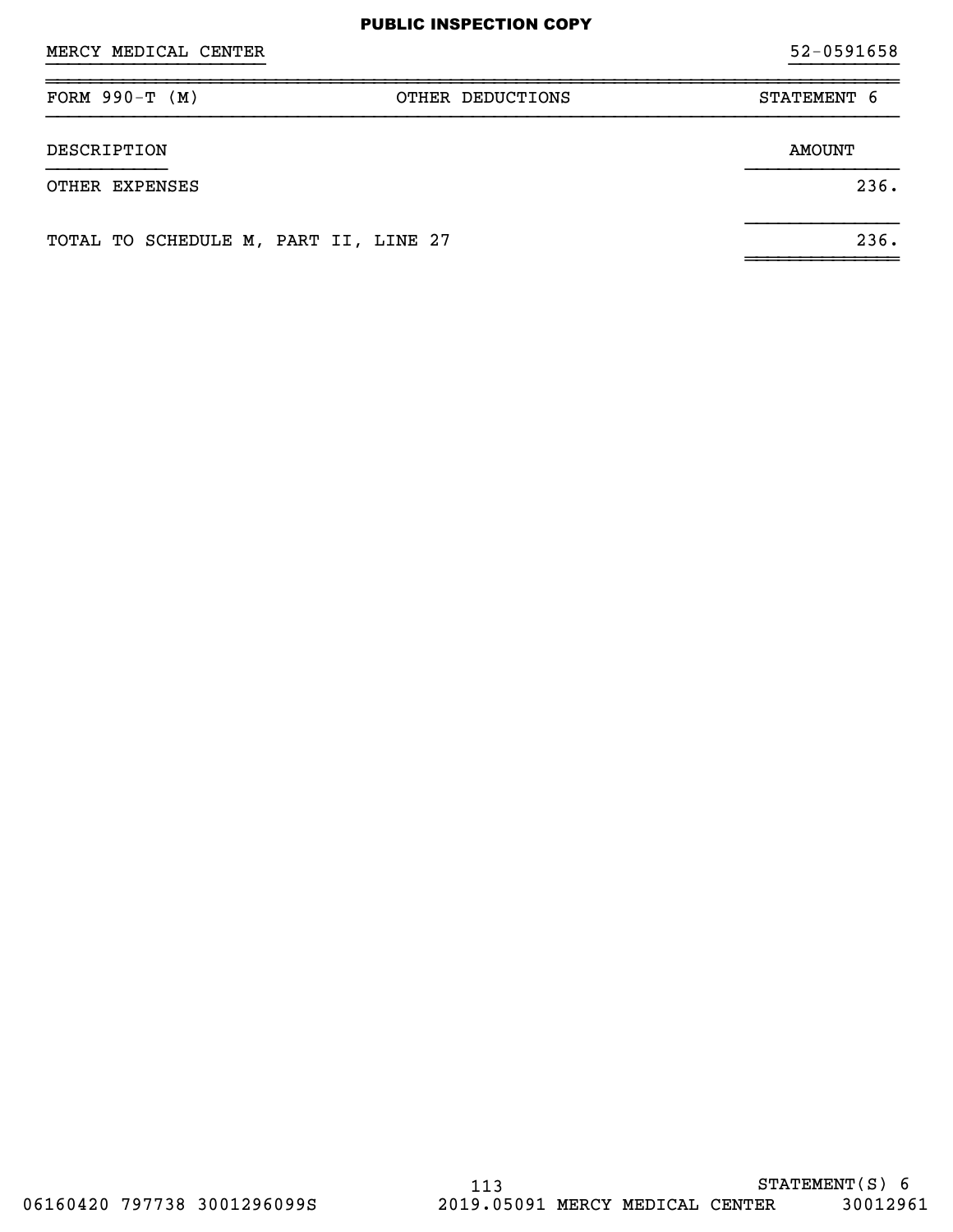**PUBLIC INSPECTION COPY**

MERCY MEDICAL CENTER — 52-0591658

| FORM 990-T (M) | OTHER DEDUCTIONS | STATEMENT 6 |
|---|---|---|

| DESCRIPTION | AMOUNT |
|---|---|
| OTHER EXPENSES | 236. |
| TOTAL TO SCHEDULE M, PART II, LINE 27 | 236. |

STATEMENT(S) 6

06160420 797738 3001296099S 2019.05091 MERCY MEDICAL CENTER 30012961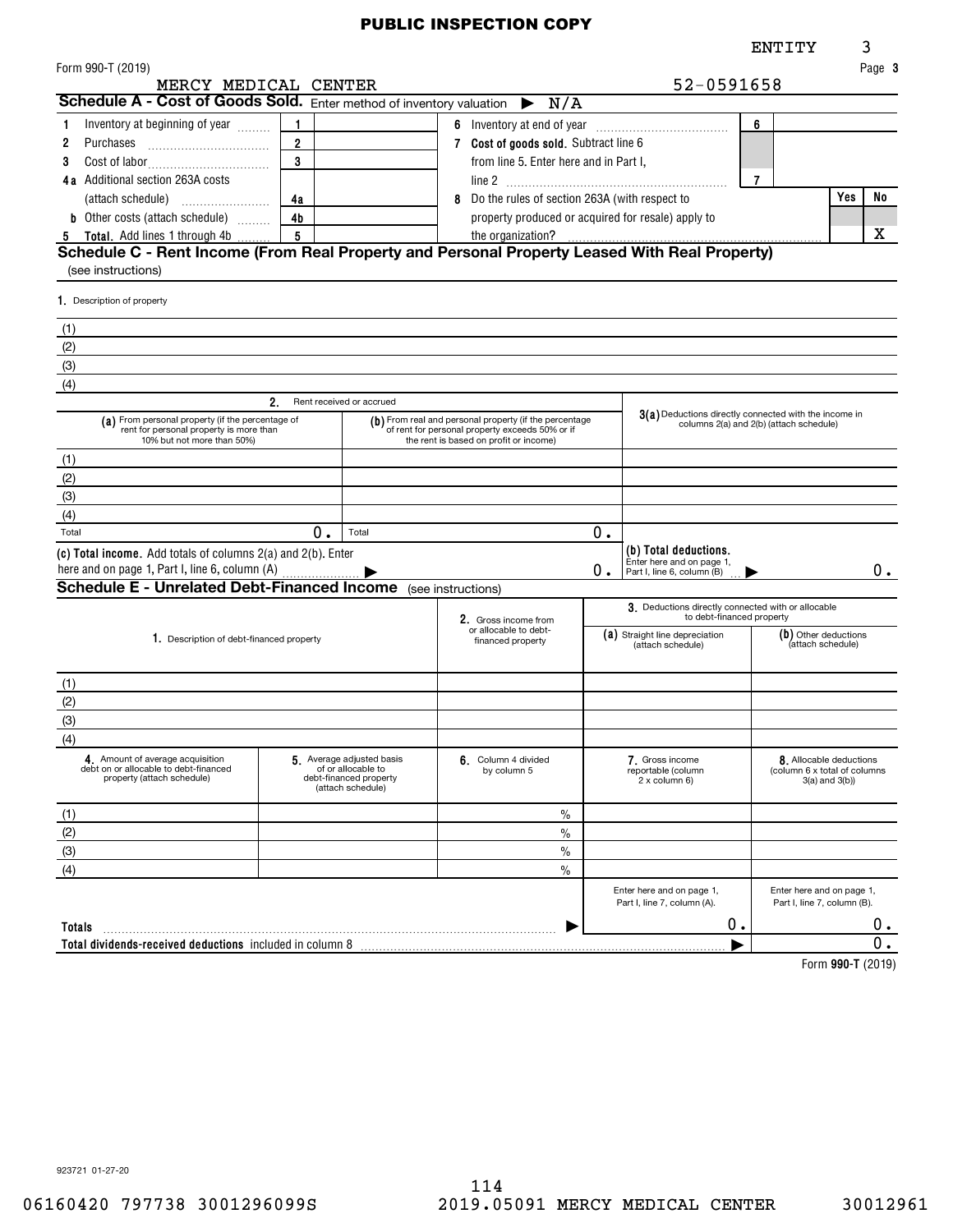PUBLIC INSPECTION COPY

ENTITY 3

Form 990-T (2019) Page **3**

MERCY MEDICAL CENTER 52-0591658

## Schedule A - Cost of Goods Sold. Enter method of inventory valuation ▶ N/A

| | | | | | | |
|---|---|---|---|---|---|---|
| **1** Inventory at beginning of year | 1 | | **6** Inventory at end of year | 6 | | |
| **2** Purchases | 2 | | **7 Cost of goods sold.** Subtract line 6 from line 5. Enter here and in Part I, line 2 | 7 | | |
| **3** Cost of labor | 3 | | | | | |
| **4a** Additional section 263A costs (attach schedule) | 4a | | **8** Do the rules of section 263A (with respect to property produced or acquired for resale) apply to the organization? | | Yes | No |
| **b** Other costs (attach schedule) | 4b | | | | | |
| **5 Total.** Add lines 1 through 4b | 5 | | | | | X |

## Schedule C - Rent Income (From Real Property and Personal Property Leased With Real Property)

(see instructions)

**1.** Description of property

(1)

(2)

(3)

(4)

| | 2. Rent received or accrued | | |
|---|---|---|---|
| | **(a)** From personal property (if the percentage of rent for personal property is more than 10% but not more than 50%) | **(b)** From real and personal property (if the percentage of rent for personal property exceeds 50% or if the rent is based on profit or income) | **3(a)** Deductions directly connected with the income in columns 2(a) and 2(b) (attach schedule) |
| (1) | | | |
| (2) | | | |
| (3) | | | |
| (4) | | | |
| Total | 0. | Total 0. | |
| **(c) Total income.** Add totals of columns 2(a) and 2(b). Enter here and on page 1, Part I, line 6, column (A) ▶ | | 0. | **(b) Total deductions.** Enter here and on page 1, Part I, line 6, column (B) ▶ 0. |

## Schedule E - Unrelated Debt-Financed Income (see instructions)

| | 1. Description of debt-financed property | 2. Gross income from or allocable to debt-financed property | 3. Deductions directly connected with or allocable to debt-financed property | |
|---|---|---|---|---|
| | | | **(a)** Straight line depreciation (attach schedule) | **(b)** Other deductions (attach schedule) |
| (1) | | | | |
| (2) | | | | |
| (3) | | | | |
| (4) | | | | |

| | 4. Amount of average acquisition debt on or allocable to debt-financed property (attach schedule) | 5. Average adjusted basis of or allocable to debt-financed property (attach schedule) | 6. Column 4 divided by column 5 | 7. Gross income reportable (column 2 x column 6) | 8. Allocable deductions (column 6 x total of columns 3(a) and 3(b)) |
|---|---|---|---|---|---|
| (1) | | | % | | |
| (2) | | | % | | |
| (3) | | | % | | |
| (4) | | | % | | |
| | | | | Enter here and on page 1, Part I, line 7, column (A). | Enter here and on page 1, Part I, line 7, column (B). |
| **Totals** ▶ | | | | 0. | 0. |
| **Total dividends-received deductions** included in column 8 ▶ | | | | | 0. |

Form **990-T** (2019)

923721 01-27-20

06160420 797738 3001296099S 2019.05091 MERCY MEDICAL CENTER 30012961